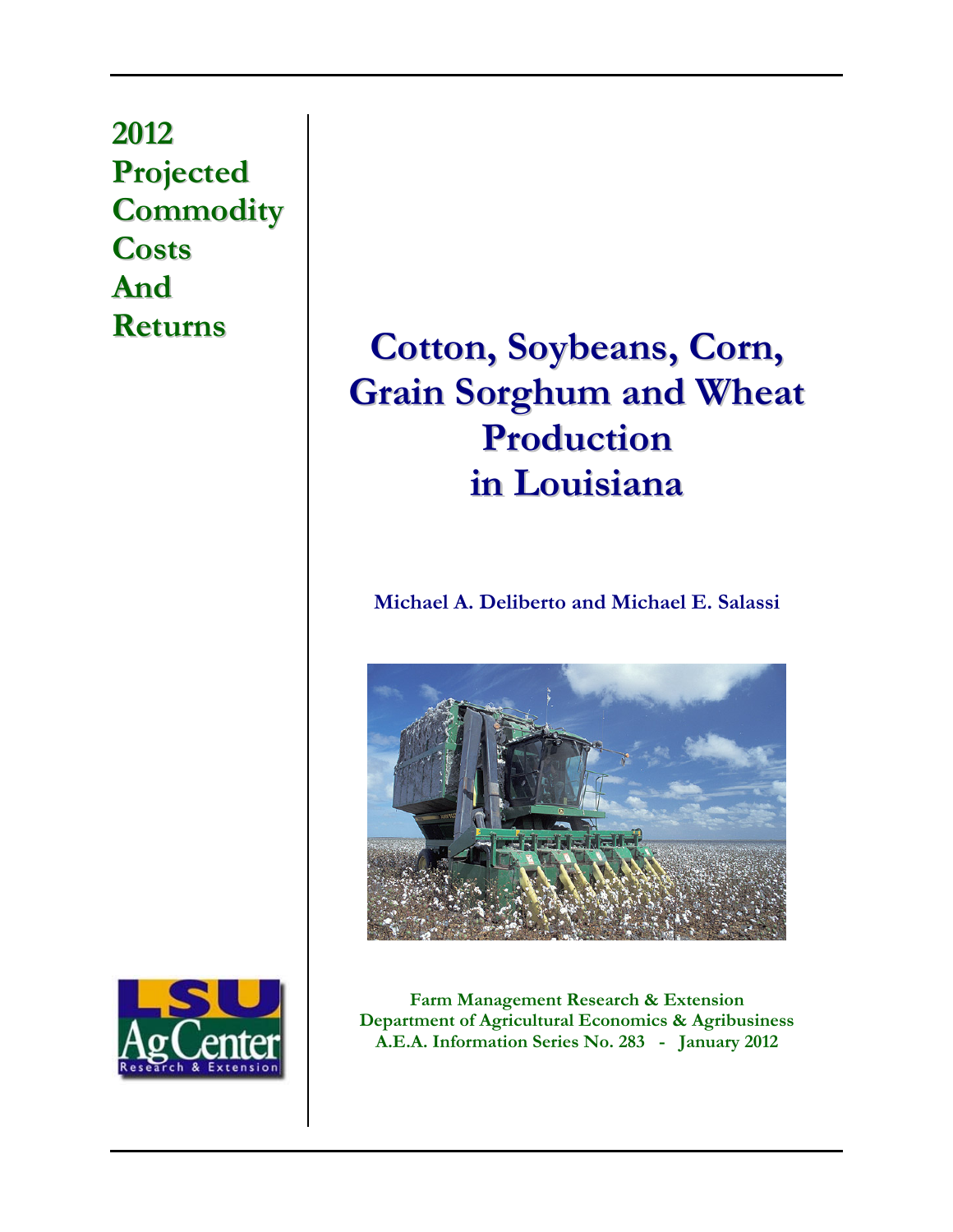# 2012 Projected Commodity Costs And Returns

# Cotton, Soybeans, Corn, Grain Sorghum and Wheat Production in Louisiana

**Michael A. Deliberto and Michael E. Salassi**

**Farm Management Research & Extension**
**Department of Agricultural Economics & Agribusiness**
**A.E.A. Information Series No. 283 - January 2012**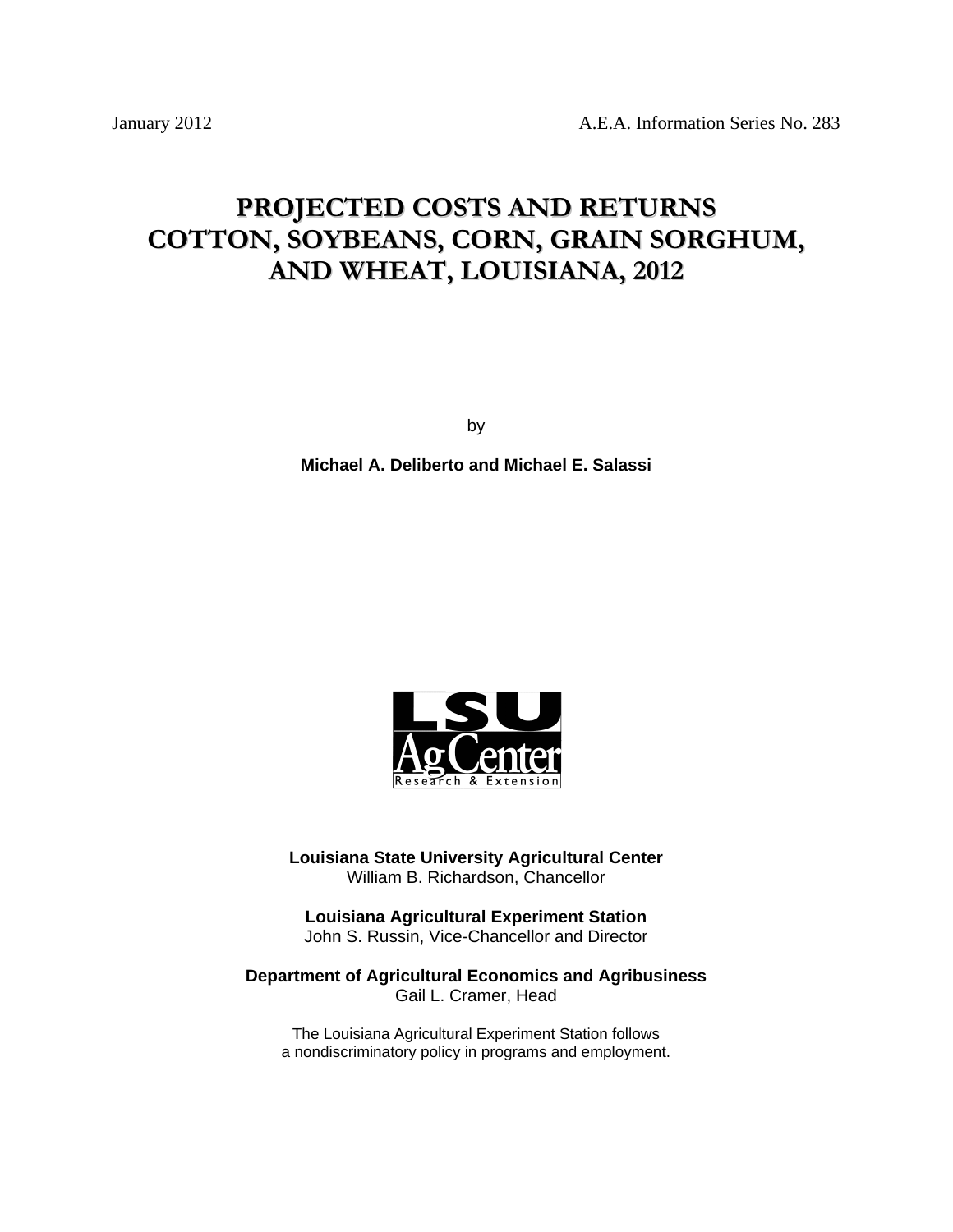January 2012 A.E.A. Information Series No. 283

# PROJECTED COSTS AND RETURNS COTTON, SOYBEANS, CORN, GRAIN SORGHUM, AND WHEAT, LOUISIANA, 2012

by

**Michael A. Deliberto and Michael E. Salassi**

**Louisiana State University Agricultural Center**
William B. Richardson, Chancellor

**Louisiana Agricultural Experiment Station**
John S. Russin, Vice-Chancellor and Director

**Department of Agricultural Economics and Agribusiness**
Gail L. Cramer, Head

The Louisiana Agricultural Experiment Station follows a nondiscriminatory policy in programs and employment.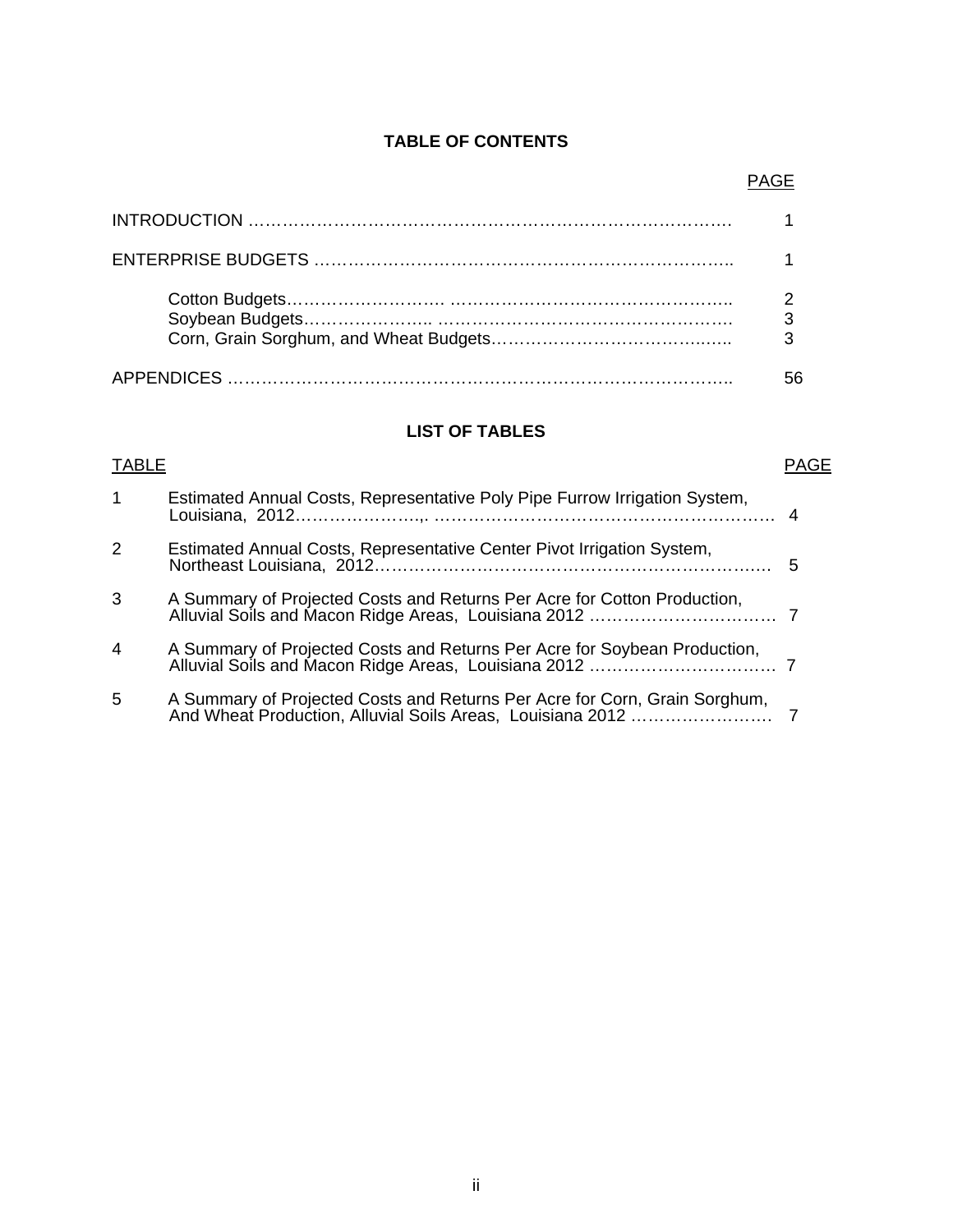## TABLE OF CONTENTS

| | PAGE |
|---|---|
| INTRODUCTION | 1 |
| ENTERPRISE BUDGETS | 1 |
| Cotton Budgets | 2 |
| Soybean Budgets | 3 |
| Corn, Grain Sorghum, and Wheat Budgets | 3 |
| APPENDICES | 56 |

## LIST OF TABLES

| TABLE | | PAGE |
|---|---|---|
| 1 | Estimated Annual Costs, Representative Poly Pipe Furrow Irrigation System, Louisiana, 2012 | 4 |
| 2 | Estimated Annual Costs, Representative Center Pivot Irrigation System, Northeast Louisiana, 2012 | 5 |
| 3 | A Summary of Projected Costs and Returns Per Acre for Cotton Production, Alluvial Soils and Macon Ridge Areas, Louisiana 2012 | 7 |
| 4 | A Summary of Projected Costs and Returns Per Acre for Soybean Production, Alluvial Soils and Macon Ridge Areas, Louisiana 2012 | 7 |
| 5 | A Summary of Projected Costs and Returns Per Acre for Corn, Grain Sorghum, And Wheat Production, Alluvial Soils Areas, Louisiana 2012 | 7 |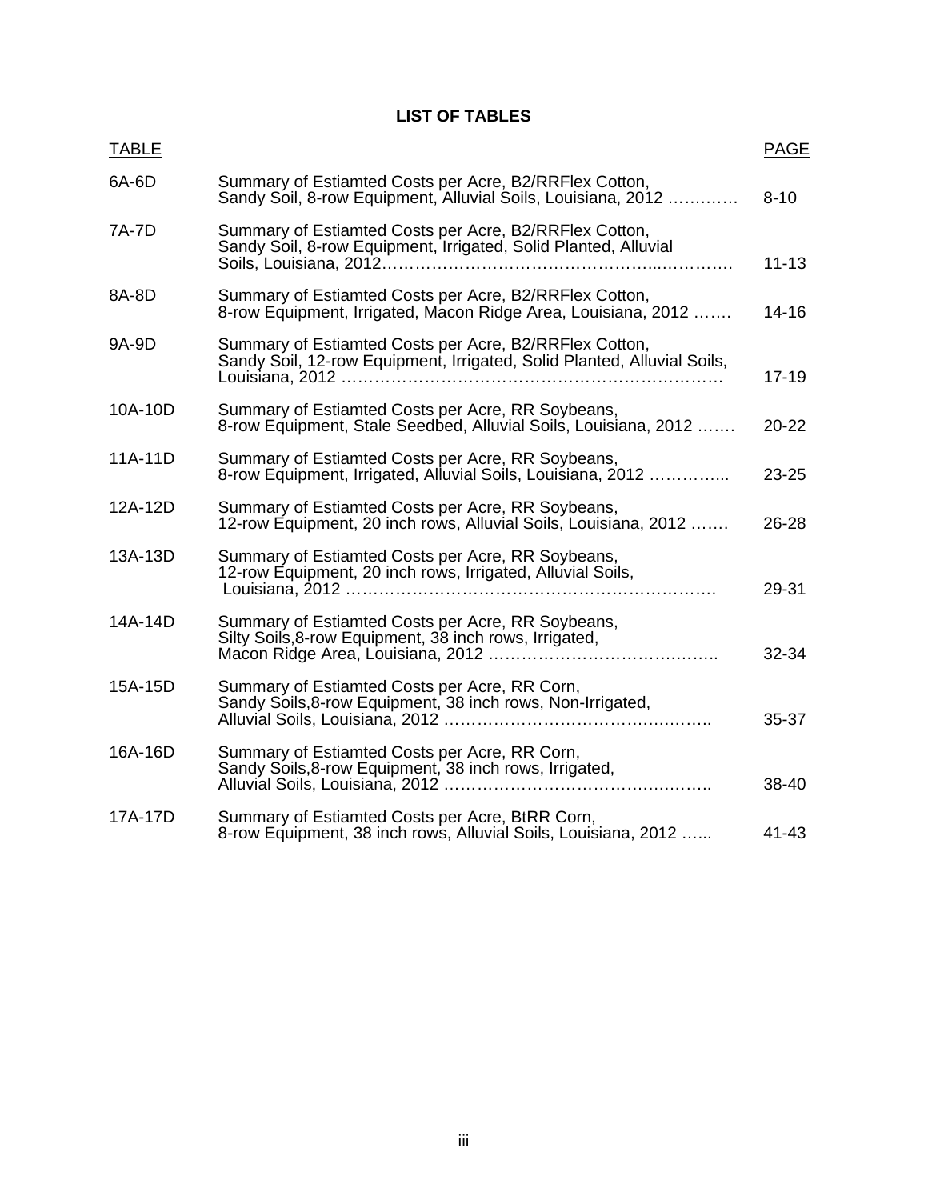## LIST OF TABLES

| TABLE | | PAGE |
|---|---|---|
| 6A-6D | Summary of Estiamted Costs per Acre, B2/RRFlex Cotton, Sandy Soil, 8-row Equipment, Alluvial Soils, Louisiana, 2012 ………… | 8-10 |
| 7A-7D | Summary of Estiamted Costs per Acre, B2/RRFlex Cotton, Sandy Soil, 8-row Equipment, Irrigated, Solid Planted, Alluvial Soils, Louisiana, 2012………………………………………...………… | 11-13 |
| 8A-8D | Summary of Estiamted Costs per Acre, B2/RRFlex Cotton, 8-row Equipment, Irrigated, Macon Ridge Area, Louisiana, 2012 ……. | 14-16 |
| 9A-9D | Summary of Estiamted Costs per Acre, B2/RRFlex Cotton, Sandy Soil, 12-row Equipment, Irrigated, Solid Planted, Alluvial Soils, Louisiana, 2012 …………………………………………………………. | 17-19 |
| 10A-10D | Summary of Estiamted Costs per Acre, RR Soybeans, 8-row Equipment, Stale Seedbed, Alluvial Soils, Louisiana, 2012 ……. | 20-22 |
| 11A-11D | Summary of Estiamted Costs per Acre, RR Soybeans, 8-row Equipment, Irrigated, Alluvial Soils, Louisiana, 2012 …………... | 23-25 |
| 12A-12D | Summary of Estiamted Costs per Acre, RR Soybeans, 12-row Equipment, 20 inch rows, Alluvial Soils, Louisiana, 2012 ……. | 26-28 |
| 13A-13D | Summary of Estiamted Costs per Acre, RR Soybeans, 12-row Equipment, 20 inch rows, Irrigated, Alluvial Soils, Louisiana, 2012 …………………………………………………………. | 29-31 |
| 14A-14D | Summary of Estiamted Costs per Acre, RR Soybeans, Silty Soils,8-row Equipment, 38 inch rows, Irrigated, Macon Ridge Area, Louisiana, 2012 ……………………………….……. | 32-34 |
| 15A-15D | Summary of Estiamted Costs per Acre, RR Corn, Sandy Soils,8-row Equipment, 38 inch rows, Non-Irrigated, Alluvial Soils, Louisiana, 2012 ……………………………………..…….. | 35-37 |
| 16A-16D | Summary of Estiamted Costs per Acre, RR Corn, Sandy Soils,8-row Equipment, 38 inch rows, Irrigated, Alluvial Soils, Louisiana, 2012 ……………………………….…………. | 38-40 |
| 17A-17D | Summary of Estiamted Costs per Acre, BtRR Corn, 8-row Equipment, 38 inch rows, Alluvial Soils, Louisiana, 2012 …... | 41-43 |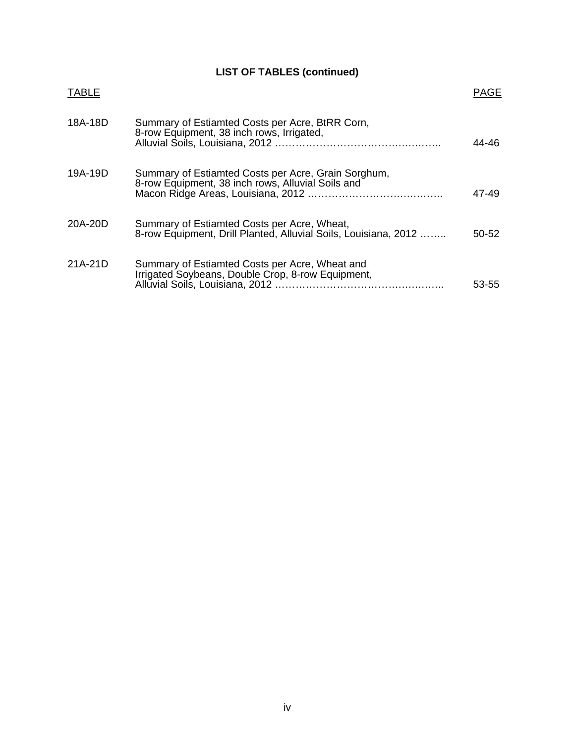## LIST OF TABLES (continued)

| TABLE | | PAGE |
|---|---|---|
| 18A-18D | Summary of Estiamted Costs per Acre, BtRR Corn, 8-row Equipment, 38 inch rows, Irrigated, Alluvial Soils, Louisiana, 2012 ………………………………………. | 44-46 |
| 19A-19D | Summary of Estiamted Costs per Acre, Grain Sorghum, 8-row Equipment, 38 inch rows, Alluvial Soils and Macon Ridge Areas, Louisiana, 2012 ………………………………….. | 47-49 |
| 20A-20D | Summary of Estiamted Costs per Acre, Wheat, 8-row Equipment, Drill Planted, Alluvial Soils, Louisiana, 2012 …….. | 50-52 |
| 21A-21D | Summary of Estiamted Costs per Acre, Wheat and Irrigated Soybeans, Double Crop, 8-row Equipment, Alluvial Soils, Louisiana, 2012 ………………………………………….. | 53-55 |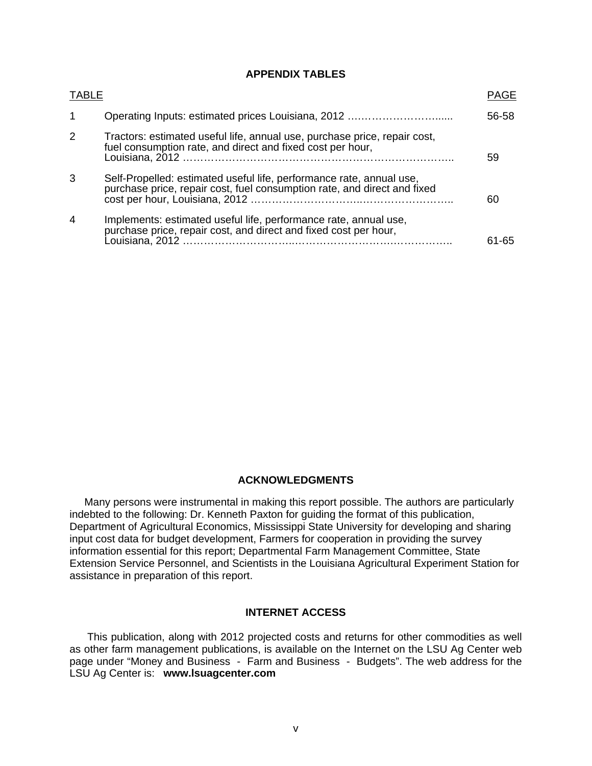## APPENDIX TABLES

| TABLE | | PAGE |
|---|---|---|
| 1 | Operating Inputs: estimated prices Louisiana, 2012 ……………………...... | 56-58 |
| 2 | Tractors: estimated useful life, annual use, purchase price, repair cost, fuel consumption rate, and direct and fixed cost per hour, Louisiana, 2012 …………………………………………………………………….. | 59 |
| 3 | Self-Propelled: estimated useful life, performance rate, annual use, purchase price, repair cost, fuel consumption rate, and direct and fixed cost per hour, Louisiana, 2012 ……………………………..…………………….. | 60 |
| 4 | Implements: estimated useful life, performance rate, annual use, purchase price, repair cost, and direct and fixed cost per hour, Louisiana, 2012 …………………………..…………………….……………….. | 61-65 |

## ACKNOWLEDGMENTS

Many persons were instrumental in making this report possible. The authors are particularly indebted to the following: Dr. Kenneth Paxton for guiding the format of this publication, Department of Agricultural Economics, Mississippi State University for developing and sharing input cost data for budget development, Farmers for cooperation in providing the survey information essential for this report; Departmental Farm Management Committee, State Extension Service Personnel, and Scientists in the Louisiana Agricultural Experiment Station for assistance in preparation of this report.

## INTERNET ACCESS

This publication, along with 2012 projected costs and returns for other commodities as well as other farm management publications, is available on the Internet on the LSU Ag Center web page under "Money and Business - Farm and Business - Budgets". The web address for the LSU Ag Center is: **www.lsuagcenter.com**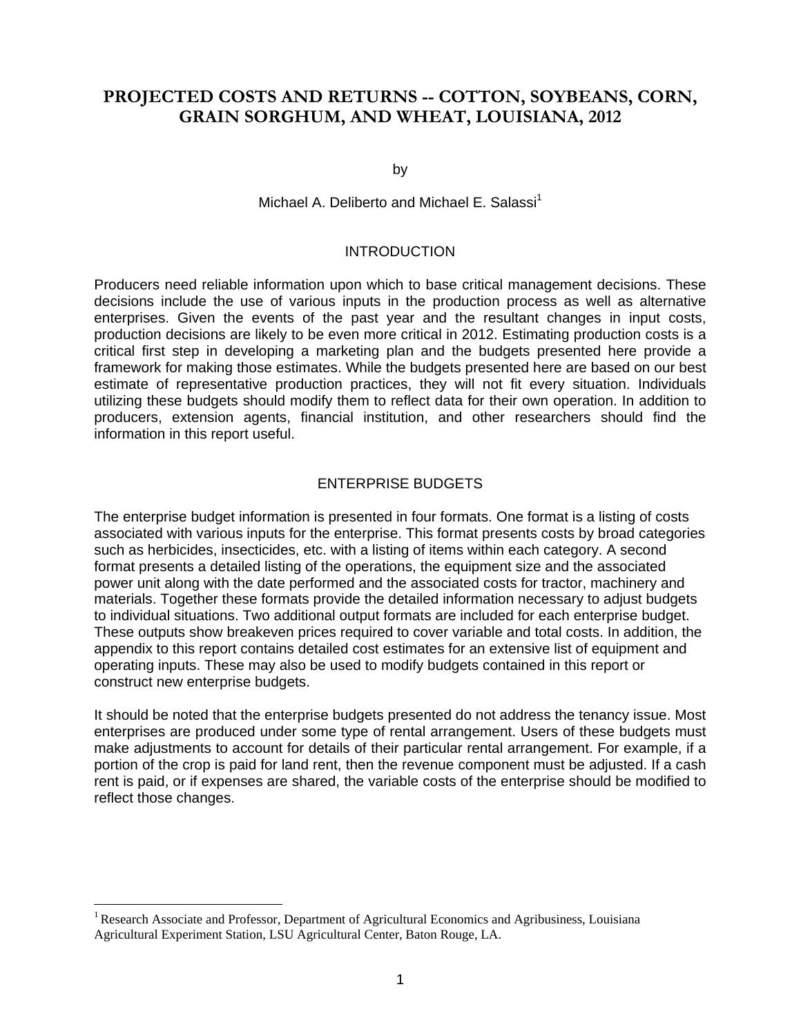# PROJECTED COSTS AND RETURNS -- COTTON, SOYBEANS, CORN, GRAIN SORGHUM, AND WHEAT, LOUISIANA, 2012

by

Michael A. Deliberto and Michael E. Salassi[1]

## INTRODUCTION

Producers need reliable information upon which to base critical management decisions. These decisions include the use of various inputs in the production process as well as alternative enterprises. Given the events of the past year and the resultant changes in input costs, production decisions are likely to be even more critical in 2012. Estimating production costs is a critical first step in developing a marketing plan and the budgets presented here provide a framework for making those estimates. While the budgets presented here are based on our best estimate of representative production practices, they will not fit every situation. Individuals utilizing these budgets should modify them to reflect data for their own operation. In addition to producers, extension agents, financial institution, and other researchers should find the information in this report useful.

## ENTERPRISE BUDGETS

The enterprise budget information is presented in four formats. One format is a listing of costs associated with various inputs for the enterprise. This format presents costs by broad categories such as herbicides, insecticides, etc. with a listing of items within each category. A second format presents a detailed listing of the operations, the equipment size and the associated power unit along with the date performed and the associated costs for tractor, machinery and materials. Together these formats provide the detailed information necessary to adjust budgets to individual situations. Two additional output formats are included for each enterprise budget. These outputs show breakeven prices required to cover variable and total costs. In addition, the appendix to this report contains detailed cost estimates for an extensive list of equipment and operating inputs. These may also be used to modify budgets contained in this report or construct new enterprise budgets.

It should be noted that the enterprise budgets presented do not address the tenancy issue. Most enterprises are produced under some type of rental arrangement. Users of these budgets must make adjustments to account for details of their particular rental arrangement. For example, if a portion of the crop is paid for land rent, then the revenue component must be adjusted. If a cash rent is paid, or if expenses are shared, the variable costs of the enterprise should be modified to reflect those changes.

---

[1] Research Associate and Professor, Department of Agricultural Economics and Agribusiness, Louisiana Agricultural Experiment Station, LSU Agricultural Center, Baton Rouge, LA.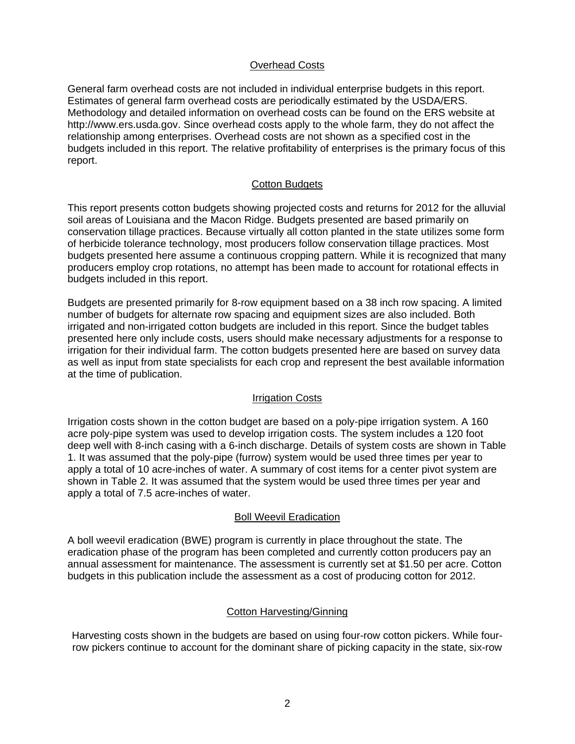## Overhead Costs

General farm overhead costs are not included in individual enterprise budgets in this report. Estimates of general farm overhead costs are periodically estimated by the USDA/ERS. Methodology and detailed information on overhead costs can be found on the ERS website at http://www.ers.usda.gov. Since overhead costs apply to the whole farm, they do not affect the relationship among enterprises. Overhead costs are not shown as a specified cost in the budgets included in this report. The relative profitability of enterprises is the primary focus of this report.

## Cotton Budgets

This report presents cotton budgets showing projected costs and returns for 2012 for the alluvial soil areas of Louisiana and the Macon Ridge. Budgets presented are based primarily on conservation tillage practices. Because virtually all cotton planted in the state utilizes some form of herbicide tolerance technology, most producers follow conservation tillage practices. Most budgets presented here assume a continuous cropping pattern. While it is recognized that many producers employ crop rotations, no attempt has been made to account for rotational effects in budgets included in this report.

Budgets are presented primarily for 8-row equipment based on a 38 inch row spacing. A limited number of budgets for alternate row spacing and equipment sizes are also included. Both irrigated and non-irrigated cotton budgets are included in this report. Since the budget tables presented here only include costs, users should make necessary adjustments for a response to irrigation for their individual farm. The cotton budgets presented here are based on survey data as well as input from state specialists for each crop and represent the best available information at the time of publication.

## Irrigation Costs

Irrigation costs shown in the cotton budget are based on a poly-pipe irrigation system. A 160 acre poly-pipe system was used to develop irrigation costs. The system includes a 120 foot deep well with 8-inch casing with a 6-inch discharge. Details of system costs are shown in Table 1. It was assumed that the poly-pipe (furrow) system would be used three times per year to apply a total of 10 acre-inches of water. A summary of cost items for a center pivot system are shown in Table 2. It was assumed that the system would be used three times per year and apply a total of 7.5 acre-inches of water.

## Boll Weevil Eradication

A boll weevil eradication (BWE) program is currently in place throughout the state. The eradication phase of the program has been completed and currently cotton producers pay an annual assessment for maintenance. The assessment is currently set at $1.50 per acre. Cotton budgets in this publication include the assessment as a cost of producing cotton for 2012.

## Cotton Harvesting/Ginning

Harvesting costs shown in the budgets are based on using four-row cotton pickers. While four-row pickers continue to account for the dominant share of picking capacity in the state, six-row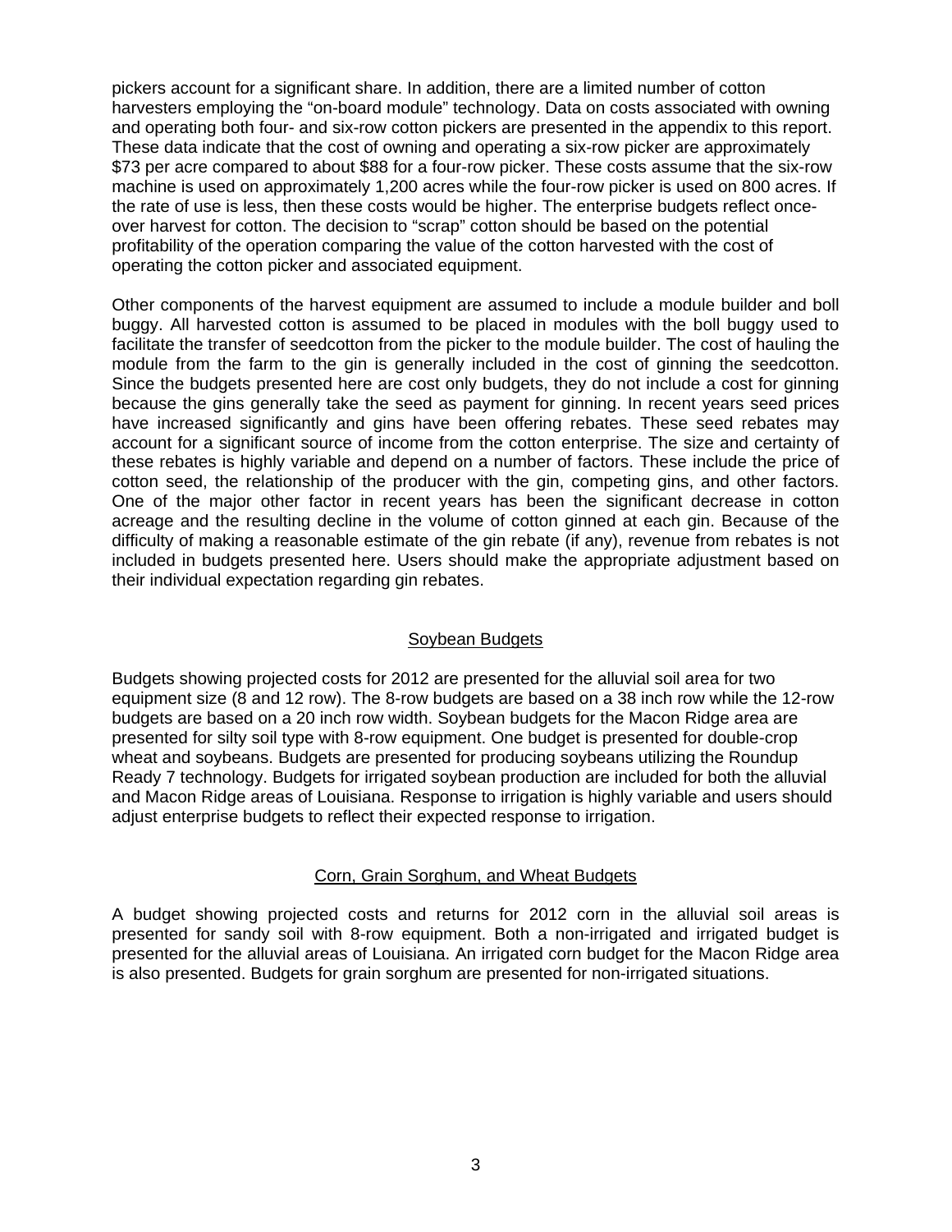pickers account for a significant share. In addition, there are a limited number of cotton harvesters employing the "on-board module" technology. Data on costs associated with owning and operating both four- and six-row cotton pickers are presented in the appendix to this report. These data indicate that the cost of owning and operating a six-row picker are approximately $73 per acre compared to about $88 for a four-row picker. These costs assume that the six-row machine is used on approximately 1,200 acres while the four-row picker is used on 800 acres. If the rate of use is less, then these costs would be higher. The enterprise budgets reflect once-over harvest for cotton. The decision to "scrap" cotton should be based on the potential profitability of the operation comparing the value of the cotton harvested with the cost of operating the cotton picker and associated equipment.

Other components of the harvest equipment are assumed to include a module builder and boll buggy. All harvested cotton is assumed to be placed in modules with the boll buggy used to facilitate the transfer of seedcotton from the picker to the module builder. The cost of hauling the module from the farm to the gin is generally included in the cost of ginning the seedcotton. Since the budgets presented here are cost only budgets, they do not include a cost for ginning because the gins generally take the seed as payment for ginning. In recent years seed prices have increased significantly and gins have been offering rebates. These seed rebates may account for a significant source of income from the cotton enterprise. The size and certainty of these rebates is highly variable and depend on a number of factors. These include the price of cotton seed, the relationship of the producer with the gin, competing gins, and other factors. One of the major other factor in recent years has been the significant decrease in cotton acreage and the resulting decline in the volume of cotton ginned at each gin. Because of the difficulty of making a reasonable estimate of the gin rebate (if any), revenue from rebates is not included in budgets presented here. Users should make the appropriate adjustment based on their individual expectation regarding gin rebates.

## Soybean Budgets

Budgets showing projected costs for 2012 are presented for the alluvial soil area for two equipment size (8 and 12 row). The 8-row budgets are based on a 38 inch row while the 12-row budgets are based on a 20 inch row width. Soybean budgets for the Macon Ridge area are presented for silty soil type with 8-row equipment. One budget is presented for double-crop wheat and soybeans. Budgets are presented for producing soybeans utilizing the Roundup Ready 7 technology. Budgets for irrigated soybean production are included for both the alluvial and Macon Ridge areas of Louisiana. Response to irrigation is highly variable and users should adjust enterprise budgets to reflect their expected response to irrigation.

## Corn, Grain Sorghum, and Wheat Budgets

A budget showing projected costs and returns for 2012 corn in the alluvial soil areas is presented for sandy soil with 8-row equipment. Both a non-irrigated and irrigated budget is presented for the alluvial areas of Louisiana. An irrigated corn budget for the Macon Ridge area is also presented. Budgets for grain sorghum are presented for non-irrigated situations.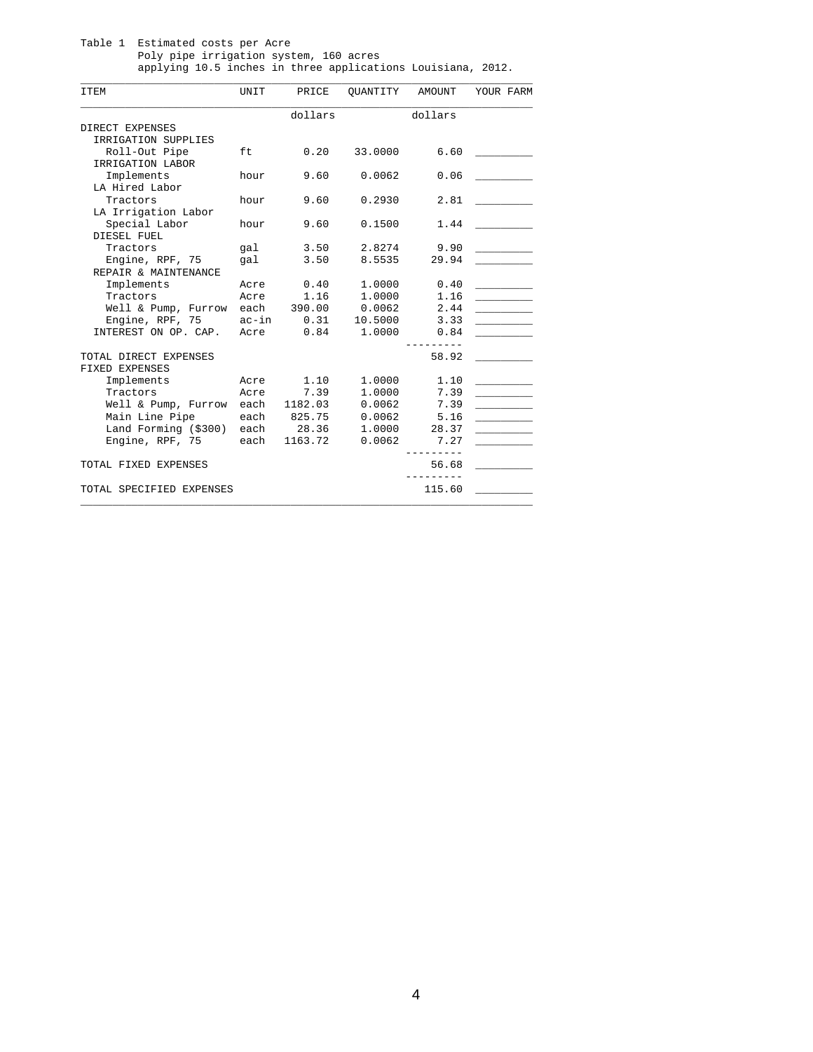Table 1 Estimated costs per Acre
Poly pipe irrigation system, 160 acres
applying 10.5 inches in three applications Louisiana, 2012.

| ITEM | UNIT | PRICE | QUANTITY | AMOUNT | YOUR FARM |
|---|---|---|---|---|---|
| | | dollars | | dollars | |
| DIRECT EXPENSES | | | | | |
| IRRIGATION SUPPLIES | | | | | |
| Roll-Out Pipe | ft | 0.20 | 33.0000 | 6.60 | _________ |
| IRRIGATION LABOR | | | | | |
| Implements | hour | 9.60 | 0.0062 | 0.06 | _________ |
| LA Hired Labor | | | | | |
| Tractors | hour | 9.60 | 0.2930 | 2.81 | _________ |
| LA Irrigation Labor | | | | | |
| Special Labor | hour | 9.60 | 0.1500 | 1.44 | _________ |
| DIESEL FUEL | | | | | |
| Tractors | gal | 3.50 | 2.8274 | 9.90 | _________ |
| Engine, RPF, 75 | gal | 3.50 | 8.5535 | 29.94 | _________ |
| REPAIR & MAINTENANCE | | | | | |
| Implements | Acre | 0.40 | 1.0000 | 0.40 | _________ |
| Tractors | Acre | 1.16 | 1.0000 | 1.16 | _________ |
| Well & Pump, Furrow | each | 390.00 | 0.0062 | 2.44 | _________ |
| Engine, RPF, 75 | ac-in | 0.31 | 10.5000 | 3.33 | _________ |
| INTEREST ON OP. CAP. | Acre | 0.84 | 1.0000 | 0.84 | _________ |
| TOTAL DIRECT EXPENSES | | | | 58.92 | _________ |
| FIXED EXPENSES | | | | | |
| Implements | Acre | 1.10 | 1.0000 | 1.10 | _________ |
| Tractors | Acre | 7.39 | 1.0000 | 7.39 | _________ |
| Well & Pump, Furrow | each | 1182.03 | 0.0062 | 7.39 | _________ |
| Main Line Pipe | each | 825.75 | 0.0062 | 5.16 | _________ |
| Land Forming ($300) | each | 28.36 | 1.0000 | 28.37 | _________ |
| Engine, RPF, 75 | each | 1163.72 | 0.0062 | 7.27 | _________ |
| TOTAL FIXED EXPENSES | | | | 56.68 | _________ |
| TOTAL SPECIFIED EXPENSES | | | | 115.60 | _________ |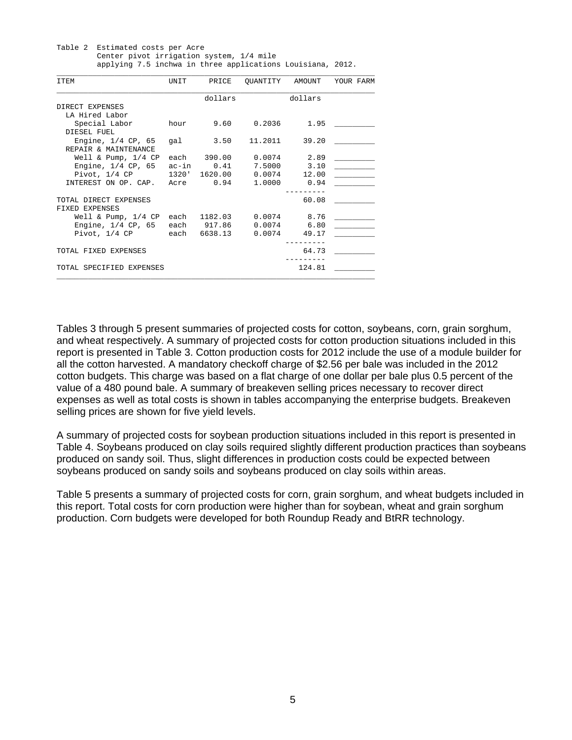Table 2 Estimated costs per Acre
Center pivot irrigation system, 1/4 mile
applying 7.5 inchwa in three applications Louisiana, 2012.

| ITEM | UNIT | PRICE | QUANTITY | AMOUNT | YOUR FARM |
|---|---|---|---|---|---|
| | | dollars | | dollars | |
| DIRECT EXPENSES | | | | | |
| LA Hired Labor | | | | | |
| Special Labor | hour | 9.60 | 0.2036 | 1.95 | _________ |
| DIESEL FUEL | | | | | |
| Engine, 1/4 CP, 65 | gal | 3.50 | 11.2011 | 39.20 | _________ |
| REPAIR & MAINTENANCE | | | | | |
| Well & Pump, 1/4 CP | each | 390.00 | 0.0074 | 2.89 | _________ |
| Engine, 1/4 CP, 65 | ac-in | 0.41 | 7.5000 | 3.10 | _________ |
| Pivot, 1/4 CP | 1320' | 1620.00 | 0.0074 | 12.00 | _________ |
| INTEREST ON OP. CAP. | Acre | 0.94 | 1.0000 | 0.94 | _________ |
| TOTAL DIRECT EXPENSES | | | | 60.08 | _________ |
| FIXED EXPENSES | | | | | |
| Well & Pump, 1/4 CP | each | 1182.03 | 0.0074 | 8.76 | _________ |
| Engine, 1/4 CP, 65 | each | 917.86 | 0.0074 | 6.80 | _________ |
| Pivot, 1/4 CP | each | 6638.13 | 0.0074 | 49.17 | _________ |
| TOTAL FIXED EXPENSES | | | | 64.73 | _________ |
| TOTAL SPECIFIED EXPENSES | | | | 124.81 | _________ |

Tables 3 through 5 present summaries of projected costs for cotton, soybeans, corn, grain sorghum, and wheat respectively. A summary of projected costs for cotton production situations included in this report is presented in Table 3. Cotton production costs for 2012 include the use of a module builder for all the cotton harvested. A mandatory checkoff charge of $2.56 per bale was included in the 2012 cotton budgets. This charge was based on a flat charge of one dollar per bale plus 0.5 percent of the value of a 480 pound bale. A summary of breakeven selling prices necessary to recover direct expenses as well as total costs is shown in tables accompanying the enterprise budgets. Breakeven selling prices are shown for five yield levels.

A summary of projected costs for soybean production situations included in this report is presented in Table 4. Soybeans produced on clay soils required slightly different production practices than soybeans produced on sandy soil. Thus, slight differences in production costs could be expected between soybeans produced on sandy soils and soybeans produced on clay soils within areas.

Table 5 presents a summary of projected costs for corn, grain sorghum, and wheat budgets included in this report. Total costs for corn production were higher than for soybean, wheat and grain sorghum production. Corn budgets were developed for both Roundup Ready and BtRR technology.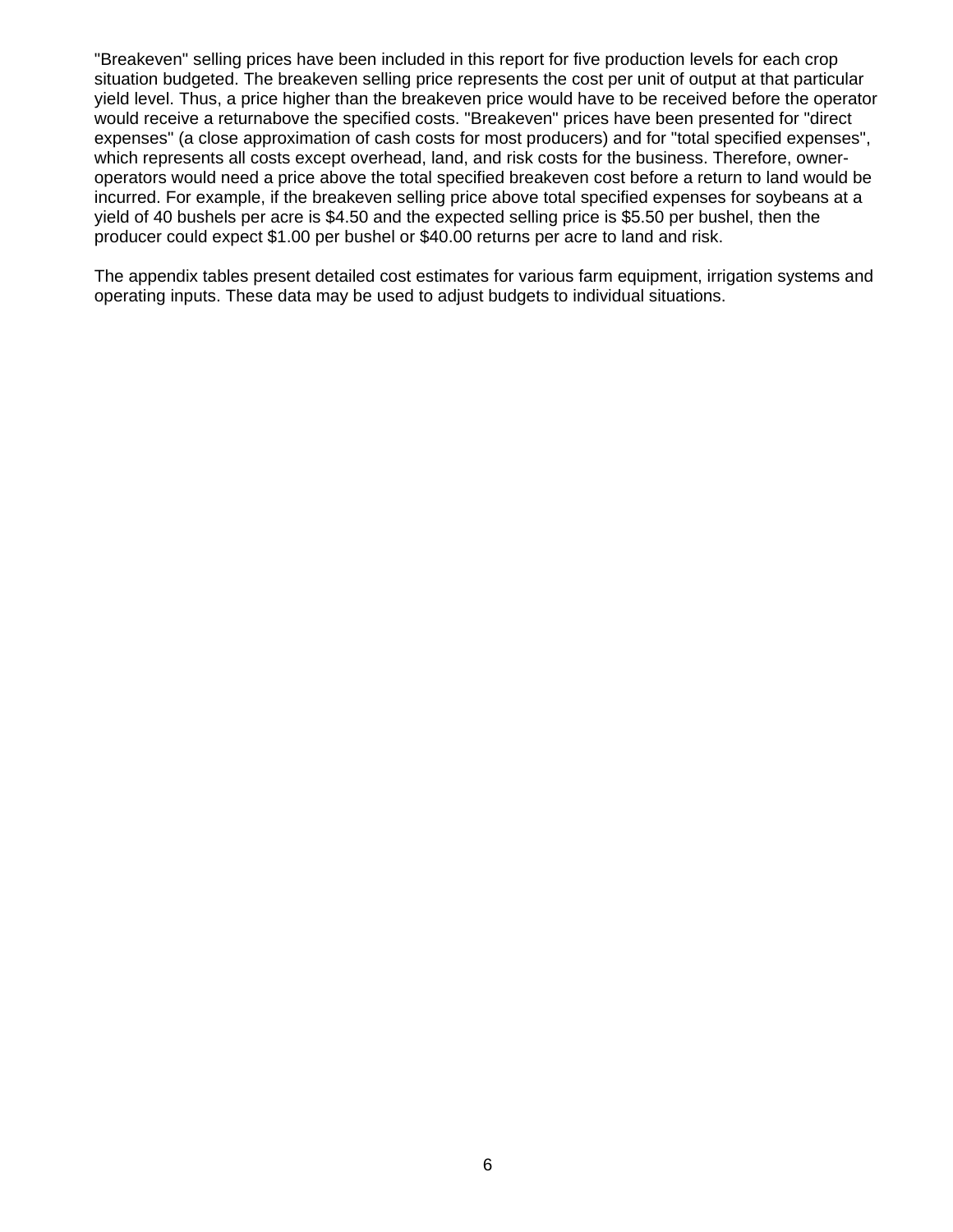"Breakeven" selling prices have been included in this report for five production levels for each crop situation budgeted. The breakeven selling price represents the cost per unit of output at that particular yield level. Thus, a price higher than the breakeven price would have to be received before the operator would receive a returnabove the specified costs. "Breakeven" prices have been presented for "direct expenses" (a close approximation of cash costs for most producers) and for "total specified expenses", which represents all costs except overhead, land, and risk costs for the business. Therefore, owner-operators would need a price above the total specified breakeven cost before a return to land would be incurred. For example, if the breakeven selling price above total specified expenses for soybeans at a yield of 40 bushels per acre is $4.50 and the expected selling price is $5.50 per bushel, then the producer could expect $1.00 per bushel or $40.00 returns per acre to land and risk.

The appendix tables present detailed cost estimates for various farm equipment, irrigation systems and operating inputs. These data may be used to adjust budgets to individual situations.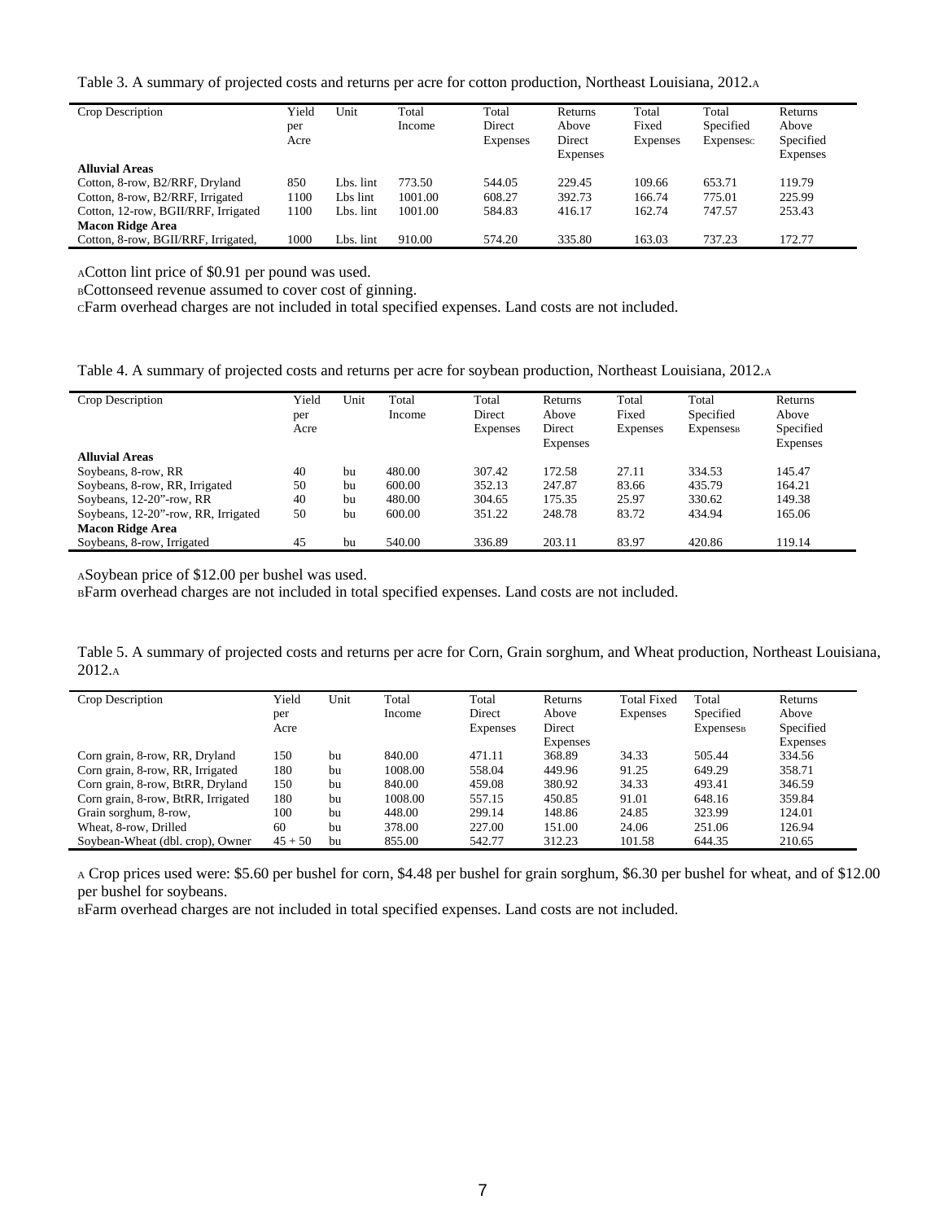Table 3. A summary of projected costs and returns per acre for cotton production, Northeast Louisiana, 2012.[A]

| Crop Description | Yield per Acre | Unit | Total Income | Total Direct Expenses | Returns Above Direct Expenses | Total Fixed Expenses | Total Specified Expenses[C] | Returns Above Specified Expenses |
|---|---|---|---|---|---|---|---|---|
| **Alluvial Areas** | | | | | | | | |
| Cotton, 8-row, B2/RRF, Dryland | 850 | Lbs. lint | 773.50 | 544.05 | 229.45 | 109.66 | 653.71 | 119.79 |
| Cotton, 8-row, B2/RRF, Irrigated | 1100 | Lbs lint | 1001.00 | 608.27 | 392.73 | 166.74 | 775.01 | 225.99 |
| Cotton, 12-row, BGII/RRF, Irrigated | 1100 | Lbs. lint | 1001.00 | 584.83 | 416.17 | 162.74 | 747.57 | 253.43 |
| **Macon Ridge Area** | | | | | | | | |
| Cotton, 8-row, BGII/RRF, Irrigated, | 1000 | Lbs. lint | 910.00 | 574.20 | 335.80 | 163.03 | 737.23 | 172.77 |

[A]Cotton lint price of $0.91 per pound was used.

[B]Cottonseed revenue assumed to cover cost of ginning.

[C]Farm overhead charges are not included in total specified expenses. Land costs are not included.

Table 4. A summary of projected costs and returns per acre for soybean production, Northeast Louisiana, 2012.[A]

| Crop Description | Yield per Acre | Unit | Total Income | Total Direct Expenses | Returns Above Direct Expenses | Total Fixed Expenses | Total Specified Expenses[B] | Returns Above Specified Expenses |
|---|---|---|---|---|---|---|---|---|
| **Alluvial Areas** | | | | | | | | |
| Soybeans, 8-row, RR | 40 | bu | 480.00 | 307.42 | 172.58 | 27.11 | 334.53 | 145.47 |
| Soybeans, 8-row, RR, Irrigated | 50 | bu | 600.00 | 352.13 | 247.87 | 83.66 | 435.79 | 164.21 |
| Soybeans, 12-20"-row, RR | 40 | bu | 480.00 | 304.65 | 175.35 | 25.97 | 330.62 | 149.38 |
| Soybeans, 12-20"-row, RR, Irrigated | 50 | bu | 600.00 | 351.22 | 248.78 | 83.72 | 434.94 | 165.06 |
| **Macon Ridge Area** | | | | | | | | |
| Soybeans, 8-row, Irrigated | 45 | bu | 540.00 | 336.89 | 203.11 | 83.97 | 420.86 | 119.14 |

[A]Soybean price of $12.00 per bushel was used.

[B]Farm overhead charges are not included in total specified expenses. Land costs are not included.

Table 5. A summary of projected costs and returns per acre for Corn, Grain sorghum, and Wheat production, Northeast Louisiana, 2012.[A]

| Crop Description | Yield per Acre | Unit | Total Income | Total Direct Expenses | Returns Above Direct Expenses | Total Fixed Expenses | Total Specified Expenses[B] | Returns Above Specified Expenses |
|---|---|---|---|---|---|---|---|---|
| Corn grain, 8-row, RR, Dryland | 150 | bu | 840.00 | 471.11 | 368.89 | 34.33 | 505.44 | 334.56 |
| Corn grain, 8-row, RR, Irrigated | 180 | bu | 1008.00 | 558.04 | 449.96 | 91.25 | 649.29 | 358.71 |
| Corn grain, 8-row, BtRR, Dryland | 150 | bu | 840.00 | 459.08 | 380.92 | 34.33 | 493.41 | 346.59 |
| Corn grain, 8-row, BtRR, Irrigated | 180 | bu | 1008.00 | 557.15 | 450.85 | 91.01 | 648.16 | 359.84 |
| Grain sorghum, 8-row, | 100 | bu | 448.00 | 299.14 | 148.86 | 24.85 | 323.99 | 124.01 |
| Wheat, 8-row, Drilled | 60 | bu | 378.00 | 227.00 | 151.00 | 24.06 | 251.06 | 126.94 |
| Soybean-Wheat (dbl. crop), Owner | 45 + 50 | bu | 855.00 | 542.77 | 312.23 | 101.58 | 644.35 | 210.65 |

[A] Crop prices used were: $5.60 per bushel for corn, $4.48 per bushel for grain sorghum, $6.30 per bushel for wheat, and of $12.00 per bushel for soybeans.

[B]Farm overhead charges are not included in total specified expenses. Land costs are not included.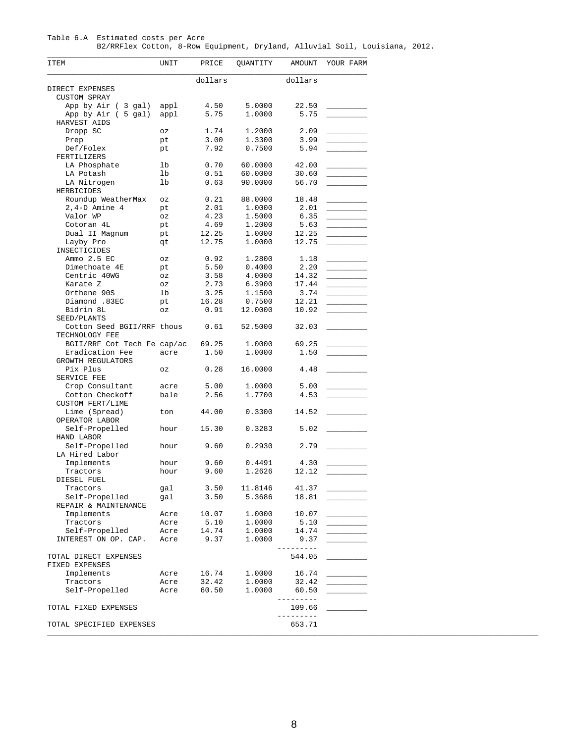Table 6.A Estimated costs per Acre
B2/RRFlex Cotton, 8-Row Equipment, Dryland, Alluvial Soil, Louisiana, 2012.

| ITEM | UNIT | PRICE | QUANTITY | AMOUNT | YOUR FARM |
|---|---|---|---|---|---|
| | | dollars | | dollars | |
| DIRECT EXPENSES | | | | | |
| CUSTOM SPRAY | | | | | |
| App by Air ( 3 gal) | appl | 4.50 | 5.0000 | 22.50 | _________ |
| App by Air ( 5 gal) | appl | 5.75 | 1.0000 | 5.75 | _________ |
| HARVEST AIDS | | | | | |
| Dropp SC | oz | 1.74 | 1.2000 | 2.09 | _________ |
| Prep | pt | 3.00 | 1.3300 | 3.99 | _________ |
| Def/Folex | pt | 7.92 | 0.7500 | 5.94 | _________ |
| FERTILIZERS | | | | | |
| LA Phosphate | lb | 0.70 | 60.0000 | 42.00 | _________ |
| LA Potash | lb | 0.51 | 60.0000 | 30.60 | _________ |
| LA Nitrogen | lb | 0.63 | 90.0000 | 56.70 | _________ |
| HERBICIDES | | | | | |
| Roundup WeatherMax | oz | 0.21 | 88.0000 | 18.48 | _________ |
| 2,4-D Amine 4 | pt | 2.01 | 1.0000 | 2.01 | _________ |
| Valor WP | oz | 4.23 | 1.5000 | 6.35 | _________ |
| Cotoran 4L | pt | 4.69 | 1.2000 | 5.63 | _________ |
| Dual II Magnum | pt | 12.25 | 1.0000 | 12.25 | _________ |
| Layby Pro | qt | 12.75 | 1.0000 | 12.75 | _________ |
| INSECTICIDES | | | | | |
| Ammo 2.5 EC | oz | 0.92 | 1.2800 | 1.18 | _________ |
| Dimethoate 4E | pt | 5.50 | 0.4000 | 2.20 | _________ |
| Centric 40WG | oz | 3.58 | 4.0000 | 14.32 | _________ |
| Karate Z | oz | 2.73 | 6.3900 | 17.44 | _________ |
| Orthene 90S | lb | 3.25 | 1.1500 | 3.74 | _________ |
| Diamond .83EC | pt | 16.28 | 0.7500 | 12.21 | _________ |
| Bidrin 8L | oz | 0.91 | 12.0000 | 10.92 | _________ |
| SEED/PLANTS | | | | | |
| Cotton Seed BGII/RRF | thous | 0.61 | 52.5000 | 32.03 | _________ |
| TECHNOLOGY FEE | | | | | |
| BGII/RRF Cot Tech Fe | cap/ac | 69.25 | 1.0000 | 69.25 | _________ |
| Eradication Fee | acre | 1.50 | 1.0000 | 1.50 | _________ |
| GROWTH REGULATORS | | | | | |
| Pix Plus | oz | 0.28 | 16.0000 | 4.48 | _________ |
| SERVICE FEE | | | | | |
| Crop Consultant | acre | 5.00 | 1.0000 | 5.00 | _________ |
| Cotton Checkoff | bale | 2.56 | 1.7700 | 4.53 | _________ |
| CUSTOM FERT/LIME | | | | | |
| Lime (Spread) | ton | 44.00 | 0.3300 | 14.52 | _________ |
| OPERATOR LABOR | | | | | |
| Self-Propelled | hour | 15.30 | 0.3283 | 5.02 | _________ |
| HAND LABOR | | | | | |
| Self-Propelled | hour | 9.60 | 0.2930 | 2.79 | _________ |
| LA Hired Labor | | | | | |
| Implements | hour | 9.60 | 0.4491 | 4.30 | _________ |
| Tractors | hour | 9.60 | 1.2626 | 12.12 | _________ |
| DIESEL FUEL | | | | | |
| Tractors | gal | 3.50 | 11.8146 | 41.37 | _________ |
| Self-Propelled | gal | 3.50 | 5.3686 | 18.81 | _________ |
| REPAIR & MAINTENANCE | | | | | |
| Implements | Acre | 10.07 | 1.0000 | 10.07 | _________ |
| Tractors | Acre | 5.10 | 1.0000 | 5.10 | _________ |
| Self-Propelled | Acre | 14.74 | 1.0000 | 14.74 | _________ |
| INTEREST ON OP. CAP. | Acre | 9.37 | 1.0000 | 9.37 | _________ |
| TOTAL DIRECT EXPENSES | | | | 544.05 | _________ |
| FIXED EXPENSES | | | | | |
| Implements | Acre | 16.74 | 1.0000 | 16.74 | _________ |
| Tractors | Acre | 32.42 | 1.0000 | 32.42 | _________ |
| Self-Propelled | Acre | 60.50 | 1.0000 | 60.50 | _________ |
| TOTAL FIXED EXPENSES | | | | 109.66 | _________ |
| TOTAL SPECIFIED EXPENSES | | | | 653.71 | |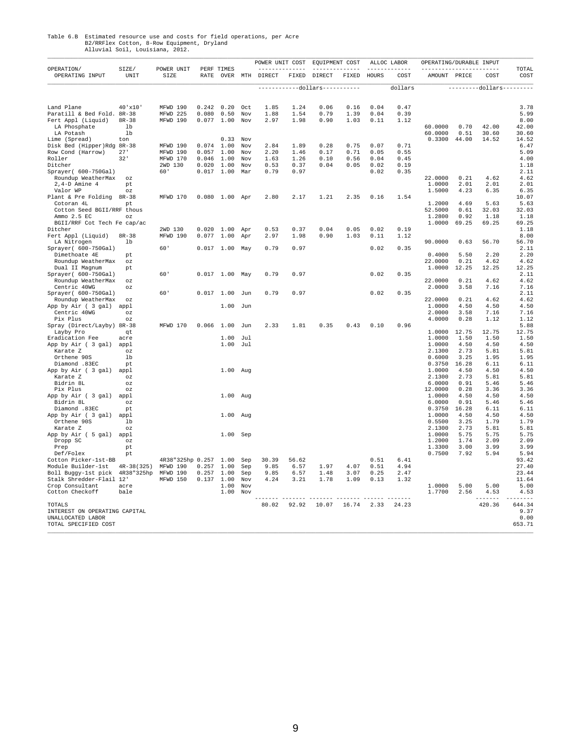Table 6.B Estimated resource use and costs for field operations, per Acre
B2/RRFlex Cotton, 8-Row Equipment, Dryland
Alluvial Soil, Louisiana, 2012.

| OPERATION/ OPERATING INPUT | SIZE/ UNIT | POWER UNIT SIZE | PERF RATE | TIMES OVER | MTH | POWER UNIT COST DIRECT | POWER UNIT COST FIXED | EQUIPMENT COST DIRECT | EQUIPMENT COST FIXED | ALLOC LABOR HOURS | ALLOC LABOR COST | OPERATING/DURABLE INPUT AMOUNT | PRICE | COST | TOTAL COST |
|---|---|---|---|---|---|---|---|---|---|---|---|---|---|---|---|
| | | | | | | -----------dollars----------- | | | | | dollars | | ---------dollars--------- | | |
| Land Plane | 40'x10' | MFWD 190 | 0.242 | 0.20 | Oct | 1.85 | 1.24 | 0.06 | 0.16 | 0.04 | 0.47 | | | | 3.78 |
| Paratill & Bed Fold. | 8R-38 | MFWD 225 | 0.080 | 0.50 | Nov | 1.88 | 1.54 | 0.79 | 1.39 | 0.04 | 0.39 | | | | 5.99 |
| Fert Appl (Liquid) | 8R-38 | MFWD 190 | 0.077 | 1.00 | Nov | 2.97 | 1.98 | 0.90 | 1.03 | 0.11 | 1.12 | | | | 8.00 |
| LA Phosphate | lb | | | | | | | | | | | 60.0000 | 0.70 | 42.00 | 42.00 |
| LA Potash | lb | | | | | | | | | | | 60.0000 | 0.51 | 30.60 | 30.60 |
| Lime (Spread) | ton | | | 0.33 | Nov | | | | | | | 0.3300 | 44.00 | 14.52 | 14.52 |
| Disk Bed (Hipper)Rdg | 8R-38 | MFWD 190 | 0.074 | 1.00 | Nov | 2.84 | 1.89 | 0.28 | 0.75 | 0.07 | 0.71 | | | | 6.47 |
| Row Cond (Harrow) | 27' | MFWD 190 | 0.057 | 1.00 | Nov | 2.20 | 1.46 | 0.17 | 0.71 | 0.05 | 0.55 | | | | 5.09 |
| Roller | 32' | MFWD 170 | 0.046 | 1.00 | Nov | 1.63 | 1.26 | 0.10 | 0.56 | 0.04 | 0.45 | | | | 4.00 |
| Ditcher | | 2WD 130 | 0.020 | 1.00 | Nov | 0.53 | 0.37 | 0.04 | 0.05 | 0.02 | 0.19 | | | | 1.18 |
| Sprayer( 600-750Gal) | | 60' | 0.017 | 1.00 | Mar | 0.79 | 0.97 | | | 0.02 | 0.35 | | | | 2.11 |
| Roundup WeatherMax | oz | | | | | | | | | | | 22.0000 | 0.21 | 4.62 | 4.62 |
| 2,4-D Amine 4 | pt | | | | | | | | | | | 1.0000 | 2.01 | 2.01 | 2.01 |
| Valor WP | oz | | | | | | | | | | | 1.5000 | 4.23 | 6.35 | 6.35 |
| Plant & Pre Folding | 8R-38 | MFWD 170 | 0.080 | 1.00 | Apr | 2.80 | 2.17 | 1.21 | 2.35 | 0.16 | 1.54 | | | | 10.07 |
| Cotoran 4L | pt | | | | | | | | | | | 1.2000 | 4.69 | 5.63 | 5.63 |
| Cotton Seed BGII/RRF | thous | | | | | | | | | | | 52.5000 | 0.61 | 32.03 | 32.03 |
| Ammo 2.5 EC | oz | | | | | | | | | | | 1.2800 | 0.92 | 1.18 | 1.18 |
| BGII/RRF Cot Tech Fe | cap/ac | | | | | | | | | | | 1.0000 | 69.25 | 69.25 | 69.25 |
| Ditcher | | 2WD 130 | 0.020 | 1.00 | Apr | 0.53 | 0.37 | 0.04 | 0.05 | 0.02 | 0.19 | | | | 1.18 |
| Fert Appl (Liquid) | 8R-38 | MFWD 190 | 0.077 | 1.00 | Apr | 2.97 | 1.98 | 0.90 | 1.03 | 0.11 | 1.12 | | | | 8.00 |
| LA Nitrogen | lb | | | | | | | | | | | 90.0000 | 0.63 | 56.70 | 56.70 |
| Sprayer( 600-750Gal) | | 60' | 0.017 | 1.00 | May | 0.79 | 0.97 | | | 0.02 | 0.35 | | | | 2.11 |
| Dimethoate 4E | pt | | | | | | | | | | | 0.4000 | 5.50 | 2.20 | 2.20 |
| Roundup WeatherMax | oz | | | | | | | | | | | 22.0000 | 0.21 | 4.62 | 4.62 |
| Dual II Magnum | pt | | | | | | | | | | | 1.0000 | 12.25 | 12.25 | 12.25 |
| Sprayer( 600-750Gal) | | 60' | 0.017 | 1.00 | May | 0.79 | 0.97 | | | 0.02 | 0.35 | | | | 2.11 |
| Roundup WeatherMax | oz | | | | | | | | | | | 22.0000 | 0.21 | 4.62 | 4.62 |
| Centric 40WG | oz | | | | | | | | | | | 2.0000 | 3.58 | 7.16 | 7.16 |
| Sprayer( 600-750Gal) | | 60' | 0.017 | 1.00 | Jun | 0.79 | 0.97 | | | 0.02 | 0.35 | | | | 2.11 |
| Roundup WeatherMax | oz | | | | | | | | | | | 22.0000 | 0.21 | 4.62 | 4.62 |
| App by Air ( 3 gal) | appl | | | 1.00 | Jun | | | | | | | 1.0000 | 4.50 | 4.50 | 4.50 |
| Centric 40WG | oz | | | | | | | | | | | 2.0000 | 3.58 | 7.16 | 7.16 |
| Pix Plus | oz | | | | | | | | | | | 4.0000 | 0.28 | 1.12 | 1.12 |
| Spray (Direct/Layby) | 8R-38 | MFWD 170 | 0.066 | 1.00 | Jun | 2.33 | 1.81 | 0.35 | 0.43 | 0.10 | 0.96 | | | | 5.88 |
| Layby Pro | qt | | | | | | | | | | | 1.0000 | 12.75 | 12.75 | 12.75 |
| Eradication Fee | acre | | | 1.00 | Jul | | | | | | | 1.0000 | 1.50 | 1.50 | 1.50 |
| App by Air ( 3 gal) | appl | | | 1.00 | Jul | | | | | | | 1.0000 | 4.50 | 4.50 | 4.50 |
| Karate Z | oz | | | | | | | | | | | 2.1300 | 2.73 | 5.81 | 5.81 |
| Orthene 90S | lb | | | | | | | | | | | 0.6000 | 3.25 | 1.95 | 1.95 |
| Diamond .83EC | pt | | | | | | | | | | | 0.3750 | 16.28 | 6.11 | 6.11 |
| App by Air ( 3 gal) | appl | | | 1.00 | Aug | | | | | | | 1.0000 | 4.50 | 4.50 | 4.50 |
| Karate Z | oz | | | | | | | | | | | 2.1300 | 2.73 | 5.81 | 5.81 |
| Bidrin 8L | oz | | | | | | | | | | | 6.0000 | 0.91 | 5.46 | 5.46 |
| Pix Plus | oz | | | | | | | | | | | 12.0000 | 0.28 | 3.36 | 3.36 |
| App by Air ( 3 gal) | appl | | | 1.00 | Aug | | | | | | | 1.0000 | 4.50 | 4.50 | 4.50 |
| Bidrin 8L | oz | | | | | | | | | | | 6.0000 | 0.91 | 5.46 | 5.46 |
| Diamond .83EC | pt | | | | | | | | | | | 0.3750 | 16.28 | 6.11 | 6.11 |
| App by Air ( 3 gal) | appl | | | 1.00 | Aug | | | | | | | 1.0000 | 4.50 | 4.50 | 4.50 |
| Orthene 90S | lb | | | | | | | | | | | 0.5500 | 3.25 | 1.79 | 1.79 |
| Karate Z | oz | | | | | | | | | | | 2.1300 | 2.73 | 5.81 | 5.81 |
| App by Air ( 5 gal) | appl | | | 1.00 | Sep | | | | | | | 1.0000 | 5.75 | 5.75 | 5.75 |
| Dropp SC | oz | | | | | | | | | | | 1.2000 | 1.74 | 2.09 | 2.09 |
| Prep | pt | | | | | | | | | | | 1.3300 | 3.00 | 3.99 | 3.99 |
| Def/Folex | pt | | | | | | | | | | | 0.7500 | 7.92 | 5.94 | 5.94 |
| Cotton Picker-1st-BB | | 4R38"325hp | 0.257 | 1.00 | Sep | 30.39 | 56.62 | | | 0.51 | 6.41 | | | | 93.42 |
| Module Builder-1st | 4R-38(325) | MFWD 190 | 0.257 | 1.00 | Sep | 9.85 | 6.57 | 1.97 | 4.07 | 0.51 | 4.94 | | | | 27.40 |
| Boll Buggy-1st pick | 4R38"325hp | MFWD 190 | 0.257 | 1.00 | Sep | 9.85 | 6.57 | 1.48 | 3.07 | 0.25 | 2.47 | | | | 23.44 |
| Stalk Shredder-Flail | 12' | MFWD 150 | 0.137 | 1.00 | Nov | 4.24 | 3.21 | 1.78 | 1.09 | 0.13 | 1.32 | | | | 11.64 |
| Crop Consultant | acre | | | 1.00 | Nov | | | | | | | 1.0000 | 5.00 | 5.00 | 5.00 |
| Cotton Checkoff | bale | | | 1.00 | Nov | | | | | | | 1.7700 | 2.56 | 4.53 | 4.53 |
| TOTALS | | | | | | 80.02 | 92.92 | 10.07 | 16.74 | 2.33 | 24.23 | | | 420.36 | 644.34 |
| INTEREST ON OPERATING CAPITAL | | | | | | | | | | | | | | | 9.37 |
| UNALLOCATED LABOR | | | | | | | | | | | | | | | 0.00 |
| TOTAL SPECIFIED COST | | | | | | | | | | | | | | | 653.71 |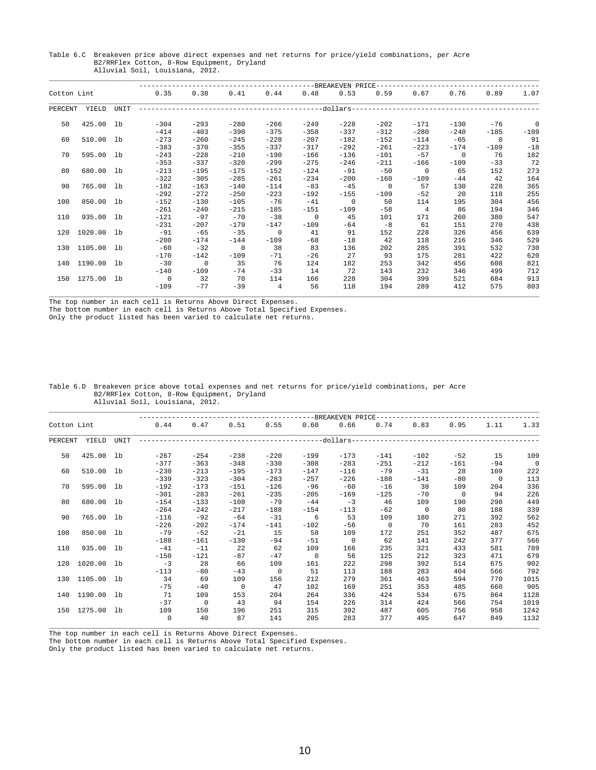Table 6.C Breakeven price above direct expenses and net returns for price/yield combinations, per Acre
B2/RRFlex Cotton, 8-Row Equipment, Dryland
Alluvial Soil, Louisiana, 2012.

| Cotton Lint | | | BREAKEVEN PRICE | | | | | | | | | | |
|---|---|---|---|---|---|---|---|---|---|---|---|---|---|
| | | | 0.35 | 0.38 | 0.41 | 0.44 | 0.48 | 0.53 | 0.59 | 0.67 | 0.76 | 0.89 | 1.07 |
| PERCENT | YIELD | UNIT | dollars | | | | | | | | | | |
| 50 | 425.00 | lb | -304 | -293 | -280 | -266 | -249 | -228 | -202 | -171 | -130 | -76 | 0 |
| | | | -414 | -403 | -390 | -375 | -358 | -337 | -312 | -280 | -240 | -185 | -109 |
| 60 | 510.00 | lb | -273 | -260 | -245 | -228 | -207 | -182 | -152 | -114 | -65 | 0 | 91 |
| | | | -383 | -370 | -355 | -337 | -317 | -292 | -261 | -223 | -174 | -109 | -18 |
| 70 | 595.00 | lb | -243 | -228 | -210 | -190 | -166 | -136 | -101 | -57 | 0 | 76 | 182 |
| | | | -353 | -337 | -320 | -299 | -275 | -246 | -211 | -166 | -109 | -33 | 72 |
| 80 | 680.00 | lb | -213 | -195 | -175 | -152 | -124 | -91 | -50 | 0 | 65 | 152 | 273 |
| | | | -322 | -305 | -285 | -261 | -234 | -200 | -160 | -109 | -44 | 42 | 164 |
| 90 | 765.00 | lb | -182 | -163 | -140 | -114 | -83 | -45 | 0 | 57 | 130 | 228 | 365 |
| | | | -292 | -272 | -250 | -223 | -192 | -155 | -109 | -52 | 20 | 118 | 255 |
| 100 | 850.00 | lb | -152 | -130 | -105 | -76 | -41 | 0 | 50 | 114 | 195 | 304 | 456 |
| | | | -261 | -240 | -215 | -185 | -151 | -109 | -58 | 4 | 86 | 194 | 346 |
| 110 | 935.00 | lb | -121 | -97 | -70 | -38 | 0 | 45 | 101 | 171 | 260 | 380 | 547 |
| | | | -231 | -207 | -179 | -147 | -109 | -64 | -8 | 61 | 151 | 270 | 438 |
| 120 | 1020.00 | lb | -91 | -65 | -35 | 0 | 41 | 91 | 152 | 228 | 326 | 456 | 639 |
| | | | -200 | -174 | -144 | -109 | -68 | -18 | 42 | 118 | 216 | 346 | 529 |
| 130 | 1105.00 | lb | -60 | -32 | 0 | 38 | 83 | 136 | 202 | 285 | 391 | 532 | 730 |
| | | | -170 | -142 | -109 | -71 | -26 | 27 | 93 | 175 | 281 | 422 | 620 |
| 140 | 1190.00 | lb | -30 | 0 | 35 | 76 | 124 | 182 | 253 | 342 | 456 | 608 | 821 |
| | | | -140 | -109 | -74 | -33 | 14 | 72 | 143 | 232 | 346 | 499 | 712 |
| 150 | 1275.00 | lb | 0 | 32 | 70 | 114 | 166 | 228 | 304 | 399 | 521 | 684 | 913 |
| | | | -109 | -77 | -39 | 4 | 56 | 118 | 194 | 289 | 412 | 575 | 803 |

The top number in each cell is Returns Above Direct Expenses.
The bottom number in each cell is Returns Above Total Specified Expenses.
Only the product listed has been varied to calculate net returns.

Table 6.D Breakeven price above total expenses and net returns for price/yield combinations, per Acre
B2/RRFlex Cotton, 8-Row Equipment, Dryland
Alluvial Soil, Louisiana, 2012.

| Cotton Lint | | | BREAKEVEN PRICE | | | | | | | | | | |
|---|---|---|---|---|---|---|---|---|---|---|---|---|---|
| | | | 0.44 | 0.47 | 0.51 | 0.55 | 0.60 | 0.66 | 0.74 | 0.83 | 0.95 | 1.11 | 1.33 |
| PERCENT | YIELD | UNIT | dollars | | | | | | | | | | |
| 50 | 425.00 | lb | -267 | -254 | -238 | -220 | -199 | -173 | -141 | -102 | -52 | 15 | 109 |
| | | | -377 | -363 | -348 | -330 | -308 | -283 | -251 | -212 | -161 | -94 | 0 |
| 60 | 510.00 | lb | -230 | -213 | -195 | -173 | -147 | -116 | -79 | -31 | 28 | 109 | 222 |
| | | | -339 | -323 | -304 | -283 | -257 | -226 | -188 | -141 | -80 | 0 | 113 |
| 70 | 595.00 | lb | -192 | -173 | -151 | -126 | -96 | -60 | -16 | 38 | 109 | 204 | 336 |
| | | | -301 | -283 | -261 | -235 | -205 | -169 | -125 | -70 | 0 | 94 | 226 |
| 80 | 680.00 | lb | -154 | -133 | -108 | -79 | -44 | -3 | 46 | 109 | 190 | 298 | 449 |
| | | | -264 | -242 | -217 | -188 | -154 | -113 | -62 | 0 | 80 | 188 | 339 |
| 90 | 765.00 | lb | -116 | -92 | -64 | -31 | 6 | 53 | 109 | 180 | 271 | 392 | 562 |
| | | | -226 | -202 | -174 | -141 | -102 | -56 | 0 | 70 | 161 | 283 | 452 |
| 100 | 850.00 | lb | -79 | -52 | -21 | 15 | 58 | 109 | 172 | 251 | 352 | 487 | 675 |
| | | | -188 | -161 | -130 | -94 | -51 | 0 | 62 | 141 | 242 | 377 | 566 |
| 110 | 935.00 | lb | -41 | -11 | 22 | 62 | 109 | 166 | 235 | 321 | 433 | 581 | 789 |
| | | | -150 | -121 | -87 | -47 | 0 | 56 | 125 | 212 | 323 | 471 | 679 |
| 120 | 1020.00 | lb | -3 | 28 | 66 | 109 | 161 | 222 | 298 | 392 | 514 | 675 | 902 |
| | | | -113 | -80 | -43 | 0 | 51 | 113 | 188 | 283 | 404 | 566 | 792 |
| 130 | 1105.00 | lb | 34 | 69 | 109 | 156 | 212 | 279 | 361 | 463 | 594 | 770 | 1015 |
| | | | -75 | -40 | 0 | 47 | 102 | 169 | 251 | 353 | 485 | 660 | 905 |
| 140 | 1190.00 | lb | 71 | 109 | 153 | 204 | 264 | 336 | 424 | 534 | 675 | 864 | 1128 |
| | | | -37 | 0 | 43 | 94 | 154 | 226 | 314 | 424 | 566 | 754 | 1019 |
| 150 | 1275.00 | lb | 109 | 150 | 196 | 251 | 315 | 392 | 487 | 605 | 756 | 958 | 1242 |
| | | | 0 | 40 | 87 | 141 | 205 | 283 | 377 | 495 | 647 | 849 | 1132 |

The top number in each cell is Returns Above Direct Expenses.
The bottom number in each cell is Returns Above Total Specified Expenses.
Only the product listed has been varied to calculate net returns.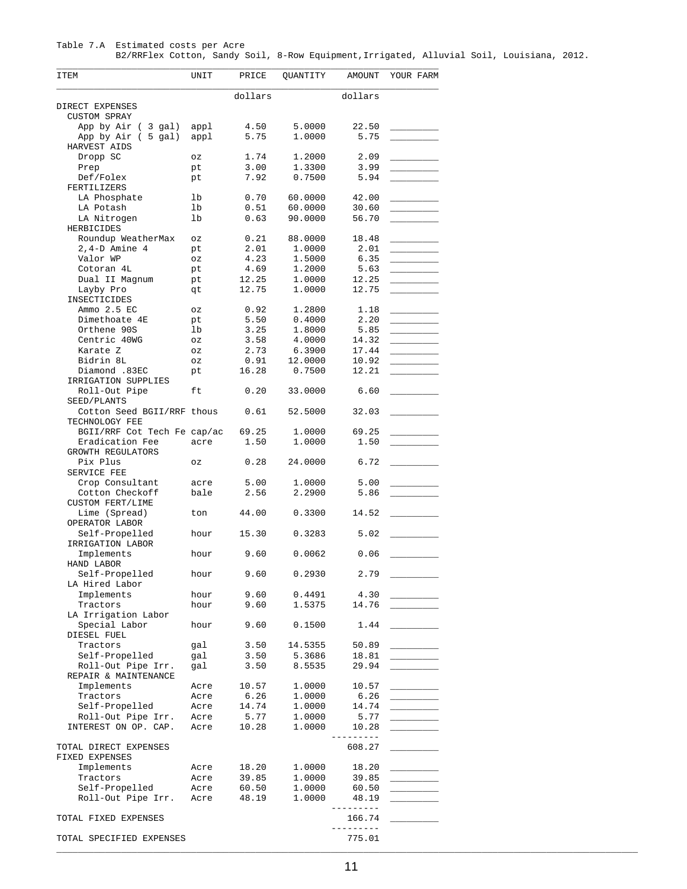Table 7.A Estimated costs per Acre
B2/RRFlex Cotton, Sandy Soil, 8-Row Equipment,Irrigated, Alluvial Soil, Louisiana, 2012.

| ITEM | UNIT | PRICE | QUANTITY | AMOUNT | YOUR FARM |
|---|---|---|---|---|---|
| | | dollars | | dollars | |
| DIRECT EXPENSES | | | | | |
| CUSTOM SPRAY | | | | | |
| App by Air ( 3 gal) | appl | 4.50 | 5.0000 | 22.50 | _________ |
| App by Air ( 5 gal) | appl | 5.75 | 1.0000 | 5.75 | _________ |
| HARVEST AIDS | | | | | |
| Dropp SC | oz | 1.74 | 1.2000 | 2.09 | _________ |
| Prep | pt | 3.00 | 1.3300 | 3.99 | _________ |
| Def/Folex | pt | 7.92 | 0.7500 | 5.94 | _________ |
| FERTILIZERS | | | | | |
| LA Phosphate | lb | 0.70 | 60.0000 | 42.00 | _________ |
| LA Potash | lb | 0.51 | 60.0000 | 30.60 | _________ |
| LA Nitrogen | lb | 0.63 | 90.0000 | 56.70 | _________ |
| HERBICIDES | | | | | |
| Roundup WeatherMax | oz | 0.21 | 88.0000 | 18.48 | _________ |
| 2,4-D Amine 4 | pt | 2.01 | 1.0000 | 2.01 | _________ |
| Valor WP | oz | 4.23 | 1.5000 | 6.35 | _________ |
| Cotoran 4L | pt | 4.69 | 1.2000 | 5.63 | _________ |
| Dual II Magnum | pt | 12.25 | 1.0000 | 12.25 | _________ |
| Layby Pro | qt | 12.75 | 1.0000 | 12.75 | _________ |
| INSECTICIDES | | | | | |
| Ammo 2.5 EC | oz | 0.92 | 1.2800 | 1.18 | _________ |
| Dimethoate 4E | pt | 5.50 | 0.4000 | 2.20 | _________ |
| Orthene 90S | lb | 3.25 | 1.8000 | 5.85 | _________ |
| Centric 40WG | oz | 3.58 | 4.0000 | 14.32 | _________ |
| Karate Z | oz | 2.73 | 6.3900 | 17.44 | _________ |
| Bidrin 8L | oz | 0.91 | 12.0000 | 10.92 | _________ |
| Diamond .83EC | pt | 16.28 | 0.7500 | 12.21 | _________ |
| IRRIGATION SUPPLIES | | | | | |
| Roll-Out Pipe | ft | 0.20 | 33.0000 | 6.60 | _________ |
| SEED/PLANTS | | | | | |
| Cotton Seed BGII/RRF | thous | 0.61 | 52.5000 | 32.03 | _________ |
| TECHNOLOGY FEE | | | | | |
| BGII/RRF Cot Tech Fe | cap/ac | 69.25 | 1.0000 | 69.25 | _________ |
| Eradication Fee | acre | 1.50 | 1.0000 | 1.50 | _________ |
| GROWTH REGULATORS | | | | | |
| Pix Plus | oz | 0.28 | 24.0000 | 6.72 | _________ |
| SERVICE FEE | | | | | |
| Crop Consultant | acre | 5.00 | 1.0000 | 5.00 | _________ |
| Cotton Checkoff | bale | 2.56 | 2.2900 | 5.86 | _________ |
| CUSTOM FERT/LIME | | | | | |
| Lime (Spread) | ton | 44.00 | 0.3300 | 14.52 | _________ |
| OPERATOR LABOR | | | | | |
| Self-Propelled | hour | 15.30 | 0.3283 | 5.02 | _________ |
| IRRIGATION LABOR | | | | | |
| Implements | hour | 9.60 | 0.0062 | 0.06 | _________ |
| HAND LABOR | | | | | |
| Self-Propelled | hour | 9.60 | 0.2930 | 2.79 | _________ |
| LA Hired Labor | | | | | |
| Implements | hour | 9.60 | 0.4491 | 4.30 | _________ |
| Tractors | hour | 9.60 | 1.5375 | 14.76 | _________ |
| LA Irrigation Labor | | | | | |
| Special Labor | hour | 9.60 | 0.1500 | 1.44 | _________ |
| DIESEL FUEL | | | | | |
| Tractors | gal | 3.50 | 14.5355 | 50.89 | _________ |
| Self-Propelled | gal | 3.50 | 5.3686 | 18.81 | _________ |
| Roll-Out Pipe Irr. | gal | 3.50 | 8.5535 | 29.94 | _________ |
| REPAIR & MAINTENANCE | | | | | |
| Implements | Acre | 10.57 | 1.0000 | 10.57 | _________ |
| Tractors | Acre | 6.26 | 1.0000 | 6.26 | _________ |
| Self-Propelled | Acre | 14.74 | 1.0000 | 14.74 | _________ |
| Roll-Out Pipe Irr. | Acre | 5.77 | 1.0000 | 5.77 | _________ |
| INTEREST ON OP. CAP. | Acre | 10.28 | 1.0000 | 10.28 | _________ |
| TOTAL DIRECT EXPENSES | | | | 608.27 | _________ |
| FIXED EXPENSES | | | | | |
| Implements | Acre | 18.20 | 1.0000 | 18.20 | _________ |
| Tractors | Acre | 39.85 | 1.0000 | 39.85 | _________ |
| Self-Propelled | Acre | 60.50 | 1.0000 | 60.50 | _________ |
| Roll-Out Pipe Irr. | Acre | 48.19 | 1.0000 | 48.19 | _________ |
| TOTAL FIXED EXPENSES | | | | 166.74 | _________ |
| TOTAL SPECIFIED EXPENSES | | | | 775.01 | |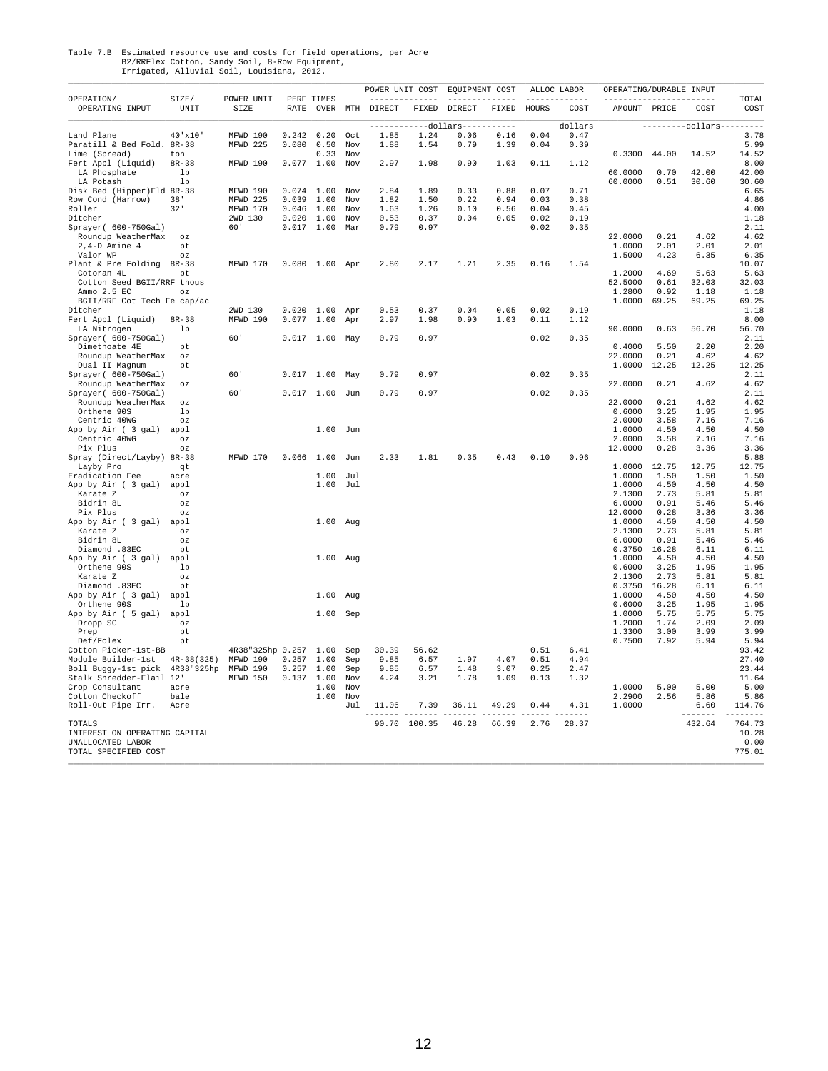Table 7.B Estimated resource use and costs for field operations, per Acre
B2/RRFlex Cotton, Sandy Soil, 8-Row Equipment,
Irrigated, Alluvial Soil, Louisiana, 2012.

| OPERATION/ OPERATING INPUT | SIZE/ UNIT | POWER UNIT SIZE | PERF RATE | TIMES OVER | MTH | POWER UNIT COST DIRECT | POWER UNIT COST FIXED | EQUIPMENT COST DIRECT | EQUIPMENT COST FIXED | ALLOC LABOR HOURS | ALLOC LABOR COST | OPERATING/DURABLE INPUT AMOUNT | PRICE | COST | TOTAL COST |
|---|---|---|---|---|---|---|---|---|---|---|---|---|---|---|---|
| | | | | | | -----------dollars----------- | | | | | dollars | | ---------dollars--------- | | |
| Land Plane | 40'x10' | MFWD 190 | 0.242 | 0.20 | Oct | 1.85 | 1.24 | 0.06 | 0.16 | 0.04 | 0.47 | | | | 3.78 |
| Paratill & Bed Fold. | 8R-38 | MFWD 225 | 0.080 | 0.50 | Nov | 1.88 | 1.54 | 0.79 | 1.39 | 0.04 | 0.39 | | | | 5.99 |
| Lime (Spread) | ton | | | 0.33 | Nov | | | | | | | 0.3300 | 44.00 | 14.52 | 14.52 |
| Fert Appl (Liquid) | 8R-38 | MFWD 190 | 0.077 | 1.00 | Nov | 2.97 | 1.98 | 0.90 | 1.03 | 0.11 | 1.12 | | | | 8.00 |
| LA Phosphate | lb | | | | | | | | | | | 60.0000 | 0.70 | 42.00 | 42.00 |
| LA Potash | lb | | | | | | | | | | | 60.0000 | 0.51 | 30.60 | 30.60 |
| Disk Bed (Hipper)Fld | 8R-38 | MFWD 190 | 0.074 | 1.00 | Nov | 2.84 | 1.89 | 0.33 | 0.88 | 0.07 | 0.71 | | | | 6.65 |
| Row Cond (Harrow) | 38' | MFWD 225 | 0.039 | 1.00 | Nov | 1.82 | 1.50 | 0.22 | 0.94 | 0.03 | 0.38 | | | | 4.86 |
| Roller | 32' | MFWD 170 | 0.046 | 1.00 | Nov | 1.63 | 1.26 | 0.10 | 0.56 | 0.04 | 0.45 | | | | 4.00 |
| Ditcher | | 2WD 130 | 0.020 | 1.00 | Nov | 0.53 | 0.37 | 0.04 | 0.05 | 0.02 | 0.19 | | | | 1.18 |
| Sprayer( 600-750Gal) | | 60' | 0.017 | 1.00 | Mar | 0.79 | 0.97 | | | 0.02 | 0.35 | | | | 2.11 |
| Roundup WeatherMax | oz | | | | | | | | | | | 22.0000 | 0.21 | 4.62 | 4.62 |
| 2,4-D Amine 4 | pt | | | | | | | | | | | 1.0000 | 2.01 | 2.01 | 2.01 |
| Valor WP | oz | | | | | | | | | | | 1.5000 | 4.23 | 6.35 | 6.35 |
| Plant & Pre Folding | 8R-38 | MFWD 170 | 0.080 | 1.00 | Apr | 2.80 | 2.17 | 1.21 | 2.35 | 0.16 | 1.54 | | | | 10.07 |
| Cotoran 4L | pt | | | | | | | | | | | 1.2000 | 4.69 | 5.63 | 5.63 |
| Cotton Seed BGII/RRF | thous | | | | | | | | | | | 52.5000 | 0.61 | 32.03 | 32.03 |
| Ammo 2.5 EC | oz | | | | | | | | | | | 1.2800 | 0.92 | 1.18 | 1.18 |
| BGII/RRF Cot Tech Fe | cap/ac | | | | | | | | | | | 1.0000 | 69.25 | 69.25 | 69.25 |
| Ditcher | | 2WD 130 | 0.020 | 1.00 | Apr | 0.53 | 0.37 | 0.04 | 0.05 | 0.02 | 0.19 | | | | 1.18 |
| Fert Appl (Liquid) | 8R-38 | MFWD 190 | 0.077 | 1.00 | Apr | 2.97 | 1.98 | 0.90 | 1.03 | 0.11 | 1.12 | | | | 8.00 |
| LA Nitrogen | lb | | | | | | | | | | | 90.0000 | 0.63 | 56.70 | 56.70 |
| Sprayer( 600-750Gal) | | 60' | 0.017 | 1.00 | May | 0.79 | 0.97 | | | 0.02 | 0.35 | | | | 2.11 |
| Dimethoate 4E | pt | | | | | | | | | | | 0.4000 | 5.50 | 2.20 | 2.20 |
| Roundup WeatherMax | oz | | | | | | | | | | | 22.0000 | 0.21 | 4.62 | 4.62 |
| Dual II Magnum | pt | | | | | | | | | | | 1.0000 | 12.25 | 12.25 | 12.25 |
| Sprayer( 600-750Gal) | | 60' | 0.017 | 1.00 | May | 0.79 | 0.97 | | | 0.02 | 0.35 | | | | 2.11 |
| Roundup WeatherMax | oz | | | | | | | | | | | 22.0000 | 0.21 | 4.62 | 4.62 |
| Sprayer( 600-750Gal) | | 60' | 0.017 | 1.00 | Jun | 0.79 | 0.97 | | | 0.02 | 0.35 | | | | 2.11 |
| Roundup WeatherMax | oz | | | | | | | | | | | 22.0000 | 0.21 | 4.62 | 4.62 |
| Orthene 90S | lb | | | | | | | | | | | 0.6000 | 3.25 | 1.95 | 1.95 |
| Centric 40WG | oz | | | | | | | | | | | 2.0000 | 3.58 | 7.16 | 7.16 |
| App by Air ( 3 gal) | appl | | | 1.00 | Jun | | | | | | | 1.0000 | 4.50 | 4.50 | 4.50 |
| Centric 40WG | oz | | | | | | | | | | | 2.0000 | 3.58 | 7.16 | 7.16 |
| Pix Plus | oz | | | | | | | | | | | 12.0000 | 0.28 | 3.36 | 3.36 |
| Spray (Direct/Layby) | 8R-38 | MFWD 170 | 0.066 | 1.00 | Jun | 2.33 | 1.81 | 0.35 | 0.43 | 0.10 | 0.96 | | | | 5.88 |
| Layby Pro | qt | | | | | | | | | | | 1.0000 | 12.75 | 12.75 | 12.75 |
| Eradication Fee | acre | | | 1.00 | Jul | | | | | | | 1.0000 | 1.50 | 1.50 | 1.50 |
| App by Air ( 3 gal) | appl | | | 1.00 | Jul | | | | | | | 1.0000 | 4.50 | 4.50 | 4.50 |
| Karate Z | oz | | | | | | | | | | | 2.1300 | 2.73 | 5.81 | 5.81 |
| Bidrin 8L | oz | | | | | | | | | | | 6.0000 | 0.91 | 5.46 | 5.46 |
| Pix Plus | oz | | | | | | | | | | | 12.0000 | 0.28 | 3.36 | 3.36 |
| App by Air ( 3 gal) | appl | | | 1.00 | Aug | | | | | | | 1.0000 | 4.50 | 4.50 | 4.50 |
| Karate Z | oz | | | | | | | | | | | 2.1300 | 2.73 | 5.81 | 5.81 |
| Bidrin 8L | oz | | | | | | | | | | | 6.0000 | 0.91 | 5.46 | 5.46 |
| Diamond .83EC | pt | | | | | | | | | | | 0.3750 | 16.28 | 6.11 | 6.11 |
| App by Air ( 3 gal) | appl | | | 1.00 | Aug | | | | | | | 1.0000 | 4.50 | 4.50 | 4.50 |
| Orthene 90S | lb | | | | | | | | | | | 0.6000 | 3.25 | 1.95 | 1.95 |
| Karate Z | oz | | | | | | | | | | | 2.1300 | 2.73 | 5.81 | 5.81 |
| Diamond .83EC | pt | | | | | | | | | | | 0.3750 | 16.28 | 6.11 | 6.11 |
| App by Air ( 3 gal) | appl | | | 1.00 | Aug | | | | | | | 1.0000 | 4.50 | 4.50 | 4.50 |
| Orthene 90S | lb | | | | | | | | | | | 0.6000 | 3.25 | 1.95 | 1.95 |
| App by Air ( 5 gal) | appl | | | 1.00 | Sep | | | | | | | 1.0000 | 5.75 | 5.75 | 5.75 |
| Dropp SC | oz | | | | | | | | | | | 1.2000 | 1.74 | 2.09 | 2.09 |
| Prep | pt | | | | | | | | | | | 1.3300 | 3.00 | 3.99 | 3.99 |
| Def/Folex | pt | | | | | | | | | | | 0.7500 | 7.92 | 5.94 | 5.94 |
| Cotton Picker-1st-BB | | 4R38"325hp | 0.257 | 1.00 | Sep | 30.39 | 56.62 | | | 0.51 | 6.41 | | | | 93.42 |
| Module Builder-1st | 4R-38(325) | MFWD 190 | 0.257 | 1.00 | Sep | 9.85 | 6.57 | 1.97 | 4.07 | 0.51 | 4.94 | | | | 27.40 |
| Boll Buggy-1st pick | 4R38"325hp | MFWD 190 | 0.257 | 1.00 | Sep | 9.85 | 6.57 | 1.48 | 3.07 | 0.25 | 2.47 | | | | 23.44 |
| Stalk Shredder-Flail | 12' | MFWD 150 | 0.137 | 1.00 | Nov | 4.24 | 3.21 | 1.78 | 1.09 | 0.13 | 1.32 | | | | 11.64 |
| Crop Consultant | acre | | | 1.00 | Nov | | | | | | | 1.0000 | 5.00 | 5.00 | 5.00 |
| Cotton Checkoff | bale | | | 1.00 | Nov | | | | | | | 2.2900 | 2.56 | 5.86 | 5.86 |
| Roll-Out Pipe Irr. | Acre | | | | Jul | 11.06 | 7.39 | 36.11 | 49.29 | 0.44 | 4.31 | 1.0000 | | 6.60 | 114.76 |
| TOTALS | | | | | | 90.70 | 100.35 | 46.28 | 66.39 | 2.76 | 28.37 | | | 432.64 | 764.73 |
| INTEREST ON OPERATING CAPITAL | | | | | | | | | | | | | | | 10.28 |
| UNALLOCATED LABOR | | | | | | | | | | | | | | | 0.00 |
| TOTAL SPECIFIED COST | | | | | | | | | | | | | | | 775.01 |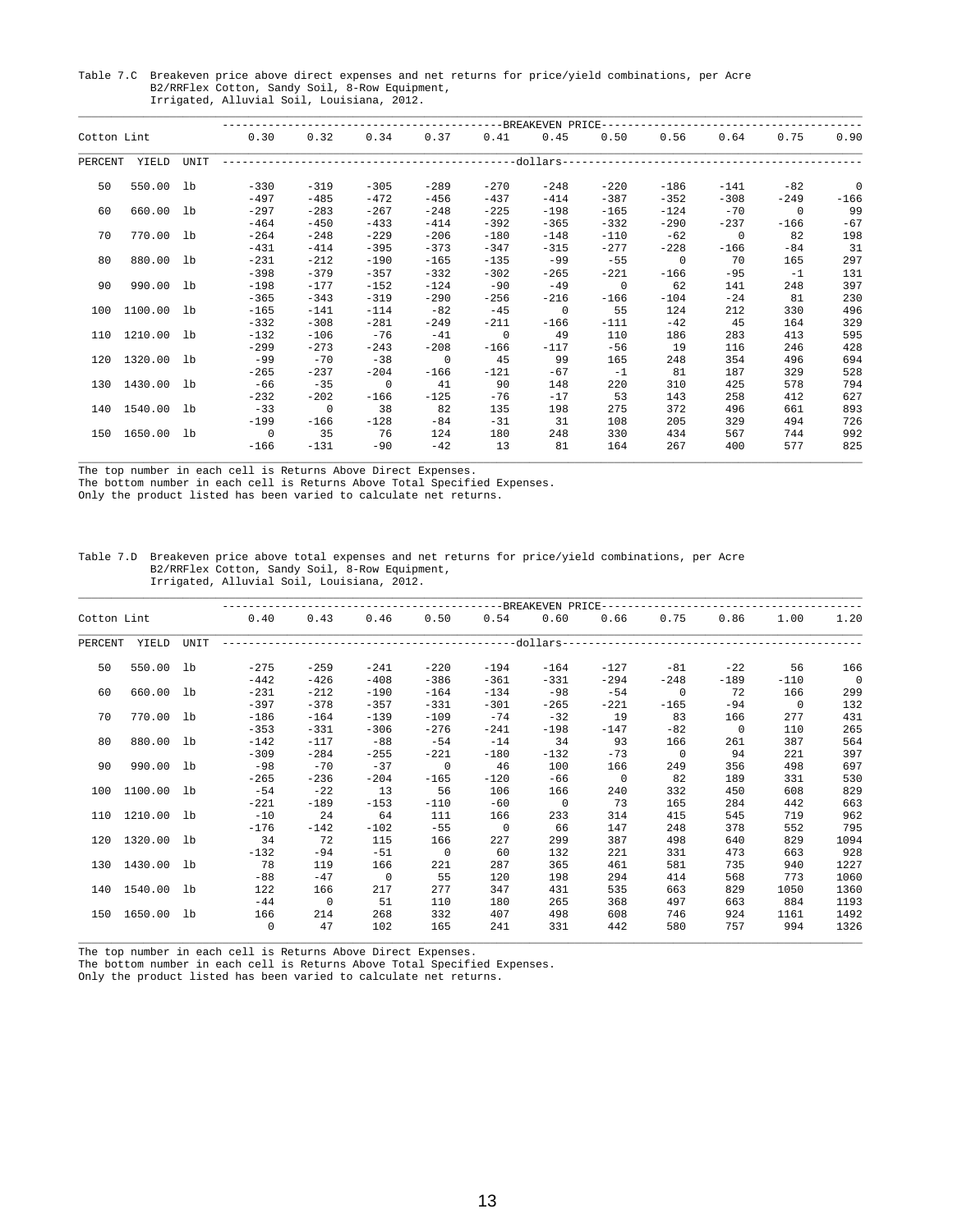Table 7.C Breakeven price above direct expenses and net returns for price/yield combinations, per Acre
B2/RRFlex Cotton, Sandy Soil, 8-Row Equipment,
Irrigated, Alluvial Soil, Louisiana, 2012.

| Cotton Lint | | | BREAKEVEN PRICE | | | | | | | | | | |
|---|---|---|---|---|---|---|---|---|---|---|---|---|---|
| | | | 0.30 | 0.32 | 0.34 | 0.37 | 0.41 | 0.45 | 0.50 | 0.56 | 0.64 | 0.75 | 0.90 |
| PERCENT | YIELD | UNIT | dollars | | | | | | | | | | |
| 50 | 550.00 | lb | -330 | -319 | -305 | -289 | -270 | -248 | -220 | -186 | -141 | -82 | 0 |
| | | | -497 | -485 | -472 | -456 | -437 | -414 | -387 | -352 | -308 | -249 | -166 |
| 60 | 660.00 | lb | -297 | -283 | -267 | -248 | -225 | -198 | -165 | -124 | -70 | 0 | 99 |
| | | | -464 | -450 | -433 | -414 | -392 | -365 | -332 | -290 | -237 | -166 | -67 |
| 70 | 770.00 | lb | -264 | -248 | -229 | -206 | -180 | -148 | -110 | -62 | 0 | 82 | 198 |
| | | | -431 | -414 | -395 | -373 | -347 | -315 | -277 | -228 | -166 | -84 | 31 |
| 80 | 880.00 | lb | -231 | -212 | -190 | -165 | -135 | -99 | -55 | 0 | 70 | 165 | 297 |
| | | | -398 | -379 | -357 | -332 | -302 | -265 | -221 | -166 | -95 | -1 | 131 |
| 90 | 990.00 | lb | -198 | -177 | -152 | -124 | -90 | -49 | 0 | 62 | 141 | 248 | 397 |
| | | | -365 | -343 | -319 | -290 | -256 | -216 | -166 | -104 | -24 | 81 | 230 |
| 100 | 1100.00 | lb | -165 | -141 | -114 | -82 | -45 | 0 | 55 | 124 | 212 | 330 | 496 |
| | | | -332 | -308 | -281 | -249 | -211 | -166 | -111 | -42 | 45 | 164 | 329 |
| 110 | 1210.00 | lb | -132 | -106 | -76 | -41 | 0 | 49 | 110 | 186 | 283 | 413 | 595 |
| | | | -299 | -273 | -243 | -208 | -166 | -117 | -56 | 19 | 116 | 246 | 428 |
| 120 | 1320.00 | lb | -99 | -70 | -38 | 0 | 45 | 99 | 165 | 248 | 354 | 496 | 694 |
| | | | -265 | -237 | -204 | -166 | -121 | -67 | -1 | 81 | 187 | 329 | 528 |
| 130 | 1430.00 | lb | -66 | -35 | 0 | 41 | 90 | 148 | 220 | 310 | 425 | 578 | 794 |
| | | | -232 | -202 | -166 | -125 | -76 | -17 | 53 | 143 | 258 | 412 | 627 |
| 140 | 1540.00 | lb | -33 | 0 | 38 | 82 | 135 | 198 | 275 | 372 | 496 | 661 | 893 |
| | | | -199 | -166 | -128 | -84 | -31 | 31 | 108 | 205 | 329 | 494 | 726 |
| 150 | 1650.00 | lb | 0 | 35 | 76 | 124 | 180 | 248 | 330 | 434 | 567 | 744 | 992 |
| | | | -166 | -131 | -90 | -42 | 13 | 81 | 164 | 267 | 400 | 577 | 825 |

The top number in each cell is Returns Above Direct Expenses.
The bottom number in each cell is Returns Above Total Specified Expenses.
Only the product listed has been varied to calculate net returns.

Table 7.D Breakeven price above total expenses and net returns for price/yield combinations, per Acre
B2/RRFlex Cotton, Sandy Soil, 8-Row Equipment,
Irrigated, Alluvial Soil, Louisiana, 2012.

| Cotton Lint | | | BREAKEVEN PRICE | | | | | | | | | | |
|---|---|---|---|---|---|---|---|---|---|---|---|---|---|
| | | | 0.40 | 0.43 | 0.46 | 0.50 | 0.54 | 0.60 | 0.66 | 0.75 | 0.86 | 1.00 | 1.20 |
| PERCENT | YIELD | UNIT | dollars | | | | | | | | | | |
| 50 | 550.00 | lb | -275 | -259 | -241 | -220 | -194 | -164 | -127 | -81 | -22 | 56 | 166 |
| | | | -442 | -426 | -408 | -386 | -361 | -331 | -294 | -248 | -189 | -110 | 0 |
| 60 | 660.00 | lb | -231 | -212 | -190 | -164 | -134 | -98 | -54 | 0 | 72 | 166 | 299 |
| | | | -397 | -378 | -357 | -331 | -301 | -265 | -221 | -165 | -94 | 0 | 132 |
| 70 | 770.00 | lb | -186 | -164 | -139 | -109 | -74 | -32 | 19 | 83 | 166 | 277 | 431 |
| | | | -353 | -331 | -306 | -276 | -241 | -198 | -147 | -82 | 0 | 110 | 265 |
| 80 | 880.00 | lb | -142 | -117 | -88 | -54 | -14 | 34 | 93 | 166 | 261 | 387 | 564 |
| | | | -309 | -284 | -255 | -221 | -180 | -132 | -73 | 0 | 94 | 221 | 397 |
| 90 | 990.00 | lb | -98 | -70 | -37 | 0 | 46 | 100 | 166 | 249 | 356 | 498 | 697 |
| | | | -265 | -236 | -204 | -165 | -120 | -66 | 0 | 82 | 189 | 331 | 530 |
| 100 | 1100.00 | lb | -54 | -22 | 13 | 56 | 106 | 166 | 240 | 332 | 450 | 608 | 829 |
| | | | -221 | -189 | -153 | -110 | -60 | 0 | 73 | 165 | 284 | 442 | 663 |
| 110 | 1210.00 | lb | -10 | 24 | 64 | 111 | 166 | 233 | 314 | 415 | 545 | 719 | 962 |
| | | | -176 | -142 | -102 | -55 | 0 | 66 | 147 | 248 | 378 | 552 | 795 |
| 120 | 1320.00 | lb | 34 | 72 | 115 | 166 | 227 | 299 | 387 | 498 | 640 | 829 | 1094 |
| | | | -132 | -94 | -51 | 0 | 60 | 132 | 221 | 331 | 473 | 663 | 928 |
| 130 | 1430.00 | lb | 78 | 119 | 166 | 221 | 287 | 365 | 461 | 581 | 735 | 940 | 1227 |
| | | | -88 | -47 | 0 | 55 | 120 | 198 | 294 | 414 | 568 | 773 | 1060 |
| 140 | 1540.00 | lb | 122 | 166 | 217 | 277 | 347 | 431 | 535 | 663 | 829 | 1050 | 1360 |
| | | | -44 | 0 | 51 | 110 | 180 | 265 | 368 | 497 | 663 | 884 | 1193 |
| 150 | 1650.00 | lb | 166 | 214 | 268 | 332 | 407 | 498 | 608 | 746 | 924 | 1161 | 1492 |
| | | | 0 | 47 | 102 | 165 | 241 | 331 | 442 | 580 | 757 | 994 | 1326 |

The top number in each cell is Returns Above Direct Expenses.
The bottom number in each cell is Returns Above Total Specified Expenses.
Only the product listed has been varied to calculate net returns.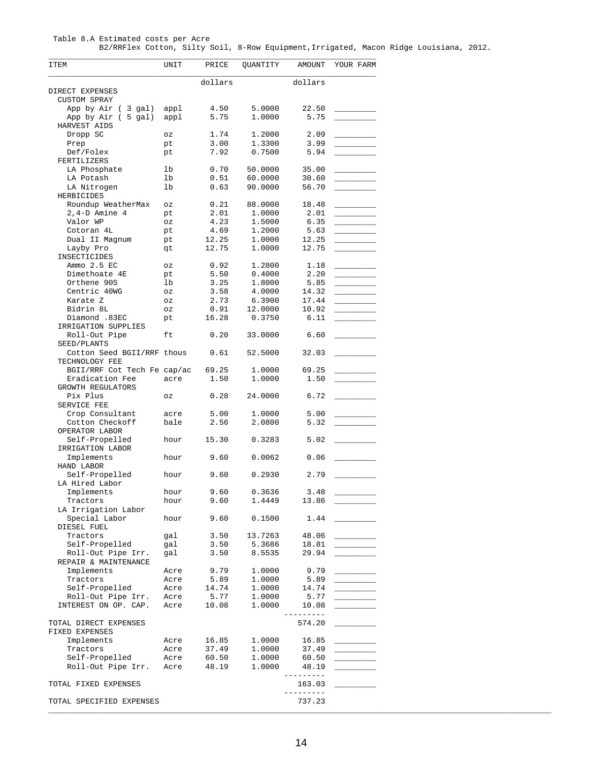Table 8.A Estimated costs per Acre
B2/RRFlex Cotton, Silty Soil, 8-Row Equipment,Irrigated, Macon Ridge Louisiana, 2012.

| ITEM | UNIT | PRICE | QUANTITY | AMOUNT | YOUR FARM |
|---|---|---|---|---|---|
| | | dollars | | dollars | |
| DIRECT EXPENSES | | | | | |
| CUSTOM SPRAY | | | | | |
| App by Air ( 3 gal) | appl | 4.50 | 5.0000 | 22.50 | _________ |
| App by Air ( 5 gal) | appl | 5.75 | 1.0000 | 5.75 | _________ |
| HARVEST AIDS | | | | | |
| Dropp SC | oz | 1.74 | 1.2000 | 2.09 | _________ |
| Prep | pt | 3.00 | 1.3300 | 3.99 | _________ |
| Def/Folex | pt | 7.92 | 0.7500 | 5.94 | _________ |
| FERTILIZERS | | | | | |
| LA Phosphate | lb | 0.70 | 50.0000 | 35.00 | _________ |
| LA Potash | lb | 0.51 | 60.0000 | 30.60 | _________ |
| LA Nitrogen | lb | 0.63 | 90.0000 | 56.70 | _________ |
| HERBICIDES | | | | | |
| Roundup WeatherMax | oz | 0.21 | 88.0000 | 18.48 | _________ |
| 2,4-D Amine 4 | pt | 2.01 | 1.0000 | 2.01 | _________ |
| Valor WP | oz | 4.23 | 1.5000 | 6.35 | _________ |
| Cotoran 4L | pt | 4.69 | 1.2000 | 5.63 | _________ |
| Dual II Magnum | pt | 12.25 | 1.0000 | 12.25 | _________ |
| Layby Pro | qt | 12.75 | 1.0000 | 12.75 | _________ |
| INSECTICIDES | | | | | |
| Ammo 2.5 EC | oz | 0.92 | 1.2800 | 1.18 | _________ |
| Dimethoate 4E | pt | 5.50 | 0.4000 | 2.20 | _________ |
| Orthene 90S | lb | 3.25 | 1.8000 | 5.85 | _________ |
| Centric 40WG | oz | 3.58 | 4.0000 | 14.32 | _________ |
| Karate Z | oz | 2.73 | 6.3900 | 17.44 | _________ |
| Bidrin 8L | oz | 0.91 | 12.0000 | 10.92 | _________ |
| Diamond .83EC | pt | 16.28 | 0.3750 | 6.11 | _________ |
| IRRIGATION SUPPLIES | | | | | |
| Roll-Out Pipe | ft | 0.20 | 33.0000 | 6.60 | _________ |
| SEED/PLANTS | | | | | |
| Cotton Seed BGII/RRF | thous | 0.61 | 52.5000 | 32.03 | _________ |
| TECHNOLOGY FEE | | | | | |
| BGII/RRF Cot Tech Fe | cap/ac | 69.25 | 1.0000 | 69.25 | _________ |
| Eradication Fee | acre | 1.50 | 1.0000 | 1.50 | _________ |
| GROWTH REGULATORS | | | | | |
| Pix Plus | oz | 0.28 | 24.0000 | 6.72 | _________ |
| SERVICE FEE | | | | | |
| Crop Consultant | acre | 5.00 | 1.0000 | 5.00 | _________ |
| Cotton Checkoff | bale | 2.56 | 2.0800 | 5.32 | _________ |
| OPERATOR LABOR | | | | | |
| Self-Propelled | hour | 15.30 | 0.3283 | 5.02 | _________ |
| IRRIGATION LABOR | | | | | |
| Implements | hour | 9.60 | 0.0062 | 0.06 | _________ |
| HAND LABOR | | | | | |
| Self-Propelled | hour | 9.60 | 0.2930 | 2.79 | _________ |
| LA Hired Labor | | | | | |
| Implements | hour | 9.60 | 0.3636 | 3.48 | _________ |
| Tractors | hour | 9.60 | 1.4449 | 13.86 | _________ |
| LA Irrigation Labor | | | | | |
| Special Labor | hour | 9.60 | 0.1500 | 1.44 | _________ |
| DIESEL FUEL | | | | | |
| Tractors | gal | 3.50 | 13.7263 | 48.06 | _________ |
| Self-Propelled | gal | 3.50 | 5.3686 | 18.81 | _________ |
| Roll-Out Pipe Irr. | gal | 3.50 | 8.5535 | 29.94 | _________ |
| REPAIR & MAINTENANCE | | | | | |
| Implements | Acre | 9.79 | 1.0000 | 9.79 | _________ |
| Tractors | Acre | 5.89 | 1.0000 | 5.89 | _________ |
| Self-Propelled | Acre | 14.74 | 1.0000 | 14.74 | _________ |
| Roll-Out Pipe Irr. | Acre | 5.77 | 1.0000 | 5.77 | _________ |
| INTEREST ON OP. CAP. | Acre | 10.08 | 1.0000 | 10.08 | _________ |
| TOTAL DIRECT EXPENSES | | | | 574.20 | _________ |
| FIXED EXPENSES | | | | | |
| Implements | Acre | 16.85 | 1.0000 | 16.85 | _________ |
| Tractors | Acre | 37.49 | 1.0000 | 37.49 | _________ |
| Self-Propelled | Acre | 60.50 | 1.0000 | 60.50 | _________ |
| Roll-Out Pipe Irr. | Acre | 48.19 | 1.0000 | 48.19 | _________ |
| TOTAL FIXED EXPENSES | | | | 163.03 | _________ |
| TOTAL SPECIFIED EXPENSES | | | | 737.23 | |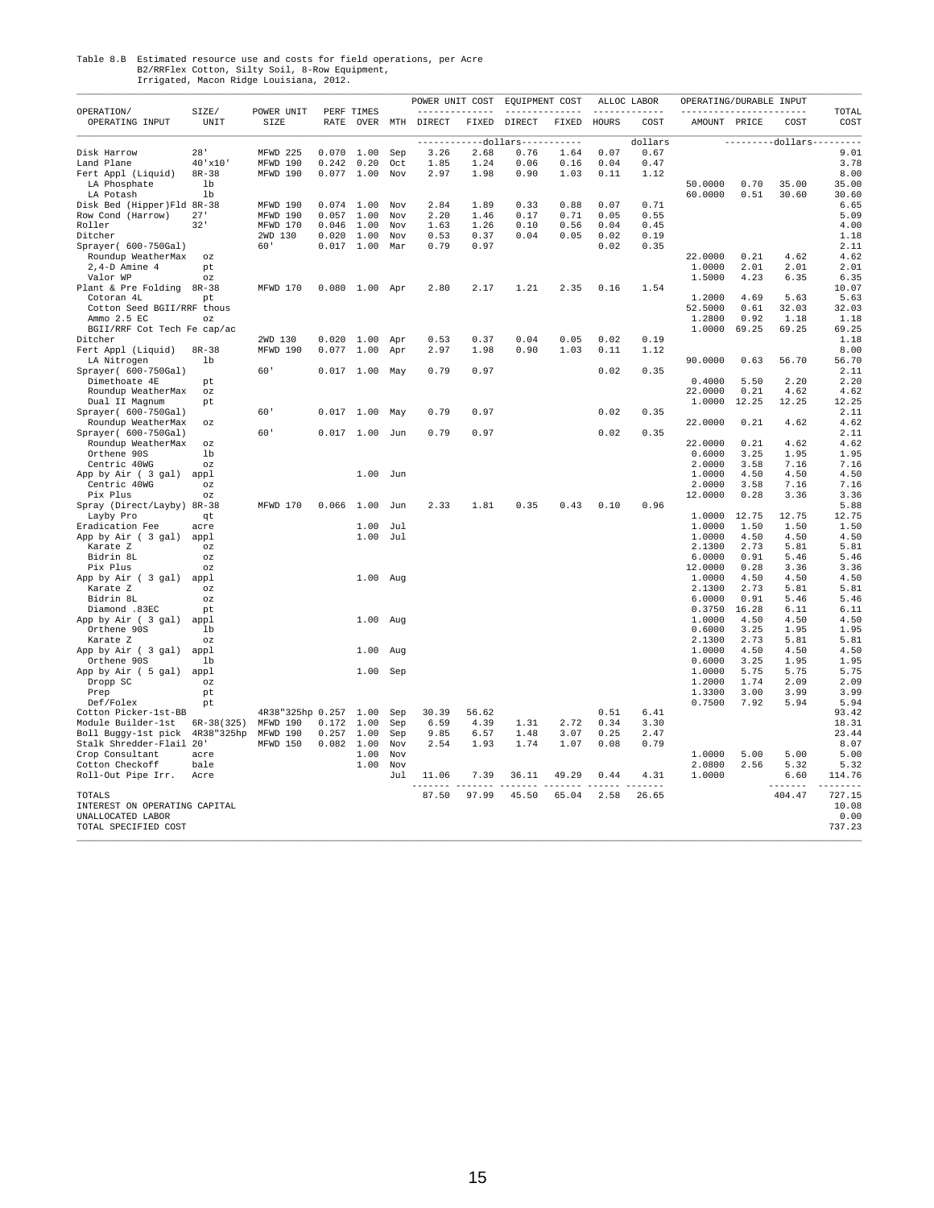Table 8.B Estimated resource use and costs for field operations, per Acre
B2/RRFlex Cotton, Silty Soil, 8-Row Equipment,
Irrigated, Macon Ridge Louisiana, 2012.

| OPERATION/ OPERATING INPUT | SIZE/ UNIT | POWER UNIT SIZE | PERF RATE | TIMES OVER | MTH | POWER UNIT COST DIRECT | POWER UNIT COST FIXED | EQUIPMENT COST DIRECT | EQUIPMENT COST FIXED | ALLOC LABOR HOURS | ALLOC LABOR COST | OPERATING/DURABLE INPUT AMOUNT | PRICE | COST | TOTAL COST |
|---|---|---|---|---|---|---|---|---|---|---|---|---|---|---|---|
| | | | | | | -----------dollars----------- | | | | | dollars | | ---------dollars--------- | | |
| Disk Harrow | 28' | MFWD 225 | 0.070 | 1.00 | Sep | 3.26 | 2.68 | 0.76 | 1.64 | 0.07 | 0.67 | | | | 9.01 |
| Land Plane | 40'x10' | MFWD 190 | 0.242 | 0.20 | Oct | 1.85 | 1.24 | 0.06 | 0.16 | 0.04 | 0.47 | | | | 3.78 |
| Fert Appl (Liquid) | 8R-38 | MFWD 190 | 0.077 | 1.00 | Nov | 2.97 | 1.98 | 0.90 | 1.03 | 0.11 | 1.12 | | | | 8.00 |
| LA Phosphate | lb | | | | | | | | | | | 50.0000 | 0.70 | 35.00 | 35.00 |
| LA Potash | lb | | | | | | | | | | | 60.0000 | 0.51 | 30.60 | 30.60 |
| Disk Bed (Hipper)Fld | 8R-38 | MFWD 190 | 0.074 | 1.00 | Nov | 2.84 | 1.89 | 0.33 | 0.88 | 0.07 | 0.71 | | | | 6.65 |
| Row Cond (Harrow) | 27' | MFWD 190 | 0.057 | 1.00 | Nov | 2.20 | 1.46 | 0.17 | 0.71 | 0.05 | 0.55 | | | | 5.09 |
| Roller | 32' | MFWD 170 | 0.046 | 1.00 | Nov | 1.63 | 1.26 | 0.10 | 0.56 | 0.04 | 0.45 | | | | 4.00 |
| Ditcher | | 2WD 130 | 0.020 | 1.00 | Nov | 0.53 | 0.37 | 0.04 | 0.05 | 0.02 | 0.19 | | | | 1.18 |
| Sprayer( 600-750Gal) | 60' | | 0.017 | 1.00 | Mar | 0.79 | 0.97 | | | 0.02 | 0.35 | | | | 2.11 |
| Roundup WeatherMax | oz | | | | | | | | | | | 22.0000 | 0.21 | 4.62 | 4.62 |
| 2,4-D Amine 4 | pt | | | | | | | | | | | 1.0000 | 2.01 | 2.01 | 2.01 |
| Valor WP | oz | | | | | | | | | | | 1.5000 | 4.23 | 6.35 | 6.35 |
| Plant & Pre Folding | 8R-38 | MFWD 170 | 0.080 | 1.00 | Apr | 2.80 | 2.17 | 1.21 | 2.35 | 0.16 | 1.54 | | | | 10.07 |
| Cotoran 4L | pt | | | | | | | | | | | 1.2000 | 4.69 | 5.63 | 5.63 |
| Cotton Seed BGII/RRF | thous | | | | | | | | | | | 52.5000 | 0.61 | 32.03 | 32.03 |
| Ammo 2.5 EC | oz | | | | | | | | | | | 1.2800 | 0.92 | 1.18 | 1.18 |
| BGII/RRF Cot Tech Fe | cap/ac | | | | | | | | | | | 1.0000 | 69.25 | 69.25 | 69.25 |
| Ditcher | | 2WD 130 | 0.020 | 1.00 | Apr | 0.53 | 0.37 | 0.04 | 0.05 | 0.02 | 0.19 | | | | 1.18 |
| Fert Appl (Liquid) | 8R-38 | MFWD 190 | 0.077 | 1.00 | Apr | 2.97 | 1.98 | 0.90 | 1.03 | 0.11 | 1.12 | | | | 8.00 |
| LA Nitrogen | lb | | | | | | | | | | | 90.0000 | 0.63 | 56.70 | 56.70 |
| Sprayer( 600-750Gal) | 60' | | 0.017 | 1.00 | May | 0.79 | 0.97 | | | 0.02 | 0.35 | | | | 2.11 |
| Dimethoate 4E | pt | | | | | | | | | | | 0.4000 | 5.50 | 2.20 | 2.20 |
| Roundup WeatherMax | oz | | | | | | | | | | | 22.0000 | 0.21 | 4.62 | 4.62 |
| Dual II Magnum | pt | | | | | | | | | | | 1.0000 | 12.25 | 12.25 | 12.25 |
| Sprayer( 600-750Gal) | 60' | | 0.017 | 1.00 | May | 0.79 | 0.97 | | | 0.02 | 0.35 | | | | 2.11 |
| Roundup WeatherMax | oz | | | | | | | | | | | 22.0000 | 0.21 | 4.62 | 4.62 |
| Sprayer( 600-750Gal) | 60' | | 0.017 | 1.00 | Jun | 0.79 | 0.97 | | | 0.02 | 0.35 | | | | 2.11 |
| Roundup WeatherMax | oz | | | | | | | | | | | 22.0000 | 0.21 | 4.62 | 4.62 |
| Orthene 90S | lb | | | | | | | | | | | 0.6000 | 3.25 | 1.95 | 1.95 |
| Centric 40WG | oz | | | | | | | | | | | 2.0000 | 3.58 | 7.16 | 7.16 |
| App by Air ( 3 gal) | appl | | | 1.00 | Jun | | | | | | | 1.0000 | 4.50 | 4.50 | 4.50 |
| Centric 40WG | oz | | | | | | | | | | | 2.0000 | 3.58 | 7.16 | 7.16 |
| Pix Plus | oz | | | | | | | | | | | 12.0000 | 0.28 | 3.36 | 3.36 |
| Spray (Direct/Layby) | 8R-38 | MFWD 170 | 0.066 | 1.00 | Jun | 2.33 | 1.81 | 0.35 | 0.43 | 0.10 | 0.96 | | | | 5.88 |
| Layby Pro | qt | | | | | | | | | | | 1.0000 | 12.75 | 12.75 | 12.75 |
| Eradication Fee | acre | | | 1.00 | Jul | | | | | | | 1.0000 | 1.50 | 1.50 | 1.50 |
| App by Air ( 3 gal) | appl | | | 1.00 | Jul | | | | | | | 1.0000 | 4.50 | 4.50 | 4.50 |
| Karate Z | oz | | | | | | | | | | | 2.1300 | 2.73 | 5.81 | 5.81 |
| Bidrin 8L | oz | | | | | | | | | | | 6.0000 | 0.91 | 5.46 | 5.46 |
| Pix Plus | oz | | | | | | | | | | | 12.0000 | 0.28 | 3.36 | 3.36 |
| App by Air ( 3 gal) | appl | | | 1.00 | Aug | | | | | | | 1.0000 | 4.50 | 4.50 | 4.50 |
| Karate Z | oz | | | | | | | | | | | 2.1300 | 2.73 | 5.81 | 5.81 |
| Bidrin 8L | oz | | | | | | | | | | | 6.0000 | 0.91 | 5.46 | 5.46 |
| Diamond .83EC | pt | | | | | | | | | | | 0.3750 | 16.28 | 6.11 | 6.11 |
| App by Air ( 3 gal) | appl | | | 1.00 | Aug | | | | | | | 1.0000 | 4.50 | 4.50 | 4.50 |
| Orthene 90S | lb | | | | | | | | | | | 0.6000 | 3.25 | 1.95 | 1.95 |
| Karate Z | oz | | | | | | | | | | | 2.1300 | 2.73 | 5.81 | 5.81 |
| App by Air ( 3 gal) | appl | | | 1.00 | Aug | | | | | | | 1.0000 | 4.50 | 4.50 | 4.50 |
| Orthene 90S | lb | | | | | | | | | | | 0.6000 | 3.25 | 1.95 | 1.95 |
| App by Air ( 5 gal) | appl | | | 1.00 | Sep | | | | | | | 1.0000 | 5.75 | 5.75 | 5.75 |
| Dropp SC | oz | | | | | | | | | | | 1.2000 | 1.74 | 2.09 | 2.09 |
| Prep | pt | | | | | | | | | | | 1.3300 | 3.00 | 3.99 | 3.99 |
| Def/Folex | pt | | | | | | | | | | | 0.7500 | 7.92 | 5.94 | 5.94 |
| Cotton Picker-1st-BB | | 4R38"325hp | 0.257 | 1.00 | Sep | 30.39 | 56.62 | | | 0.51 | 6.41 | | | | 93.42 |
| Module Builder-1st | 6R-38(325) | MFWD 190 | 0.172 | 1.00 | Sep | 6.59 | 4.39 | 1.31 | 2.72 | 0.34 | 3.30 | | | | 18.31 |
| Boll Buggy-1st pick | 4R38"325hp | MFWD 190 | 0.257 | 1.00 | Sep | 9.85 | 6.57 | 1.48 | 3.07 | 0.25 | 2.47 | | | | 23.44 |
| Stalk Shredder-Flail | 20' | MFWD 150 | 0.082 | 1.00 | Nov | 2.54 | 1.93 | 1.74 | 1.07 | 0.08 | 0.79 | | | | 8.07 |
| Crop Consultant | acre | | | 1.00 | Nov | | | | | | | 1.0000 | 5.00 | 5.00 | 5.00 |
| Cotton Checkoff | bale | | | 1.00 | Nov | | | | | | | 2.0800 | 2.56 | 5.32 | 5.32 |
| Roll-Out Pipe Irr. | Acre | | | | Jul | 11.06 | 7.39 | 36.11 | 49.29 | 0.44 | 4.31 | 1.0000 | | 6.60 | 114.76 |
| TOTALS | | | | | | 87.50 | 97.99 | 45.50 | 65.04 | 2.58 | 26.65 | | | 404.47 | 727.15 |
| INTEREST ON OPERATING CAPITAL | | | | | | | | | | | | | | | 10.08 |
| UNALLOCATED LABOR | | | | | | | | | | | | | | | 0.00 |
| TOTAL SPECIFIED COST | | | | | | | | | | | | | | | 737.23 |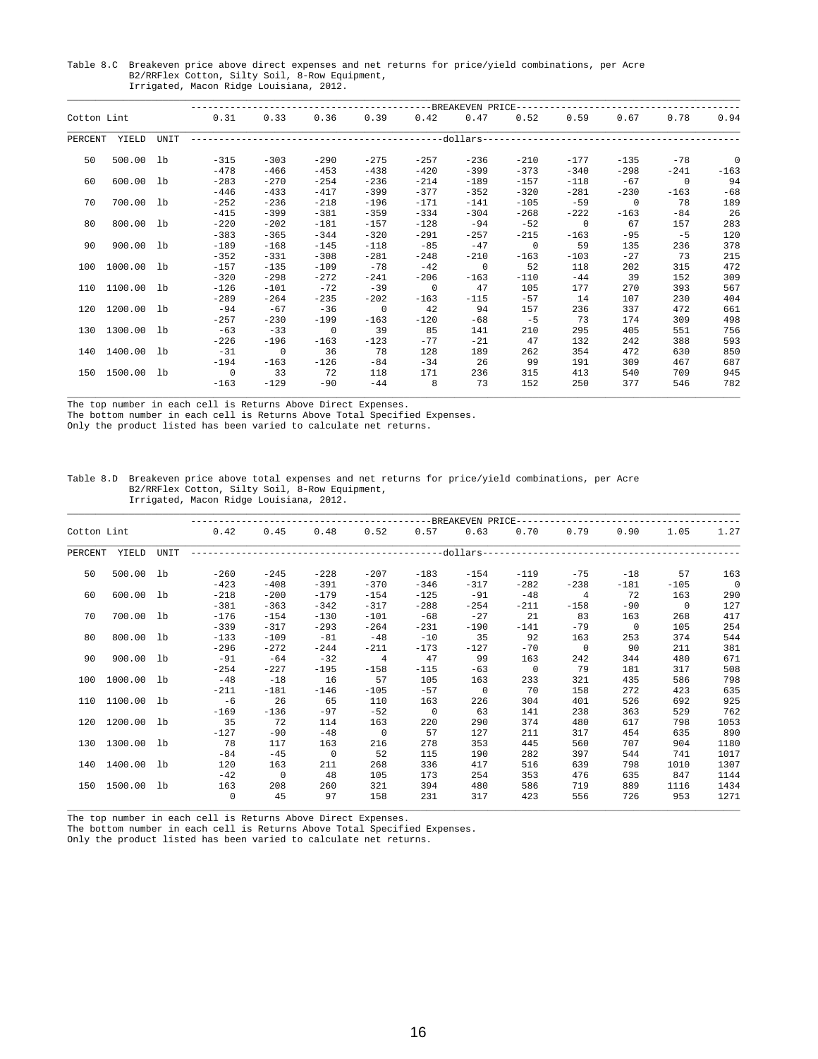Table 8.C Breakeven price above direct expenses and net returns for price/yield combinations, per Acre
B2/RRFlex Cotton, Silty Soil, 8-Row Equipment,
Irrigated, Macon Ridge Louisiana, 2012.

| Cotton Lint | | | BREAKEVEN PRICE | | | | | | | | | | |
|---|---|---|---|---|---|---|---|---|---|---|---|---|---|
| | | | 0.31 | 0.33 | 0.36 | 0.39 | 0.42 | 0.47 | 0.52 | 0.59 | 0.67 | 0.78 | 0.94 |
| PERCENT | YIELD | UNIT | dollars | | | | | | | | | | |
| 50 | 500.00 | lb | -315 | -303 | -290 | -275 | -257 | -236 | -210 | -177 | -135 | -78 | 0 |
| | | | -478 | -466 | -453 | -438 | -420 | -399 | -373 | -340 | -298 | -241 | -163 |
| 60 | 600.00 | lb | -283 | -270 | -254 | -236 | -214 | -189 | -157 | -118 | -67 | 0 | 94 |
| | | | -446 | -433 | -417 | -399 | -377 | -352 | -320 | -281 | -230 | -163 | -68 |
| 70 | 700.00 | lb | -252 | -236 | -218 | -196 | -171 | -141 | -105 | -59 | 0 | 78 | 189 |
| | | | -415 | -399 | -381 | -359 | -334 | -304 | -268 | -222 | -163 | -84 | 26 |
| 80 | 800.00 | lb | -220 | -202 | -181 | -157 | -128 | -94 | -52 | 0 | 67 | 157 | 283 |
| | | | -383 | -365 | -344 | -320 | -291 | -257 | -215 | -163 | -95 | -5 | 120 |
| 90 | 900.00 | lb | -189 | -168 | -145 | -118 | -85 | -47 | 0 | 59 | 135 | 236 | 378 |
| | | | -352 | -331 | -308 | -281 | -248 | -210 | -163 | -103 | -27 | 73 | 215 |
| 100 | 1000.00 | lb | -157 | -135 | -109 | -78 | -42 | 0 | 52 | 118 | 202 | 315 | 472 |
| | | | -320 | -298 | -272 | -241 | -206 | -163 | -110 | -44 | 39 | 152 | 309 |
| 110 | 1100.00 | lb | -126 | -101 | -72 | -39 | 0 | 47 | 105 | 177 | 270 | 393 | 567 |
| | | | -289 | -264 | -235 | -202 | -163 | -115 | -57 | 14 | 107 | 230 | 404 |
| 120 | 1200.00 | lb | -94 | -67 | -36 | 0 | 42 | 94 | 157 | 236 | 337 | 472 | 661 |
| | | | -257 | -230 | -199 | -163 | -120 | -68 | -5 | 73 | 174 | 309 | 498 |
| 130 | 1300.00 | lb | -63 | -33 | 0 | 39 | 85 | 141 | 210 | 295 | 405 | 551 | 756 |
| | | | -226 | -196 | -163 | -123 | -77 | -21 | 47 | 132 | 242 | 388 | 593 |
| 140 | 1400.00 | lb | -31 | 0 | 36 | 78 | 128 | 189 | 262 | 354 | 472 | 630 | 850 |
| | | | -194 | -163 | -126 | -84 | -34 | 26 | 99 | 191 | 309 | 467 | 687 |
| 150 | 1500.00 | lb | 0 | 33 | 72 | 118 | 171 | 236 | 315 | 413 | 540 | 709 | 945 |
| | | | -163 | -129 | -90 | -44 | 8 | 73 | 152 | 250 | 377 | 546 | 782 |

The top number in each cell is Returns Above Direct Expenses.
The bottom number in each cell is Returns Above Total Specified Expenses.
Only the product listed has been varied to calculate net returns.

Table 8.D Breakeven price above total expenses and net returns for price/yield combinations, per Acre
B2/RRFlex Cotton, Silty Soil, 8-Row Equipment,
Irrigated, Macon Ridge Louisiana, 2012.

| Cotton Lint | | | BREAKEVEN PRICE | | | | | | | | | | |
|---|---|---|---|---|---|---|---|---|---|---|---|---|---|
| | | | 0.42 | 0.45 | 0.48 | 0.52 | 0.57 | 0.63 | 0.70 | 0.79 | 0.90 | 1.05 | 1.27 |
| PERCENT | YIELD | UNIT | dollars | | | | | | | | | | |
| 50 | 500.00 | lb | -260 | -245 | -228 | -207 | -183 | -154 | -119 | -75 | -18 | 57 | 163 |
| | | | -423 | -408 | -391 | -370 | -346 | -317 | -282 | -238 | -181 | -105 | 0 |
| 60 | 600.00 | lb | -218 | -200 | -179 | -154 | -125 | -91 | -48 | 4 | 72 | 163 | 290 |
| | | | -381 | -363 | -342 | -317 | -288 | -254 | -211 | -158 | -90 | 0 | 127 |
| 70 | 700.00 | lb | -176 | -154 | -130 | -101 | -68 | -27 | 21 | 83 | 163 | 268 | 417 |
| | | | -339 | -317 | -293 | -264 | -231 | -190 | -141 | -79 | 0 | 105 | 254 |
| 80 | 800.00 | lb | -133 | -109 | -81 | -48 | -10 | 35 | 92 | 163 | 253 | 374 | 544 |
| | | | -296 | -272 | -244 | -211 | -173 | -127 | -70 | 0 | 90 | 211 | 381 |
| 90 | 900.00 | lb | -91 | -64 | -32 | 4 | 47 | 99 | 163 | 242 | 344 | 480 | 671 |
| | | | -254 | -227 | -195 | -158 | -115 | -63 | 0 | 79 | 181 | 317 | 508 |
| 100 | 1000.00 | lb | -48 | -18 | 16 | 57 | 105 | 163 | 233 | 321 | 435 | 586 | 798 |
| | | | -211 | -181 | -146 | -105 | -57 | 0 | 70 | 158 | 272 | 423 | 635 |
| 110 | 1100.00 | lb | -6 | 26 | 65 | 110 | 163 | 226 | 304 | 401 | 526 | 692 | 925 |
| | | | -169 | -136 | -97 | -52 | 0 | 63 | 141 | 238 | 363 | 529 | 762 |
| 120 | 1200.00 | lb | 35 | 72 | 114 | 163 | 220 | 290 | 374 | 480 | 617 | 798 | 1053 |
| | | | -127 | -90 | -48 | 0 | 57 | 127 | 211 | 317 | 454 | 635 | 890 |
| 130 | 1300.00 | lb | 78 | 117 | 163 | 216 | 278 | 353 | 445 | 560 | 707 | 904 | 1180 |
| | | | -84 | -45 | 0 | 52 | 115 | 190 | 282 | 397 | 544 | 741 | 1017 |
| 140 | 1400.00 | lb | 120 | 163 | 211 | 268 | 336 | 417 | 516 | 639 | 798 | 1010 | 1307 |
| | | | -42 | 0 | 48 | 105 | 173 | 254 | 353 | 476 | 635 | 847 | 1144 |
| 150 | 1500.00 | lb | 163 | 208 | 260 | 321 | 394 | 480 | 586 | 719 | 889 | 1116 | 1434 |
| | | | 0 | 45 | 97 | 158 | 231 | 317 | 423 | 556 | 726 | 953 | 1271 |

The top number in each cell is Returns Above Direct Expenses.
The bottom number in each cell is Returns Above Total Specified Expenses.
Only the product listed has been varied to calculate net returns.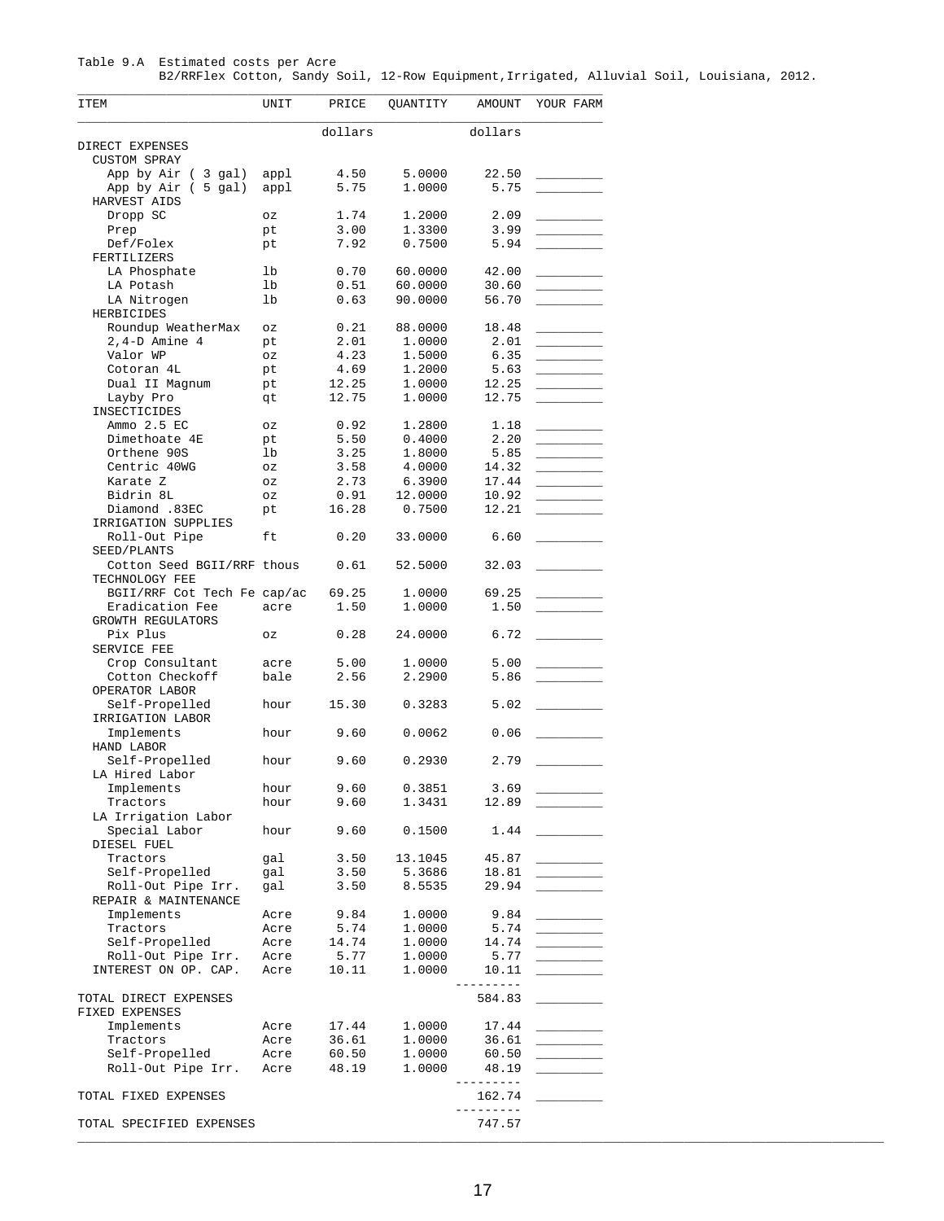Table 9.A Estimated costs per Acre
B2/RRFlex Cotton, Sandy Soil, 12-Row Equipment,Irrigated, Alluvial Soil, Louisiana, 2012.

| ITEM | UNIT | PRICE | QUANTITY | AMOUNT | YOUR FARM |
|---|---|---|---|---|---|
| | | dollars | | dollars | |
| DIRECT EXPENSES | | | | | |
| CUSTOM SPRAY | | | | | |
| App by Air ( 3 gal) | appl | 4.50 | 5.0000 | 22.50 | _________ |
| App by Air ( 5 gal) | appl | 5.75 | 1.0000 | 5.75 | _________ |
| HARVEST AIDS | | | | | |
| Dropp SC | oz | 1.74 | 1.2000 | 2.09 | _________ |
| Prep | pt | 3.00 | 1.3300 | 3.99 | _________ |
| Def/Folex | pt | 7.92 | 0.7500 | 5.94 | _________ |
| FERTILIZERS | | | | | |
| LA Phosphate | lb | 0.70 | 60.0000 | 42.00 | _________ |
| LA Potash | lb | 0.51 | 60.0000 | 30.60 | _________ |
| LA Nitrogen | lb | 0.63 | 90.0000 | 56.70 | _________ |
| HERBICIDES | | | | | |
| Roundup WeatherMax | oz | 0.21 | 88.0000 | 18.48 | _________ |
| 2,4-D Amine 4 | pt | 2.01 | 1.0000 | 2.01 | _________ |
| Valor WP | oz | 4.23 | 1.5000 | 6.35 | _________ |
| Cotoran 4L | pt | 4.69 | 1.2000 | 5.63 | _________ |
| Dual II Magnum | pt | 12.25 | 1.0000 | 12.25 | _________ |
| Layby Pro | qt | 12.75 | 1.0000 | 12.75 | _________ |
| INSECTICIDES | | | | | |
| Ammo 2.5 EC | oz | 0.92 | 1.2800 | 1.18 | _________ |
| Dimethoate 4E | pt | 5.50 | 0.4000 | 2.20 | _________ |
| Orthene 90S | lb | 3.25 | 1.8000 | 5.85 | _________ |
| Centric 40WG | oz | 3.58 | 4.0000 | 14.32 | _________ |
| Karate Z | oz | 2.73 | 6.3900 | 17.44 | _________ |
| Bidrin 8L | oz | 0.91 | 12.0000 | 10.92 | _________ |
| Diamond .83EC | pt | 16.28 | 0.7500 | 12.21 | _________ |
| IRRIGATION SUPPLIES | | | | | |
| Roll-Out Pipe | ft | 0.20 | 33.0000 | 6.60 | _________ |
| SEED/PLANTS | | | | | |
| Cotton Seed BGII/RRF | thous | 0.61 | 52.5000 | 32.03 | _________ |
| TECHNOLOGY FEE | | | | | |
| BGII/RRF Cot Tech Fe | cap/ac | 69.25 | 1.0000 | 69.25 | _________ |
| Eradication Fee | acre | 1.50 | 1.0000 | 1.50 | _________ |
| GROWTH REGULATORS | | | | | |
| Pix Plus | oz | 0.28 | 24.0000 | 6.72 | _________ |
| SERVICE FEE | | | | | |
| Crop Consultant | acre | 5.00 | 1.0000 | 5.00 | _________ |
| Cotton Checkoff | bale | 2.56 | 2.2900 | 5.86 | _________ |
| OPERATOR LABOR | | | | | |
| Self-Propelled | hour | 15.30 | 0.3283 | 5.02 | _________ |
| IRRIGATION LABOR | | | | | |
| Implements | hour | 9.60 | 0.0062 | 0.06 | _________ |
| HAND LABOR | | | | | |
| Self-Propelled | hour | 9.60 | 0.2930 | 2.79 | _________ |
| LA Hired Labor | | | | | |
| Implements | hour | 9.60 | 0.3851 | 3.69 | _________ |
| Tractors | hour | 9.60 | 1.3431 | 12.89 | _________ |
| LA Irrigation Labor | | | | | |
| Special Labor | hour | 9.60 | 0.1500 | 1.44 | _________ |
| DIESEL FUEL | | | | | |
| Tractors | gal | 3.50 | 13.1045 | 45.87 | _________ |
| Self-Propelled | gal | 3.50 | 5.3686 | 18.81 | _________ |
| Roll-Out Pipe Irr. | gal | 3.50 | 8.5535 | 29.94 | _________ |
| REPAIR & MAINTENANCE | | | | | |
| Implements | Acre | 9.84 | 1.0000 | 9.84 | _________ |
| Tractors | Acre | 5.74 | 1.0000 | 5.74 | _________ |
| Self-Propelled | Acre | 14.74 | 1.0000 | 14.74 | _________ |
| Roll-Out Pipe Irr. | Acre | 5.77 | 1.0000 | 5.77 | _________ |
| INTEREST ON OP. CAP. | Acre | 10.11 | 1.0000 | 10.11 | _________ |
| TOTAL DIRECT EXPENSES | | | | 584.83 | _________ |
| FIXED EXPENSES | | | | | |
| Implements | Acre | 17.44 | 1.0000 | 17.44 | _________ |
| Tractors | Acre | 36.61 | 1.0000 | 36.61 | _________ |
| Self-Propelled | Acre | 60.50 | 1.0000 | 60.50 | _________ |
| Roll-Out Pipe Irr. | Acre | 48.19 | 1.0000 | 48.19 | _________ |
| TOTAL FIXED EXPENSES | | | | 162.74 | _________ |
| TOTAL SPECIFIED EXPENSES | | | | 747.57 | |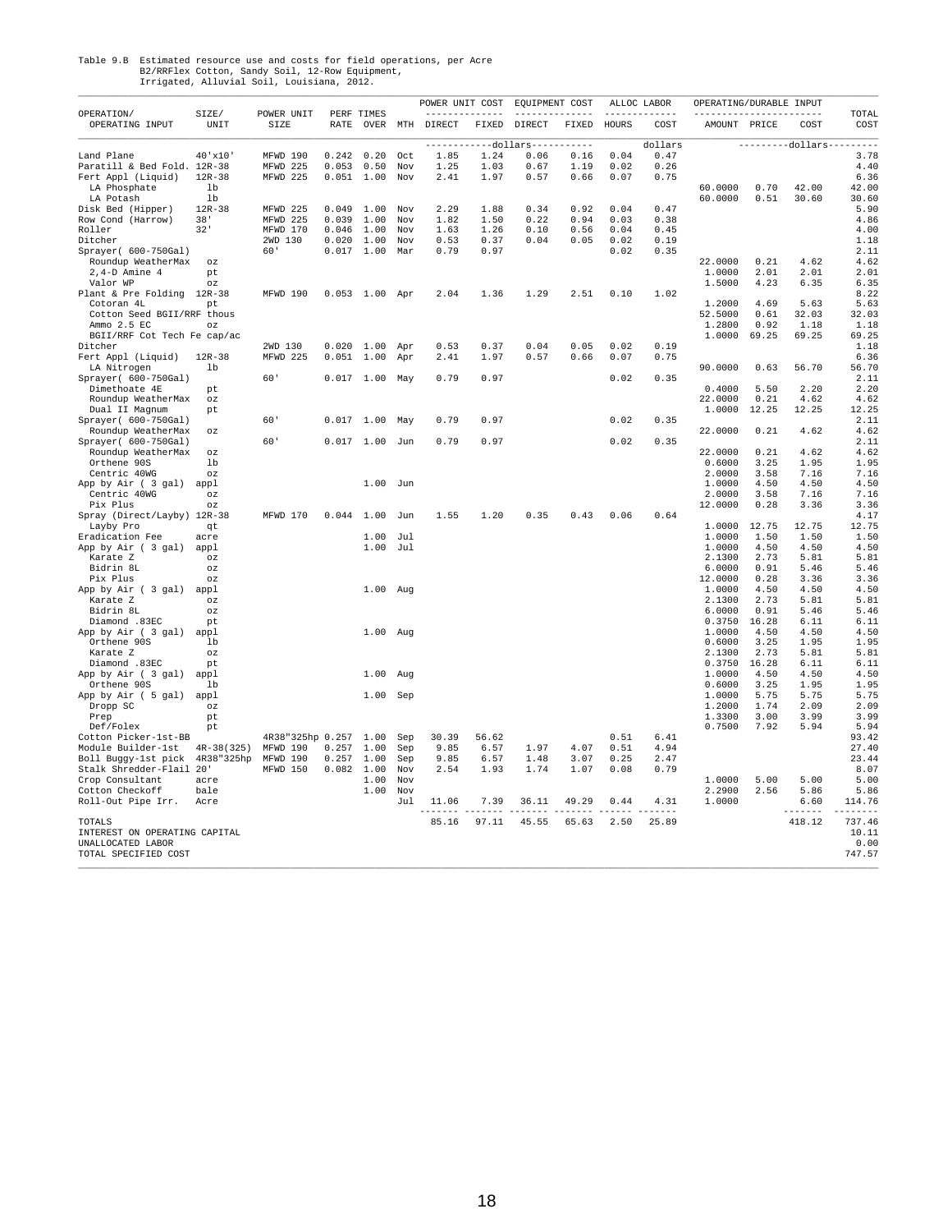Table 9.B Estimated resource use and costs for field operations, per Acre
B2/RRFlex Cotton, Sandy Soil, 12-Row Equipment,
Irrigated, Alluvial Soil, Louisiana, 2012.

| OPERATION/ OPERATING INPUT | SIZE/ UNIT | POWER UNIT SIZE | PERF RATE | TIMES OVER | MTH | POWER UNIT COST DIRECT | POWER UNIT COST FIXED | EQUIPMENT COST DIRECT | EQUIPMENT COST FIXED | ALLOC LABOR HOURS | ALLOC LABOR COST | OPERATING/DURABLE INPUT AMOUNT | PRICE | COST | TOTAL COST |
|---|---|---|---|---|---|---|---|---|---|---|---|---|---|---|---|
| | | | | | | dollars | | | | | dollars | | dollars | | |
| Land Plane | 40'x10' | MFWD 190 | 0.242 | 0.20 | Oct | 1.85 | 1.24 | 0.06 | 0.16 | 0.04 | 0.47 | | | | 3.78 |
| Paratill & Bed Fold. | 12R-38 | MFWD 225 | 0.053 | 0.50 | Nov | 1.25 | 1.03 | 0.67 | 1.19 | 0.02 | 0.26 | | | | 4.40 |
| Fert Appl (Liquid) | 12R-38 | MFWD 225 | 0.051 | 1.00 | Nov | 2.41 | 1.97 | 0.57 | 0.66 | 0.07 | 0.75 | | | | 6.36 |
| LA Phosphate | lb | | | | | | | | | | | 60.0000 | 0.70 | 42.00 | 42.00 |
| LA Potash | lb | | | | | | | | | | | 60.0000 | 0.51 | 30.60 | 30.60 |
| Disk Bed (Hipper) | 12R-38 | MFWD 225 | 0.049 | 1.00 | Nov | 2.29 | 1.88 | 0.34 | 0.92 | 0.04 | 0.47 | | | | 5.90 |
| Row Cond (Harrow) | 38' | MFWD 225 | 0.039 | 1.00 | Nov | 1.82 | 1.50 | 0.22 | 0.94 | 0.03 | 0.38 | | | | 4.86 |
| Roller | 32' | MFWD 170 | 0.046 | 1.00 | Nov | 1.63 | 1.26 | 0.10 | 0.56 | 0.04 | 0.45 | | | | 4.00 |
| Ditcher | | 2WD 130 | 0.020 | 1.00 | Nov | 0.53 | 0.37 | 0.04 | 0.05 | 0.02 | 0.19 | | | | 1.18 |
| Sprayer( 600-750Gal) | | 60' | 0.017 | 1.00 | Mar | 0.79 | 0.97 | | | 0.02 | 0.35 | | | | 2.11 |
| Roundup WeatherMax | oz | | | | | | | | | | | 22.0000 | 0.21 | 4.62 | 4.62 |
| 2,4-D Amine 4 | pt | | | | | | | | | | | 1.0000 | 2.01 | 2.01 | 2.01 |
| Valor WP | oz | | | | | | | | | | | 1.5000 | 4.23 | 6.35 | 6.35 |
| Plant & Pre Folding | 12R-38 | MFWD 190 | 0.053 | 1.00 | Apr | 2.04 | 1.36 | 1.29 | 2.51 | 0.10 | 1.02 | | | | 8.22 |
| Cotoran 4L | pt | | | | | | | | | | | 1.2000 | 4.69 | 5.63 | 5.63 |
| Cotton Seed BGII/RRF | thous | | | | | | | | | | | 52.5000 | 0.61 | 32.03 | 32.03 |
| Ammo 2.5 EC | oz | | | | | | | | | | | 1.2800 | 0.92 | 1.18 | 1.18 |
| BGII/RRF Cot Tech Fe | cap/ac | | | | | | | | | | | 1.0000 | 69.25 | 69.25 | 69.25 |
| Ditcher | | 2WD 130 | 0.020 | 1.00 | Apr | 0.53 | 0.37 | 0.04 | 0.05 | 0.02 | 0.19 | | | | 1.18 |
| Fert Appl (Liquid) | 12R-38 | MFWD 225 | 0.051 | 1.00 | Apr | 2.41 | 1.97 | 0.57 | 0.66 | 0.07 | 0.75 | | | | 6.36 |
| LA Nitrogen | lb | | | | | | | | | | | 90.0000 | 0.63 | 56.70 | 56.70 |
| Sprayer( 600-750Gal) | | 60' | 0.017 | 1.00 | May | 0.79 | 0.97 | | | 0.02 | 0.35 | | | | 2.11 |
| Dimethoate 4E | pt | | | | | | | | | | | 0.4000 | 5.50 | 2.20 | 2.20 |
| Roundup WeatherMax | oz | | | | | | | | | | | 22.0000 | 0.21 | 4.62 | 4.62 |
| Dual II Magnum | pt | | | | | | | | | | | 1.0000 | 12.25 | 12.25 | 12.25 |
| Sprayer( 600-750Gal) | | 60' | 0.017 | 1.00 | May | 0.79 | 0.97 | | | 0.02 | 0.35 | | | | 2.11 |
| Roundup WeatherMax | oz | | | | | | | | | | | 22.0000 | 0.21 | 4.62 | 4.62 |
| Sprayer( 600-750Gal) | | 60' | 0.017 | 1.00 | Jun | 0.79 | 0.97 | | | 0.02 | 0.35 | | | | 2.11 |
| Roundup WeatherMax | oz | | | | | | | | | | | 22.0000 | 0.21 | 4.62 | 4.62 |
| Orthene 90S | lb | | | | | | | | | | | 0.6000 | 3.25 | 1.95 | 1.95 |
| Centric 40WG | oz | | | | | | | | | | | 2.0000 | 3.58 | 7.16 | 7.16 |
| App by Air ( 3 gal) | appl | | | 1.00 | Jun | | | | | | | 1.0000 | 4.50 | 4.50 | 4.50 |
| Centric 40WG | oz | | | | | | | | | | | 2.0000 | 3.58 | 7.16 | 7.16 |
| Pix Plus | oz | | | | | | | | | | | 12.0000 | 0.28 | 3.36 | 3.36 |
| Spray (Direct/Layby) | 12R-38 | MFWD 170 | 0.044 | 1.00 | Jun | 1.55 | 1.20 | 0.35 | 0.43 | 0.06 | 0.64 | | | | 4.17 |
| Layby Pro | qt | | | | | | | | | | | 1.0000 | 12.75 | 12.75 | 12.75 |
| Eradication Fee | acre | | | 1.00 | Jul | | | | | | | 1.0000 | 1.50 | 1.50 | 1.50 |
| App by Air ( 3 gal) | appl | | | 1.00 | Jul | | | | | | | 1.0000 | 4.50 | 4.50 | 4.50 |
| Karate Z | oz | | | | | | | | | | | 2.1300 | 2.73 | 5.81 | 5.81 |
| Bidrin 8L | oz | | | | | | | | | | | 6.0000 | 0.91 | 5.46 | 5.46 |
| Pix Plus | oz | | | | | | | | | | | 12.0000 | 0.28 | 3.36 | 3.36 |
| App by Air ( 3 gal) | appl | | | 1.00 | Aug | | | | | | | 1.0000 | 4.50 | 4.50 | 4.50 |
| Karate Z | oz | | | | | | | | | | | 2.1300 | 2.73 | 5.81 | 5.81 |
| Bidrin 8L | oz | | | | | | | | | | | 6.0000 | 0.91 | 5.46 | 5.46 |
| Diamond .83EC | pt | | | | | | | | | | | 0.3750 | 16.28 | 6.11 | 6.11 |
| App by Air ( 3 gal) | appl | | | 1.00 | Aug | | | | | | | 1.0000 | 4.50 | 4.50 | 4.50 |
| Orthene 90S | lb | | | | | | | | | | | 0.6000 | 3.25 | 1.95 | 1.95 |
| Karate Z | oz | | | | | | | | | | | 2.1300 | 2.73 | 5.81 | 5.81 |
| Diamond .83EC | pt | | | | | | | | | | | 0.3750 | 16.28 | 6.11 | 6.11 |
| App by Air ( 3 gal) | appl | | | 1.00 | Aug | | | | | | | 1.0000 | 4.50 | 4.50 | 4.50 |
| Orthene 90S | lb | | | | | | | | | | | 0.6000 | 3.25 | 1.95 | 1.95 |
| App by Air ( 5 gal) | appl | | | 1.00 | Sep | | | | | | | 1.0000 | 5.75 | 5.75 | 5.75 |
| Dropp SC | oz | | | | | | | | | | | 1.2000 | 1.74 | 2.09 | 2.09 |
| Prep | pt | | | | | | | | | | | 1.3300 | 3.00 | 3.99 | 3.99 |
| Def/Folex | pt | | | | | | | | | | | 0.7500 | 7.92 | 5.94 | 5.94 |
| Cotton Picker-1st-BB | | 4R38"325hp | 0.257 | 1.00 | Sep | 30.39 | 56.62 | | | 0.51 | 6.41 | | | | 93.42 |
| Module Builder-1st | 4R-38(325) | MFWD 190 | 0.257 | 1.00 | Sep | 9.85 | 6.57 | 1.97 | 4.07 | 0.51 | 4.94 | | | | 27.40 |
| Boll Buggy-1st pick | 4R38"325hp | MFWD 190 | 0.257 | 1.00 | Sep | 9.85 | 6.57 | 1.48 | 3.07 | 0.25 | 2.47 | | | | 23.44 |
| Stalk Shredder-Flail | 20' | MFWD 150 | 0.082 | 1.00 | Nov | 2.54 | 1.93 | 1.74 | 1.07 | 0.08 | 0.79 | | | | 8.07 |
| Crop Consultant | acre | | | 1.00 | Nov | | | | | | | 1.0000 | 5.00 | 5.00 | 5.00 |
| Cotton Checkoff | bale | | | 1.00 | Nov | | | | | | | 2.2900 | 2.56 | 5.86 | 5.86 |
| Roll-Out Pipe Irr. | Acre | | | | Jul | 11.06 | 7.39 | 36.11 | 49.29 | 0.44 | 4.31 | 1.0000 | | 6.60 | 114.76 |
| TOTALS | | | | | | 85.16 | 97.11 | 45.55 | 65.63 | 2.50 | 25.89 | | | 418.12 | 737.46 |
| INTEREST ON OPERATING CAPITAL | | | | | | | | | | | | | | | 10.11 |
| UNALLOCATED LABOR | | | | | | | | | | | | | | | 0.00 |
| TOTAL SPECIFIED COST | | | | | | | | | | | | | | | 747.57 |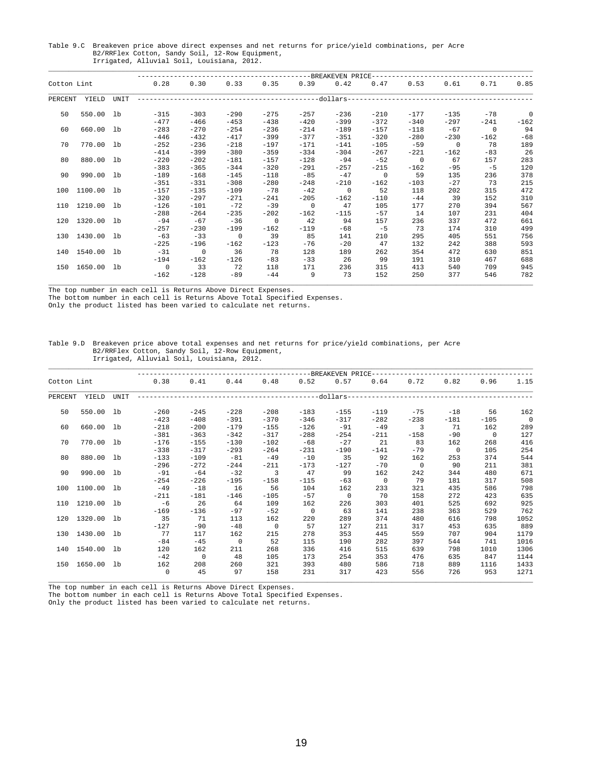Table 9.C Breakeven price above direct expenses and net returns for price/yield combinations, per Acre
B2/RRFlex Cotton, Sandy Soil, 12-Row Equipment,
Irrigated, Alluvial Soil, Louisiana, 2012.

| Cotton Lint | | | BREAKEVEN PRICE | | | | | | | | | | |
|---|---|---|---|---|---|---|---|---|---|---|---|---|---|
| | | | 0.28 | 0.30 | 0.33 | 0.35 | 0.39 | 0.42 | 0.47 | 0.53 | 0.61 | 0.71 | 0.85 |
| PERCENT | YIELD | UNIT | dollars | | | | | | | | | | |
| 50 | 550.00 | lb | -315 | -303 | -290 | -275 | -257 | -236 | -210 | -177 | -135 | -78 | 0 |
| | | | -477 | -466 | -453 | -438 | -420 | -399 | -372 | -340 | -297 | -241 | -162 |
| 60 | 660.00 | lb | -283 | -270 | -254 | -236 | -214 | -189 | -157 | -118 | -67 | 0 | 94 |
| | | | -446 | -432 | -417 | -399 | -377 | -351 | -320 | -280 | -230 | -162 | -68 |
| 70 | 770.00 | lb | -252 | -236 | -218 | -197 | -171 | -141 | -105 | -59 | 0 | 78 | 189 |
| | | | -414 | -399 | -380 | -359 | -334 | -304 | -267 | -221 | -162 | -83 | 26 |
| 80 | 880.00 | lb | -220 | -202 | -181 | -157 | -128 | -94 | -52 | 0 | 67 | 157 | 283 |
| | | | -383 | -365 | -344 | -320 | -291 | -257 | -215 | -162 | -95 | -5 | 120 |
| 90 | 990.00 | lb | -189 | -168 | -145 | -118 | -85 | -47 | 0 | 59 | 135 | 236 | 378 |
| | | | -351 | -331 | -308 | -280 | -248 | -210 | -162 | -103 | -27 | 73 | 215 |
| 100 | 1100.00 | lb | -157 | -135 | -109 | -78 | -42 | 0 | 52 | 118 | 202 | 315 | 472 |
| | | | -320 | -297 | -271 | -241 | -205 | -162 | -110 | -44 | 39 | 152 | 310 |
| 110 | 1210.00 | lb | -126 | -101 | -72 | -39 | 0 | 47 | 105 | 177 | 270 | 394 | 567 |
| | | | -288 | -264 | -235 | -202 | -162 | -115 | -57 | 14 | 107 | 231 | 404 |
| 120 | 1320.00 | lb | -94 | -67 | -36 | 0 | 42 | 94 | 157 | 236 | 337 | 472 | 661 |
| | | | -257 | -230 | -199 | -162 | -119 | -68 | -5 | 73 | 174 | 310 | 499 |
| 130 | 1430.00 | lb | -63 | -33 | 0 | 39 | 85 | 141 | 210 | 295 | 405 | 551 | 756 |
| | | | -225 | -196 | -162 | -123 | -76 | -20 | 47 | 132 | 242 | 388 | 593 |
| 140 | 1540.00 | lb | -31 | 0 | 36 | 78 | 128 | 189 | 262 | 354 | 472 | 630 | 851 |
| | | | -194 | -162 | -126 | -83 | -33 | 26 | 99 | 191 | 310 | 467 | 688 |
| 150 | 1650.00 | lb | 0 | 33 | 72 | 118 | 171 | 236 | 315 | 413 | 540 | 709 | 945 |
| | | | -162 | -128 | -89 | -44 | 9 | 73 | 152 | 250 | 377 | 546 | 782 |

The top number in each cell is Returns Above Direct Expenses.
The bottom number in each cell is Returns Above Total Specified Expenses.
Only the product listed has been varied to calculate net returns.

Table 9.D Breakeven price above total expenses and net returns for price/yield combinations, per Acre
B2/RRFlex Cotton, Sandy Soil, 12-Row Equipment,
Irrigated, Alluvial Soil, Louisiana, 2012.

| Cotton Lint | | | BREAKEVEN PRICE | | | | | | | | | | |
|---|---|---|---|---|---|---|---|---|---|---|---|---|---|
| | | | 0.38 | 0.41 | 0.44 | 0.48 | 0.52 | 0.57 | 0.64 | 0.72 | 0.82 | 0.96 | 1.15 |
| PERCENT | YIELD | UNIT | dollars | | | | | | | | | | |
| 50 | 550.00 | lb | -260 | -245 | -228 | -208 | -183 | -155 | -119 | -75 | -18 | 56 | 162 |
| | | | -423 | -408 | -391 | -370 | -346 | -317 | -282 | -238 | -181 | -105 | 0 |
| 60 | 660.00 | lb | -218 | -200 | -179 | -155 | -126 | -91 | -49 | 3 | 71 | 162 | 289 |
| | | | -381 | -363 | -342 | -317 | -288 | -254 | -211 | -158 | -90 | 0 | 127 |
| 70 | 770.00 | lb | -176 | -155 | -130 | -102 | -68 | -27 | 21 | 83 | 162 | 268 | 416 |
| | | | -338 | -317 | -293 | -264 | -231 | -190 | -141 | -79 | 0 | 105 | 254 |
| 80 | 880.00 | lb | -133 | -109 | -81 | -49 | -10 | 35 | 92 | 162 | 253 | 374 | 544 |
| | | | -296 | -272 | -244 | -211 | -173 | -127 | -70 | 0 | 90 | 211 | 381 |
| 90 | 990.00 | lb | -91 | -64 | -32 | 3 | 47 | 99 | 162 | 242 | 344 | 480 | 671 |
| | | | -254 | -226 | -195 | -158 | -115 | -63 | 0 | 79 | 181 | 317 | 508 |
| 100 | 1100.00 | lb | -49 | -18 | 16 | 56 | 104 | 162 | 233 | 321 | 435 | 586 | 798 |
| | | | -211 | -181 | -146 | -105 | -57 | 0 | 70 | 158 | 272 | 423 | 635 |
| 110 | 1210.00 | lb | -6 | 26 | 64 | 109 | 162 | 226 | 303 | 401 | 525 | 692 | 925 |
| | | | -169 | -136 | -97 | -52 | 0 | 63 | 141 | 238 | 363 | 529 | 762 |
| 120 | 1320.00 | lb | 35 | 71 | 113 | 162 | 220 | 289 | 374 | 480 | 616 | 798 | 1052 |
| | | | -127 | -90 | -48 | 0 | 57 | 127 | 211 | 317 | 453 | 635 | 889 |
| 130 | 1430.00 | lb | 77 | 117 | 162 | 215 | 278 | 353 | 445 | 559 | 707 | 904 | 1179 |
| | | | -84 | -45 | 0 | 52 | 115 | 190 | 282 | 397 | 544 | 741 | 1016 |
| 140 | 1540.00 | lb | 120 | 162 | 211 | 268 | 336 | 416 | 515 | 639 | 798 | 1010 | 1306 |
| | | | -42 | 0 | 48 | 105 | 173 | 254 | 353 | 476 | 635 | 847 | 1144 |
| 150 | 1650.00 | lb | 162 | 208 | 260 | 321 | 393 | 480 | 586 | 718 | 889 | 1116 | 1433 |
| | | | 0 | 45 | 97 | 158 | 231 | 317 | 423 | 556 | 726 | 953 | 1271 |

The top number in each cell is Returns Above Direct Expenses.
The bottom number in each cell is Returns Above Total Specified Expenses.
Only the product listed has been varied to calculate net returns.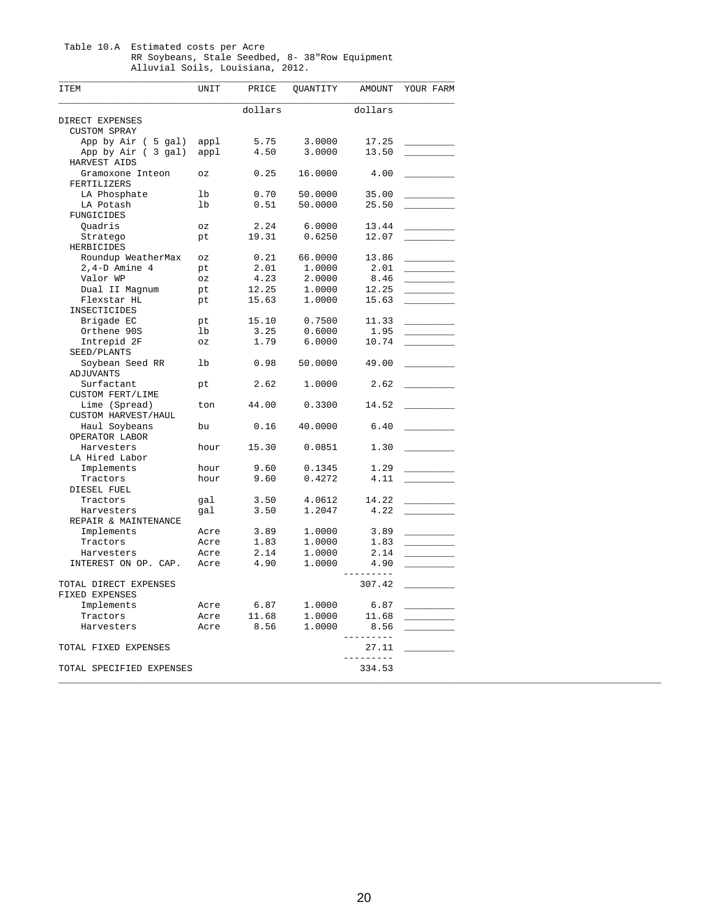Table 10.A Estimated costs per Acre
RR Soybeans, Stale Seedbed, 8- 38"Row Equipment
Alluvial Soils, Louisiana, 2012.

| ITEM | UNIT | PRICE | QUANTITY | AMOUNT | YOUR FARM |
|---|---|---|---|---|---|
| | | dollars | | dollars | |
| DIRECT EXPENSES | | | | | |
| CUSTOM SPRAY | | | | | |
| App by Air ( 5 gal) | appl | 5.75 | 3.0000 | 17.25 | _________ |
| App by Air ( 3 gal) | appl | 4.50 | 3.0000 | 13.50 | _________ |
| HARVEST AIDS | | | | | |
| Gramoxone Inteon | oz | 0.25 | 16.0000 | 4.00 | _________ |
| FERTILIZERS | | | | | |
| LA Phosphate | lb | 0.70 | 50.0000 | 35.00 | _________ |
| LA Potash | lb | 0.51 | 50.0000 | 25.50 | _________ |
| FUNGICIDES | | | | | |
| Quadris | oz | 2.24 | 6.0000 | 13.44 | _________ |
| Stratego | pt | 19.31 | 0.6250 | 12.07 | _________ |
| HERBICIDES | | | | | |
| Roundup WeatherMax | oz | 0.21 | 66.0000 | 13.86 | _________ |
| 2,4-D Amine 4 | pt | 2.01 | 1.0000 | 2.01 | _________ |
| Valor WP | oz | 4.23 | 2.0000 | 8.46 | _________ |
| Dual II Magnum | pt | 12.25 | 1.0000 | 12.25 | _________ |
| Flexstar HL | pt | 15.63 | 1.0000 | 15.63 | _________ |
| INSECTICIDES | | | | | |
| Brigade EC | pt | 15.10 | 0.7500 | 11.33 | _________ |
| Orthene 90S | lb | 3.25 | 0.6000 | 1.95 | _________ |
| Intrepid 2F | oz | 1.79 | 6.0000 | 10.74 | _________ |
| SEED/PLANTS | | | | | |
| Soybean Seed RR | lb | 0.98 | 50.0000 | 49.00 | _________ |
| ADJUVANTS | | | | | |
| Surfactant | pt | 2.62 | 1.0000 | 2.62 | _________ |
| CUSTOM FERT/LIME | | | | | |
| Lime (Spread) | ton | 44.00 | 0.3300 | 14.52 | _________ |
| CUSTOM HARVEST/HAUL | | | | | |
| Haul Soybeans | bu | 0.16 | 40.0000 | 6.40 | _________ |
| OPERATOR LABOR | | | | | |
| Harvesters | hour | 15.30 | 0.0851 | 1.30 | _________ |
| LA Hired Labor | | | | | |
| Implements | hour | 9.60 | 0.1345 | 1.29 | _________ |
| Tractors | hour | 9.60 | 0.4272 | 4.11 | _________ |
| DIESEL FUEL | | | | | |
| Tractors | gal | 3.50 | 4.0612 | 14.22 | _________ |
| Harvesters | gal | 3.50 | 1.2047 | 4.22 | _________ |
| REPAIR & MAINTENANCE | | | | | |
| Implements | Acre | 3.89 | 1.0000 | 3.89 | _________ |
| Tractors | Acre | 1.83 | 1.0000 | 1.83 | _________ |
| Harvesters | Acre | 2.14 | 1.0000 | 2.14 | _________ |
| INTEREST ON OP. CAP. | Acre | 4.90 | 1.0000 | 4.90 | _________ |
| TOTAL DIRECT EXPENSES | | | | 307.42 | _________ |
| FIXED EXPENSES | | | | | |
| Implements | Acre | 6.87 | 1.0000 | 6.87 | _________ |
| Tractors | Acre | 11.68 | 1.0000 | 11.68 | _________ |
| Harvesters | Acre | 8.56 | 1.0000 | 8.56 | _________ |
| TOTAL FIXED EXPENSES | | | | 27.11 | _________ |
| TOTAL SPECIFIED EXPENSES | | | | 334.53 | |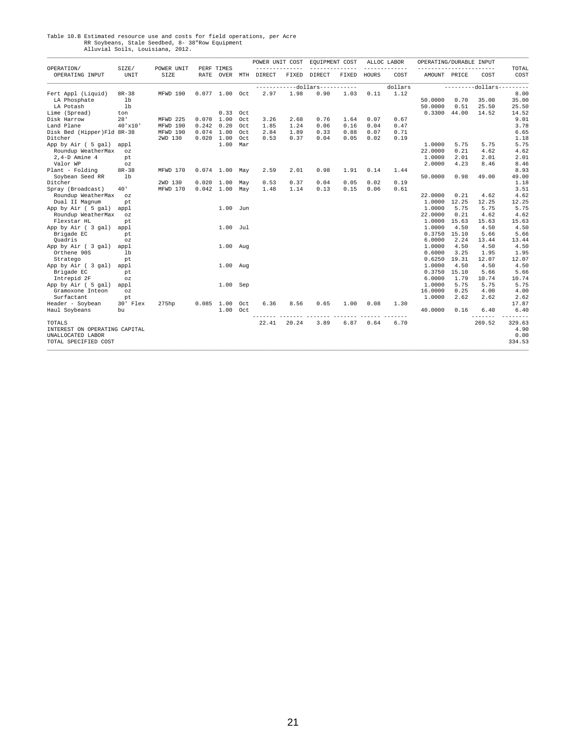Table 10.B Estimated resource use and costs for field operations, per Acre
RR Soybeans, Stale Seedbed, 8- 38"Row Equipment
Alluvial Soils, Louisiana, 2012.

| OPERATION/ OPERATING INPUT | SIZE/ UNIT | POWER UNIT SIZE | PERF RATE | TIMES OVER | MTH | POWER UNIT COST DIRECT | POWER UNIT COST FIXED | EQUIPMENT COST DIRECT | EQUIPMENT COST FIXED | ALLOC LABOR HOURS | ALLOC LABOR COST | OPERATING/DURABLE INPUT AMOUNT | OPERATING/DURABLE INPUT PRICE | OPERATING/DURABLE INPUT COST | TOTAL COST |
|---|---|---|---|---|---|---|---|---|---|---|---|---|---|---|---|
| | | | | | | -----------dollars----------- | | | | | dollars | | ---------dollars--------- | | |
| Fert Appl (Liquid) | 8R-38 | MFWD 190 | 0.077 | 1.00 | Oct | 2.97 | 1.98 | 0.90 | 1.03 | 0.11 | 1.12 | | | | 8.00 |
| LA Phosphate | lb | | | | | | | | | | | 50.0000 | 0.70 | 35.00 | 35.00 |
| LA Potash | lb | | | | | | | | | | | 50.0000 | 0.51 | 25.50 | 25.50 |
| Lime (Spread) | ton | | | 0.33 | Oct | | | | | | | 0.3300 | 44.00 | 14.52 | 14.52 |
| Disk Harrow | 28' | MFWD 225 | 0.070 | 1.00 | Oct | 3.26 | 2.68 | 0.76 | 1.64 | 0.07 | 0.67 | | | | 9.01 |
| Land Plane | 40'x10' | MFWD 190 | 0.242 | 0.20 | Oct | 1.85 | 1.24 | 0.06 | 0.16 | 0.04 | 0.47 | | | | 3.78 |
| Disk Bed (Hipper)Fld | 8R-38 | MFWD 190 | 0.074 | 1.00 | Oct | 2.84 | 1.89 | 0.33 | 0.88 | 0.07 | 0.71 | | | | 6.65 |
| Ditcher | | 2WD 130 | 0.020 | 1.00 | Oct | 0.53 | 0.37 | 0.04 | 0.05 | 0.02 | 0.19 | | | | 1.18 |
| App by Air ( 5 gal) | appl | | | 1.00 | Mar | | | | | | | 1.0000 | 5.75 | 5.75 | 5.75 |
| Roundup WeatherMax | oz | | | | | | | | | | | 22.0000 | 0.21 | 4.62 | 4.62 |
| 2,4-D Amine 4 | pt | | | | | | | | | | | 1.0000 | 2.01 | 2.01 | 2.01 |
| Valor WP | oz | | | | | | | | | | | 2.0000 | 4.23 | 8.46 | 8.46 |
| Plant - Folding | 8R-38 | MFWD 170 | 0.074 | 1.00 | May | 2.59 | 2.01 | 0.98 | 1.91 | 0.14 | 1.44 | | | | 8.93 |
| Soybean Seed RR | lb | | | | | | | | | | | 50.0000 | 0.98 | 49.00 | 49.00 |
| Ditcher | | 2WD 130 | 0.020 | 1.00 | May | 0.53 | 0.37 | 0.04 | 0.05 | 0.02 | 0.19 | | | | 1.18 |
| Spray (Broadcast) | 40' | MFWD 170 | 0.042 | 1.00 | May | 1.48 | 1.14 | 0.13 | 0.15 | 0.06 | 0.61 | | | | 3.51 |
| Roundup WeatherMax | oz | | | | | | | | | | | 22.0000 | 0.21 | 4.62 | 4.62 |
| Dual II Magnum | pt | | | | | | | | | | | 1.0000 | 12.25 | 12.25 | 12.25 |
| App by Air ( 5 gal) | appl | | | 1.00 | Jun | | | | | | | 1.0000 | 5.75 | 5.75 | 5.75 |
| Roundup WeatherMax | oz | | | | | | | | | | | 22.0000 | 0.21 | 4.62 | 4.62 |
| Flexstar HL | pt | | | | | | | | | | | 1.0000 | 15.63 | 15.63 | 15.63 |
| App by Air ( 3 gal) | appl | | | 1.00 | Jul | | | | | | | 1.0000 | 4.50 | 4.50 | 4.50 |
| Brigade EC | pt | | | | | | | | | | | 0.3750 | 15.10 | 5.66 | 5.66 |
| Quadris | oz | | | | | | | | | | | 6.0000 | 2.24 | 13.44 | 13.44 |
| App by Air ( 3 gal) | appl | | | 1.00 | Aug | | | | | | | 1.0000 | 4.50 | 4.50 | 4.50 |
| Orthene 90S | lb | | | | | | | | | | | 0.6000 | 3.25 | 1.95 | 1.95 |
| Stratego | pt | | | | | | | | | | | 0.6250 | 19.31 | 12.07 | 12.07 |
| App by Air ( 3 gal) | appl | | | 1.00 | Aug | | | | | | | 1.0000 | 4.50 | 4.50 | 4.50 |
| Brigade EC | pt | | | | | | | | | | | 0.3750 | 15.10 | 5.66 | 5.66 |
| Intrepid 2F | oz | | | | | | | | | | | 6.0000 | 1.79 | 10.74 | 10.74 |
| App by Air ( 5 gal) | appl | | | 1.00 | Sep | | | | | | | 1.0000 | 5.75 | 5.75 | 5.75 |
| Gramoxone Inteon | oz | | | | | | | | | | | 16.0000 | 0.25 | 4.00 | 4.00 |
| Surfactant | pt | | | | | | | | | | | 1.0000 | 2.62 | 2.62 | 2.62 |
| Header - Soybean | 30' Flex | 275hp | 0.085 | 1.00 | Oct | 6.36 | 8.56 | 0.65 | 1.00 | 0.08 | 1.30 | | | | 17.87 |
| Haul Soybeans | bu | | | 1.00 | Oct | | | | | | | 40.0000 | 0.16 | 6.40 | 6.40 |
| TOTALS | | | | | | 22.41 | 20.24 | 3.89 | 6.87 | 0.64 | 6.70 | | | 269.52 | 329.63 |
| INTEREST ON OPERATING CAPITAL | | | | | | | | | | | | | | | 4.90 |
| UNALLOCATED LABOR | | | | | | | | | | | | | | | 0.00 |
| TOTAL SPECIFIED COST | | | | | | | | | | | | | | | 334.53 |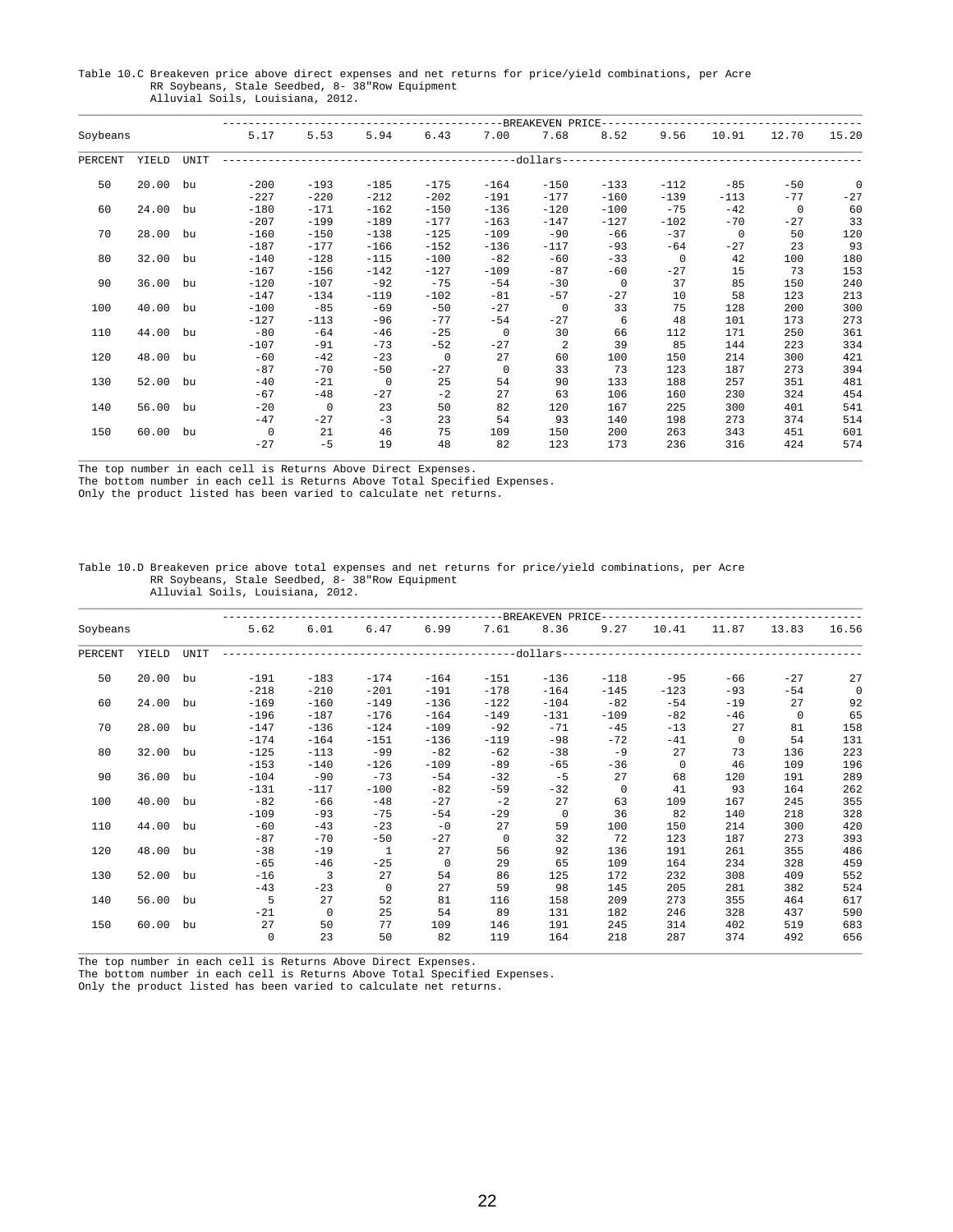Table 10.C Breakeven price above direct expenses and net returns for price/yield combinations, per Acre
RR Soybeans, Stale Seedbed, 8- 38"Row Equipment
Alluvial Soils, Louisiana, 2012.

| Soybeans | | | BREAKEVEN PRICE | | | | | | | | | | |
|---|---|---|---|---|---|---|---|---|---|---|---|---|---|
| | | | 5.17 | 5.53 | 5.94 | 6.43 | 7.00 | 7.68 | 8.52 | 9.56 | 10.91 | 12.70 | 15.20 |
| PERCENT | YIELD | UNIT | dollars | | | | | | | | | | |
| 50 | 20.00 | bu | -200 | -193 | -185 | -175 | -164 | -150 | -133 | -112 | -85 | -50 | 0 |
| | | | -227 | -220 | -212 | -202 | -191 | -177 | -160 | -139 | -113 | -77 | -27 |
| 60 | 24.00 | bu | -180 | -171 | -162 | -150 | -136 | -120 | -100 | -75 | -42 | 0 | 60 |
| | | | -207 | -199 | -189 | -177 | -163 | -147 | -127 | -102 | -70 | -27 | 33 |
| 70 | 28.00 | bu | -160 | -150 | -138 | -125 | -109 | -90 | -66 | -37 | 0 | 50 | 120 |
| | | | -187 | -177 | -166 | -152 | -136 | -117 | -93 | -64 | -27 | 23 | 93 |
| 80 | 32.00 | bu | -140 | -128 | -115 | -100 | -82 | -60 | -33 | 0 | 42 | 100 | 180 |
| | | | -167 | -156 | -142 | -127 | -109 | -87 | -60 | -27 | 15 | 73 | 153 |
| 90 | 36.00 | bu | -120 | -107 | -92 | -75 | -54 | -30 | 0 | 37 | 85 | 150 | 240 |
| | | | -147 | -134 | -119 | -102 | -81 | -57 | -27 | 10 | 58 | 123 | 213 |
| 100 | 40.00 | bu | -100 | -85 | -69 | -50 | -27 | 0 | 33 | 75 | 128 | 200 | 300 |
| | | | -127 | -113 | -96 | -77 | -54 | -27 | 6 | 48 | 101 | 173 | 273 |
| 110 | 44.00 | bu | -80 | -64 | -46 | -25 | 0 | 30 | 66 | 112 | 171 | 250 | 361 |
| | | | -107 | -91 | -73 | -52 | -27 | 2 | 39 | 85 | 144 | 223 | 334 |
| 120 | 48.00 | bu | -60 | -42 | -23 | 0 | 27 | 60 | 100 | 150 | 214 | 300 | 421 |
| | | | -87 | -70 | -50 | -27 | 0 | 33 | 73 | 123 | 187 | 273 | 394 |
| 130 | 52.00 | bu | -40 | -21 | 0 | 25 | 54 | 90 | 133 | 188 | 257 | 351 | 481 |
| | | | -67 | -48 | -27 | -2 | 27 | 63 | 106 | 160 | 230 | 324 | 454 |
| 140 | 56.00 | bu | -20 | 0 | 23 | 50 | 82 | 120 | 167 | 225 | 300 | 401 | 541 |
| | | | -47 | -27 | -3 | 23 | 54 | 93 | 140 | 198 | 273 | 374 | 514 |
| 150 | 60.00 | bu | 0 | 21 | 46 | 75 | 109 | 150 | 200 | 263 | 343 | 451 | 601 |
| | | | -27 | -5 | 19 | 48 | 82 | 123 | 173 | 236 | 316 | 424 | 574 |

The top number in each cell is Returns Above Direct Expenses.
The bottom number in each cell is Returns Above Total Specified Expenses.
Only the product listed has been varied to calculate net returns.

Table 10.D Breakeven price above total expenses and net returns for price/yield combinations, per Acre
RR Soybeans, Stale Seedbed, 8- 38"Row Equipment
Alluvial Soils, Louisiana, 2012.

| Soybeans | | | BREAKEVEN PRICE | | | | | | | | | | |
|---|---|---|---|---|---|---|---|---|---|---|---|---|---|
| | | | 5.62 | 6.01 | 6.47 | 6.99 | 7.61 | 8.36 | 9.27 | 10.41 | 11.87 | 13.83 | 16.56 |
| PERCENT | YIELD | UNIT | dollars | | | | | | | | | | |
| 50 | 20.00 | bu | -191 | -183 | -174 | -164 | -151 | -136 | -118 | -95 | -66 | -27 | 27 |
| | | | -218 | -210 | -201 | -191 | -178 | -164 | -145 | -123 | -93 | -54 | 0 |
| 60 | 24.00 | bu | -169 | -160 | -149 | -136 | -122 | -104 | -82 | -54 | -19 | 27 | 92 |
| | | | -196 | -187 | -176 | -164 | -149 | -131 | -109 | -82 | -46 | 0 | 65 |
| 70 | 28.00 | bu | -147 | -136 | -124 | -109 | -92 | -71 | -45 | -13 | 27 | 81 | 158 |
| | | | -174 | -164 | -151 | -136 | -119 | -98 | -72 | -41 | 0 | 54 | 131 |
| 80 | 32.00 | bu | -125 | -113 | -99 | -82 | -62 | -38 | -9 | 27 | 73 | 136 | 223 |
| | | | -153 | -140 | -126 | -109 | -89 | -65 | -36 | 0 | 46 | 109 | 196 |
| 90 | 36.00 | bu | -104 | -90 | -73 | -54 | -32 | -5 | 27 | 68 | 120 | 191 | 289 |
| | | | -131 | -117 | -100 | -82 | -59 | -32 | 0 | 41 | 93 | 164 | 262 |
| 100 | 40.00 | bu | -82 | -66 | -48 | -27 | -2 | 27 | 63 | 109 | 167 | 245 | 355 |
| | | | -109 | -93 | -75 | -54 | -29 | 0 | 36 | 82 | 140 | 218 | 328 |
| 110 | 44.00 | bu | -60 | -43 | -23 | -0 | 27 | 59 | 100 | 150 | 214 | 300 | 420 |
| | | | -87 | -70 | -50 | -27 | 0 | 32 | 72 | 123 | 187 | 273 | 393 |
| 120 | 48.00 | bu | -38 | -19 | 1 | 27 | 56 | 92 | 136 | 191 | 261 | 355 | 486 |
| | | | -65 | -46 | -25 | 0 | 29 | 65 | 109 | 164 | 234 | 328 | 459 |
| 130 | 52.00 | bu | -16 | 3 | 27 | 54 | 86 | 125 | 172 | 232 | 308 | 409 | 552 |
| | | | -43 | -23 | 0 | 27 | 59 | 98 | 145 | 205 | 281 | 382 | 524 |
| 140 | 56.00 | bu | 5 | 27 | 52 | 81 | 116 | 158 | 209 | 273 | 355 | 464 | 617 |
| | | | -21 | 0 | 25 | 54 | 89 | 131 | 182 | 246 | 328 | 437 | 590 |
| 150 | 60.00 | bu | 27 | 50 | 77 | 109 | 146 | 191 | 245 | 314 | 402 | 519 | 683 |
| | | | 0 | 23 | 50 | 82 | 119 | 164 | 218 | 287 | 374 | 492 | 656 |

The top number in each cell is Returns Above Direct Expenses.
The bottom number in each cell is Returns Above Total Specified Expenses.
Only the product listed has been varied to calculate net returns.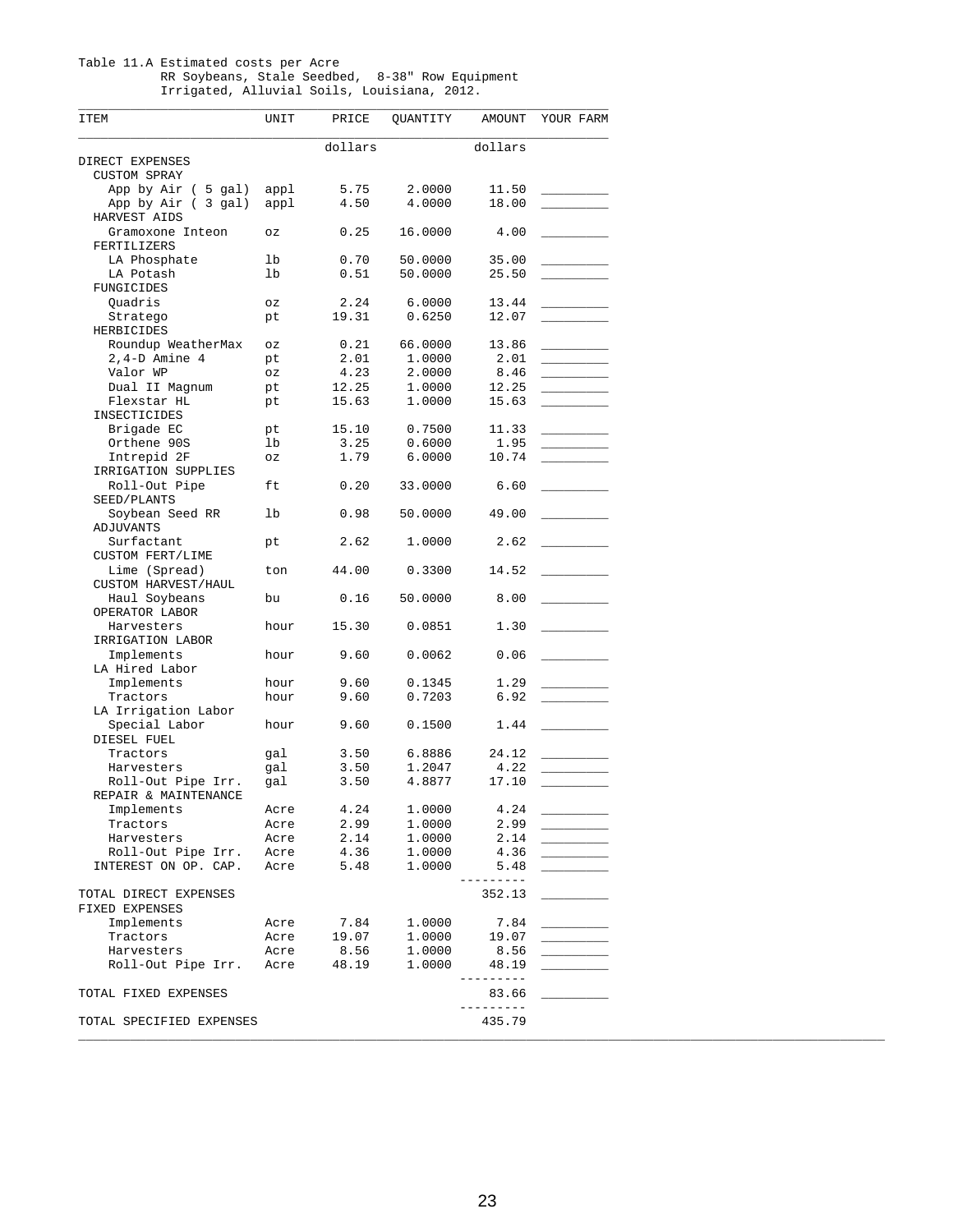Table 11.A Estimated costs per Acre
RR Soybeans, Stale Seedbed, 8-38" Row Equipment
Irrigated, Alluvial Soils, Louisiana, 2012.

| ITEM | UNIT | PRICE | QUANTITY | AMOUNT | YOUR FARM |
|---|---|---|---|---|---|
| | | dollars | | dollars | |
| DIRECT EXPENSES | | | | | |
| CUSTOM SPRAY | | | | | |
| App by Air ( 5 gal) | appl | 5.75 | 2.0000 | 11.50 | _________ |
| App by Air ( 3 gal) | appl | 4.50 | 4.0000 | 18.00 | _________ |
| HARVEST AIDS | | | | | |
| Gramoxone Inteon | oz | 0.25 | 16.0000 | 4.00 | _________ |
| FERTILIZERS | | | | | |
| LA Phosphate | lb | 0.70 | 50.0000 | 35.00 | _________ |
| LA Potash | lb | 0.51 | 50.0000 | 25.50 | _________ |
| FUNGICIDES | | | | | |
| Quadris | oz | 2.24 | 6.0000 | 13.44 | _________ |
| Stratego | pt | 19.31 | 0.6250 | 12.07 | _________ |
| HERBICIDES | | | | | |
| Roundup WeatherMax | oz | 0.21 | 66.0000 | 13.86 | _________ |
| 2,4-D Amine 4 | pt | 2.01 | 1.0000 | 2.01 | _________ |
| Valor WP | oz | 4.23 | 2.0000 | 8.46 | _________ |
| Dual II Magnum | pt | 12.25 | 1.0000 | 12.25 | _________ |
| Flexstar HL | pt | 15.63 | 1.0000 | 15.63 | _________ |
| INSECTICIDES | | | | | |
| Brigade EC | pt | 15.10 | 0.7500 | 11.33 | _________ |
| Orthene 90S | lb | 3.25 | 0.6000 | 1.95 | _________ |
| Intrepid 2F | oz | 1.79 | 6.0000 | 10.74 | _________ |
| IRRIGATION SUPPLIES | | | | | |
| Roll-Out Pipe | ft | 0.20 | 33.0000 | 6.60 | _________ |
| SEED/PLANTS | | | | | |
| Soybean Seed RR | lb | 0.98 | 50.0000 | 49.00 | _________ |
| ADJUVANTS | | | | | |
| Surfactant | pt | 2.62 | 1.0000 | 2.62 | _________ |
| CUSTOM FERT/LIME | | | | | |
| Lime (Spread) | ton | 44.00 | 0.3300 | 14.52 | _________ |
| CUSTOM HARVEST/HAUL | | | | | |
| Haul Soybeans | bu | 0.16 | 50.0000 | 8.00 | _________ |
| OPERATOR LABOR | | | | | |
| Harvesters | hour | 15.30 | 0.0851 | 1.30 | _________ |
| IRRIGATION LABOR | | | | | |
| Implements | hour | 9.60 | 0.0062 | 0.06 | _________ |
| LA Hired Labor | | | | | |
| Implements | hour | 9.60 | 0.1345 | 1.29 | _________ |
| Tractors | hour | 9.60 | 0.7203 | 6.92 | _________ |
| LA Irrigation Labor | | | | | |
| Special Labor | hour | 9.60 | 0.1500 | 1.44 | _________ |
| DIESEL FUEL | | | | | |
| Tractors | gal | 3.50 | 6.8886 | 24.12 | _________ |
| Harvesters | gal | 3.50 | 1.2047 | 4.22 | _________ |
| Roll-Out Pipe Irr. | gal | 3.50 | 4.8877 | 17.10 | _________ |
| REPAIR & MAINTENANCE | | | | | |
| Implements | Acre | 4.24 | 1.0000 | 4.24 | _________ |
| Tractors | Acre | 2.99 | 1.0000 | 2.99 | _________ |
| Harvesters | Acre | 2.14 | 1.0000 | 2.14 | _________ |
| Roll-Out Pipe Irr. | Acre | 4.36 | 1.0000 | 4.36 | _________ |
| INTEREST ON OP. CAP. | Acre | 5.48 | 1.0000 | 5.48 | _________ |
| TOTAL DIRECT EXPENSES | | | | 352.13 | _________ |
| FIXED EXPENSES | | | | | |
| Implements | Acre | 7.84 | 1.0000 | 7.84 | _________ |
| Tractors | Acre | 19.07 | 1.0000 | 19.07 | _________ |
| Harvesters | Acre | 8.56 | 1.0000 | 8.56 | _________ |
| Roll-Out Pipe Irr. | Acre | 48.19 | 1.0000 | 48.19 | _________ |
| TOTAL FIXED EXPENSES | | | | 83.66 | _________ |
| TOTAL SPECIFIED EXPENSES | | | | 435.79 | |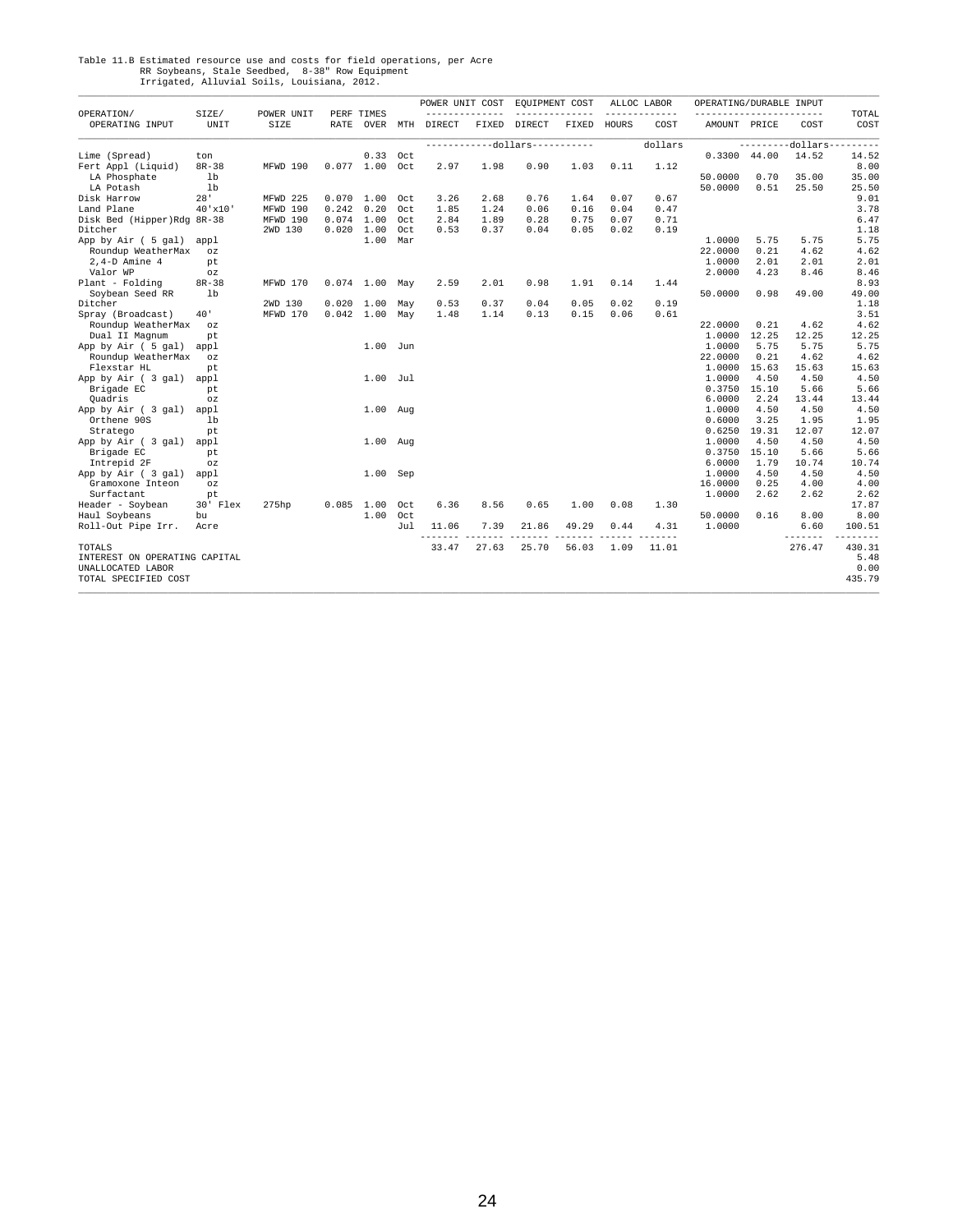Table 11.B Estimated resource use and costs for field operations, per Acre
RR Soybeans, Stale Seedbed, 8-38" Row Equipment
Irrigated, Alluvial Soils, Louisiana, 2012.

| OPERATION/ OPERATING INPUT | SIZE/ UNIT | POWER UNIT SIZE | PERF RATE | TIMES OVER | MTH | POWER UNIT COST DIRECT | POWER UNIT COST FIXED | EQUIPMENT COST DIRECT | EQUIPMENT COST FIXED | ALLOC LABOR HOURS | ALLOC LABOR COST | OPERATING/DURABLE INPUT AMOUNT | PRICE | COST | TOTAL COST |
|---|---|---|---|---|---|---|---|---|---|---|---|---|---|---|---|
| | | | | | | -----------dollars----------- | | | | | dollars | | ---------dollars--------- | | |
| Lime (Spread) | ton | | | 0.33 | Oct | | | | | | | 0.3300 | 44.00 | 14.52 | 14.52 |
| Fert Appl (Liquid) | 8R-38 | MFWD 190 | 0.077 | 1.00 | Oct | 2.97 | 1.98 | 0.90 | 1.03 | 0.11 | 1.12 | | | | 8.00 |
| LA Phosphate | lb | | | | | | | | | | | 50.0000 | 0.70 | 35.00 | 35.00 |
| LA Potash | lb | | | | | | | | | | | 50.0000 | 0.51 | 25.50 | 25.50 |
| Disk Harrow | 28' | MFWD 225 | 0.070 | 1.00 | Oct | 3.26 | 2.68 | 0.76 | 1.64 | 0.07 | 0.67 | | | | 9.01 |
| Land Plane | 40'x10' | MFWD 190 | 0.242 | 0.20 | Oct | 1.85 | 1.24 | 0.06 | 0.16 | 0.04 | 0.47 | | | | 3.78 |
| Disk Bed (Hipper)Rdg | 8R-38 | MFWD 190 | 0.074 | 1.00 | Oct | 2.84 | 1.89 | 0.28 | 0.75 | 0.07 | 0.71 | | | | 6.47 |
| Ditcher | | 2WD 130 | 0.020 | 1.00 | Oct | 0.53 | 0.37 | 0.04 | 0.05 | 0.02 | 0.19 | | | | 1.18 |
| App by Air ( 5 gal) | appl | | | 1.00 | Mar | | | | | | | 1.0000 | 5.75 | 5.75 | 5.75 |
| Roundup WeatherMax | oz | | | | | | | | | | | 22.0000 | 0.21 | 4.62 | 4.62 |
| 2,4-D Amine 4 | pt | | | | | | | | | | | 1.0000 | 2.01 | 2.01 | 2.01 |
| Valor WP | oz | | | | | | | | | | | 2.0000 | 4.23 | 8.46 | 8.46 |
| Plant - Folding | 8R-38 | MFWD 170 | 0.074 | 1.00 | May | 2.59 | 2.01 | 0.98 | 1.91 | 0.14 | 1.44 | | | | 8.93 |
| Soybean Seed RR | lb | | | | | | | | | | | 50.0000 | 0.98 | 49.00 | 49.00 |
| Ditcher | | 2WD 130 | 0.020 | 1.00 | May | 0.53 | 0.37 | 0.04 | 0.05 | 0.02 | 0.19 | | | | 1.18 |
| Spray (Broadcast) | 40' | MFWD 170 | 0.042 | 1.00 | May | 1.48 | 1.14 | 0.13 | 0.15 | 0.06 | 0.61 | | | | 3.51 |
| Roundup WeatherMax | oz | | | | | | | | | | | 22.0000 | 0.21 | 4.62 | 4.62 |
| Dual II Magnum | pt | | | | | | | | | | | 1.0000 | 12.25 | 12.25 | 12.25 |
| App by Air ( 5 gal) | appl | | | 1.00 | Jun | | | | | | | 1.0000 | 5.75 | 5.75 | 5.75 |
| Roundup WeatherMax | oz | | | | | | | | | | | 22.0000 | 0.21 | 4.62 | 4.62 |
| Flexstar HL | pt | | | | | | | | | | | 1.0000 | 15.63 | 15.63 | 15.63 |
| App by Air ( 3 gal) | appl | | | 1.00 | Jul | | | | | | | 1.0000 | 4.50 | 4.50 | 4.50 |
| Brigade EC | pt | | | | | | | | | | | 0.3750 | 15.10 | 5.66 | 5.66 |
| Quadris | oz | | | | | | | | | | | 6.0000 | 2.24 | 13.44 | 13.44 |
| App by Air ( 3 gal) | appl | | | 1.00 | Aug | | | | | | | 1.0000 | 4.50 | 4.50 | 4.50 |
| Orthene 90S | lb | | | | | | | | | | | 0.6000 | 3.25 | 1.95 | 1.95 |
| Stratego | pt | | | | | | | | | | | 0.6250 | 19.31 | 12.07 | 12.07 |
| App by Air ( 3 gal) | appl | | | 1.00 | Aug | | | | | | | 1.0000 | 4.50 | 4.50 | 4.50 |
| Brigade EC | pt | | | | | | | | | | | 0.3750 | 15.10 | 5.66 | 5.66 |
| Intrepid 2F | oz | | | | | | | | | | | 6.0000 | 1.79 | 10.74 | 10.74 |
| App by Air ( 3 gal) | appl | | | 1.00 | Sep | | | | | | | 1.0000 | 4.50 | 4.50 | 4.50 |
| Gramoxone Inteon | oz | | | | | | | | | | | 16.0000 | 0.25 | 4.00 | 4.00 |
| Surfactant | pt | | | | | | | | | | | 1.0000 | 2.62 | 2.62 | 2.62 |
| Header - Soybean | 30' Flex | 275hp | 0.085 | 1.00 | Oct | 6.36 | 8.56 | 0.65 | 1.00 | 0.08 | 1.30 | | | | 17.87 |
| Haul Soybeans | bu | | | 1.00 | Oct | | | | | | | 50.0000 | 0.16 | 8.00 | 8.00 |
| Roll-Out Pipe Irr. | Acre | | | | Jul | 11.06 | 7.39 | 21.86 | 49.29 | 0.44 | 4.31 | 1.0000 | | 6.60 | 100.51 |
| TOTALS | | | | | | 33.47 | 27.63 | 25.70 | 56.03 | 1.09 | 11.01 | | | 276.47 | 430.31 |
| INTEREST ON OPERATING CAPITAL | | | | | | | | | | | | | | | 5.48 |
| UNALLOCATED LABOR | | | | | | | | | | | | | | | 0.00 |
| TOTAL SPECIFIED COST | | | | | | | | | | | | | | | 435.79 |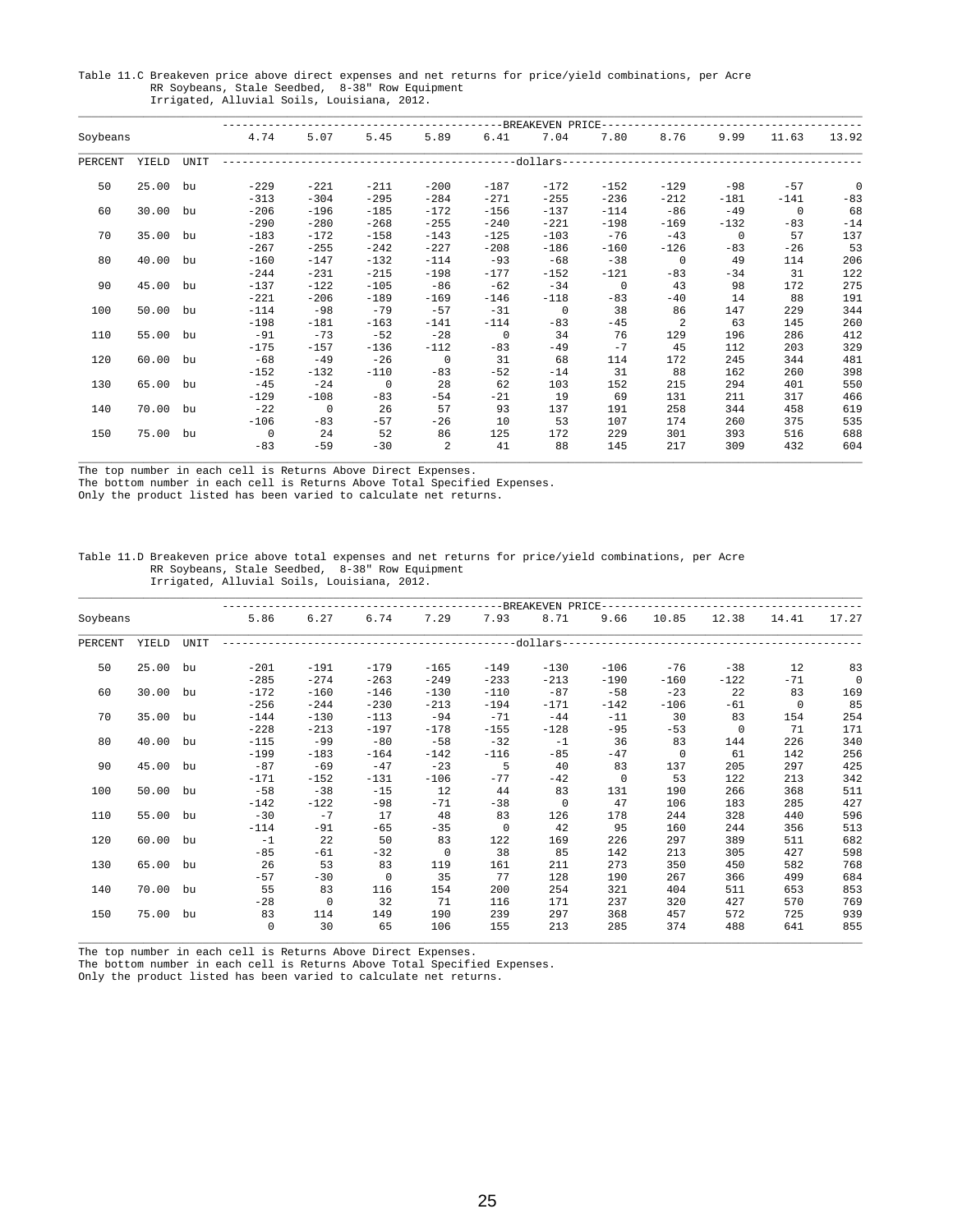Table 11.C Breakeven price above direct expenses and net returns for price/yield combinations, per Acre
RR Soybeans, Stale Seedbed, 8-38" Row Equipment
Irrigated, Alluvial Soils, Louisiana, 2012.

| Soybeans | | | BREAKEVEN PRICE | | | | | | | | | | |
|---|---|---|---|---|---|---|---|---|---|---|---|---|---|
| | | | 4.74 | 5.07 | 5.45 | 5.89 | 6.41 | 7.04 | 7.80 | 8.76 | 9.99 | 11.63 | 13.92 |
| PERCENT | YIELD | UNIT | dollars | | | | | | | | | | |
| 50 | 25.00 | bu | -229 | -221 | -211 | -200 | -187 | -172 | -152 | -129 | -98 | -57 | 0 |
| | | | -313 | -304 | -295 | -284 | -271 | -255 | -236 | -212 | -181 | -141 | -83 |
| 60 | 30.00 | bu | -206 | -196 | -185 | -172 | -156 | -137 | -114 | -86 | -49 | 0 | 68 |
| | | | -290 | -280 | -268 | -255 | -240 | -221 | -198 | -169 | -132 | -83 | -14 |
| 70 | 35.00 | bu | -183 | -172 | -158 | -143 | -125 | -103 | -76 | -43 | 0 | 57 | 137 |
| | | | -267 | -255 | -242 | -227 | -208 | -186 | -160 | -126 | -83 | -26 | 53 |
| 80 | 40.00 | bu | -160 | -147 | -132 | -114 | -93 | -68 | -38 | 0 | 49 | 114 | 206 |
| | | | -244 | -231 | -215 | -198 | -177 | -152 | -121 | -83 | -34 | 31 | 122 |
| 90 | 45.00 | bu | -137 | -122 | -105 | -86 | -62 | -34 | 0 | 43 | 98 | 172 | 275 |
| | | | -221 | -206 | -189 | -169 | -146 | -118 | -83 | -40 | 14 | 88 | 191 |
| 100 | 50.00 | bu | -114 | -98 | -79 | -57 | -31 | 0 | 38 | 86 | 147 | 229 | 344 |
| | | | -198 | -181 | -163 | -141 | -114 | -83 | -45 | 2 | 63 | 145 | 260 |
| 110 | 55.00 | bu | -91 | -73 | -52 | -28 | 0 | 34 | 76 | 129 | 196 | 286 | 412 |
| | | | -175 | -157 | -136 | -112 | -83 | -49 | -7 | 45 | 112 | 203 | 329 |
| 120 | 60.00 | bu | -68 | -49 | -26 | 0 | 31 | 68 | 114 | 172 | 245 | 344 | 481 |
| | | | -152 | -132 | -110 | -83 | -52 | -14 | 31 | 88 | 162 | 260 | 398 |
| 130 | 65.00 | bu | -45 | -24 | 0 | 28 | 62 | 103 | 152 | 215 | 294 | 401 | 550 |
| | | | -129 | -108 | -83 | -54 | -21 | 19 | 69 | 131 | 211 | 317 | 466 |
| 140 | 70.00 | bu | -22 | 0 | 26 | 57 | 93 | 137 | 191 | 258 | 344 | 458 | 619 |
| | | | -106 | -83 | -57 | -26 | 10 | 53 | 107 | 174 | 260 | 375 | 535 |
| 150 | 75.00 | bu | 0 | 24 | 52 | 86 | 125 | 172 | 229 | 301 | 393 | 516 | 688 |
| | | | -83 | -59 | -30 | 2 | 41 | 88 | 145 | 217 | 309 | 432 | 604 |

The top number in each cell is Returns Above Direct Expenses.
The bottom number in each cell is Returns Above Total Specified Expenses.
Only the product listed has been varied to calculate net returns.

Table 11.D Breakeven price above total expenses and net returns for price/yield combinations, per Acre
RR Soybeans, Stale Seedbed, 8-38" Row Equipment
Irrigated, Alluvial Soils, Louisiana, 2012.

| Soybeans | | | BREAKEVEN PRICE | | | | | | | | | | |
|---|---|---|---|---|---|---|---|---|---|---|---|---|---|
| | | | 5.86 | 6.27 | 6.74 | 7.29 | 7.93 | 8.71 | 9.66 | 10.85 | 12.38 | 14.41 | 17.27 |
| PERCENT | YIELD | UNIT | dollars | | | | | | | | | | |
| 50 | 25.00 | bu | -201 | -191 | -179 | -165 | -149 | -130 | -106 | -76 | -38 | 12 | 83 |
| | | | -285 | -274 | -263 | -249 | -233 | -213 | -190 | -160 | -122 | -71 | 0 |
| 60 | 30.00 | bu | -172 | -160 | -146 | -130 | -110 | -87 | -58 | -23 | 22 | 83 | 169 |
| | | | -256 | -244 | -230 | -213 | -194 | -171 | -142 | -106 | -61 | 0 | 85 |
| 70 | 35.00 | bu | -144 | -130 | -113 | -94 | -71 | -44 | -11 | 30 | 83 | 154 | 254 |
| | | | -228 | -213 | -197 | -178 | -155 | -128 | -95 | -53 | 0 | 71 | 171 |
| 80 | 40.00 | bu | -115 | -99 | -80 | -58 | -32 | -1 | 36 | 83 | 144 | 226 | 340 |
| | | | -199 | -183 | -164 | -142 | -116 | -85 | -47 | 0 | 61 | 142 | 256 |
| 90 | 45.00 | bu | -87 | -69 | -47 | -23 | 5 | 40 | 83 | 137 | 205 | 297 | 425 |
| | | | -171 | -152 | -131 | -106 | -77 | -42 | 0 | 53 | 122 | 213 | 342 |
| 100 | 50.00 | bu | -58 | -38 | -15 | 12 | 44 | 83 | 131 | 190 | 266 | 368 | 511 |
| | | | -142 | -122 | -98 | -71 | -38 | 0 | 47 | 106 | 183 | 285 | 427 |
| 110 | 55.00 | bu | -30 | -7 | 17 | 48 | 83 | 126 | 178 | 244 | 328 | 440 | 596 |
| | | | -114 | -91 | -65 | -35 | 0 | 42 | 95 | 160 | 244 | 356 | 513 |
| 120 | 60.00 | bu | -1 | 22 | 50 | 83 | 122 | 169 | 226 | 297 | 389 | 511 | 682 |
| | | | -85 | -61 | -32 | 0 | 38 | 85 | 142 | 213 | 305 | 427 | 598 |
| 130 | 65.00 | bu | 26 | 53 | 83 | 119 | 161 | 211 | 273 | 350 | 450 | 582 | 768 |
| | | | -57 | -30 | 0 | 35 | 77 | 128 | 190 | 267 | 366 | 499 | 684 |
| 140 | 70.00 | bu | 55 | 83 | 116 | 154 | 200 | 254 | 321 | 404 | 511 | 653 | 853 |
| | | | -28 | 0 | 32 | 71 | 116 | 171 | 237 | 320 | 427 | 570 | 769 |
| 150 | 75.00 | bu | 83 | 114 | 149 | 190 | 239 | 297 | 368 | 457 | 572 | 725 | 939 |
| | | | 0 | 30 | 65 | 106 | 155 | 213 | 285 | 374 | 488 | 641 | 855 |

The top number in each cell is Returns Above Direct Expenses.
The bottom number in each cell is Returns Above Total Specified Expenses.
Only the product listed has been varied to calculate net returns.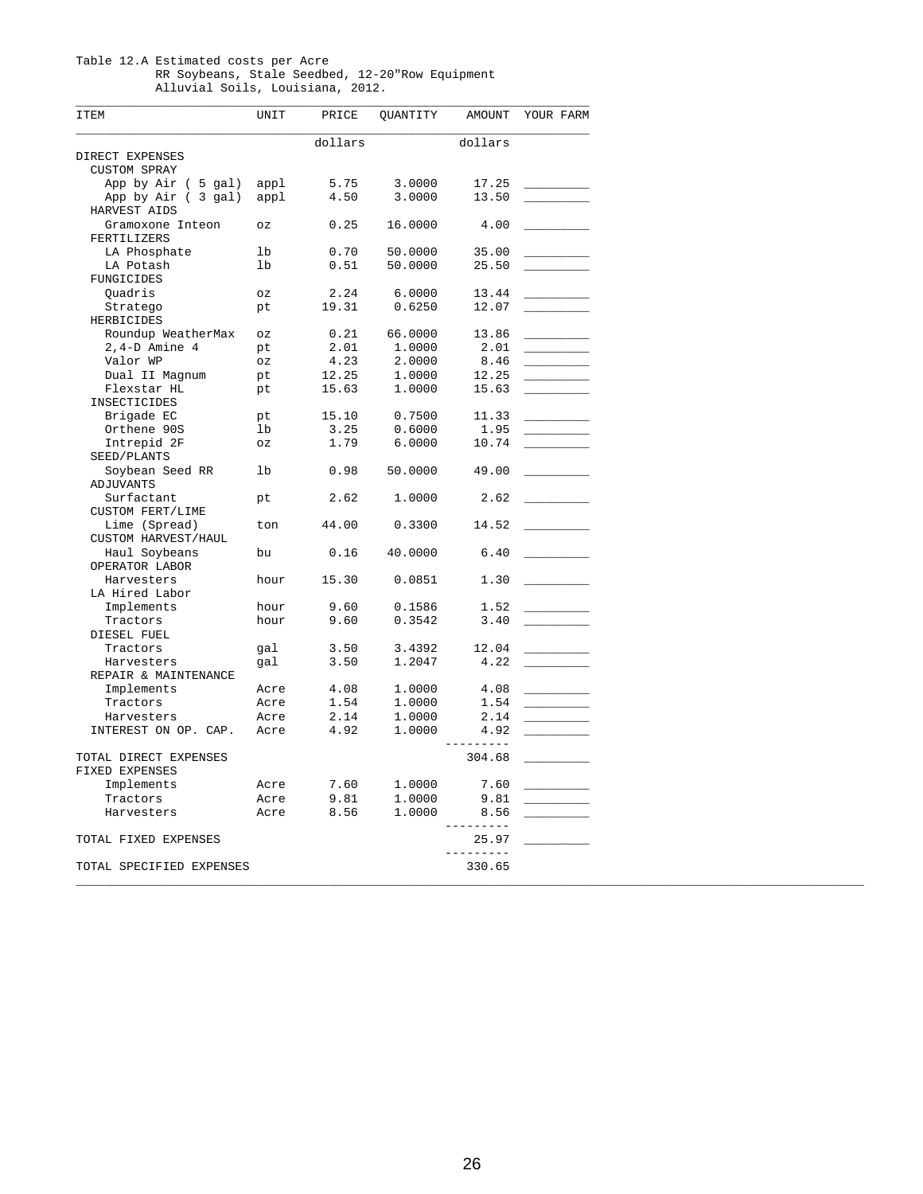Table 12.A Estimated costs per Acre
RR Soybeans, Stale Seedbed, 12-20"Row Equipment
Alluvial Soils, Louisiana, 2012.

| ITEM | UNIT | PRICE | QUANTITY | AMOUNT | YOUR FARM |
|---|---|---|---|---|---|
| | | dollars | | dollars | |
| DIRECT EXPENSES | | | | | |
| CUSTOM SPRAY | | | | | |
| App by Air ( 5 gal) | appl | 5.75 | 3.0000 | 17.25 | _________ |
| App by Air ( 3 gal) | appl | 4.50 | 3.0000 | 13.50 | _________ |
| HARVEST AIDS | | | | | |
| Gramoxone Inteon | oz | 0.25 | 16.0000 | 4.00 | _________ |
| FERTILIZERS | | | | | |
| LA Phosphate | lb | 0.70 | 50.0000 | 35.00 | _________ |
| LA Potash | lb | 0.51 | 50.0000 | 25.50 | _________ |
| FUNGICIDES | | | | | |
| Quadris | oz | 2.24 | 6.0000 | 13.44 | _________ |
| Stratego | pt | 19.31 | 0.6250 | 12.07 | _________ |
| HERBICIDES | | | | | |
| Roundup WeatherMax | oz | 0.21 | 66.0000 | 13.86 | _________ |
| 2,4-D Amine 4 | pt | 2.01 | 1.0000 | 2.01 | _________ |
| Valor WP | oz | 4.23 | 2.0000 | 8.46 | _________ |
| Dual II Magnum | pt | 12.25 | 1.0000 | 12.25 | _________ |
| Flexstar HL | pt | 15.63 | 1.0000 | 15.63 | _________ |
| INSECTICIDES | | | | | |
| Brigade EC | pt | 15.10 | 0.7500 | 11.33 | _________ |
| Orthene 90S | lb | 3.25 | 0.6000 | 1.95 | _________ |
| Intrepid 2F | oz | 1.79 | 6.0000 | 10.74 | _________ |
| SEED/PLANTS | | | | | |
| Soybean Seed RR | lb | 0.98 | 50.0000 | 49.00 | _________ |
| ADJUVANTS | | | | | |
| Surfactant | pt | 2.62 | 1.0000 | 2.62 | _________ |
| CUSTOM FERT/LIME | | | | | |
| Lime (Spread) | ton | 44.00 | 0.3300 | 14.52 | _________ |
| CUSTOM HARVEST/HAUL | | | | | |
| Haul Soybeans | bu | 0.16 | 40.0000 | 6.40 | _________ |
| OPERATOR LABOR | | | | | |
| Harvesters | hour | 15.30 | 0.0851 | 1.30 | _________ |
| LA Hired Labor | | | | | |
| Implements | hour | 9.60 | 0.1586 | 1.52 | _________ |
| Tractors | hour | 9.60 | 0.3542 | 3.40 | _________ |
| DIESEL FUEL | | | | | |
| Tractors | gal | 3.50 | 3.4392 | 12.04 | _________ |
| Harvesters | gal | 3.50 | 1.2047 | 4.22 | _________ |
| REPAIR & MAINTENANCE | | | | | |
| Implements | Acre | 4.08 | 1.0000 | 4.08 | _________ |
| Tractors | Acre | 1.54 | 1.0000 | 1.54 | _________ |
| Harvesters | Acre | 2.14 | 1.0000 | 2.14 | _________ |
| INTEREST ON OP. CAP. | Acre | 4.92 | 1.0000 | 4.92 | _________ |
| TOTAL DIRECT EXPENSES | | | | 304.68 | _________ |
| FIXED EXPENSES | | | | | |
| Implements | Acre | 7.60 | 1.0000 | 7.60 | _________ |
| Tractors | Acre | 9.81 | 1.0000 | 9.81 | _________ |
| Harvesters | Acre | 8.56 | 1.0000 | 8.56 | _________ |
| TOTAL FIXED EXPENSES | | | | 25.97 | _________ |
| TOTAL SPECIFIED EXPENSES | | | | 330.65 | |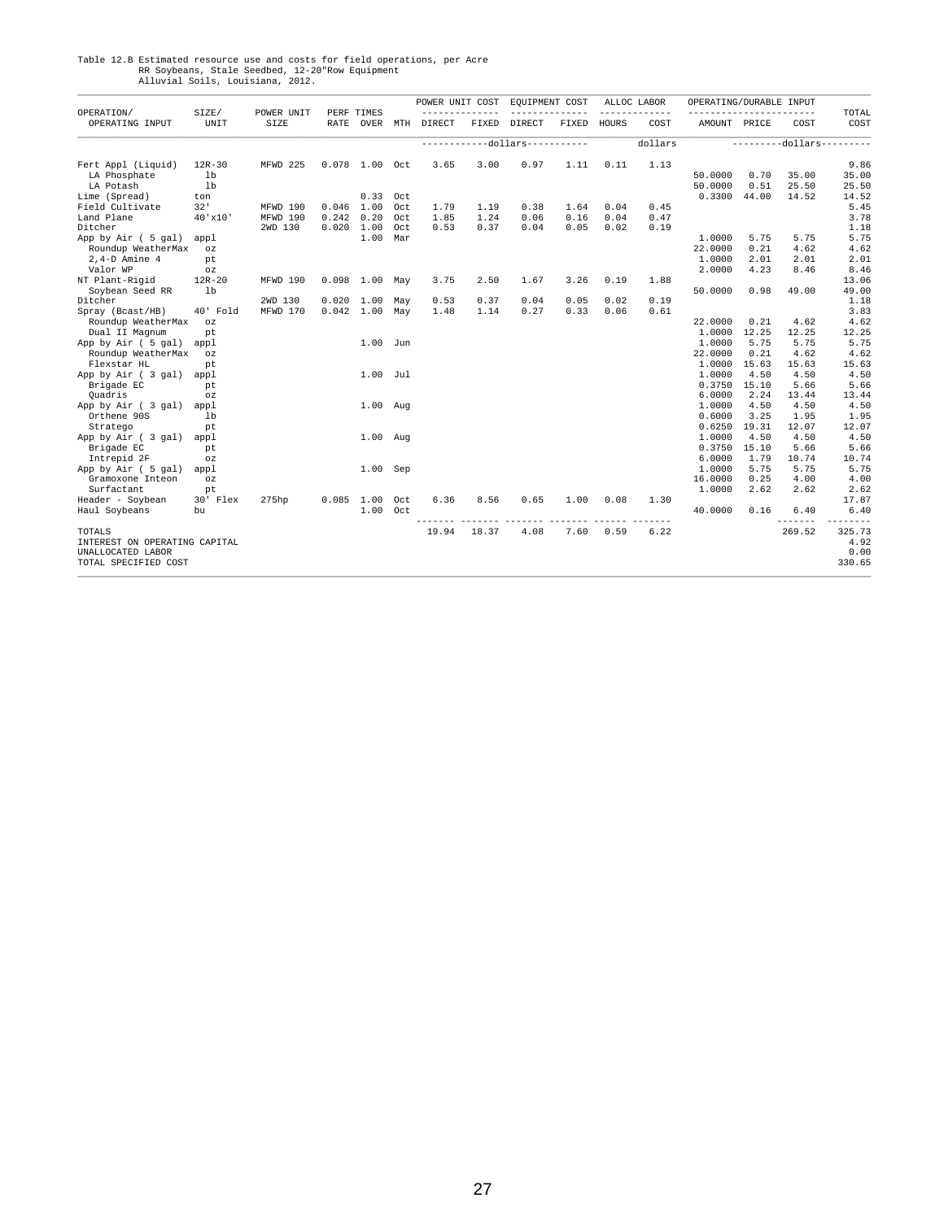Table 12.B Estimated resource use and costs for field operations, per Acre
RR Soybeans, Stale Seedbed, 12-20"Row Equipment
Alluvial Soils, Louisiana, 2012.

| OPERATION/ OPERATING INPUT | SIZE/ UNIT | POWER UNIT SIZE | PERF RATE | TIMES OVER | MTH | POWER UNIT COST DIRECT | POWER UNIT COST FIXED | EQUIPMENT COST DIRECT | EQUIPMENT COST FIXED | ALLOC LABOR HOURS | ALLOC LABOR COST | OPERATING/DURABLE INPUT AMOUNT | PRICE | COST | TOTAL COST |
|---|---|---|---|---|---|---|---|---|---|---|---|---|---|---|---|
| | | | | | | ----------- | dollars | ----------- | | | dollars | | ---------dollars | --------- | |
| Fert Appl (Liquid) | 12R-30 | MFWD 225 | 0.078 | 1.00 | Oct | 3.65 | 3.00 | 0.97 | 1.11 | 0.11 | 1.13 | | | | 9.86 |
| LA Phosphate | lb | | | | | | | | | | | 50.0000 | 0.70 | 35.00 | 35.00 |
| LA Potash | lb | | | | | | | | | | | 50.0000 | 0.51 | 25.50 | 25.50 |
| Lime (Spread) | ton | | | 0.33 | Oct | | | | | | | 0.3300 | 44.00 | 14.52 | 14.52 |
| Field Cultivate | 32' | MFWD 190 | 0.046 | 1.00 | Oct | 1.79 | 1.19 | 0.38 | 1.64 | 0.04 | 0.45 | | | | 5.45 |
| Land Plane | 40'x10' | MFWD 190 | 0.242 | 0.20 | Oct | 1.85 | 1.24 | 0.06 | 0.16 | 0.04 | 0.47 | | | | 3.78 |
| Ditcher | | 2WD 130 | 0.020 | 1.00 | Oct | 0.53 | 0.37 | 0.04 | 0.05 | 0.02 | 0.19 | | | | 1.18 |
| App by Air ( 5 gal) | appl | | | 1.00 | Mar | | | | | | | 1.0000 | 5.75 | 5.75 | 5.75 |
| Roundup WeatherMax | oz | | | | | | | | | | | 22.0000 | 0.21 | 4.62 | 4.62 |
| 2,4-D Amine 4 | pt | | | | | | | | | | | 1.0000 | 2.01 | 2.01 | 2.01 |
| Valor WP | oz | | | | | | | | | | | 2.0000 | 4.23 | 8.46 | 8.46 |
| NT Plant-Rigid | 12R-20 | MFWD 190 | 0.098 | 1.00 | May | 3.75 | 2.50 | 1.67 | 3.26 | 0.19 | 1.88 | | | | 13.06 |
| Soybean Seed RR | lb | | | | | | | | | | | 50.0000 | 0.98 | 49.00 | 49.00 |
| Ditcher | | 2WD 130 | 0.020 | 1.00 | May | 0.53 | 0.37 | 0.04 | 0.05 | 0.02 | 0.19 | | | | 1.18 |
| Spray (Bcast/HB) | 40' Fold | MFWD 170 | 0.042 | 1.00 | May | 1.48 | 1.14 | 0.27 | 0.33 | 0.06 | 0.61 | | | | 3.83 |
| Roundup WeatherMax | oz | | | | | | | | | | | 22.0000 | 0.21 | 4.62 | 4.62 |
| Dual II Magnum | pt | | | | | | | | | | | 1.0000 | 12.25 | 12.25 | 12.25 |
| App by Air ( 5 gal) | appl | | | 1.00 | Jun | | | | | | | 1.0000 | 5.75 | 5.75 | 5.75 |
| Roundup WeatherMax | oz | | | | | | | | | | | 22.0000 | 0.21 | 4.62 | 4.62 |
| Flexstar HL | pt | | | | | | | | | | | 1.0000 | 15.63 | 15.63 | 15.63 |
| App by Air ( 3 gal) | appl | | | 1.00 | Jul | | | | | | | 1.0000 | 4.50 | 4.50 | 4.50 |
| Brigade EC | pt | | | | | | | | | | | 0.3750 | 15.10 | 5.66 | 5.66 |
| Quadris | oz | | | | | | | | | | | 6.0000 | 2.24 | 13.44 | 13.44 |
| App by Air ( 3 gal) | appl | | | 1.00 | Aug | | | | | | | 1.0000 | 4.50 | 4.50 | 4.50 |
| Orthene 90S | lb | | | | | | | | | | | 0.6000 | 3.25 | 1.95 | 1.95 |
| Stratego | pt | | | | | | | | | | | 0.6250 | 19.31 | 12.07 | 12.07 |
| App by Air ( 3 gal) | appl | | | 1.00 | Aug | | | | | | | 1.0000 | 4.50 | 4.50 | 4.50 |
| Brigade EC | pt | | | | | | | | | | | 0.3750 | 15.10 | 5.66 | 5.66 |
| Intrepid 2F | oz | | | | | | | | | | | 6.0000 | 1.79 | 10.74 | 10.74 |
| App by Air ( 5 gal) | appl | | | 1.00 | Sep | | | | | | | 1.0000 | 5.75 | 5.75 | 5.75 |
| Gramoxone Inteon | oz | | | | | | | | | | | 16.0000 | 0.25 | 4.00 | 4.00 |
| Surfactant | pt | | | | | | | | | | | 1.0000 | 2.62 | 2.62 | 2.62 |
| Header - Soybean | 30' Flex | 275hp | 0.085 | 1.00 | Oct | 6.36 | 8.56 | 0.65 | 1.00 | 0.08 | 1.30 | | | | 17.87 |
| Haul Soybeans | bu | | | 1.00 | Oct | | | | | | | 40.0000 | 0.16 | 6.40 | 6.40 |
| TOTALS | | | | | | 19.94 | 18.37 | 4.08 | 7.60 | 0.59 | 6.22 | | | 269.52 | 325.73 |
| INTEREST ON OPERATING CAPITAL | | | | | | | | | | | | | | | 4.92 |
| UNALLOCATED LABOR | | | | | | | | | | | | | | | 0.00 |
| TOTAL SPECIFIED COST | | | | | | | | | | | | | | | 330.65 |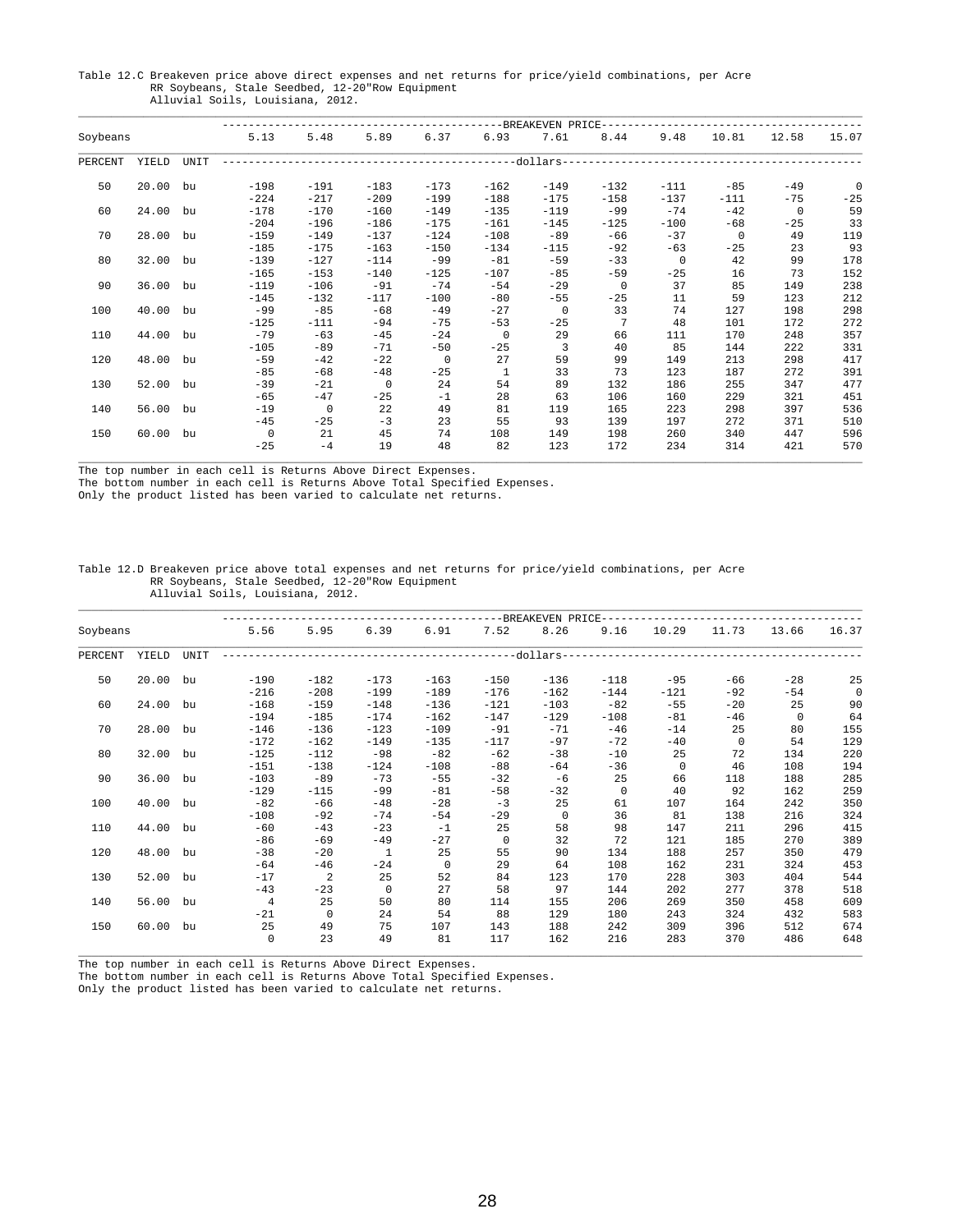Table 12.C Breakeven price above direct expenses and net returns for price/yield combinations, per Acre
RR Soybeans, Stale Seedbed, 12-20"Row Equipment
Alluvial Soils, Louisiana, 2012.

| Soybeans | | | BREAKEVEN PRICE | | | | | | | | | | |
|---|---|---|---|---|---|---|---|---|---|---|---|---|---|
| | | | 5.13 | 5.48 | 5.89 | 6.37 | 6.93 | 7.61 | 8.44 | 9.48 | 10.81 | 12.58 | 15.07 |
| PERCENT | YIELD | UNIT | dollars | | | | | | | | | | |
| 50 | 20.00 | bu | -198 | -191 | -183 | -173 | -162 | -149 | -132 | -111 | -85 | -49 | 0 |
| | | | -224 | -217 | -209 | -199 | -188 | -175 | -158 | -137 | -111 | -75 | -25 |
| 60 | 24.00 | bu | -178 | -170 | -160 | -149 | -135 | -119 | -99 | -74 | -42 | 0 | 59 |
| | | | -204 | -196 | -186 | -175 | -161 | -145 | -125 | -100 | -68 | -25 | 33 |
| 70 | 28.00 | bu | -159 | -149 | -137 | -124 | -108 | -89 | -66 | -37 | 0 | 49 | 119 |
| | | | -185 | -175 | -163 | -150 | -134 | -115 | -92 | -63 | -25 | 23 | 93 |
| 80 | 32.00 | bu | -139 | -127 | -114 | -99 | -81 | -59 | -33 | 0 | 42 | 99 | 178 |
| | | | -165 | -153 | -140 | -125 | -107 | -85 | -59 | -25 | 16 | 73 | 152 |
| 90 | 36.00 | bu | -119 | -106 | -91 | -74 | -54 | -29 | 0 | 37 | 85 | 149 | 238 |
| | | | -145 | -132 | -117 | -100 | -80 | -55 | -25 | 11 | 59 | 123 | 212 |
| 100 | 40.00 | bu | -99 | -85 | -68 | -49 | -27 | 0 | 33 | 74 | 127 | 198 | 298 |
| | | | -125 | -111 | -94 | -75 | -53 | -25 | 7 | 48 | 101 | 172 | 272 |
| 110 | 44.00 | bu | -79 | -63 | -45 | -24 | 0 | 29 | 66 | 111 | 170 | 248 | 357 |
| | | | -105 | -89 | -71 | -50 | -25 | 3 | 40 | 85 | 144 | 222 | 331 |
| 120 | 48.00 | bu | -59 | -42 | -22 | 0 | 27 | 59 | 99 | 149 | 213 | 298 | 417 |
| | | | -85 | -68 | -48 | -25 | 1 | 33 | 73 | 123 | 187 | 272 | 391 |
| 130 | 52.00 | bu | -39 | -21 | 0 | 24 | 54 | 89 | 132 | 186 | 255 | 347 | 477 |
| | | | -65 | -47 | -25 | -1 | 28 | 63 | 106 | 160 | 229 | 321 | 451 |
| 140 | 56.00 | bu | -19 | 0 | 22 | 49 | 81 | 119 | 165 | 223 | 298 | 397 | 536 |
| | | | -45 | -25 | -3 | 23 | 55 | 93 | 139 | 197 | 272 | 371 | 510 |
| 150 | 60.00 | bu | 0 | 21 | 45 | 74 | 108 | 149 | 198 | 260 | 340 | 447 | 596 |
| | | | -25 | -4 | 19 | 48 | 82 | 123 | 172 | 234 | 314 | 421 | 570 |

The top number in each cell is Returns Above Direct Expenses.
The bottom number in each cell is Returns Above Total Specified Expenses.
Only the product listed has been varied to calculate net returns.

Table 12.D Breakeven price above total expenses and net returns for price/yield combinations, per Acre
RR Soybeans, Stale Seedbed, 12-20"Row Equipment
Alluvial Soils, Louisiana, 2012.

| Soybeans | | | BREAKEVEN PRICE | | | | | | | | | | |
|---|---|---|---|---|---|---|---|---|---|---|---|---|---|
| | | | 5.56 | 5.95 | 6.39 | 6.91 | 7.52 | 8.26 | 9.16 | 10.29 | 11.73 | 13.66 | 16.37 |
| PERCENT | YIELD | UNIT | dollars | | | | | | | | | | |
| 50 | 20.00 | bu | -190 | -182 | -173 | -163 | -150 | -136 | -118 | -95 | -66 | -28 | 25 |
| | | | -216 | -208 | -199 | -189 | -176 | -162 | -144 | -121 | -92 | -54 | 0 |
| 60 | 24.00 | bu | -168 | -159 | -148 | -136 | -121 | -103 | -82 | -55 | -20 | 25 | 90 |
| | | | -194 | -185 | -174 | -162 | -147 | -129 | -108 | -81 | -46 | 0 | 64 |
| 70 | 28.00 | bu | -146 | -136 | -123 | -109 | -91 | -71 | -46 | -14 | 25 | 80 | 155 |
| | | | -172 | -162 | -149 | -135 | -117 | -97 | -72 | -40 | 0 | 54 | 129 |
| 80 | 32.00 | bu | -125 | -112 | -98 | -82 | -62 | -38 | -10 | 25 | 72 | 134 | 220 |
| | | | -151 | -138 | -124 | -108 | -88 | -64 | -36 | 0 | 46 | 108 | 194 |
| 90 | 36.00 | bu | -103 | -89 | -73 | -55 | -32 | -6 | 25 | 66 | 118 | 188 | 285 |
| | | | -129 | -115 | -99 | -81 | -58 | -32 | 0 | 40 | 92 | 162 | 259 |
| 100 | 40.00 | bu | -82 | -66 | -48 | -28 | -3 | 25 | 61 | 107 | 164 | 242 | 350 |
| | | | -108 | -92 | -74 | -54 | -29 | 0 | 36 | 81 | 138 | 216 | 324 |
| 110 | 44.00 | bu | -60 | -43 | -23 | -1 | 25 | 58 | 98 | 147 | 211 | 296 | 415 |
| | | | -86 | -69 | -49 | -27 | 0 | 32 | 72 | 121 | 185 | 270 | 389 |
| 120 | 48.00 | bu | -38 | -20 | 1 | 25 | 55 | 90 | 134 | 188 | 257 | 350 | 479 |
| | | | -64 | -46 | -24 | 0 | 29 | 64 | 108 | 162 | 231 | 324 | 453 |
| 130 | 52.00 | bu | -17 | 2 | 25 | 52 | 84 | 123 | 170 | 228 | 303 | 404 | 544 |
| | | | -43 | -23 | 0 | 27 | 58 | 97 | 144 | 202 | 277 | 378 | 518 |
| 140 | 56.00 | bu | 4 | 25 | 50 | 80 | 114 | 155 | 206 | 269 | 350 | 458 | 609 |
| | | | -21 | 0 | 24 | 54 | 88 | 129 | 180 | 243 | 324 | 432 | 583 |
| 150 | 60.00 | bu | 25 | 49 | 75 | 107 | 143 | 188 | 242 | 309 | 396 | 512 | 674 |
| | | | 0 | 23 | 49 | 81 | 117 | 162 | 216 | 283 | 370 | 486 | 648 |

The top number in each cell is Returns Above Direct Expenses.
The bottom number in each cell is Returns Above Total Specified Expenses.
Only the product listed has been varied to calculate net returns.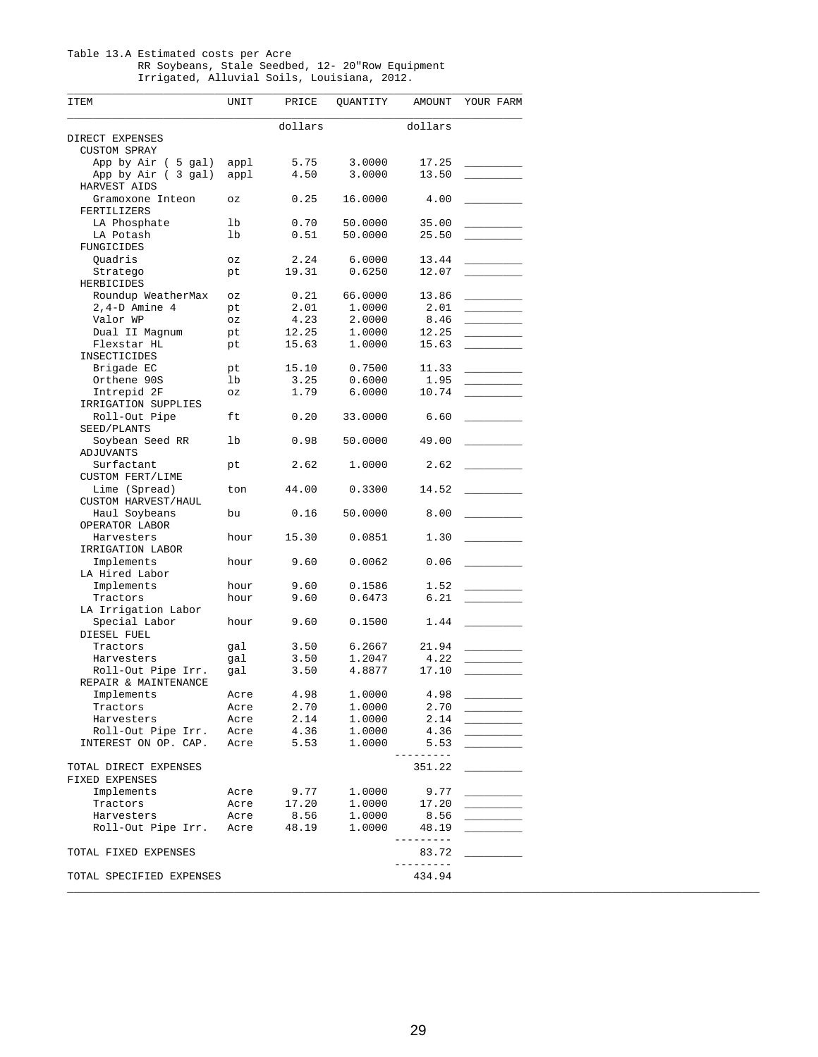Table 13.A Estimated costs per Acre
RR Soybeans, Stale Seedbed, 12- 20"Row Equipment
Irrigated, Alluvial Soils, Louisiana, 2012.

| ITEM | UNIT | PRICE | QUANTITY | AMOUNT | YOUR FARM |
|---|---|---|---|---|---|
| | | dollars | | dollars | |
| DIRECT EXPENSES | | | | | |
| CUSTOM SPRAY | | | | | |
| App by Air ( 5 gal) | appl | 5.75 | 3.0000 | 17.25 | _________ |
| App by Air ( 3 gal) | appl | 4.50 | 3.0000 | 13.50 | _________ |
| HARVEST AIDS | | | | | |
| Gramoxone Inteon | oz | 0.25 | 16.0000 | 4.00 | _________ |
| FERTILIZERS | | | | | |
| LA Phosphate | lb | 0.70 | 50.0000 | 35.00 | _________ |
| LA Potash | lb | 0.51 | 50.0000 | 25.50 | _________ |
| FUNGICIDES | | | | | |
| Quadris | oz | 2.24 | 6.0000 | 13.44 | _________ |
| Stratego | pt | 19.31 | 0.6250 | 12.07 | _________ |
| HERBICIDES | | | | | |
| Roundup WeatherMax | oz | 0.21 | 66.0000 | 13.86 | _________ |
| 2,4-D Amine 4 | pt | 2.01 | 1.0000 | 2.01 | _________ |
| Valor WP | oz | 4.23 | 2.0000 | 8.46 | _________ |
| Dual II Magnum | pt | 12.25 | 1.0000 | 12.25 | _________ |
| Flexstar HL | pt | 15.63 | 1.0000 | 15.63 | _________ |
| INSECTICIDES | | | | | |
| Brigade EC | pt | 15.10 | 0.7500 | 11.33 | _________ |
| Orthene 90S | lb | 3.25 | 0.6000 | 1.95 | _________ |
| Intrepid 2F | oz | 1.79 | 6.0000 | 10.74 | _________ |
| IRRIGATION SUPPLIES | | | | | |
| Roll-Out Pipe | ft | 0.20 | 33.0000 | 6.60 | _________ |
| SEED/PLANTS | | | | | |
| Soybean Seed RR | lb | 0.98 | 50.0000 | 49.00 | _________ |
| ADJUVANTS | | | | | |
| Surfactant | pt | 2.62 | 1.0000 | 2.62 | _________ |
| CUSTOM FERT/LIME | | | | | |
| Lime (Spread) | ton | 44.00 | 0.3300 | 14.52 | _________ |
| CUSTOM HARVEST/HAUL | | | | | |
| Haul Soybeans | bu | 0.16 | 50.0000 | 8.00 | _________ |
| OPERATOR LABOR | | | | | |
| Harvesters | hour | 15.30 | 0.0851 | 1.30 | _________ |
| IRRIGATION LABOR | | | | | |
| Implements | hour | 9.60 | 0.0062 | 0.06 | _________ |
| LA Hired Labor | | | | | |
| Implements | hour | 9.60 | 0.1586 | 1.52 | _________ |
| Tractors | hour | 9.60 | 0.6473 | 6.21 | _________ |
| LA Irrigation Labor | | | | | |
| Special Labor | hour | 9.60 | 0.1500 | 1.44 | _________ |
| DIESEL FUEL | | | | | |
| Tractors | gal | 3.50 | 6.2667 | 21.94 | _________ |
| Harvesters | gal | 3.50 | 1.2047 | 4.22 | _________ |
| Roll-Out Pipe Irr. | gal | 3.50 | 4.8877 | 17.10 | _________ |
| REPAIR & MAINTENANCE | | | | | |
| Implements | Acre | 4.98 | 1.0000 | 4.98 | _________ |
| Tractors | Acre | 2.70 | 1.0000 | 2.70 | _________ |
| Harvesters | Acre | 2.14 | 1.0000 | 2.14 | _________ |
| Roll-Out Pipe Irr. | Acre | 4.36 | 1.0000 | 4.36 | _________ |
| INTEREST ON OP. CAP. | Acre | 5.53 | 1.0000 | 5.53 | _________ |
| TOTAL DIRECT EXPENSES | | | | 351.22 | _________ |
| FIXED EXPENSES | | | | | |
| Implements | Acre | 9.77 | 1.0000 | 9.77 | _________ |
| Tractors | Acre | 17.20 | 1.0000 | 17.20 | _________ |
| Harvesters | Acre | 8.56 | 1.0000 | 8.56 | _________ |
| Roll-Out Pipe Irr. | Acre | 48.19 | 1.0000 | 48.19 | _________ |
| TOTAL FIXED EXPENSES | | | | 83.72 | _________ |
| TOTAL SPECIFIED EXPENSES | | | | 434.94 | |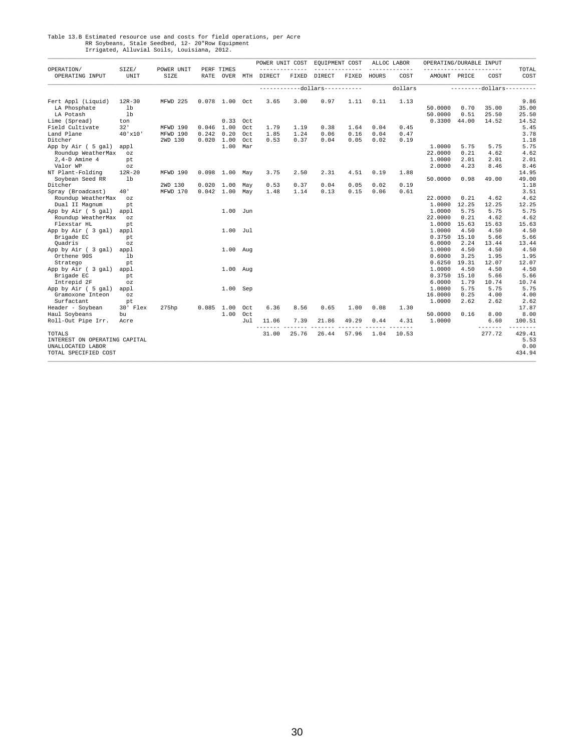Table 13.B Estimated resource use and costs for field operations, per Acre
RR Soybeans, Stale Seedbed, 12- 20"Row Equipment
Irrigated, Alluvial Soils, Louisiana, 2012.

| OPERATION/ OPERATING INPUT | SIZE/ UNIT | POWER UNIT SIZE | PERF RATE | TIMES OVER | MTH | POWER UNIT COST DIRECT | POWER UNIT COST FIXED | EQUIPMENT COST DIRECT | EQUIPMENT COST FIXED | ALLOC LABOR HOURS | ALLOC LABOR COST | OPERATING/DURABLE INPUT AMOUNT | PRICE | COST | TOTAL COST |
|---|---|---|---|---|---|---|---|---|---|---|---|---|---|---|---|
| | | | | | | -----------dollars----------- | | | | | dollars | | ---------dollars--------- | | |
| Fert Appl (Liquid) | 12R-30 | MFWD 225 | 0.078 | 1.00 | Oct | 3.65 | 3.00 | 0.97 | 1.11 | 0.11 | 1.13 | | | | 9.86 |
| LA Phosphate | lb | | | | | | | | | | | 50.0000 | 0.70 | 35.00 | 35.00 |
| LA Potash | lb | | | | | | | | | | | 50.0000 | 0.51 | 25.50 | 25.50 |
| Lime (Spread) | ton | | | 0.33 | Oct | | | | | | | 0.3300 | 44.00 | 14.52 | 14.52 |
| Field Cultivate | 32' | MFWD 190 | 0.046 | 1.00 | Oct | 1.79 | 1.19 | 0.38 | 1.64 | 0.04 | 0.45 | | | | 5.45 |
| Land Plane | 40'x10' | MFWD 190 | 0.242 | 0.20 | Oct | 1.85 | 1.24 | 0.06 | 0.16 | 0.04 | 0.47 | | | | 3.78 |
| Ditcher | | 2WD 130 | 0.020 | 1.00 | Oct | 0.53 | 0.37 | 0.04 | 0.05 | 0.02 | 0.19 | | | | 1.18 |
| App by Air ( 5 gal) | appl | | | 1.00 | Mar | | | | | | | 1.0000 | 5.75 | 5.75 | 5.75 |
| Roundup WeatherMax | oz | | | | | | | | | | | 22.0000 | 0.21 | 4.62 | 4.62 |
| 2,4-D Amine 4 | pt | | | | | | | | | | | 1.0000 | 2.01 | 2.01 | 2.01 |
| Valor WP | oz | | | | | | | | | | | 2.0000 | 4.23 | 8.46 | 8.46 |
| NT Plant-Folding | 12R-20 | MFWD 190 | 0.098 | 1.00 | May | 3.75 | 2.50 | 2.31 | 4.51 | 0.19 | 1.88 | | | | 14.95 |
| Soybean Seed RR | lb | | | | | | | | | | | 50.0000 | 0.98 | 49.00 | 49.00 |
| Ditcher | | 2WD 130 | 0.020 | 1.00 | May | 0.53 | 0.37 | 0.04 | 0.05 | 0.02 | 0.19 | | | | 1.18 |
| Spray (Broadcast) | 40' | MFWD 170 | 0.042 | 1.00 | May | 1.48 | 1.14 | 0.13 | 0.15 | 0.06 | 0.61 | | | | 3.51 |
| Roundup WeatherMax | oz | | | | | | | | | | | 22.0000 | 0.21 | 4.62 | 4.62 |
| Dual II Magnum | pt | | | | | | | | | | | 1.0000 | 12.25 | 12.25 | 12.25 |
| App by Air ( 5 gal) | appl | | | 1.00 | Jun | | | | | | | 1.0000 | 5.75 | 5.75 | 5.75 |
| Roundup WeatherMax | oz | | | | | | | | | | | 22.0000 | 0.21 | 4.62 | 4.62 |
| Flexstar HL | pt | | | | | | | | | | | 1.0000 | 15.63 | 15.63 | 15.63 |
| App by Air ( 3 gal) | appl | | | 1.00 | Jul | | | | | | | 1.0000 | 4.50 | 4.50 | 4.50 |
| Brigade EC | pt | | | | | | | | | | | 0.3750 | 15.10 | 5.66 | 5.66 |
| Quadris | oz | | | | | | | | | | | 6.0000 | 2.24 | 13.44 | 13.44 |
| App by Air ( 3 gal) | appl | | | 1.00 | Aug | | | | | | | 1.0000 | 4.50 | 4.50 | 4.50 |
| Orthene 90S | lb | | | | | | | | | | | 0.6000 | 3.25 | 1.95 | 1.95 |
| Stratego | pt | | | | | | | | | | | 0.6250 | 19.31 | 12.07 | 12.07 |
| App by Air ( 3 gal) | appl | | | 1.00 | Aug | | | | | | | 1.0000 | 4.50 | 4.50 | 4.50 |
| Brigade EC | pt | | | | | | | | | | | 0.3750 | 15.10 | 5.66 | 5.66 |
| Intrepid 2F | oz | | | | | | | | | | | 6.0000 | 1.79 | 10.74 | 10.74 |
| App by Air ( 5 gal) | appl | | | 1.00 | Sep | | | | | | | 1.0000 | 5.75 | 5.75 | 5.75 |
| Gramoxone Inteon | oz | | | | | | | | | | | 16.0000 | 0.25 | 4.00 | 4.00 |
| Surfactant | pt | | | | | | | | | | | 1.0000 | 2.62 | 2.62 | 2.62 |
| Header - Soybean | 30' Flex | 275hp | 0.085 | 1.00 | Oct | 6.36 | 8.56 | 0.65 | 1.00 | 0.08 | 1.30 | | | | 17.87 |
| Haul Soybeans | bu | | | 1.00 | Oct | | | | | | | 50.0000 | 0.16 | 8.00 | 8.00 |
| Roll-Out Pipe Irr. | Acre | | | | Jul | 11.06 | 7.39 | 21.86 | 49.29 | 0.44 | 4.31 | 1.0000 | | 6.60 | 100.51 |
| TOTALS | | | | | | 31.00 | 25.76 | 26.44 | 57.96 | 1.04 | 10.53 | | | 277.72 | 429.41 |
| INTEREST ON OPERATING CAPITAL | | | | | | | | | | | | | | | 5.53 |
| UNALLOCATED LABOR | | | | | | | | | | | | | | | 0.00 |
| TOTAL SPECIFIED COST | | | | | | | | | | | | | | | 434.94 |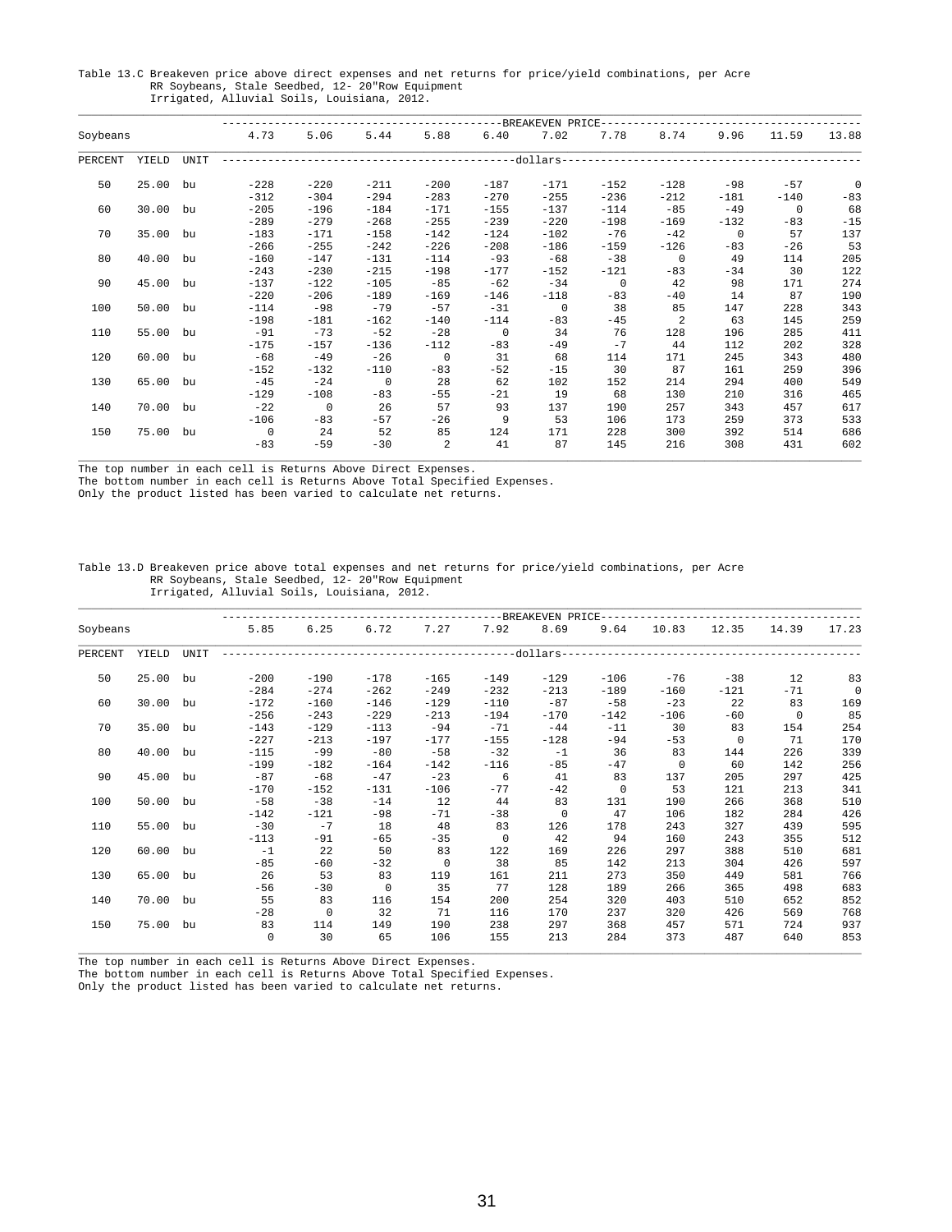Table 13.C Breakeven price above direct expenses and net returns for price/yield combinations, per Acre
RR Soybeans, Stale Seedbed, 12- 20"Row Equipment
Irrigated, Alluvial Soils, Louisiana, 2012.

| Soybeans | | | BREAKEVEN PRICE | | | | | | | | | | |
|---|---|---|---|---|---|---|---|---|---|---|---|---|---|
| | | | 4.73 | 5.06 | 5.44 | 5.88 | 6.40 | 7.02 | 7.78 | 8.74 | 9.96 | 11.59 | 13.88 |
| PERCENT | YIELD | UNIT | dollars | | | | | | | | | | |
| 50 | 25.00 | bu | -228 | -220 | -211 | -200 | -187 | -171 | -152 | -128 | -98 | -57 | 0 |
| | | | -312 | -304 | -294 | -283 | -270 | -255 | -236 | -212 | -181 | -140 | -83 |
| 60 | 30.00 | bu | -205 | -196 | -184 | -171 | -155 | -137 | -114 | -85 | -49 | 0 | 68 |
| | | | -289 | -279 | -268 | -255 | -239 | -220 | -198 | -169 | -132 | -83 | -15 |
| 70 | 35.00 | bu | -183 | -171 | -158 | -142 | -124 | -102 | -76 | -42 | 0 | 57 | 137 |
| | | | -266 | -255 | -242 | -226 | -208 | -186 | -159 | -126 | -83 | -26 | 53 |
| 80 | 40.00 | bu | -160 | -147 | -131 | -114 | -93 | -68 | -38 | 0 | 49 | 114 | 205 |
| | | | -243 | -230 | -215 | -198 | -177 | -152 | -121 | -83 | -34 | 30 | 122 |
| 90 | 45.00 | bu | -137 | -122 | -105 | -85 | -62 | -34 | 0 | 42 | 98 | 171 | 274 |
| | | | -220 | -206 | -189 | -169 | -146 | -118 | -83 | -40 | 14 | 87 | 190 |
| 100 | 50.00 | bu | -114 | -98 | -79 | -57 | -31 | 0 | 38 | 85 | 147 | 228 | 343 |
| | | | -198 | -181 | -162 | -140 | -114 | -83 | -45 | 2 | 63 | 145 | 259 |
| 110 | 55.00 | bu | -91 | -73 | -52 | -28 | 0 | 34 | 76 | 128 | 196 | 285 | 411 |
| | | | -175 | -157 | -136 | -112 | -83 | -49 | -7 | 44 | 112 | 202 | 328 |
| 120 | 60.00 | bu | -68 | -49 | -26 | 0 | 31 | 68 | 114 | 171 | 245 | 343 | 480 |
| | | | -152 | -132 | -110 | -83 | -52 | -15 | 30 | 87 | 161 | 259 | 396 |
| 130 | 65.00 | bu | -45 | -24 | 0 | 28 | 62 | 102 | 152 | 214 | 294 | 400 | 549 |
| | | | -129 | -108 | -83 | -55 | -21 | 19 | 68 | 130 | 210 | 316 | 465 |
| 140 | 70.00 | bu | -22 | 0 | 26 | 57 | 93 | 137 | 190 | 257 | 343 | 457 | 617 |
| | | | -106 | -83 | -57 | -26 | 9 | 53 | 106 | 173 | 259 | 373 | 533 |
| 150 | 75.00 | bu | 0 | 24 | 52 | 85 | 124 | 171 | 228 | 300 | 392 | 514 | 686 |
| | | | -83 | -59 | -30 | 2 | 41 | 87 | 145 | 216 | 308 | 431 | 602 |

The top number in each cell is Returns Above Direct Expenses.
The bottom number in each cell is Returns Above Total Specified Expenses.
Only the product listed has been varied to calculate net returns.

Table 13.D Breakeven price above total expenses and net returns for price/yield combinations, per Acre
RR Soybeans, Stale Seedbed, 12- 20"Row Equipment
Irrigated, Alluvial Soils, Louisiana, 2012.

| Soybeans | | | BREAKEVEN PRICE | | | | | | | | | | |
|---|---|---|---|---|---|---|---|---|---|---|---|---|---|
| | | | 5.85 | 6.25 | 6.72 | 7.27 | 7.92 | 8.69 | 9.64 | 10.83 | 12.35 | 14.39 | 17.23 |
| PERCENT | YIELD | UNIT | dollars | | | | | | | | | | |
| 50 | 25.00 | bu | -200 | -190 | -178 | -165 | -149 | -129 | -106 | -76 | -38 | 12 | 83 |
| | | | -284 | -274 | -262 | -249 | -232 | -213 | -189 | -160 | -121 | -71 | 0 |
| 60 | 30.00 | bu | -172 | -160 | -146 | -129 | -110 | -87 | -58 | -23 | 22 | 83 | 169 |
| | | | -256 | -243 | -229 | -213 | -194 | -170 | -142 | -106 | -60 | 0 | 85 |
| 70 | 35.00 | bu | -143 | -129 | -113 | -94 | -71 | -44 | -11 | 30 | 83 | 154 | 254 |
| | | | -227 | -213 | -197 | -177 | -155 | -128 | -94 | -53 | 0 | 71 | 170 |
| 80 | 40.00 | bu | -115 | -99 | -80 | -58 | -32 | -1 | 36 | 83 | 144 | 226 | 339 |
| | | | -199 | -182 | -164 | -142 | -116 | -85 | -47 | 0 | 60 | 142 | 256 |
| 90 | 45.00 | bu | -87 | -68 | -47 | -23 | 6 | 41 | 83 | 137 | 205 | 297 | 425 |
| | | | -170 | -152 | -131 | -106 | -77 | -42 | 0 | 53 | 121 | 213 | 341 |
| 100 | 50.00 | bu | -58 | -38 | -14 | 12 | 44 | 83 | 131 | 190 | 266 | 368 | 510 |
| | | | -142 | -121 | -98 | -71 | -38 | 0 | 47 | 106 | 182 | 284 | 426 |
| 110 | 55.00 | bu | -30 | -7 | 18 | 48 | 83 | 126 | 178 | 243 | 327 | 439 | 595 |
| | | | -113 | -91 | -65 | -35 | 0 | 42 | 94 | 160 | 243 | 355 | 512 |
| 120 | 60.00 | bu | -1 | 22 | 50 | 83 | 122 | 169 | 226 | 297 | 388 | 510 | 681 |
| | | | -85 | -60 | -32 | 0 | 38 | 85 | 142 | 213 | 304 | 426 | 597 |
| 130 | 65.00 | bu | 26 | 53 | 83 | 119 | 161 | 211 | 273 | 350 | 449 | 581 | 766 |
| | | | -56 | -30 | 0 | 35 | 77 | 128 | 189 | 266 | 365 | 498 | 683 |
| 140 | 70.00 | bu | 55 | 83 | 116 | 154 | 200 | 254 | 320 | 403 | 510 | 652 | 852 |
| | | | -28 | 0 | 32 | 71 | 116 | 170 | 237 | 320 | 426 | 569 | 768 |
| 150 | 75.00 | bu | 83 | 114 | 149 | 190 | 238 | 297 | 368 | 457 | 571 | 724 | 937 |
| | | | 0 | 30 | 65 | 106 | 155 | 213 | 284 | 373 | 487 | 640 | 853 |

The top number in each cell is Returns Above Direct Expenses.
The bottom number in each cell is Returns Above Total Specified Expenses.
Only the product listed has been varied to calculate net returns.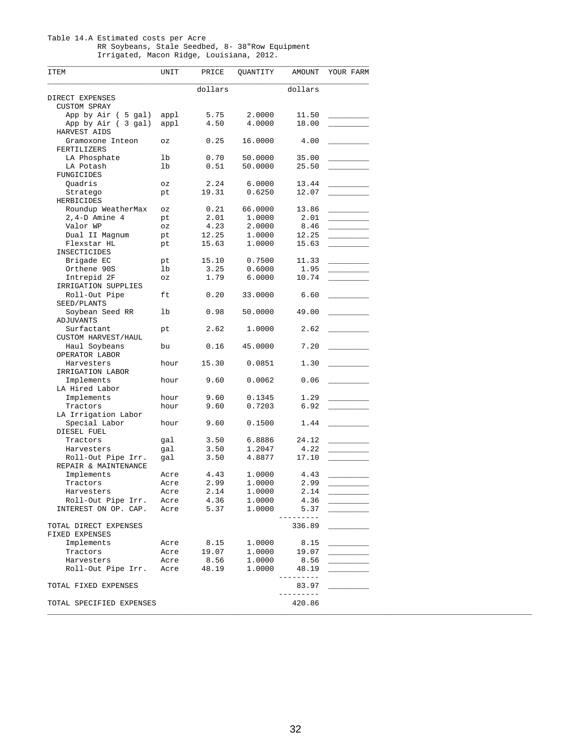Table 14.A Estimated costs per Acre
RR Soybeans, Stale Seedbed, 8- 38"Row Equipment
Irrigated, Macon Ridge, Louisiana, 2012.

| ITEM | UNIT | PRICE | QUANTITY | AMOUNT | YOUR FARM |
|---|---|---|---|---|---|
| | | dollars | | dollars | |
| DIRECT EXPENSES | | | | | |
| CUSTOM SPRAY | | | | | |
| App by Air ( 5 gal) | appl | 5.75 | 2.0000 | 11.50 | _________ |
| App by Air ( 3 gal) | appl | 4.50 | 4.0000 | 18.00 | _________ |
| HARVEST AIDS | | | | | |
| Gramoxone Inteon | oz | 0.25 | 16.0000 | 4.00 | _________ |
| FERTILIZERS | | | | | |
| LA Phosphate | lb | 0.70 | 50.0000 | 35.00 | _________ |
| LA Potash | lb | 0.51 | 50.0000 | 25.50 | _________ |
| FUNGICIDES | | | | | |
| Quadris | oz | 2.24 | 6.0000 | 13.44 | _________ |
| Stratego | pt | 19.31 | 0.6250 | 12.07 | _________ |
| HERBICIDES | | | | | |
| Roundup WeatherMax | oz | 0.21 | 66.0000 | 13.86 | _________ |
| 2,4-D Amine 4 | pt | 2.01 | 1.0000 | 2.01 | _________ |
| Valor WP | oz | 4.23 | 2.0000 | 8.46 | _________ |
| Dual II Magnum | pt | 12.25 | 1.0000 | 12.25 | _________ |
| Flexstar HL | pt | 15.63 | 1.0000 | 15.63 | _________ |
| INSECTICIDES | | | | | |
| Brigade EC | pt | 15.10 | 0.7500 | 11.33 | _________ |
| Orthene 90S | lb | 3.25 | 0.6000 | 1.95 | _________ |
| Intrepid 2F | oz | 1.79 | 6.0000 | 10.74 | _________ |
| IRRIGATION SUPPLIES | | | | | |
| Roll-Out Pipe | ft | 0.20 | 33.0000 | 6.60 | _________ |
| SEED/PLANTS | | | | | |
| Soybean Seed RR | lb | 0.98 | 50.0000 | 49.00 | _________ |
| ADJUVANTS | | | | | |
| Surfactant | pt | 2.62 | 1.0000 | 2.62 | _________ |
| CUSTOM HARVEST/HAUL | | | | | |
| Haul Soybeans | bu | 0.16 | 45.0000 | 7.20 | _________ |
| OPERATOR LABOR | | | | | |
| Harvesters | hour | 15.30 | 0.0851 | 1.30 | _________ |
| IRRIGATION LABOR | | | | | |
| Implements | hour | 9.60 | 0.0062 | 0.06 | _________ |
| LA Hired Labor | | | | | |
| Implements | hour | 9.60 | 0.1345 | 1.29 | _________ |
| Tractors | hour | 9.60 | 0.7203 | 6.92 | _________ |
| LA Irrigation Labor | | | | | |
| Special Labor | hour | 9.60 | 0.1500 | 1.44 | _________ |
| DIESEL FUEL | | | | | |
| Tractors | gal | 3.50 | 6.8886 | 24.12 | _________ |
| Harvesters | gal | 3.50 | 1.2047 | 4.22 | _________ |
| Roll-Out Pipe Irr. | gal | 3.50 | 4.8877 | 17.10 | _________ |
| REPAIR & MAINTENANCE | | | | | |
| Implements | Acre | 4.43 | 1.0000 | 4.43 | _________ |
| Tractors | Acre | 2.99 | 1.0000 | 2.99 | _________ |
| Harvesters | Acre | 2.14 | 1.0000 | 2.14 | _________ |
| Roll-Out Pipe Irr. | Acre | 4.36 | 1.0000 | 4.36 | _________ |
| INTEREST ON OP. CAP. | Acre | 5.37 | 1.0000 | 5.37 | _________ |
| TOTAL DIRECT EXPENSES | | | | 336.89 | _________ |
| FIXED EXPENSES | | | | | |
| Implements | Acre | 8.15 | 1.0000 | 8.15 | _________ |
| Tractors | Acre | 19.07 | 1.0000 | 19.07 | _________ |
| Harvesters | Acre | 8.56 | 1.0000 | 8.56 | _________ |
| Roll-Out Pipe Irr. | Acre | 48.19 | 1.0000 | 48.19 | _________ |
| TOTAL FIXED EXPENSES | | | | 83.97 | _________ |
| TOTAL SPECIFIED EXPENSES | | | | 420.86 | |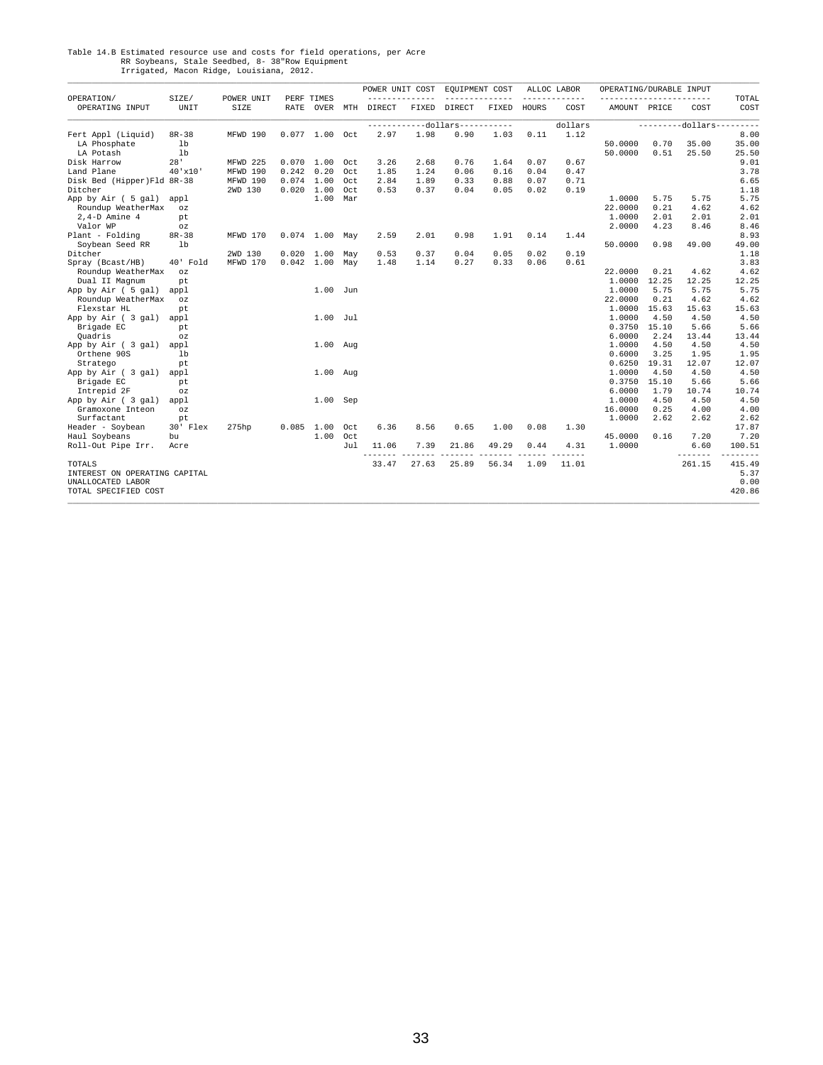Table 14.B Estimated resource use and costs for field operations, per Acre
RR Soybeans, Stale Seedbed, 8- 38"Row Equipment
Irrigated, Macon Ridge, Louisiana, 2012.

| OPERATION/ OPERATING INPUT | SIZE/ UNIT | POWER UNIT SIZE | PERF RATE | TIMES OVER | MTH | POWER UNIT COST DIRECT | POWER UNIT COST FIXED | EQUIPMENT COST DIRECT | EQUIPMENT COST FIXED | ALLOC LABOR HOURS | ALLOC LABOR COST | OPERATING/DURABLE INPUT AMOUNT | PRICE | COST | TOTAL COST |
|---|---|---|---|---|---|---|---|---|---|---|---|---|---|---|---|
| | | | | | | -----------dollars----------- | | | | | dollars | | ---------dollars--------- | | |
| Fert Appl (Liquid) | 8R-38 | MFWD 190 | 0.077 | 1.00 | Oct | 2.97 | 1.98 | 0.90 | 1.03 | 0.11 | 1.12 | | | | 8.00 |
| LA Phosphate | lb | | | | | | | | | | | 50.0000 | 0.70 | 35.00 | 35.00 |
| LA Potash | lb | | | | | | | | | | | 50.0000 | 0.51 | 25.50 | 25.50 |
| Disk Harrow | 28' | MFWD 225 | 0.070 | 1.00 | Oct | 3.26 | 2.68 | 0.76 | 1.64 | 0.07 | 0.67 | | | | 9.01 |
| Land Plane | 40'x10' | MFWD 190 | 0.242 | 0.20 | Oct | 1.85 | 1.24 | 0.06 | 0.16 | 0.04 | 0.47 | | | | 3.78 |
| Disk Bed (Hipper)Fld | 8R-38 | MFWD 190 | 0.074 | 1.00 | Oct | 2.84 | 1.89 | 0.33 | 0.88 | 0.07 | 0.71 | | | | 6.65 |
| Ditcher | | 2WD 130 | 0.020 | 1.00 | Oct | 0.53 | 0.37 | 0.04 | 0.05 | 0.02 | 0.19 | | | | 1.18 |
| App by Air ( 5 gal) | appl | | | 1.00 | Mar | | | | | | | 1.0000 | 5.75 | 5.75 | 5.75 |
| Roundup WeatherMax | oz | | | | | | | | | | | 22.0000 | 0.21 | 4.62 | 4.62 |
| 2,4-D Amine 4 | pt | | | | | | | | | | | 1.0000 | 2.01 | 2.01 | 2.01 |
| Valor WP | oz | | | | | | | | | | | 2.0000 | 4.23 | 8.46 | 8.46 |
| Plant - Folding | 8R-38 | MFWD 170 | 0.074 | 1.00 | May | 2.59 | 2.01 | 0.98 | 1.91 | 0.14 | 1.44 | | | | 8.93 |
| Soybean Seed RR | lb | | | | | | | | | | | 50.0000 | 0.98 | 49.00 | 49.00 |
| Ditcher | | 2WD 130 | 0.020 | 1.00 | May | 0.53 | 0.37 | 0.04 | 0.05 | 0.02 | 0.19 | | | | 1.18 |
| Spray (Bcast/HB) | 40' Fold | MFWD 170 | 0.042 | 1.00 | May | 1.48 | 1.14 | 0.27 | 0.33 | 0.06 | 0.61 | | | | 3.83 |
| Roundup WeatherMax | oz | | | | | | | | | | | 22.0000 | 0.21 | 4.62 | 4.62 |
| Dual II Magnum | pt | | | | | | | | | | | 1.0000 | 12.25 | 12.25 | 12.25 |
| App by Air ( 5 gal) | appl | | | 1.00 | Jun | | | | | | | 1.0000 | 5.75 | 5.75 | 5.75 |
| Roundup WeatherMax | oz | | | | | | | | | | | 22.0000 | 0.21 | 4.62 | 4.62 |
| Flexstar HL | pt | | | | | | | | | | | 1.0000 | 15.63 | 15.63 | 15.63 |
| App by Air ( 3 gal) | appl | | | 1.00 | Jul | | | | | | | 1.0000 | 4.50 | 4.50 | 4.50 |
| Brigade EC | pt | | | | | | | | | | | 0.3750 | 15.10 | 5.66 | 5.66 |
| Quadris | oz | | | | | | | | | | | 6.0000 | 2.24 | 13.44 | 13.44 |
| App by Air ( 3 gal) | appl | | | 1.00 | Aug | | | | | | | 1.0000 | 4.50 | 4.50 | 4.50 |
| Orthene 90S | lb | | | | | | | | | | | 0.6000 | 3.25 | 1.95 | 1.95 |
| Stratego | pt | | | | | | | | | | | 0.6250 | 19.31 | 12.07 | 12.07 |
| App by Air ( 3 gal) | appl | | | 1.00 | Aug | | | | | | | 1.0000 | 4.50 | 4.50 | 4.50 |
| Brigade EC | pt | | | | | | | | | | | 0.3750 | 15.10 | 5.66 | 5.66 |
| Intrepid 2F | oz | | | | | | | | | | | 6.0000 | 1.79 | 10.74 | 10.74 |
| App by Air ( 3 gal) | appl | | | 1.00 | Sep | | | | | | | 1.0000 | 4.50 | 4.50 | 4.50 |
| Gramoxone Inteon | oz | | | | | | | | | | | 16.0000 | 0.25 | 4.00 | 4.00 |
| Surfactant | pt | | | | | | | | | | | 1.0000 | 2.62 | 2.62 | 2.62 |
| Header - Soybean | 30' Flex | 275hp | 0.085 | 1.00 | Oct | 6.36 | 8.56 | 0.65 | 1.00 | 0.08 | 1.30 | | | | 17.87 |
| Haul Soybeans | bu | | | 1.00 | Oct | | | | | | | 45.0000 | 0.16 | 7.20 | 7.20 |
| Roll-Out Pipe Irr. | Acre | | | | Jul | 11.06 | 7.39 | 21.86 | 49.29 | 0.44 | 4.31 | 1.0000 | | 6.60 | 100.51 |
| TOTALS | | | | | | 33.47 | 27.63 | 25.89 | 56.34 | 1.09 | 11.01 | | | 261.15 | 415.49 |
| INTEREST ON OPERATING CAPITAL | | | | | | | | | | | | | | | 5.37 |
| UNALLOCATED LABOR | | | | | | | | | | | | | | | 0.00 |
| TOTAL SPECIFIED COST | | | | | | | | | | | | | | | 420.86 |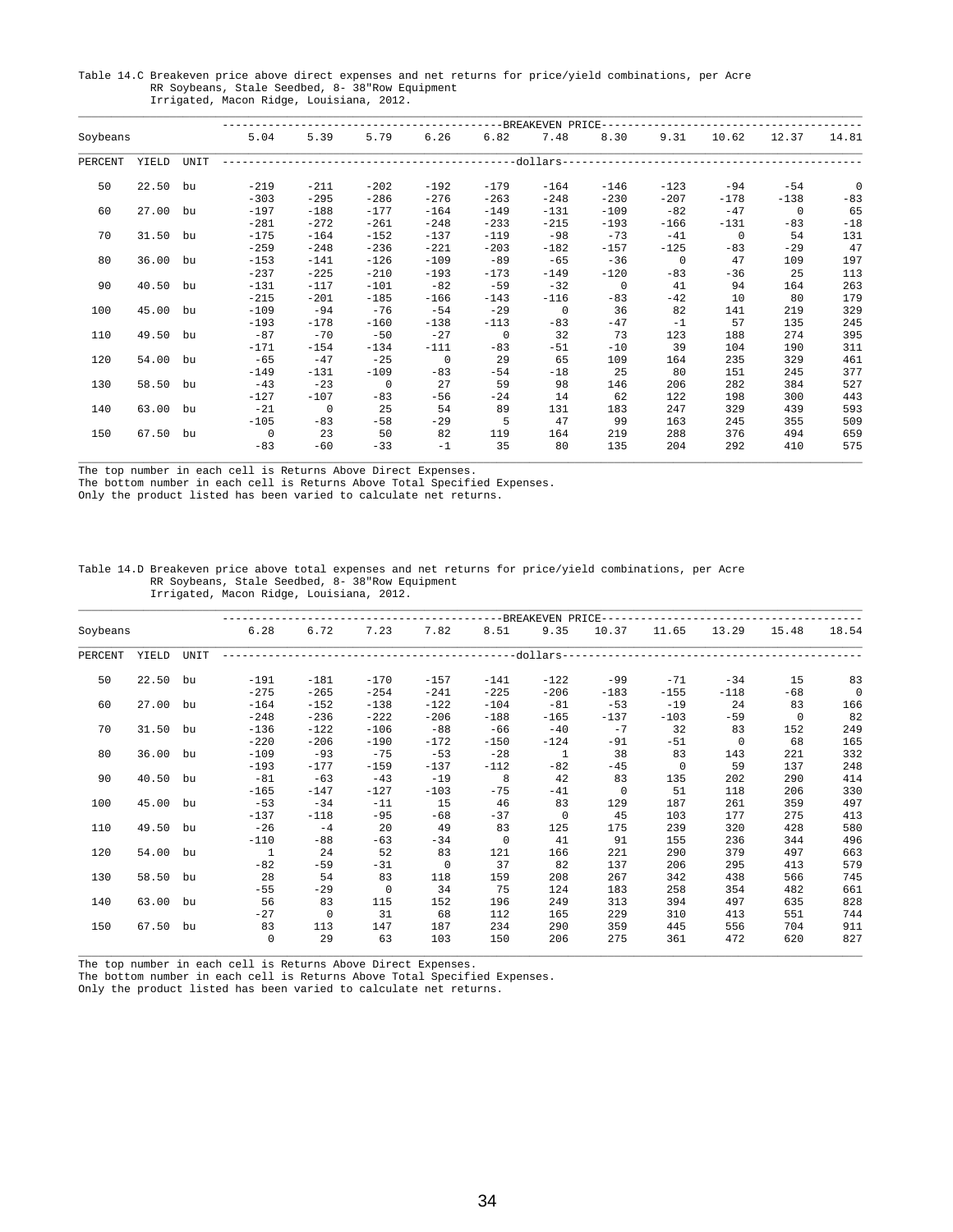Table 14.C Breakeven price above direct expenses and net returns for price/yield combinations, per Acre
RR Soybeans, Stale Seedbed, 8- 38"Row Equipment
Irrigated, Macon Ridge, Louisiana, 2012.

| Soybeans | | | BREAKEVEN PRICE | | | | | | | | | | |
|---|---|---|---|---|---|---|---|---|---|---|---|---|---|
| | | | 5.04 | 5.39 | 5.79 | 6.26 | 6.82 | 7.48 | 8.30 | 9.31 | 10.62 | 12.37 | 14.81 |
| PERCENT | YIELD | UNIT | dollars | | | | | | | | | | |
| 50 | 22.50 | bu | -219 | -211 | -202 | -192 | -179 | -164 | -146 | -123 | -94 | -54 | 0 |
| | | | -303 | -295 | -286 | -276 | -263 | -248 | -230 | -207 | -178 | -138 | -83 |
| 60 | 27.00 | bu | -197 | -188 | -177 | -164 | -149 | -131 | -109 | -82 | -47 | 0 | 65 |
| | | | -281 | -272 | -261 | -248 | -233 | -215 | -193 | -166 | -131 | -83 | -18 |
| 70 | 31.50 | bu | -175 | -164 | -152 | -137 | -119 | -98 | -73 | -41 | 0 | 54 | 131 |
| | | | -259 | -248 | -236 | -221 | -203 | -182 | -157 | -125 | -83 | -29 | 47 |
| 80 | 36.00 | bu | -153 | -141 | -126 | -109 | -89 | -65 | -36 | 0 | 47 | 109 | 197 |
| | | | -237 | -225 | -210 | -193 | -173 | -149 | -120 | -83 | -36 | 25 | 113 |
| 90 | 40.50 | bu | -131 | -117 | -101 | -82 | -59 | -32 | 0 | 41 | 94 | 164 | 263 |
| | | | -215 | -201 | -185 | -166 | -143 | -116 | -83 | -42 | 10 | 80 | 179 |
| 100 | 45.00 | bu | -109 | -94 | -76 | -54 | -29 | 0 | 36 | 82 | 141 | 219 | 329 |
| | | | -193 | -178 | -160 | -138 | -113 | -83 | -47 | -1 | 57 | 135 | 245 |
| 110 | 49.50 | bu | -87 | -70 | -50 | -27 | 0 | 32 | 73 | 123 | 188 | 274 | 395 |
| | | | -171 | -154 | -134 | -111 | -83 | -51 | -10 | 39 | 104 | 190 | 311 |
| 120 | 54.00 | bu | -65 | -47 | -25 | 0 | 29 | 65 | 109 | 164 | 235 | 329 | 461 |
| | | | -149 | -131 | -109 | -83 | -54 | -18 | 25 | 80 | 151 | 245 | 377 |
| 130 | 58.50 | bu | -43 | -23 | 0 | 27 | 59 | 98 | 146 | 206 | 282 | 384 | 527 |
| | | | -127 | -107 | -83 | -56 | -24 | 14 | 62 | 122 | 198 | 300 | 443 |
| 140 | 63.00 | bu | -21 | 0 | 25 | 54 | 89 | 131 | 183 | 247 | 329 | 439 | 593 |
| | | | -105 | -83 | -58 | -29 | 5 | 47 | 99 | 163 | 245 | 355 | 509 |
| 150 | 67.50 | bu | 0 | 23 | 50 | 82 | 119 | 164 | 219 | 288 | 376 | 494 | 659 |
| | | | -83 | -60 | -33 | -1 | 35 | 80 | 135 | 204 | 292 | 410 | 575 |

The top number in each cell is Returns Above Direct Expenses.
The bottom number in each cell is Returns Above Total Specified Expenses.
Only the product listed has been varied to calculate net returns.

Table 14.D Breakeven price above total expenses and net returns for price/yield combinations, per Acre
RR Soybeans, Stale Seedbed, 8- 38"Row Equipment
Irrigated, Macon Ridge, Louisiana, 2012.

| Soybeans | | | BREAKEVEN PRICE | | | | | | | | | | |
|---|---|---|---|---|---|---|---|---|---|---|---|---|---|
| | | | 6.28 | 6.72 | 7.23 | 7.82 | 8.51 | 9.35 | 10.37 | 11.65 | 13.29 | 15.48 | 18.54 |
| PERCENT | YIELD | UNIT | dollars | | | | | | | | | | |
| 50 | 22.50 | bu | -191 | -181 | -170 | -157 | -141 | -122 | -99 | -71 | -34 | 15 | 83 |
| | | | -275 | -265 | -254 | -241 | -225 | -206 | -183 | -155 | -118 | -68 | 0 |
| 60 | 27.00 | bu | -164 | -152 | -138 | -122 | -104 | -81 | -53 | -19 | 24 | 83 | 166 |
| | | | -248 | -236 | -222 | -206 | -188 | -165 | -137 | -103 | -59 | 0 | 82 |
| 70 | 31.50 | bu | -136 | -122 | -106 | -88 | -66 | -40 | -7 | 32 | 83 | 152 | 249 |
| | | | -220 | -206 | -190 | -172 | -150 | -124 | -91 | -51 | 0 | 68 | 165 |
| 80 | 36.00 | bu | -109 | -93 | -75 | -53 | -28 | 1 | 38 | 83 | 143 | 221 | 332 |
| | | | -193 | -177 | -159 | -137 | -112 | -82 | -45 | 0 | 59 | 137 | 248 |
| 90 | 40.50 | bu | -81 | -63 | -43 | -19 | 8 | 42 | 83 | 135 | 202 | 290 | 414 |
| | | | -165 | -147 | -127 | -103 | -75 | -41 | 0 | 51 | 118 | 206 | 330 |
| 100 | 45.00 | bu | -53 | -34 | -11 | 15 | 46 | 83 | 129 | 187 | 261 | 359 | 497 |
| | | | -137 | -118 | -95 | -68 | -37 | 0 | 45 | 103 | 177 | 275 | 413 |
| 110 | 49.50 | bu | -26 | -4 | 20 | 49 | 83 | 125 | 175 | 239 | 320 | 428 | 580 |
| | | | -110 | -88 | -63 | -34 | 0 | 41 | 91 | 155 | 236 | 344 | 496 |
| 120 | 54.00 | bu | 1 | 24 | 52 | 83 | 121 | 166 | 221 | 290 | 379 | 497 | 663 |
| | | | -82 | -59 | -31 | 0 | 37 | 82 | 137 | 206 | 295 | 413 | 579 |
| 130 | 58.50 | bu | 28 | 54 | 83 | 118 | 159 | 208 | 267 | 342 | 438 | 566 | 745 |
| | | | -55 | -29 | 0 | 34 | 75 | 124 | 183 | 258 | 354 | 482 | 661 |
| 140 | 63.00 | bu | 56 | 83 | 115 | 152 | 196 | 249 | 313 | 394 | 497 | 635 | 828 |
| | | | -27 | 0 | 31 | 68 | 112 | 165 | 229 | 310 | 413 | 551 | 744 |
| 150 | 67.50 | bu | 83 | 113 | 147 | 187 | 234 | 290 | 359 | 445 | 556 | 704 | 911 |
| | | | 0 | 29 | 63 | 103 | 150 | 206 | 275 | 361 | 472 | 620 | 827 |

The top number in each cell is Returns Above Direct Expenses.
The bottom number in each cell is Returns Above Total Specified Expenses.
Only the product listed has been varied to calculate net returns.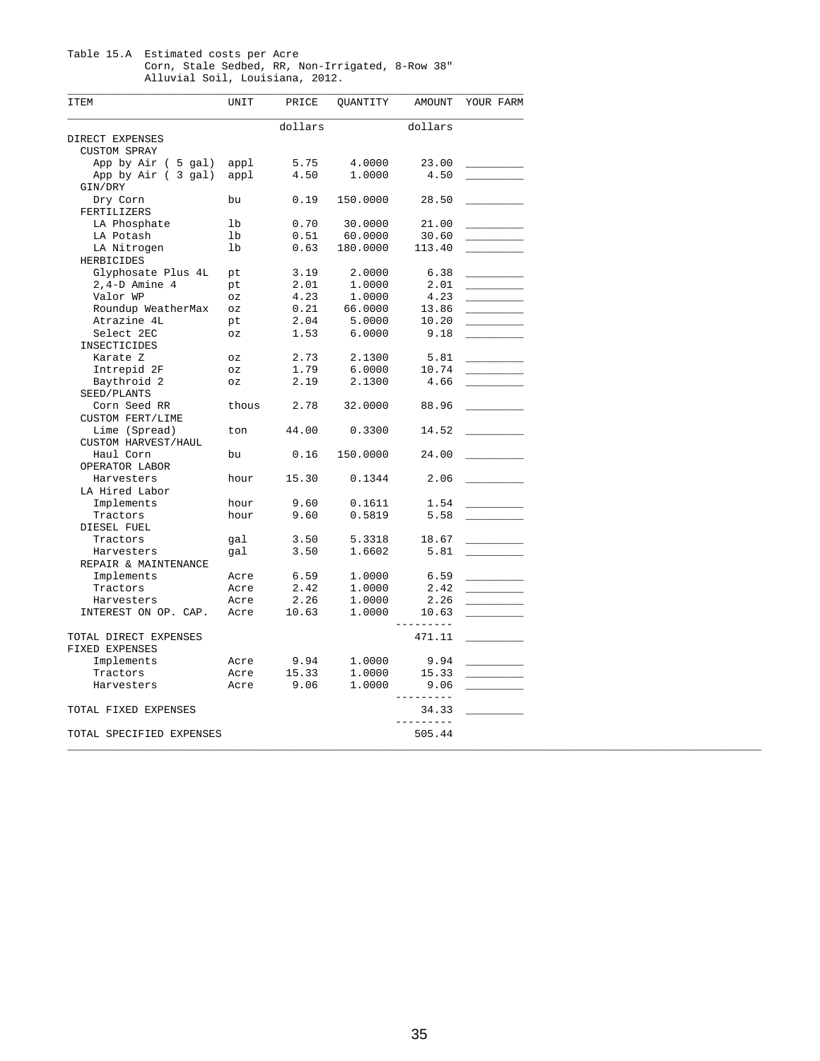Table 15.A Estimated costs per Acre
Corn, Stale Sedbed, RR, Non-Irrigated, 8-Row 38"
Alluvial Soil, Louisiana, 2012.

| ITEM | UNIT | PRICE | QUANTITY | AMOUNT | YOUR FARM |
|---|---|---|---|---|---|
| | | dollars | | dollars | |
| DIRECT EXPENSES | | | | | |
| CUSTOM SPRAY | | | | | |
| App by Air ( 5 gal) | appl | 5.75 | 4.0000 | 23.00 | _________ |
| App by Air ( 3 gal) | appl | 4.50 | 1.0000 | 4.50 | _________ |
| GIN/DRY | | | | | |
| Dry Corn | bu | 0.19 | 150.0000 | 28.50 | _________ |
| FERTILIZERS | | | | | |
| LA Phosphate | lb | 0.70 | 30.0000 | 21.00 | _________ |
| LA Potash | lb | 0.51 | 60.0000 | 30.60 | _________ |
| LA Nitrogen | lb | 0.63 | 180.0000 | 113.40 | _________ |
| HERBICIDES | | | | | |
| Glyphosate Plus 4L | pt | 3.19 | 2.0000 | 6.38 | _________ |
| 2,4-D Amine 4 | pt | 2.01 | 1.0000 | 2.01 | _________ |
| Valor WP | oz | 4.23 | 1.0000 | 4.23 | _________ |
| Roundup WeatherMax | oz | 0.21 | 66.0000 | 13.86 | _________ |
| Atrazine 4L | pt | 2.04 | 5.0000 | 10.20 | _________ |
| Select 2EC | oz | 1.53 | 6.0000 | 9.18 | _________ |
| INSECTICIDES | | | | | |
| Karate Z | oz | 2.73 | 2.1300 | 5.81 | _________ |
| Intrepid 2F | oz | 1.79 | 6.0000 | 10.74 | _________ |
| Baythroid 2 | oz | 2.19 | 2.1300 | 4.66 | _________ |
| SEED/PLANTS | | | | | |
| Corn Seed RR | thous | 2.78 | 32.0000 | 88.96 | _________ |
| CUSTOM FERT/LIME | | | | | |
| Lime (Spread) | ton | 44.00 | 0.3300 | 14.52 | _________ |
| CUSTOM HARVEST/HAUL | | | | | |
| Haul Corn | bu | 0.16 | 150.0000 | 24.00 | _________ |
| OPERATOR LABOR | | | | | |
| Harvesters | hour | 15.30 | 0.1344 | 2.06 | _________ |
| LA Hired Labor | | | | | |
| Implements | hour | 9.60 | 0.1611 | 1.54 | _________ |
| Tractors | hour | 9.60 | 0.5819 | 5.58 | _________ |
| DIESEL FUEL | | | | | |
| Tractors | gal | 3.50 | 5.3318 | 18.67 | _________ |
| Harvesters | gal | 3.50 | 1.6602 | 5.81 | _________ |
| REPAIR & MAINTENANCE | | | | | |
| Implements | Acre | 6.59 | 1.0000 | 6.59 | _________ |
| Tractors | Acre | 2.42 | 1.0000 | 2.42 | _________ |
| Harvesters | Acre | 2.26 | 1.0000 | 2.26 | _________ |
| INTEREST ON OP. CAP. | Acre | 10.63 | 1.0000 | 10.63 | _________ |
| TOTAL DIRECT EXPENSES | | | | 471.11 | _________ |
| FIXED EXPENSES | | | | | |
| Implements | Acre | 9.94 | 1.0000 | 9.94 | _________ |
| Tractors | Acre | 15.33 | 1.0000 | 15.33 | _________ |
| Harvesters | Acre | 9.06 | 1.0000 | 9.06 | _________ |
| TOTAL FIXED EXPENSES | | | | 34.33 | _________ |
| TOTAL SPECIFIED EXPENSES | | | | 505.44 | |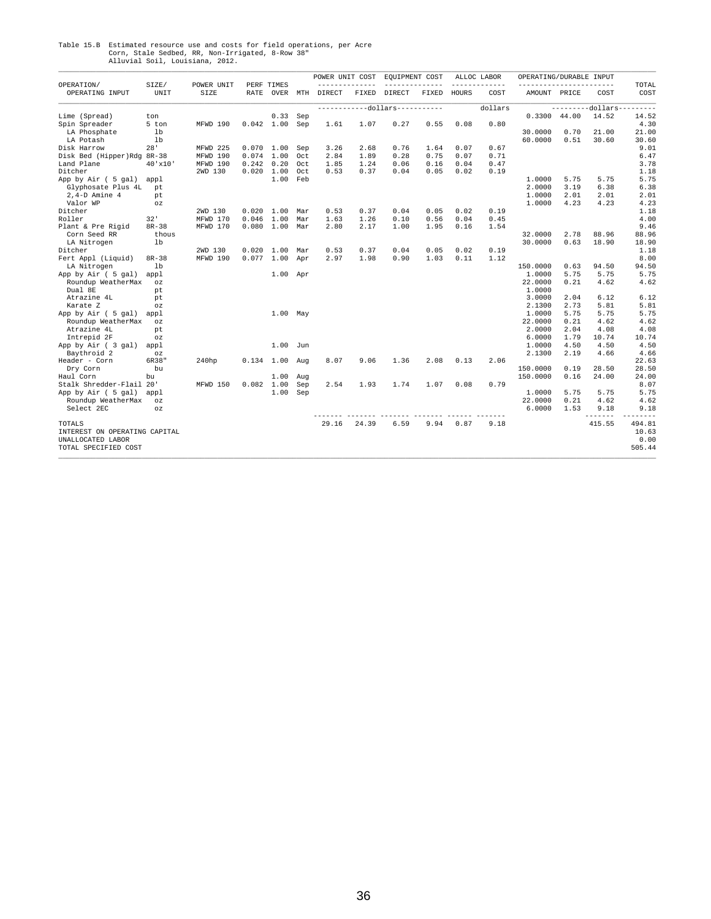Table 15.B Estimated resource use and costs for field operations, per Acre
Corn, Stale Sedbed, RR, Non-Irrigated, 8-Row 38"
Alluvial Soil, Louisiana, 2012.

| OPERATION/ OPERATING INPUT | SIZE/ UNIT | POWER UNIT SIZE | PERF RATE | TIMES OVER | MTH | POWER UNIT COST DIRECT | POWER UNIT COST FIXED | EQUIPMENT COST DIRECT | EQUIPMENT COST FIXED | ALLOC LABOR HOURS | ALLOC LABOR COST | OPERATING/DURABLE INPUT AMOUNT | PRICE | COST | TOTAL COST |
|---|---|---|---|---|---|---|---|---|---|---|---|---|---|---|---|
| | | | | | | -----------dollars----------- | | | | | dollars | | ---------dollars--------- | | |
| Lime (Spread) | ton | | | 0.33 | Sep | | | | | | | 0.3300 | 44.00 | 14.52 | 14.52 |
| Spin Spreader | 5 ton | MFWD 190 | 0.042 | 1.00 | Sep | 1.61 | 1.07 | 0.27 | 0.55 | 0.08 | 0.80 | | | | 4.30 |
| LA Phosphate | lb | | | | | | | | | | | 30.0000 | 0.70 | 21.00 | 21.00 |
| LA Potash | lb | | | | | | | | | | | 60.0000 | 0.51 | 30.60 | 30.60 |
| Disk Harrow | 28' | MFWD 225 | 0.070 | 1.00 | Sep | 3.26 | 2.68 | 0.76 | 1.64 | 0.07 | 0.67 | | | | 9.01 |
| Disk Bed (Hipper)Rdg | 8R-38 | MFWD 190 | 0.074 | 1.00 | Oct | 2.84 | 1.89 | 0.28 | 0.75 | 0.07 | 0.71 | | | | 6.47 |
| Land Plane | 40'x10' | MFWD 190 | 0.242 | 0.20 | Oct | 1.85 | 1.24 | 0.06 | 0.16 | 0.04 | 0.47 | | | | 3.78 |
| Ditcher | | 2WD 130 | 0.020 | 1.00 | Oct | 0.53 | 0.37 | 0.04 | 0.05 | 0.02 | 0.19 | | | | 1.18 |
| App by Air ( 5 gal) | appl | | | 1.00 | Feb | | | | | | | 1.0000 | 5.75 | 5.75 | 5.75 |
| Glyphosate Plus 4L | pt | | | | | | | | | | | 2.0000 | 3.19 | 6.38 | 6.38 |
| 2,4-D Amine 4 | pt | | | | | | | | | | | 1.0000 | 2.01 | 2.01 | 2.01 |
| Valor WP | oz | | | | | | | | | | | 1.0000 | 4.23 | 4.23 | 4.23 |
| Ditcher | | 2WD 130 | 0.020 | 1.00 | Mar | 0.53 | 0.37 | 0.04 | 0.05 | 0.02 | 0.19 | | | | 1.18 |
| Roller | 32' | MFWD 170 | 0.046 | 1.00 | Mar | 1.63 | 1.26 | 0.10 | 0.56 | 0.04 | 0.45 | | | | 4.00 |
| Plant & Pre Rigid | 8R-38 | MFWD 170 | 0.080 | 1.00 | Mar | 2.80 | 2.17 | 1.00 | 1.95 | 0.16 | 1.54 | | | | 9.46 |
| Corn Seed RR | thous | | | | | | | | | | | 32.0000 | 2.78 | 88.96 | 88.96 |
| LA Nitrogen | lb | | | | | | | | | | | 30.0000 | 0.63 | 18.90 | 18.90 |
| Ditcher | | 2WD 130 | 0.020 | 1.00 | Mar | 0.53 | 0.37 | 0.04 | 0.05 | 0.02 | 0.19 | | | | 1.18 |
| Fert Appl (Liquid) | 8R-38 | MFWD 190 | 0.077 | 1.00 | Apr | 2.97 | 1.98 | 0.90 | 1.03 | 0.11 | 1.12 | | | | 8.00 |
| LA Nitrogen | lb | | | | | | | | | | | 150.0000 | 0.63 | 94.50 | 94.50 |
| App by Air ( 5 gal) | appl | | | 1.00 | Apr | | | | | | | 1.0000 | 5.75 | 5.75 | 5.75 |
| Roundup WeatherMax | oz | | | | | | | | | | | 22.0000 | 0.21 | 4.62 | 4.62 |
| Dual 8E | pt | | | | | | | | | | | 1.0000 | | | |
| Atrazine 4L | pt | | | | | | | | | | | 3.0000 | 2.04 | 6.12 | 6.12 |
| Karate Z | oz | | | | | | | | | | | 2.1300 | 2.73 | 5.81 | 5.81 |
| App by Air ( 5 gal) | appl | | | 1.00 | May | | | | | | | 1.0000 | 5.75 | 5.75 | 5.75 |
| Roundup WeatherMax | oz | | | | | | | | | | | 22.0000 | 0.21 | 4.62 | 4.62 |
| Atrazine 4L | pt | | | | | | | | | | | 2.0000 | 2.04 | 4.08 | 4.08 |
| Intrepid 2F | oz | | | | | | | | | | | 6.0000 | 1.79 | 10.74 | 10.74 |
| App by Air ( 3 gal) | appl | | | 1.00 | Jun | | | | | | | 1.0000 | 4.50 | 4.50 | 4.50 |
| Baythroid 2 | oz | | | | | | | | | | | 2.1300 | 2.19 | 4.66 | 4.66 |
| Header - Corn | 6R38" | 240hp | 0.134 | 1.00 | Aug | 8.07 | 9.06 | 1.36 | 2.08 | 0.13 | 2.06 | | | | 22.63 |
| Dry Corn | bu | | | | | | | | | | | 150.0000 | 0.19 | 28.50 | 28.50 |
| Haul Corn | bu | | | 1.00 | Aug | | | | | | | 150.0000 | 0.16 | 24.00 | 24.00 |
| Stalk Shredder-Flail | 20' | MFWD 150 | 0.082 | 1.00 | Sep | 2.54 | 1.93 | 1.74 | 1.07 | 0.08 | 0.79 | | | | 8.07 |
| App by Air ( 5 gal) | appl | | | 1.00 | Sep | | | | | | | 1.0000 | 5.75 | 5.75 | 5.75 |
| Roundup WeatherMax | oz | | | | | | | | | | | 22.0000 | 0.21 | 4.62 | 4.62 |
| Select 2EC | oz | | | | | | | | | | | 6.0000 | 1.53 | 9.18 | 9.18 |
| TOTALS | | | | | | 29.16 | 24.39 | 6.59 | 9.94 | 0.87 | 9.18 | | | 415.55 | 494.81 |
| INTEREST ON OPERATING CAPITAL | | | | | | | | | | | | | | | 10.63 |
| UNALLOCATED LABOR | | | | | | | | | | | | | | | 0.00 |
| TOTAL SPECIFIED COST | | | | | | | | | | | | | | | 505.44 |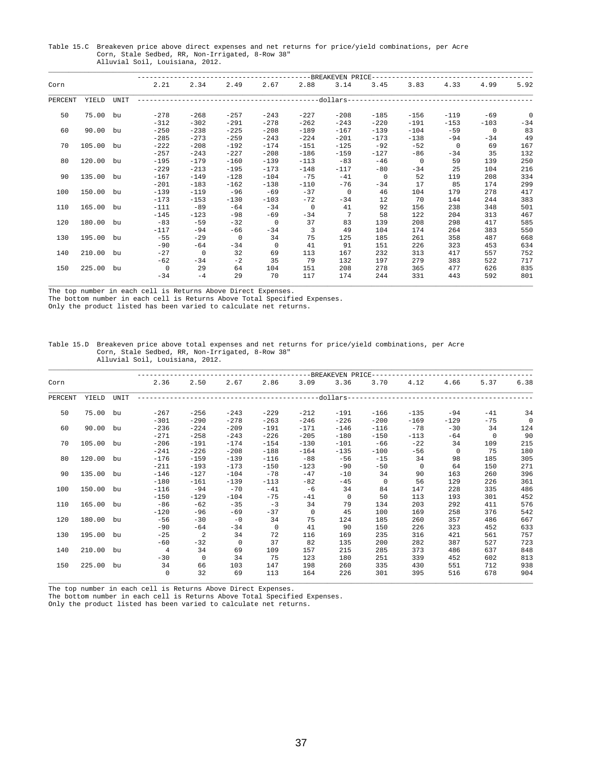Table 15.C Breakeven price above direct expenses and net returns for price/yield combinations, per Acre
Corn, Stale Sedbed, RR, Non-Irrigated, 8-Row 38"
Alluvial Soil, Louisiana, 2012.

| Corn | | | BREAKEVEN PRICE | | | | | | | | | | |
|---|---|---|---|---|---|---|---|---|---|---|---|---|---|
| | | | 2.21 | 2.34 | 2.49 | 2.67 | 2.88 | 3.14 | 3.45 | 3.83 | 4.33 | 4.99 | 5.92 |
| PERCENT | YIELD | UNIT | dollars | | | | | | | | | | |
| 50 | 75.00 | bu | -278 | -268 | -257 | -243 | -227 | -208 | -185 | -156 | -119 | -69 | 0 |
| | | | -312 | -302 | -291 | -278 | -262 | -243 | -220 | -191 | -153 | -103 | -34 |
| 60 | 90.00 | bu | -250 | -238 | -225 | -208 | -189 | -167 | -139 | -104 | -59 | 0 | 83 |
| | | | -285 | -273 | -259 | -243 | -224 | -201 | -173 | -138 | -94 | -34 | 49 |
| 70 | 105.00 | bu | -222 | -208 | -192 | -174 | -151 | -125 | -92 | -52 | 0 | 69 | 167 |
| | | | -257 | -243 | -227 | -208 | -186 | -159 | -127 | -86 | -34 | 35 | 132 |
| 80 | 120.00 | bu | -195 | -179 | -160 | -139 | -113 | -83 | -46 | 0 | 59 | 139 | 250 |
| | | | -229 | -213 | -195 | -173 | -148 | -117 | -80 | -34 | 25 | 104 | 216 |
| 90 | 135.00 | bu | -167 | -149 | -128 | -104 | -75 | -41 | 0 | 52 | 119 | 208 | 334 |
| | | | -201 | -183 | -162 | -138 | -110 | -76 | -34 | 17 | 85 | 174 | 299 |
| 100 | 150.00 | bu | -139 | -119 | -96 | -69 | -37 | 0 | 46 | 104 | 179 | 278 | 417 |
| | | | -173 | -153 | -130 | -103 | -72 | -34 | 12 | 70 | 144 | 244 | 383 |
| 110 | 165.00 | bu | -111 | -89 | -64 | -34 | 0 | 41 | 92 | 156 | 238 | 348 | 501 |
| | | | -145 | -123 | -98 | -69 | -34 | 7 | 58 | 122 | 204 | 313 | 467 |
| 120 | 180.00 | bu | -83 | -59 | -32 | 0 | 37 | 83 | 139 | 208 | 298 | 417 | 585 |
| | | | -117 | -94 | -66 | -34 | 3 | 49 | 104 | 174 | 264 | 383 | 550 |
| 130 | 195.00 | bu | -55 | -29 | 0 | 34 | 75 | 125 | 185 | 261 | 358 | 487 | 668 |
| | | | -90 | -64 | -34 | 0 | 41 | 91 | 151 | 226 | 323 | 453 | 634 |
| 140 | 210.00 | bu | -27 | 0 | 32 | 69 | 113 | 167 | 232 | 313 | 417 | 557 | 752 |
| | | | -62 | -34 | -2 | 35 | 79 | 132 | 197 | 279 | 383 | 522 | 717 |
| 150 | 225.00 | bu | 0 | 29 | 64 | 104 | 151 | 208 | 278 | 365 | 477 | 626 | 835 |
| | | | -34 | -4 | 29 | 70 | 117 | 174 | 244 | 331 | 443 | 592 | 801 |

The top number in each cell is Returns Above Direct Expenses.
The bottom number in each cell is Returns Above Total Specified Expenses.
Only the product listed has been varied to calculate net returns.

Table 15.D Breakeven price above total expenses and net returns for price/yield combinations, per Acre
Corn, Stale Sedbed, RR, Non-Irrigated, 8-Row 38"
Alluvial Soil, Louisiana, 2012.

| Corn | | | BREAKEVEN PRICE | | | | | | | | | | |
|---|---|---|---|---|---|---|---|---|---|---|---|---|---|
| | | | 2.36 | 2.50 | 2.67 | 2.86 | 3.09 | 3.36 | 3.70 | 4.12 | 4.66 | 5.37 | 6.38 |
| PERCENT | YIELD | UNIT | dollars | | | | | | | | | | |
| 50 | 75.00 | bu | -267 | -256 | -243 | -229 | -212 | -191 | -166 | -135 | -94 | -41 | 34 |
| | | | -301 | -290 | -278 | -263 | -246 | -226 | -200 | -169 | -129 | -75 | 0 |
| 60 | 90.00 | bu | -236 | -224 | -209 | -191 | -171 | -146 | -116 | -78 | -30 | 34 | 124 |
| | | | -271 | -258 | -243 | -226 | -205 | -180 | -150 | -113 | -64 | 0 | 90 |
| 70 | 105.00 | bu | -206 | -191 | -174 | -154 | -130 | -101 | -66 | -22 | 34 | 109 | 215 |
| | | | -241 | -226 | -208 | -188 | -164 | -135 | -100 | -56 | 0 | 75 | 180 |
| 80 | 120.00 | bu | -176 | -159 | -139 | -116 | -88 | -56 | -15 | 34 | 98 | 185 | 305 |
| | | | -211 | -193 | -173 | -150 | -123 | -90 | -50 | 0 | 64 | 150 | 271 |
| 90 | 135.00 | bu | -146 | -127 | -104 | -78 | -47 | -10 | 34 | 90 | 163 | 260 | 396 |
| | | | -180 | -161 | -139 | -113 | -82 | -45 | 0 | 56 | 129 | 226 | 361 |
| 100 | 150.00 | bu | -116 | -94 | -70 | -41 | -6 | 34 | 84 | 147 | 228 | 335 | 486 |
| | | | -150 | -129 | -104 | -75 | -41 | 0 | 50 | 113 | 193 | 301 | 452 |
| 110 | 165.00 | bu | -86 | -62 | -35 | -3 | 34 | 79 | 134 | 203 | 292 | 411 | 576 |
| | | | -120 | -96 | -69 | -37 | 0 | 45 | 100 | 169 | 258 | 376 | 542 |
| 120 | 180.00 | bu | -56 | -30 | -0 | 34 | 75 | 124 | 185 | 260 | 357 | 486 | 667 |
| | | | -90 | -64 | -34 | 0 | 41 | 90 | 150 | 226 | 323 | 452 | 633 |
| 130 | 195.00 | bu | -25 | 2 | 34 | 72 | 116 | 169 | 235 | 316 | 421 | 561 | 757 |
| | | | -60 | -32 | 0 | 37 | 82 | 135 | 200 | 282 | 387 | 527 | 723 |
| 140 | 210.00 | bu | 4 | 34 | 69 | 109 | 157 | 215 | 285 | 373 | 486 | 637 | 848 |
| | | | -30 | 0 | 34 | 75 | 123 | 180 | 251 | 339 | 452 | 602 | 813 |
| 150 | 225.00 | bu | 34 | 66 | 103 | 147 | 198 | 260 | 335 | 430 | 551 | 712 | 938 |
| | | | 0 | 32 | 69 | 113 | 164 | 226 | 301 | 395 | 516 | 678 | 904 |

The top number in each cell is Returns Above Direct Expenses.
The bottom number in each cell is Returns Above Total Specified Expenses.
Only the product listed has been varied to calculate net returns.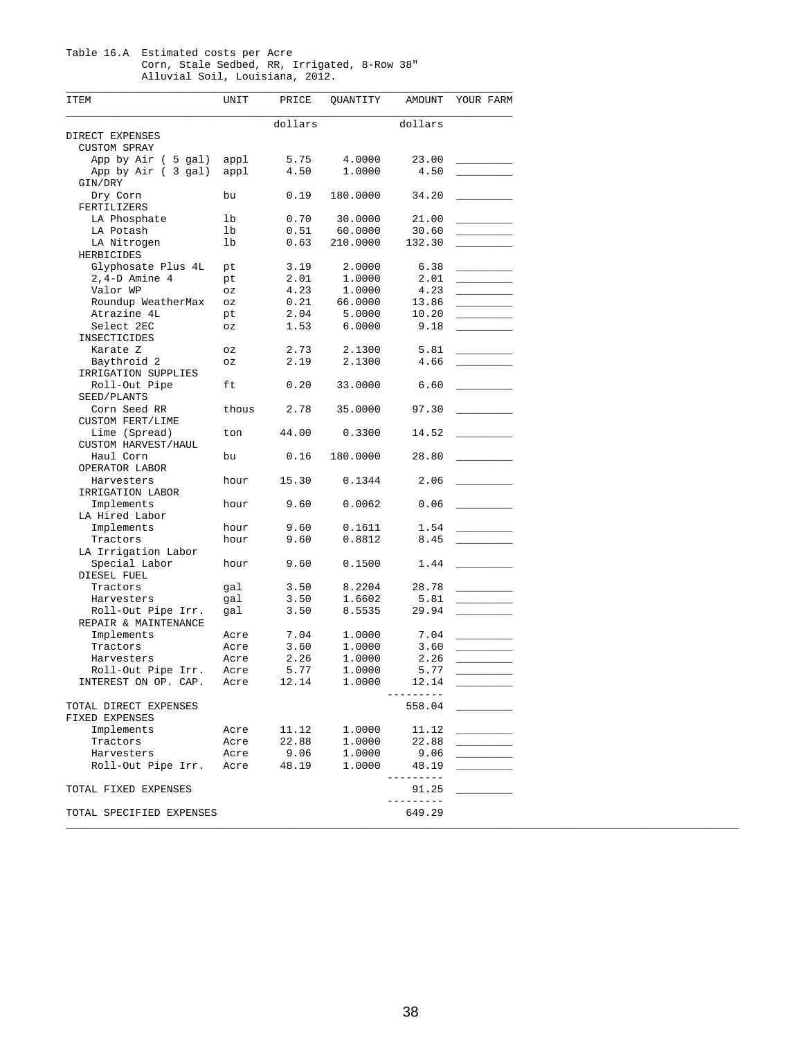Table 16.A Estimated costs per Acre
Corn, Stale Sedbed, RR, Irrigated, 8-Row 38"
Alluvial Soil, Louisiana, 2012.

| ITEM | UNIT | PRICE | QUANTITY | AMOUNT | YOUR FARM |
|---|---|---|---|---|---|
| | | dollars | | dollars | |
| DIRECT EXPENSES | | | | | |
| CUSTOM SPRAY | | | | | |
| App by Air ( 5 gal) | appl | 5.75 | 4.0000 | 23.00 | _________ |
| App by Air ( 3 gal) | appl | 4.50 | 1.0000 | 4.50 | _________ |
| GIN/DRY | | | | | |
| Dry Corn | bu | 0.19 | 180.0000 | 34.20 | _________ |
| FERTILIZERS | | | | | |
| LA Phosphate | lb | 0.70 | 30.0000 | 21.00 | _________ |
| LA Potash | lb | 0.51 | 60.0000 | 30.60 | _________ |
| LA Nitrogen | lb | 0.63 | 210.0000 | 132.30 | _________ |
| HERBICIDES | | | | | |
| Glyphosate Plus 4L | pt | 3.19 | 2.0000 | 6.38 | _________ |
| 2,4-D Amine 4 | pt | 2.01 | 1.0000 | 2.01 | _________ |
| Valor WP | oz | 4.23 | 1.0000 | 4.23 | _________ |
| Roundup WeatherMax | oz | 0.21 | 66.0000 | 13.86 | _________ |
| Atrazine 4L | pt | 2.04 | 5.0000 | 10.20 | _________ |
| Select 2EC | oz | 1.53 | 6.0000 | 9.18 | _________ |
| INSECTICIDES | | | | | |
| Karate Z | oz | 2.73 | 2.1300 | 5.81 | _________ |
| Baythroid 2 | oz | 2.19 | 2.1300 | 4.66 | _________ |
| IRRIGATION SUPPLIES | | | | | |
| Roll-Out Pipe | ft | 0.20 | 33.0000 | 6.60 | _________ |
| SEED/PLANTS | | | | | |
| Corn Seed RR | thous | 2.78 | 35.0000 | 97.30 | _________ |
| CUSTOM FERT/LIME | | | | | |
| Lime (Spread) | ton | 44.00 | 0.3300 | 14.52 | _________ |
| CUSTOM HARVEST/HAUL | | | | | |
| Haul Corn | bu | 0.16 | 180.0000 | 28.80 | _________ |
| OPERATOR LABOR | | | | | |
| Harvesters | hour | 15.30 | 0.1344 | 2.06 | _________ |
| IRRIGATION LABOR | | | | | |
| Implements | hour | 9.60 | 0.0062 | 0.06 | _________ |
| LA Hired Labor | | | | | |
| Implements | hour | 9.60 | 0.1611 | 1.54 | _________ |
| Tractors | hour | 9.60 | 0.8812 | 8.45 | _________ |
| LA Irrigation Labor | | | | | |
| Special Labor | hour | 9.60 | 0.1500 | 1.44 | _________ |
| DIESEL FUEL | | | | | |
| Tractors | gal | 3.50 | 8.2204 | 28.78 | _________ |
| Harvesters | gal | 3.50 | 1.6602 | 5.81 | _________ |
| Roll-Out Pipe Irr. | gal | 3.50 | 8.5535 | 29.94 | _________ |
| REPAIR & MAINTENANCE | | | | | |
| Implements | Acre | 7.04 | 1.0000 | 7.04 | _________ |
| Tractors | Acre | 3.60 | 1.0000 | 3.60 | _________ |
| Harvesters | Acre | 2.26 | 1.0000 | 2.26 | _________ |
| Roll-Out Pipe Irr. | Acre | 5.77 | 1.0000 | 5.77 | _________ |
| INTEREST ON OP. CAP. | Acre | 12.14 | 1.0000 | 12.14 | _________ |
| TOTAL DIRECT EXPENSES | | | | 558.04 | _________ |
| FIXED EXPENSES | | | | | |
| Implements | Acre | 11.12 | 1.0000 | 11.12 | _________ |
| Tractors | Acre | 22.88 | 1.0000 | 22.88 | _________ |
| Harvesters | Acre | 9.06 | 1.0000 | 9.06 | _________ |
| Roll-Out Pipe Irr. | Acre | 48.19 | 1.0000 | 48.19 | _________ |
| TOTAL FIXED EXPENSES | | | | 91.25 | _________ |
| TOTAL SPECIFIED EXPENSES | | | | 649.29 | |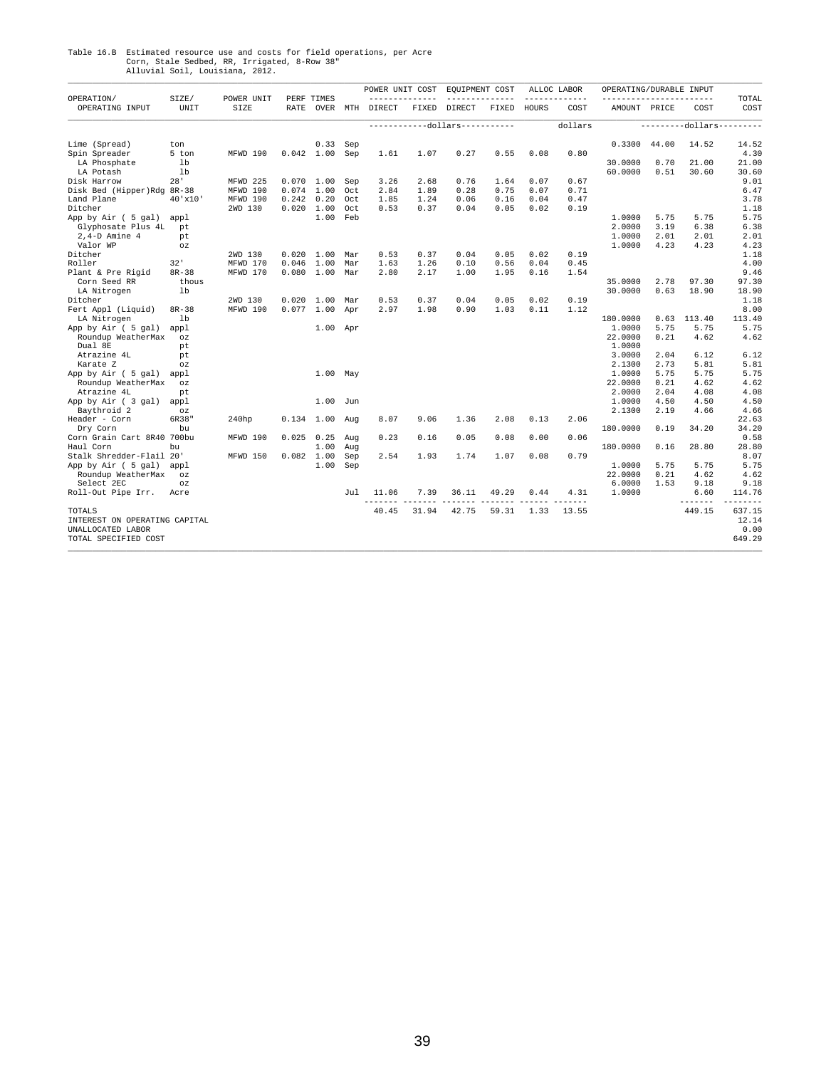Table 16.B Estimated resource use and costs for field operations, per Acre
Corn, Stale Sedbed, RR, Irrigated, 8-Row 38"
Alluvial Soil, Louisiana, 2012.

| OPERATION/ OPERATING INPUT | SIZE/ UNIT | POWER UNIT SIZE | PERF RATE | TIMES OVER | MTH | POWER UNIT COST DIRECT | POWER UNIT COST FIXED | EQUIPMENT COST DIRECT | EQUIPMENT COST FIXED | ALLOC LABOR HOURS | ALLOC LABOR COST | OPERATING/DURABLE INPUT AMOUNT | OPERATING/DURABLE INPUT PRICE | OPERATING/DURABLE INPUT COST | TOTAL COST |
|---|---|---|---|---|---|---|---|---|---|---|---|---|---|---|---|
| | | | | | | dollars | | | | | dollars | | | dollars | |
| Lime (Spread) | ton | | | 0.33 | Sep | | | | | | | 0.3300 | 44.00 | 14.52 | 14.52 |
| Spin Spreader | 5 ton | MFWD 190 | 0.042 | 1.00 | Sep | 1.61 | 1.07 | 0.27 | 0.55 | 0.08 | 0.80 | | | | 4.30 |
| LA Phosphate | lb | | | | | | | | | | | 30.0000 | 0.70 | 21.00 | 21.00 |
| LA Potash | lb | | | | | | | | | | | 60.0000 | 0.51 | 30.60 | 30.60 |
| Disk Harrow | 28' | MFWD 225 | 0.070 | 1.00 | Sep | 3.26 | 2.68 | 0.76 | 1.64 | 0.07 | 0.67 | | | | 9.01 |
| Disk Bed (Hipper)Rdg | 8R-38 | MFWD 190 | 0.074 | 1.00 | Oct | 2.84 | 1.89 | 0.28 | 0.75 | 0.07 | 0.71 | | | | 6.47 |
| Land Plane | 40'x10' | MFWD 190 | 0.242 | 0.20 | Oct | 1.85 | 1.24 | 0.06 | 0.16 | 0.04 | 0.47 | | | | 3.78 |
| Ditcher | | 2WD 130 | 0.020 | 1.00 | Oct | 0.53 | 0.37 | 0.04 | 0.05 | 0.02 | 0.19 | | | | 1.18 |
| App by Air ( 5 gal) | appl | | | 1.00 | Feb | | | | | | | 1.0000 | 5.75 | 5.75 | 5.75 |
| Glyphosate Plus 4L | pt | | | | | | | | | | | 2.0000 | 3.19 | 6.38 | 6.38 |
| 2,4-D Amine 4 | pt | | | | | | | | | | | 1.0000 | 2.01 | 2.01 | 2.01 |
| Valor WP | oz | | | | | | | | | | | 1.0000 | 4.23 | 4.23 | 4.23 |
| Ditcher | | 2WD 130 | 0.020 | 1.00 | Mar | 0.53 | 0.37 | 0.04 | 0.05 | 0.02 | 0.19 | | | | 1.18 |
| Roller | 32' | MFWD 170 | 0.046 | 1.00 | Mar | 1.63 | 1.26 | 0.10 | 0.56 | 0.04 | 0.45 | | | | 4.00 |
| Plant & Pre Rigid | 8R-38 | MFWD 170 | 0.080 | 1.00 | Mar | 2.80 | 2.17 | 1.00 | 1.95 | 0.16 | 1.54 | | | | 9.46 |
| Corn Seed RR | thous | | | | | | | | | | | 35.0000 | 2.78 | 97.30 | 97.30 |
| LA Nitrogen | lb | | | | | | | | | | | 30.0000 | 0.63 | 18.90 | 18.90 |
| Ditcher | | 2WD 130 | 0.020 | 1.00 | Mar | 0.53 | 0.37 | 0.04 | 0.05 | 0.02 | 0.19 | | | | 1.18 |
| Fert Appl (Liquid) | 8R-38 | MFWD 190 | 0.077 | 1.00 | Apr | 2.97 | 1.98 | 0.90 | 1.03 | 0.11 | 1.12 | | | | 8.00 |
| LA Nitrogen | lb | | | | | | | | | | | 180.0000 | 0.63 | 113.40 | 113.40 |
| App by Air ( 5 gal) | appl | | | 1.00 | Apr | | | | | | | 1.0000 | 5.75 | 5.75 | 5.75 |
| Roundup WeatherMax | oz | | | | | | | | | | | 22.0000 | 0.21 | 4.62 | 4.62 |
| Dual 8E | pt | | | | | | | | | | | 1.0000 | | | |
| Atrazine 4L | pt | | | | | | | | | | | 3.0000 | 2.04 | 6.12 | 6.12 |
| Karate Z | oz | | | | | | | | | | | 2.1300 | 2.73 | 5.81 | 5.81 |
| App by Air ( 5 gal) | appl | | | 1.00 | May | | | | | | | 1.0000 | 5.75 | 5.75 | 5.75 |
| Roundup WeatherMax | oz | | | | | | | | | | | 22.0000 | 0.21 | 4.62 | 4.62 |
| Atrazine 4L | pt | | | | | | | | | | | 2.0000 | 2.04 | 4.08 | 4.08 |
| App by Air ( 3 gal) | appl | | | 1.00 | Jun | | | | | | | 1.0000 | 4.50 | 4.50 | 4.50 |
| Baythroid 2 | oz | | | | | | | | | | | 2.1300 | 2.19 | 4.66 | 4.66 |
| Header - Corn | 6R38" | 240hp | 0.134 | 1.00 | Aug | 8.07 | 9.06 | 1.36 | 2.08 | 0.13 | 2.06 | | | | 22.63 |
| Dry Corn | bu | | | | | | | | | | | 180.0000 | 0.19 | 34.20 | 34.20 |
| Corn Grain Cart 8R40 | 700bu | MFWD 190 | 0.025 | 0.25 | Aug | 0.23 | 0.16 | 0.05 | 0.08 | 0.00 | 0.06 | | | | 0.58 |
| Haul Corn | bu | | | 1.00 | Aug | | | | | | | 180.0000 | 0.16 | 28.80 | 28.80 |
| Stalk Shredder-Flail | 20' | MFWD 150 | 0.082 | 1.00 | Sep | 2.54 | 1.93 | 1.74 | 1.07 | 0.08 | 0.79 | | | | 8.07 |
| App by Air ( 5 gal) | appl | | | 1.00 | Sep | | | | | | | 1.0000 | 5.75 | 5.75 | 5.75 |
| Roundup WeatherMax | oz | | | | | | | | | | | 22.0000 | 0.21 | 4.62 | 4.62 |
| Select 2EC | oz | | | | | | | | | | | 6.0000 | 1.53 | 9.18 | 9.18 |
| Roll-Out Pipe Irr. | Acre | | | | Jul | 11.06 | 7.39 | 36.11 | 49.29 | 0.44 | 4.31 | 1.0000 | | 6.60 | 114.76 |
| TOTALS | | | | | | 40.45 | 31.94 | 42.75 | 59.31 | 1.33 | 13.55 | | | 449.15 | 637.15 |
| INTEREST ON OPERATING CAPITAL | | | | | | | | | | | | | | | 12.14 |
| UNALLOCATED LABOR | | | | | | | | | | | | | | | 0.00 |
| TOTAL SPECIFIED COST | | | | | | | | | | | | | | | 649.29 |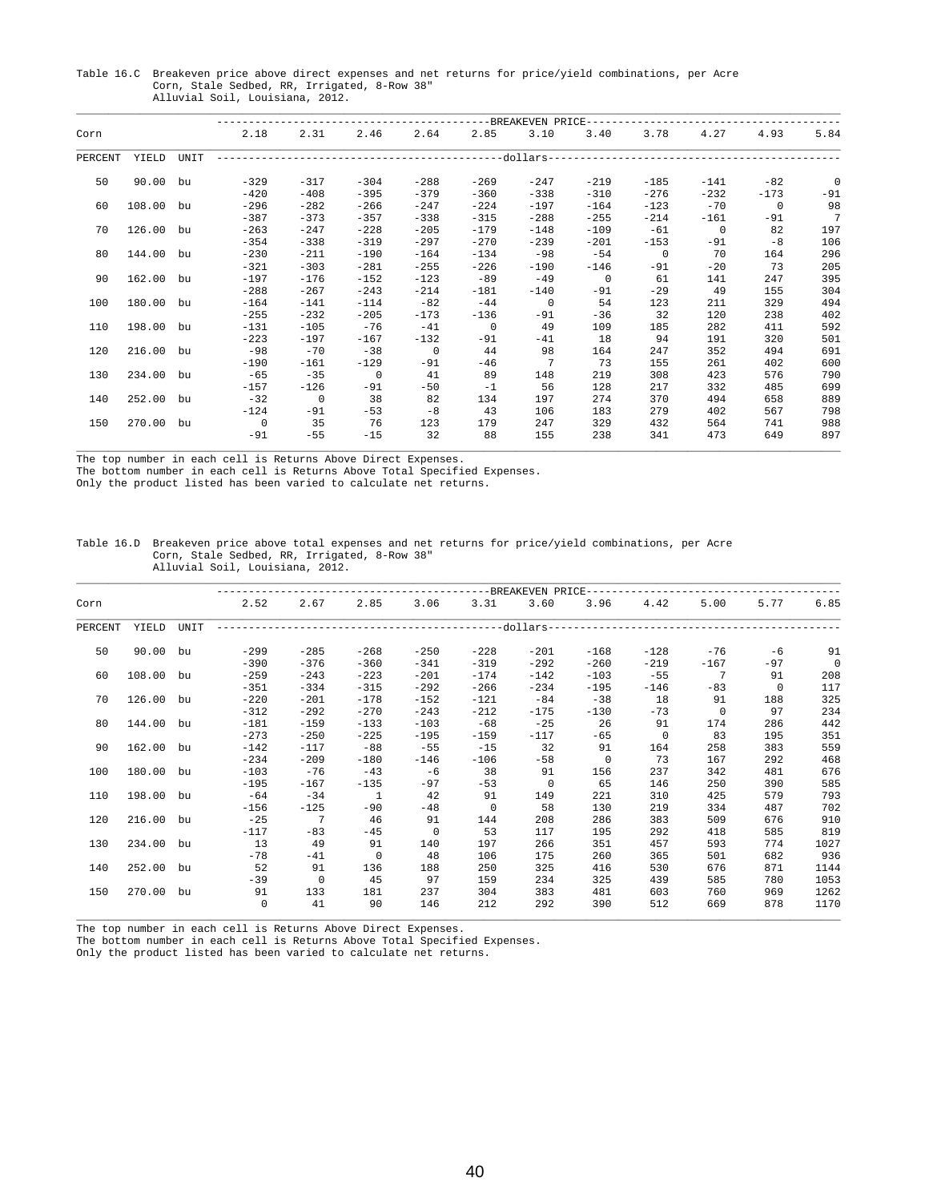Table 16.C Breakeven price above direct expenses and net returns for price/yield combinations, per Acre
Corn, Stale Sedbed, RR, Irrigated, 8-Row 38"
Alluvial Soil, Louisiana, 2012.

| Corn | | | BREAKEVEN PRICE | | | | | | | | | | |
|---|---|---|---|---|---|---|---|---|---|---|---|---|---|
| | | | 2.18 | 2.31 | 2.46 | 2.64 | 2.85 | 3.10 | 3.40 | 3.78 | 4.27 | 4.93 | 5.84 |
| PERCENT | YIELD | UNIT | dollars | | | | | | | | | | |
| 50 | 90.00 | bu | -329 | -317 | -304 | -288 | -269 | -247 | -219 | -185 | -141 | -82 | 0 |
| | | | -420 | -408 | -395 | -379 | -360 | -338 | -310 | -276 | -232 | -173 | -91 |
| 60 | 108.00 | bu | -296 | -282 | -266 | -247 | -224 | -197 | -164 | -123 | -70 | 0 | 98 |
| | | | -387 | -373 | -357 | -338 | -315 | -288 | -255 | -214 | -161 | -91 | 7 |
| 70 | 126.00 | bu | -263 | -247 | -228 | -205 | -179 | -148 | -109 | -61 | 0 | 82 | 197 |
| | | | -354 | -338 | -319 | -297 | -270 | -239 | -201 | -153 | -91 | -8 | 106 |
| 80 | 144.00 | bu | -230 | -211 | -190 | -164 | -134 | -98 | -54 | 0 | 70 | 164 | 296 |
| | | | -321 | -303 | -281 | -255 | -226 | -190 | -146 | -91 | -20 | 73 | 205 |
| 90 | 162.00 | bu | -197 | -176 | -152 | -123 | -89 | -49 | 0 | 61 | 141 | 247 | 395 |
| | | | -288 | -267 | -243 | -214 | -181 | -140 | -91 | -29 | 49 | 155 | 304 |
| 100 | 180.00 | bu | -164 | -141 | -114 | -82 | -44 | 0 | 54 | 123 | 211 | 329 | 494 |
| | | | -255 | -232 | -205 | -173 | -136 | -91 | -36 | 32 | 120 | 238 | 402 |
| 110 | 198.00 | bu | -131 | -105 | -76 | -41 | 0 | 49 | 109 | 185 | 282 | 411 | 592 |
| | | | -223 | -197 | -167 | -132 | -91 | -41 | 18 | 94 | 191 | 320 | 501 |
| 120 | 216.00 | bu | -98 | -70 | -38 | 0 | 44 | 98 | 164 | 247 | 352 | 494 | 691 |
| | | | -190 | -161 | -129 | -91 | -46 | 7 | 73 | 155 | 261 | 402 | 600 |
| 130 | 234.00 | bu | -65 | -35 | 0 | 41 | 89 | 148 | 219 | 308 | 423 | 576 | 790 |
| | | | -157 | -126 | -91 | -50 | -1 | 56 | 128 | 217 | 332 | 485 | 699 |
| 140 | 252.00 | bu | -32 | 0 | 38 | 82 | 134 | 197 | 274 | 370 | 494 | 658 | 889 |
| | | | -124 | -91 | -53 | -8 | 43 | 106 | 183 | 279 | 402 | 567 | 798 |
| 150 | 270.00 | bu | 0 | 35 | 76 | 123 | 179 | 247 | 329 | 432 | 564 | 741 | 988 |
| | | | -91 | -55 | -15 | 32 | 88 | 155 | 238 | 341 | 473 | 649 | 897 |

The top number in each cell is Returns Above Direct Expenses.
The bottom number in each cell is Returns Above Total Specified Expenses.
Only the product listed has been varied to calculate net returns.

Table 16.D Breakeven price above total expenses and net returns for price/yield combinations, per Acre
Corn, Stale Sedbed, RR, Irrigated, 8-Row 38"
Alluvial Soil, Louisiana, 2012.

| Corn | | | BREAKEVEN PRICE | | | | | | | | | | |
|---|---|---|---|---|---|---|---|---|---|---|---|---|---|
| | | | 2.52 | 2.67 | 2.85 | 3.06 | 3.31 | 3.60 | 3.96 | 4.42 | 5.00 | 5.77 | 6.85 |
| PERCENT | YIELD | UNIT | dollars | | | | | | | | | | |
| 50 | 90.00 | bu | -299 | -285 | -268 | -250 | -228 | -201 | -168 | -128 | -76 | -6 | 91 |
| | | | -390 | -376 | -360 | -341 | -319 | -292 | -260 | -219 | -167 | -97 | 0 |
| 60 | 108.00 | bu | -259 | -243 | -223 | -201 | -174 | -142 | -103 | -55 | 7 | 91 | 208 |
| | | | -351 | -334 | -315 | -292 | -266 | -234 | -195 | -146 | -83 | 0 | 117 |
| 70 | 126.00 | bu | -220 | -201 | -178 | -152 | -121 | -84 | -38 | 18 | 91 | 188 | 325 |
| | | | -312 | -292 | -270 | -243 | -212 | -175 | -130 | -73 | 0 | 97 | 234 |
| 80 | 144.00 | bu | -181 | -159 | -133 | -103 | -68 | -25 | 26 | 91 | 174 | 286 | 442 |
| | | | -273 | -250 | -225 | -195 | -159 | -117 | -65 | 0 | 83 | 195 | 351 |
| 90 | 162.00 | bu | -142 | -117 | -88 | -55 | -15 | 32 | 91 | 164 | 258 | 383 | 559 |
| | | | -234 | -209 | -180 | -146 | -106 | -58 | 0 | 73 | 167 | 292 | 468 |
| 100 | 180.00 | bu | -103 | -76 | -43 | -6 | 38 | 91 | 156 | 237 | 342 | 481 | 676 |
| | | | -195 | -167 | -135 | -97 | -53 | 0 | 65 | 146 | 250 | 390 | 585 |
| 110 | 198.00 | bu | -64 | -34 | 1 | 42 | 91 | 149 | 221 | 310 | 425 | 579 | 793 |
| | | | -156 | -125 | -90 | -48 | 0 | 58 | 130 | 219 | 334 | 487 | 702 |
| 120 | 216.00 | bu | -25 | 7 | 46 | 91 | 144 | 208 | 286 | 383 | 509 | 676 | 910 |
| | | | -117 | -83 | -45 | 0 | 53 | 117 | 195 | 292 | 418 | 585 | 819 |
| 130 | 234.00 | bu | 13 | 49 | 91 | 140 | 197 | 266 | 351 | 457 | 593 | 774 | 1027 |
| | | | -78 | -41 | 0 | 48 | 106 | 175 | 260 | 365 | 501 | 682 | 936 |
| 140 | 252.00 | bu | 52 | 91 | 136 | 188 | 250 | 325 | 416 | 530 | 676 | 871 | 1144 |
| | | | -39 | 0 | 45 | 97 | 159 | 234 | 325 | 439 | 585 | 780 | 1053 |
| 150 | 270.00 | bu | 91 | 133 | 181 | 237 | 304 | 383 | 481 | 603 | 760 | 969 | 1262 |
| | | | 0 | 41 | 90 | 146 | 212 | 292 | 390 | 512 | 669 | 878 | 1170 |

The top number in each cell is Returns Above Direct Expenses.
The bottom number in each cell is Returns Above Total Specified Expenses.
Only the product listed has been varied to calculate net returns.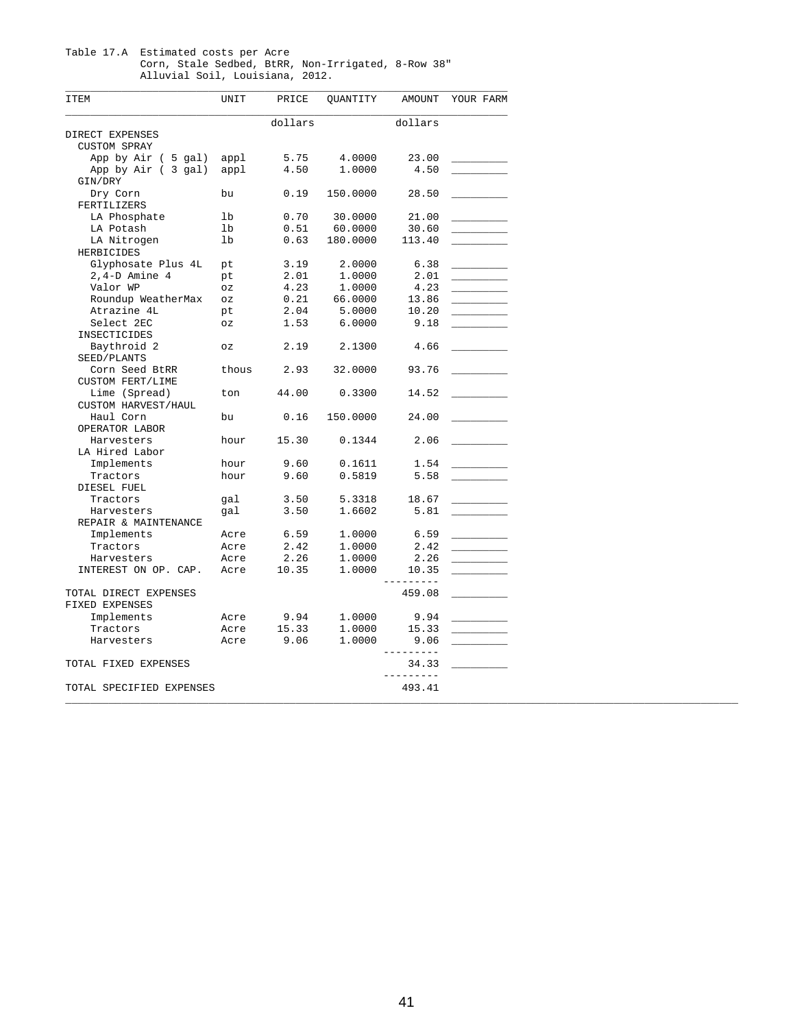Table 17.A Estimated costs per Acre
Corn, Stale Sedbed, BtRR, Non-Irrigated, 8-Row 38"
Alluvial Soil, Louisiana, 2012.

| ITEM | UNIT | PRICE | QUANTITY | AMOUNT | YOUR FARM |
|---|---|---|---|---|---|
| | | dollars | | dollars | |
| DIRECT EXPENSES | | | | | |
| CUSTOM SPRAY | | | | | |
| App by Air ( 5 gal) | appl | 5.75 | 4.0000 | 23.00 | _________ |
| App by Air ( 3 gal) | appl | 4.50 | 1.0000 | 4.50 | _________ |
| GIN/DRY | | | | | |
| Dry Corn | bu | 0.19 | 150.0000 | 28.50 | _________ |
| FERTILIZERS | | | | | |
| LA Phosphate | lb | 0.70 | 30.0000 | 21.00 | _________ |
| LA Potash | lb | 0.51 | 60.0000 | 30.60 | _________ |
| LA Nitrogen | lb | 0.63 | 180.0000 | 113.40 | _________ |
| HERBICIDES | | | | | |
| Glyphosate Plus 4L | pt | 3.19 | 2.0000 | 6.38 | _________ |
| 2,4-D Amine 4 | pt | 2.01 | 1.0000 | 2.01 | _________ |
| Valor WP | oz | 4.23 | 1.0000 | 4.23 | _________ |
| Roundup WeatherMax | oz | 0.21 | 66.0000 | 13.86 | _________ |
| Atrazine 4L | pt | 2.04 | 5.0000 | 10.20 | _________ |
| Select 2EC | oz | 1.53 | 6.0000 | 9.18 | _________ |
| INSECTICIDES | | | | | |
| Baythroid 2 | oz | 2.19 | 2.1300 | 4.66 | _________ |
| SEED/PLANTS | | | | | |
| Corn Seed BtRR | thous | 2.93 | 32.0000 | 93.76 | _________ |
| CUSTOM FERT/LIME | | | | | |
| Lime (Spread) | ton | 44.00 | 0.3300 | 14.52 | _________ |
| CUSTOM HARVEST/HAUL | | | | | |
| Haul Corn | bu | 0.16 | 150.0000 | 24.00 | _________ |
| OPERATOR LABOR | | | | | |
| Harvesters | hour | 15.30 | 0.1344 | 2.06 | _________ |
| LA Hired Labor | | | | | |
| Implements | hour | 9.60 | 0.1611 | 1.54 | _________ |
| Tractors | hour | 9.60 | 0.5819 | 5.58 | _________ |
| DIESEL FUEL | | | | | |
| Tractors | gal | 3.50 | 5.3318 | 18.67 | _________ |
| Harvesters | gal | 3.50 | 1.6602 | 5.81 | _________ |
| REPAIR & MAINTENANCE | | | | | |
| Implements | Acre | 6.59 | 1.0000 | 6.59 | _________ |
| Tractors | Acre | 2.42 | 1.0000 | 2.42 | _________ |
| Harvesters | Acre | 2.26 | 1.0000 | 2.26 | _________ |
| INTEREST ON OP. CAP. | Acre | 10.35 | 1.0000 | 10.35 | _________ |
| TOTAL DIRECT EXPENSES | | | | 459.08 | _________ |
| FIXED EXPENSES | | | | | |
| Implements | Acre | 9.94 | 1.0000 | 9.94 | _________ |
| Tractors | Acre | 15.33 | 1.0000 | 15.33 | _________ |
| Harvesters | Acre | 9.06 | 1.0000 | 9.06 | _________ |
| TOTAL FIXED EXPENSES | | | | 34.33 | _________ |
| TOTAL SPECIFIED EXPENSES | | | | 493.41 | |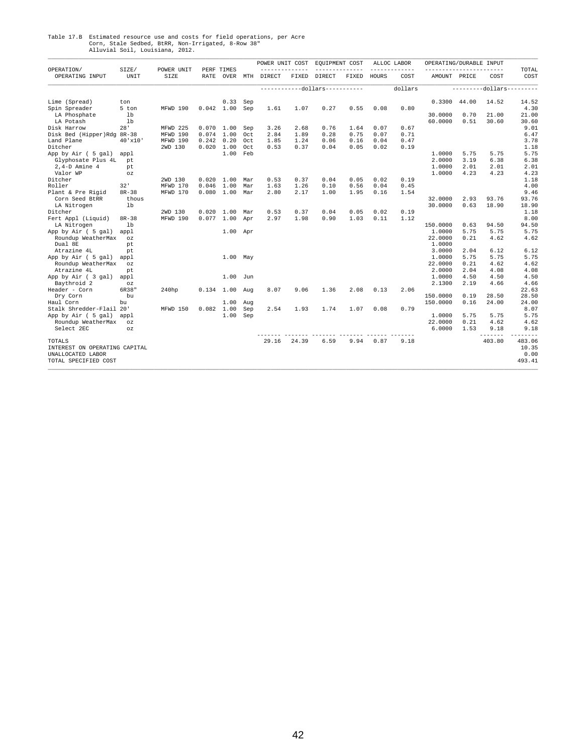Table 17.B Estimated resource use and costs for field operations, per Acre
Corn, Stale Sedbed, BtRR, Non-Irrigated, 8-Row 38"
Alluvial Soil, Louisiana, 2012.

| OPERATION/ OPERATING INPUT | SIZE/ UNIT | POWER UNIT SIZE | PERF RATE | TIMES OVER | MTH | POWER UNIT COST DIRECT | POWER UNIT COST FIXED | EQUIPMENT COST DIRECT | EQUIPMENT COST FIXED | ALLOC LABOR HOURS | ALLOC LABOR COST | OPERATING/DURABLE INPUT AMOUNT | PRICE | COST | TOTAL COST |
|---|---|---|---|---|---|---|---|---|---|---|---|---|---|---|---|
| | | | | | | -----------dollars----------- | | | | | dollars | | ---------dollars--------- | | |
| Lime (Spread) | ton | | | 0.33 | Sep | | | | | | | 0.3300 | 44.00 | 14.52 | 14.52 |
| Spin Spreader | 5 ton | MFWD 190 | 0.042 | 1.00 | Sep | 1.61 | 1.07 | 0.27 | 0.55 | 0.08 | 0.80 | | | | 4.30 |
| LA Phosphate | lb | | | | | | | | | | | 30.0000 | 0.70 | 21.00 | 21.00 |
| LA Potash | lb | | | | | | | | | | | 60.0000 | 0.51 | 30.60 | 30.60 |
| Disk Harrow | 28' | MFWD 225 | 0.070 | 1.00 | Sep | 3.26 | 2.68 | 0.76 | 1.64 | 0.07 | 0.67 | | | | 9.01 |
| Disk Bed (Hipper)Rdg | 8R-38 | MFWD 190 | 0.074 | 1.00 | Oct | 2.84 | 1.89 | 0.28 | 0.75 | 0.07 | 0.71 | | | | 6.47 |
| Land Plane | 40'x10' | MFWD 190 | 0.242 | 0.20 | Oct | 1.85 | 1.24 | 0.06 | 0.16 | 0.04 | 0.47 | | | | 3.78 |
| Ditcher | | 2WD 130 | 0.020 | 1.00 | Oct | 0.53 | 0.37 | 0.04 | 0.05 | 0.02 | 0.19 | | | | 1.18 |
| App by Air ( 5 gal) | appl | | | 1.00 | Feb | | | | | | | 1.0000 | 5.75 | 5.75 | 5.75 |
| Glyphosate Plus 4L | pt | | | | | | | | | | | 2.0000 | 3.19 | 6.38 | 6.38 |
| 2,4-D Amine 4 | pt | | | | | | | | | | | 1.0000 | 2.01 | 2.01 | 2.01 |
| Valor WP | oz | | | | | | | | | | | 1.0000 | 4.23 | 4.23 | 4.23 |
| Ditcher | | 2WD 130 | 0.020 | 1.00 | Mar | 0.53 | 0.37 | 0.04 | 0.05 | 0.02 | 0.19 | | | | 1.18 |
| Roller | 32' | MFWD 170 | 0.046 | 1.00 | Mar | 1.63 | 1.26 | 0.10 | 0.56 | 0.04 | 0.45 | | | | 4.00 |
| Plant & Pre Rigid | 8R-38 | MFWD 170 | 0.080 | 1.00 | Mar | 2.80 | 2.17 | 1.00 | 1.95 | 0.16 | 1.54 | | | | 9.46 |
| Corn Seed BtRR | thous | | | | | | | | | | | 32.0000 | 2.93 | 93.76 | 93.76 |
| LA Nitrogen | lb | | | | | | | | | | | 30.0000 | 0.63 | 18.90 | 18.90 |
| Ditcher | | 2WD 130 | 0.020 | 1.00 | Mar | 0.53 | 0.37 | 0.04 | 0.05 | 0.02 | 0.19 | | | | 1.18 |
| Fert Appl (Liquid) | 8R-38 | MFWD 190 | 0.077 | 1.00 | Apr | 2.97 | 1.98 | 0.90 | 1.03 | 0.11 | 1.12 | | | | 8.00 |
| LA Nitrogen | lb | | | | | | | | | | | 150.0000 | 0.63 | 94.50 | 94.50 |
| App by Air ( 5 gal) | appl | | | 1.00 | Apr | | | | | | | 1.0000 | 5.75 | 5.75 | 5.75 |
| Roundup WeatherMax | oz | | | | | | | | | | | 22.0000 | 0.21 | 4.62 | 4.62 |
| Dual 8E | pt | | | | | | | | | | | 1.0000 | | | |
| Atrazine 4L | pt | | | | | | | | | | | 3.0000 | 2.04 | 6.12 | 6.12 |
| App by Air ( 5 gal) | appl | | | 1.00 | May | | | | | | | 1.0000 | 5.75 | 5.75 | 5.75 |
| Roundup WeatherMax | oz | | | | | | | | | | | 22.0000 | 0.21 | 4.62 | 4.62 |
| Atrazine 4L | pt | | | | | | | | | | | 2.0000 | 2.04 | 4.08 | 4.08 |
| App by Air ( 3 gal) | appl | | | 1.00 | Jun | | | | | | | 1.0000 | 4.50 | 4.50 | 4.50 |
| Baythroid 2 | oz | | | | | | | | | | | 2.1300 | 2.19 | 4.66 | 4.66 |
| Header - Corn | 6R38" | 240hp | 0.134 | 1.00 | Aug | 8.07 | 9.06 | 1.36 | 2.08 | 0.13 | 2.06 | | | | 22.63 |
| Dry Corn | bu | | | | | | | | | | | 150.0000 | 0.19 | 28.50 | 28.50 |
| Haul Corn | bu | | | 1.00 | Aug | | | | | | | 150.0000 | 0.16 | 24.00 | 24.00 |
| Stalk Shredder-Flail | 20' | MFWD 150 | 0.082 | 1.00 | Sep | 2.54 | 1.93 | 1.74 | 1.07 | 0.08 | 0.79 | | | | 8.07 |
| App by Air ( 5 gal) | appl | | | 1.00 | Sep | | | | | | | 1.0000 | 5.75 | 5.75 | 5.75 |
| Roundup WeatherMax | oz | | | | | | | | | | | 22.0000 | 0.21 | 4.62 | 4.62 |
| Select 2EC | oz | | | | | | | | | | | 6.0000 | 1.53 | 9.18 | 9.18 |
| TOTALS | | | | | | 29.16 | 24.39 | 6.59 | 9.94 | 0.87 | 9.18 | | | 403.80 | 483.06 |
| INTEREST ON OPERATING CAPITAL | | | | | | | | | | | | | | | 10.35 |
| UNALLOCATED LABOR | | | | | | | | | | | | | | | 0.00 |
| TOTAL SPECIFIED COST | | | | | | | | | | | | | | | 493.41 |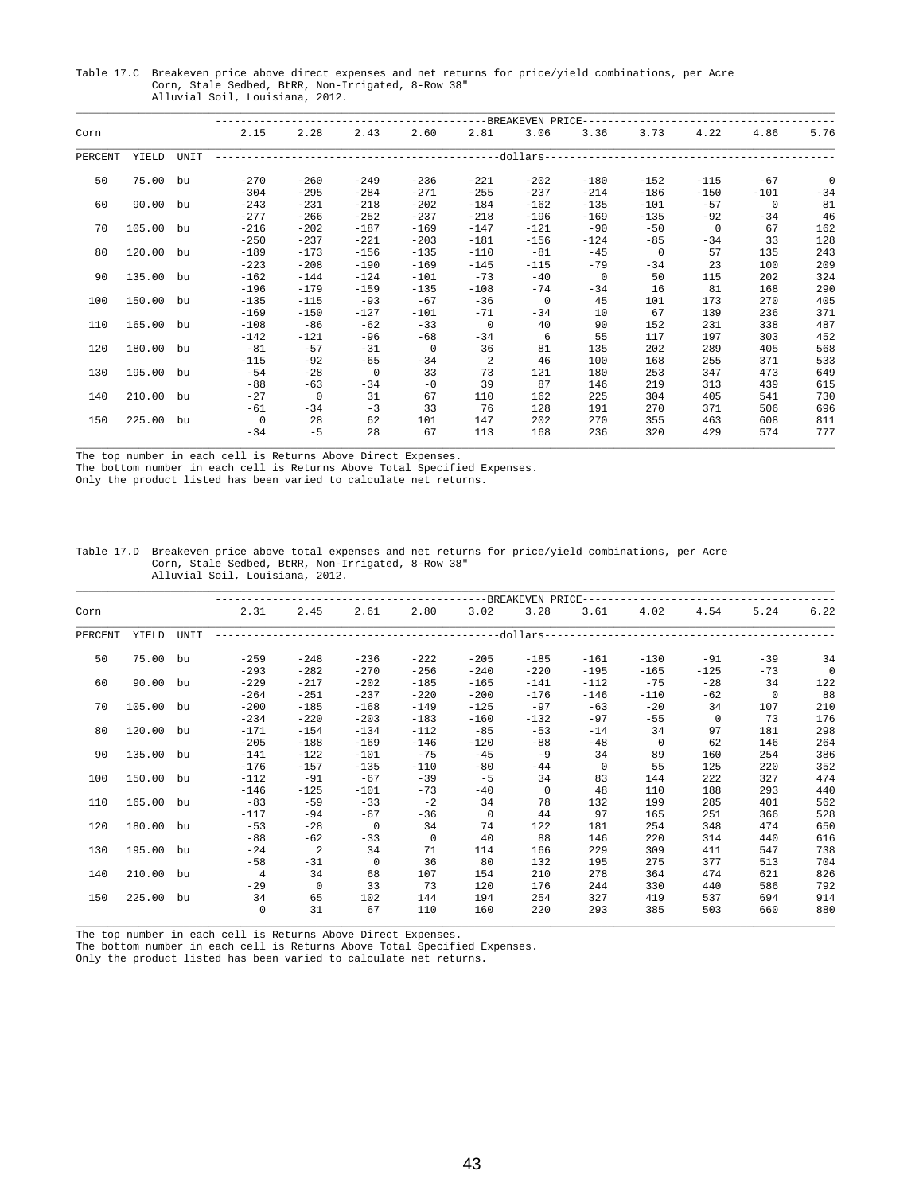Table 17.C Breakeven price above direct expenses and net returns for price/yield combinations, per Acre
Corn, Stale Sedbed, BtRR, Non-Irrigated, 8-Row 38"
Alluvial Soil, Louisiana, 2012.

| Corn | | | BREAKEVEN PRICE | | | | | | | | | | |
|---|---|---|---|---|---|---|---|---|---|---|---|---|---|
| | | | 2.15 | 2.28 | 2.43 | 2.60 | 2.81 | 3.06 | 3.36 | 3.73 | 4.22 | 4.86 | 5.76 |
| PERCENT | YIELD | UNIT | dollars | | | | | | | | | | |
| 50 | 75.00 | bu | -270 | -260 | -249 | -236 | -221 | -202 | -180 | -152 | -115 | -67 | 0 |
| | | | -304 | -295 | -284 | -271 | -255 | -237 | -214 | -186 | -150 | -101 | -34 |
| 60 | 90.00 | bu | -243 | -231 | -218 | -202 | -184 | -162 | -135 | -101 | -57 | 0 | 81 |
| | | | -277 | -266 | -252 | -237 | -218 | -196 | -169 | -135 | -92 | -34 | 46 |
| 70 | 105.00 | bu | -216 | -202 | -187 | -169 | -147 | -121 | -90 | -50 | 0 | 67 | 162 |
| | | | -250 | -237 | -221 | -203 | -181 | -156 | -124 | -85 | -34 | 33 | 128 |
| 80 | 120.00 | bu | -189 | -173 | -156 | -135 | -110 | -81 | -45 | 0 | 57 | 135 | 243 |
| | | | -223 | -208 | -190 | -169 | -145 | -115 | -79 | -34 | 23 | 100 | 209 |
| 90 | 135.00 | bu | -162 | -144 | -124 | -101 | -73 | -40 | 0 | 50 | 115 | 202 | 324 |
| | | | -196 | -179 | -159 | -135 | -108 | -74 | -34 | 16 | 81 | 168 | 290 |
| 100 | 150.00 | bu | -135 | -115 | -93 | -67 | -36 | 0 | 45 | 101 | 173 | 270 | 405 |
| | | | -169 | -150 | -127 | -101 | -71 | -34 | 10 | 67 | 139 | 236 | 371 |
| 110 | 165.00 | bu | -108 | -86 | -62 | -33 | 0 | 40 | 90 | 152 | 231 | 338 | 487 |
| | | | -142 | -121 | -96 | -68 | -34 | 6 | 55 | 117 | 197 | 303 | 452 |
| 120 | 180.00 | bu | -81 | -57 | -31 | 0 | 36 | 81 | 135 | 202 | 289 | 405 | 568 |
| | | | -115 | -92 | -65 | -34 | 2 | 46 | 100 | 168 | 255 | 371 | 533 |
| 130 | 195.00 | bu | -54 | -28 | 0 | 33 | 73 | 121 | 180 | 253 | 347 | 473 | 649 |
| | | | -88 | -63 | -34 | -0 | 39 | 87 | 146 | 219 | 313 | 439 | 615 |
| 140 | 210.00 | bu | -27 | 0 | 31 | 67 | 110 | 162 | 225 | 304 | 405 | 541 | 730 |
| | | | -61 | -34 | -3 | 33 | 76 | 128 | 191 | 270 | 371 | 506 | 696 |
| 150 | 225.00 | bu | 0 | 28 | 62 | 101 | 147 | 202 | 270 | 355 | 463 | 608 | 811 |
| | | | -34 | -5 | 28 | 67 | 113 | 168 | 236 | 320 | 429 | 574 | 777 |

The top number in each cell is Returns Above Direct Expenses.
The bottom number in each cell is Returns Above Total Specified Expenses.
Only the product listed has been varied to calculate net returns.

Table 17.D Breakeven price above total expenses and net returns for price/yield combinations, per Acre
Corn, Stale Sedbed, BtRR, Non-Irrigated, 8-Row 38"
Alluvial Soil, Louisiana, 2012.

| Corn | | | BREAKEVEN PRICE | | | | | | | | | | |
|---|---|---|---|---|---|---|---|---|---|---|---|---|---|
| | | | 2.31 | 2.45 | 2.61 | 2.80 | 3.02 | 3.28 | 3.61 | 4.02 | 4.54 | 5.24 | 6.22 |
| PERCENT | YIELD | UNIT | dollars | | | | | | | | | | |
| 50 | 75.00 | bu | -259 | -248 | -236 | -222 | -205 | -185 | -161 | -130 | -91 | -39 | 34 |
| | | | -293 | -282 | -270 | -256 | -240 | -220 | -195 | -165 | -125 | -73 | 0 |
| 60 | 90.00 | bu | -229 | -217 | -202 | -185 | -165 | -141 | -112 | -75 | -28 | 34 | 122 |
| | | | -264 | -251 | -237 | -220 | -200 | -176 | -146 | -110 | -62 | 0 | 88 |
| 70 | 105.00 | bu | -200 | -185 | -168 | -149 | -125 | -97 | -63 | -20 | 34 | 107 | 210 |
| | | | -234 | -220 | -203 | -183 | -160 | -132 | -97 | -55 | 0 | 73 | 176 |
| 80 | 120.00 | bu | -171 | -154 | -134 | -112 | -85 | -53 | -14 | 34 | 97 | 181 | 298 |
| | | | -205 | -188 | -169 | -146 | -120 | -88 | -48 | 0 | 62 | 146 | 264 |
| 90 | 135.00 | bu | -141 | -122 | -101 | -75 | -45 | -9 | 34 | 89 | 160 | 254 | 386 |
| | | | -176 | -157 | -135 | -110 | -80 | -44 | 0 | 55 | 125 | 220 | 352 |
| 100 | 150.00 | bu | -112 | -91 | -67 | -39 | -5 | 34 | 83 | 144 | 222 | 327 | 474 |
| | | | -146 | -125 | -101 | -73 | -40 | 0 | 48 | 110 | 188 | 293 | 440 |
| 110 | 165.00 | bu | -83 | -59 | -33 | -2 | 34 | 78 | 132 | 199 | 285 | 401 | 562 |
| | | | -117 | -94 | -67 | -36 | 0 | 44 | 97 | 165 | 251 | 366 | 528 |
| 120 | 180.00 | bu | -53 | -28 | 0 | 34 | 74 | 122 | 181 | 254 | 348 | 474 | 650 |
| | | | -88 | -62 | -33 | 0 | 40 | 88 | 146 | 220 | 314 | 440 | 616 |
| 130 | 195.00 | bu | -24 | 2 | 34 | 71 | 114 | 166 | 229 | 309 | 411 | 547 | 738 |
| | | | -58 | -31 | 0 | 36 | 80 | 132 | 195 | 275 | 377 | 513 | 704 |
| 140 | 210.00 | bu | 4 | 34 | 68 | 107 | 154 | 210 | 278 | 364 | 474 | 621 | 826 |
| | | | -29 | 0 | 33 | 73 | 120 | 176 | 244 | 330 | 440 | 586 | 792 |
| 150 | 225.00 | bu | 34 | 65 | 102 | 144 | 194 | 254 | 327 | 419 | 537 | 694 | 914 |
| | | | 0 | 31 | 67 | 110 | 160 | 220 | 293 | 385 | 503 | 660 | 880 |

The top number in each cell is Returns Above Direct Expenses.
The bottom number in each cell is Returns Above Total Specified Expenses.
Only the product listed has been varied to calculate net returns.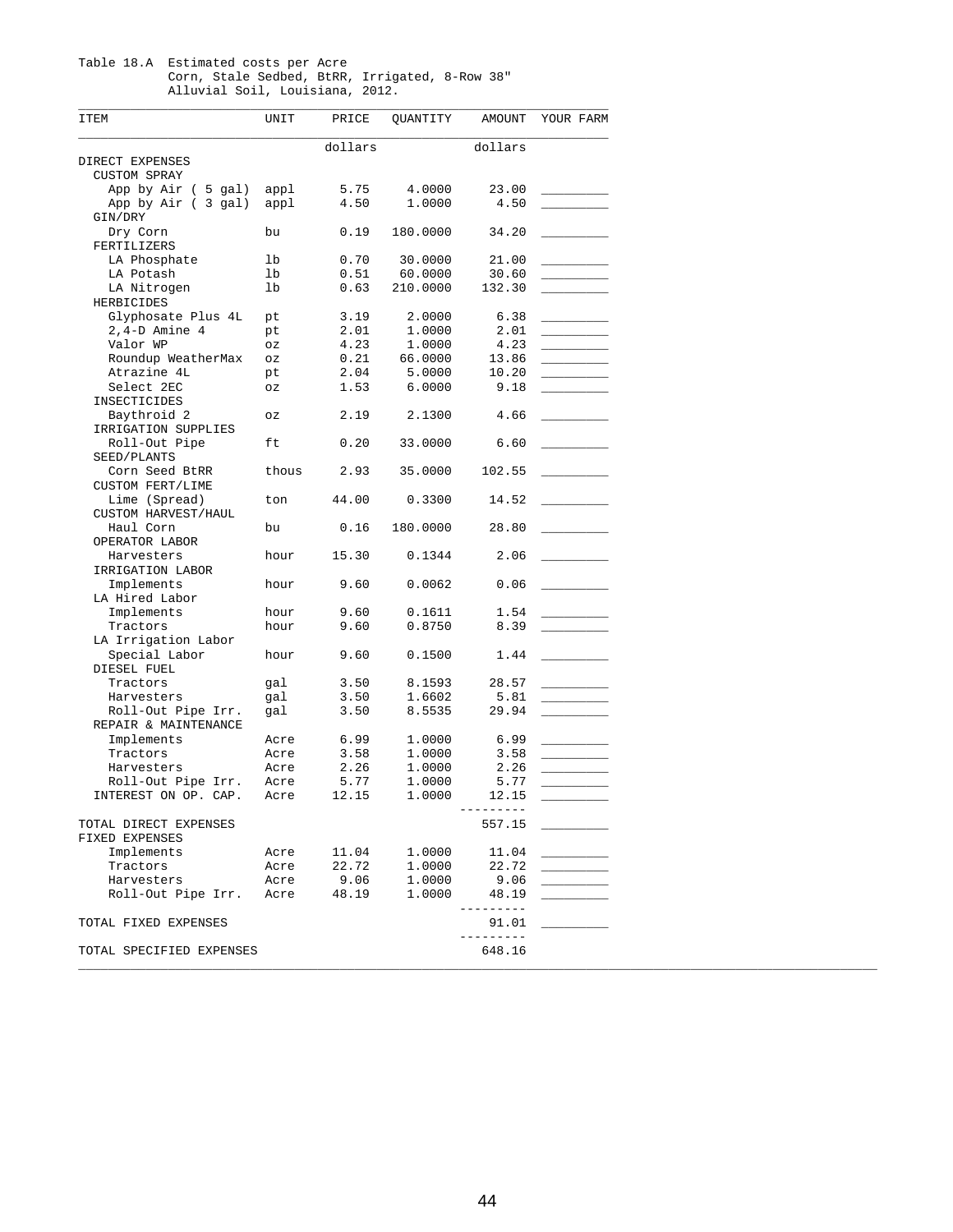Table 18.A Estimated costs per Acre
Corn, Stale Sedbed, BtRR, Irrigated, 8-Row 38"
Alluvial Soil, Louisiana, 2012.

| ITEM | UNIT | PRICE | QUANTITY | AMOUNT | YOUR FARM |
|---|---|---|---|---|---|
| | | dollars | | dollars | |
| DIRECT EXPENSES | | | | | |
| CUSTOM SPRAY | | | | | |
| App by Air ( 5 gal) | appl | 5.75 | 4.0000 | 23.00 | _________ |
| App by Air ( 3 gal) | appl | 4.50 | 1.0000 | 4.50 | _________ |
| GIN/DRY | | | | | |
| Dry Corn | bu | 0.19 | 180.0000 | 34.20 | _________ |
| FERTILIZERS | | | | | |
| LA Phosphate | lb | 0.70 | 30.0000 | 21.00 | _________ |
| LA Potash | lb | 0.51 | 60.0000 | 30.60 | _________ |
| LA Nitrogen | lb | 0.63 | 210.0000 | 132.30 | _________ |
| HERBICIDES | | | | | |
| Glyphosate Plus 4L | pt | 3.19 | 2.0000 | 6.38 | _________ |
| 2,4-D Amine 4 | pt | 2.01 | 1.0000 | 2.01 | _________ |
| Valor WP | oz | 4.23 | 1.0000 | 4.23 | _________ |
| Roundup WeatherMax | oz | 0.21 | 66.0000 | 13.86 | _________ |
| Atrazine 4L | pt | 2.04 | 5.0000 | 10.20 | _________ |
| Select 2EC | oz | 1.53 | 6.0000 | 9.18 | _________ |
| INSECTICIDES | | | | | |
| Baythroid 2 | oz | 2.19 | 2.1300 | 4.66 | _________ |
| IRRIGATION SUPPLIES | | | | | |
| Roll-Out Pipe | ft | 0.20 | 33.0000 | 6.60 | _________ |
| SEED/PLANTS | | | | | |
| Corn Seed BtRR | thous | 2.93 | 35.0000 | 102.55 | _________ |
| CUSTOM FERT/LIME | | | | | |
| Lime (Spread) | ton | 44.00 | 0.3300 | 14.52 | _________ |
| CUSTOM HARVEST/HAUL | | | | | |
| Haul Corn | bu | 0.16 | 180.0000 | 28.80 | _________ |
| OPERATOR LABOR | | | | | |
| Harvesters | hour | 15.30 | 0.1344 | 2.06 | _________ |
| IRRIGATION LABOR | | | | | |
| Implements | hour | 9.60 | 0.0062 | 0.06 | _________ |
| LA Hired Labor | | | | | |
| Implements | hour | 9.60 | 0.1611 | 1.54 | _________ |
| Tractors | hour | 9.60 | 0.8750 | 8.39 | _________ |
| LA Irrigation Labor | | | | | |
| Special Labor | hour | 9.60 | 0.1500 | 1.44 | _________ |
| DIESEL FUEL | | | | | |
| Tractors | gal | 3.50 | 8.1593 | 28.57 | _________ |
| Harvesters | gal | 3.50 | 1.6602 | 5.81 | _________ |
| Roll-Out Pipe Irr. | gal | 3.50 | 8.5535 | 29.94 | _________ |
| REPAIR & MAINTENANCE | | | | | |
| Implements | Acre | 6.99 | 1.0000 | 6.99 | _________ |
| Tractors | Acre | 3.58 | 1.0000 | 3.58 | _________ |
| Harvesters | Acre | 2.26 | 1.0000 | 2.26 | _________ |
| Roll-Out Pipe Irr. | Acre | 5.77 | 1.0000 | 5.77 | _________ |
| INTEREST ON OP. CAP. | Acre | 12.15 | 1.0000 | 12.15 | _________ |
| TOTAL DIRECT EXPENSES | | | | 557.15 | _________ |
| FIXED EXPENSES | | | | | |
| Implements | Acre | 11.04 | 1.0000 | 11.04 | _________ |
| Tractors | Acre | 22.72 | 1.0000 | 22.72 | _________ |
| Harvesters | Acre | 9.06 | 1.0000 | 9.06 | _________ |
| Roll-Out Pipe Irr. | Acre | 48.19 | 1.0000 | 48.19 | _________ |
| TOTAL FIXED EXPENSES | | | | 91.01 | _________ |
| TOTAL SPECIFIED EXPENSES | | | | 648.16 | |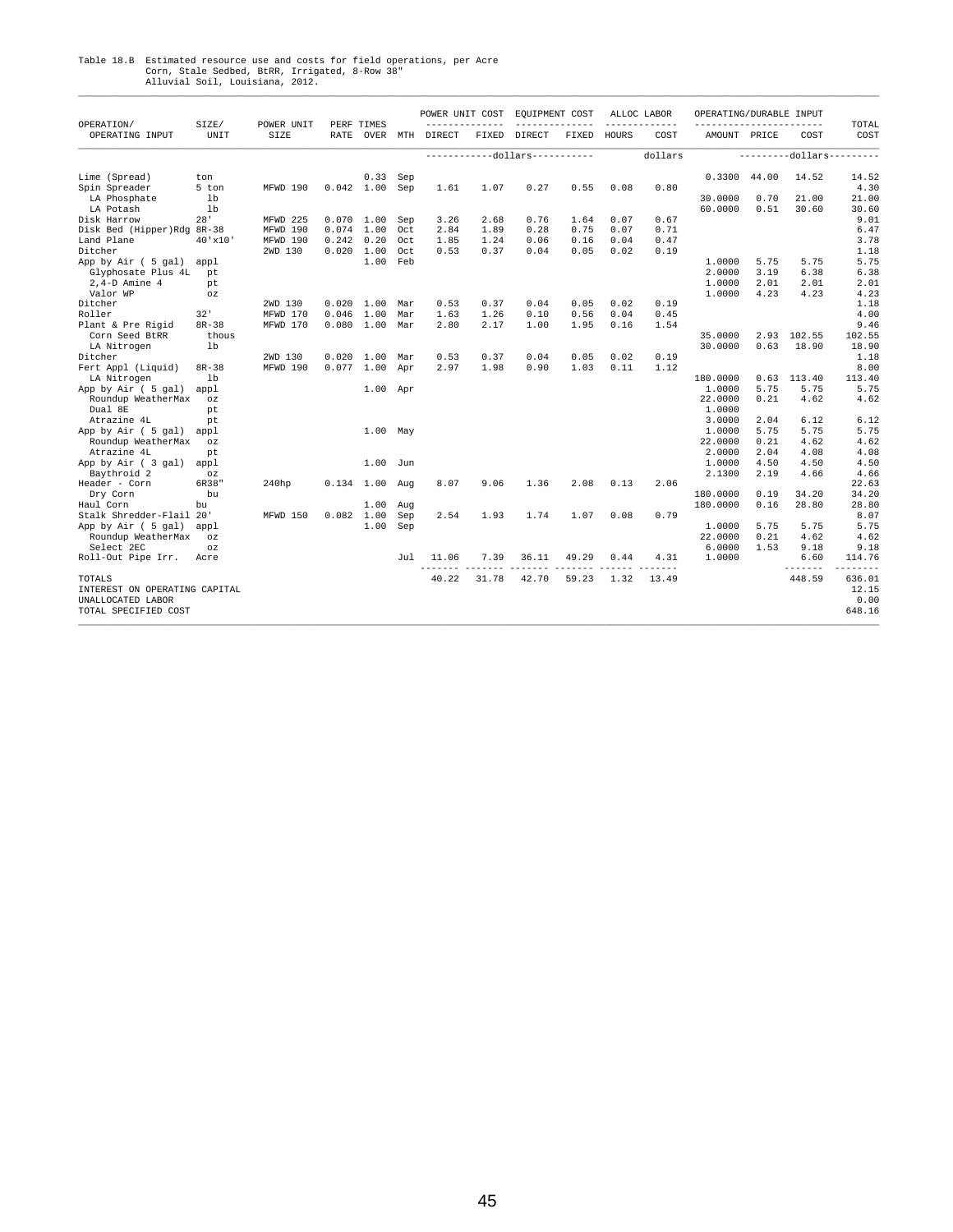Table 18.B Estimated resource use and costs for field operations, per Acre
Corn, Stale Sedbed, BtRR, Irrigated, 8-Row 38"
Alluvial Soil, Louisiana, 2012.

| OPERATION/ OPERATING INPUT | SIZE/ UNIT | POWER UNIT SIZE | PERF RATE | TIMES OVER | MTH | POWER UNIT COST DIRECT | POWER UNIT COST FIXED | EQUIPMENT COST DIRECT | EQUIPMENT COST FIXED | ALLOC LABOR HOURS | ALLOC LABOR COST | OPERATING/DURABLE INPUT AMOUNT | PRICE | COST | TOTAL COST |
|---|---|---|---|---|---|---|---|---|---|---|---|---|---|---|---|
| | | | | | | -----------dollars----------- | | | | | dollars | | ---------dollars--------- | | |
| Lime (Spread) | ton | | | 0.33 | Sep | | | | | | | 0.3300 | 44.00 | 14.52 | 14.52 |
| Spin Spreader | 5 ton | MFWD 190 | 0.042 | 1.00 | Sep | 1.61 | 1.07 | 0.27 | 0.55 | 0.08 | 0.80 | | | | 4.30 |
| LA Phosphate | lb | | | | | | | | | | | 30.0000 | 0.70 | 21.00 | 21.00 |
| LA Potash | lb | | | | | | | | | | | 60.0000 | 0.51 | 30.60 | 30.60 |
| Disk Harrow | 28' | MFWD 225 | 0.070 | 1.00 | Sep | 3.26 | 2.68 | 0.76 | 1.64 | 0.07 | 0.67 | | | | 9.01 |
| Disk Bed (Hipper)Rdg | 8R-38 | MFWD 190 | 0.074 | 1.00 | Oct | 2.84 | 1.89 | 0.28 | 0.75 | 0.07 | 0.71 | | | | 6.47 |
| Land Plane | 40'x10' | MFWD 190 | 0.242 | 0.20 | Oct | 1.85 | 1.24 | 0.06 | 0.16 | 0.04 | 0.47 | | | | 3.78 |
| Ditcher | | 2WD 130 | 0.020 | 1.00 | Oct | 0.53 | 0.37 | 0.04 | 0.05 | 0.02 | 0.19 | | | | 1.18 |
| App by Air ( 5 gal) | appl | | | 1.00 | Feb | | | | | | | 1.0000 | 5.75 | 5.75 | 5.75 |
| Glyphosate Plus 4L | pt | | | | | | | | | | | 2.0000 | 3.19 | 6.38 | 6.38 |
| 2,4-D Amine 4 | pt | | | | | | | | | | | 1.0000 | 2.01 | 2.01 | 2.01 |
| Valor WP | oz | | | | | | | | | | | 1.0000 | 4.23 | 4.23 | 4.23 |
| Ditcher | | 2WD 130 | 0.020 | 1.00 | Mar | 0.53 | 0.37 | 0.04 | 0.05 | 0.02 | 0.19 | | | | 1.18 |
| Roller | 32' | MFWD 170 | 0.046 | 1.00 | Mar | 1.63 | 1.26 | 0.10 | 0.56 | 0.04 | 0.45 | | | | 4.00 |
| Plant & Pre Rigid | 8R-38 | MFWD 170 | 0.080 | 1.00 | Mar | 2.80 | 2.17 | 1.00 | 1.95 | 0.16 | 1.54 | | | | 9.46 |
| Corn Seed BtRR | thous | | | | | | | | | | | 35.0000 | 2.93 | 102.55 | 102.55 |
| LA Nitrogen | lb | | | | | | | | | | | 30.0000 | 0.63 | 18.90 | 18.90 |
| Ditcher | | 2WD 130 | 0.020 | 1.00 | Mar | 0.53 | 0.37 | 0.04 | 0.05 | 0.02 | 0.19 | | | | 1.18 |
| Fert Appl (Liquid) | 8R-38 | MFWD 190 | 0.077 | 1.00 | Apr | 2.97 | 1.98 | 0.90 | 1.03 | 0.11 | 1.12 | | | | 8.00 |
| LA Nitrogen | lb | | | | | | | | | | | 180.0000 | 0.63 | 113.40 | 113.40 |
| App by Air ( 5 gal) | appl | | | 1.00 | Apr | | | | | | | 1.0000 | 5.75 | 5.75 | 5.75 |
| Roundup WeatherMax | oz | | | | | | | | | | | 22.0000 | 0.21 | 4.62 | 4.62 |
| Dual 8E | pt | | | | | | | | | | | 1.0000 | | | |
| Atrazine 4L | pt | | | | | | | | | | | 3.0000 | 2.04 | 6.12 | 6.12 |
| App by Air ( 5 gal) | appl | | | 1.00 | May | | | | | | | 1.0000 | 5.75 | 5.75 | 5.75 |
| Roundup WeatherMax | oz | | | | | | | | | | | 22.0000 | 0.21 | 4.62 | 4.62 |
| Atrazine 4L | pt | | | | | | | | | | | 2.0000 | 2.04 | 4.08 | 4.08 |
| App by Air ( 3 gal) | appl | | | 1.00 | Jun | | | | | | | 1.0000 | 4.50 | 4.50 | 4.50 |
| Baythroid 2 | oz | | | | | | | | | | | 2.1300 | 2.19 | 4.66 | 4.66 |
| Header - Corn | 6R38" | 240hp | 0.134 | 1.00 | Aug | 8.07 | 9.06 | 1.36 | 2.08 | 0.13 | 2.06 | | | | 22.63 |
| Dry Corn | bu | | | | | | | | | | | 180.0000 | 0.19 | 34.20 | 34.20 |
| Haul Corn | bu | | | 1.00 | Aug | | | | | | | 180.0000 | 0.16 | 28.80 | 28.80 |
| Stalk Shredder-Flail | 20' | MFWD 150 | 0.082 | 1.00 | Sep | 2.54 | 1.93 | 1.74 | 1.07 | 0.08 | 0.79 | | | | 8.07 |
| App by Air ( 5 gal) | appl | | | 1.00 | Sep | | | | | | | 1.0000 | 5.75 | 5.75 | 5.75 |
| Roundup WeatherMax | oz | | | | | | | | | | | 22.0000 | 0.21 | 4.62 | 4.62 |
| Select 2EC | oz | | | | | | | | | | | 6.0000 | 1.53 | 9.18 | 9.18 |
| Roll-Out Pipe Irr. | Acre | | | | Jul | 11.06 | 7.39 | 36.11 | 49.29 | 0.44 | 4.31 | 1.0000 | | 6.60 | 114.76 |
| TOTALS | | | | | | 40.22 | 31.78 | 42.70 | 59.23 | 1.32 | 13.49 | | | 448.59 | 636.01 |
| INTEREST ON OPERATING CAPITAL | | | | | | | | | | | | | | | 12.15 |
| UNALLOCATED LABOR | | | | | | | | | | | | | | | 0.00 |
| TOTAL SPECIFIED COST | | | | | | | | | | | | | | | 648.16 |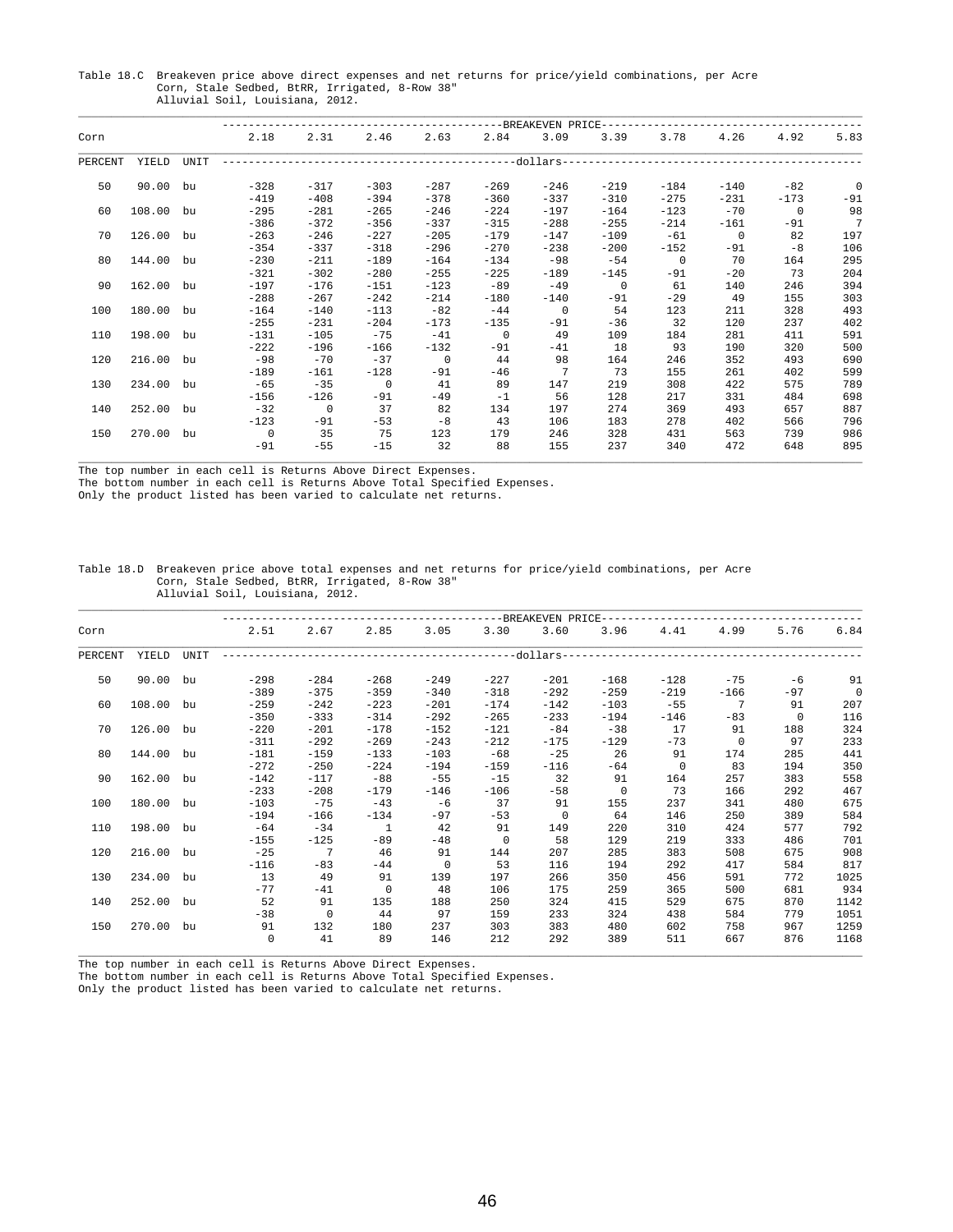Table 18.C Breakeven price above direct expenses and net returns for price/yield combinations, per Acre
Corn, Stale Sedbed, BtRR, Irrigated, 8-Row 38"
Alluvial Soil, Louisiana, 2012.

| Corn | | | BREAKEVEN PRICE | | | | | | | | | | |
|---|---|---|---|---|---|---|---|---|---|---|---|---|---|
| | | | 2.18 | 2.31 | 2.46 | 2.63 | 2.84 | 3.09 | 3.39 | 3.78 | 4.26 | 4.92 | 5.83 |
| PERCENT | YIELD | UNIT | dollars | | | | | | | | | | |
| 50 | 90.00 | bu | -328 | -317 | -303 | -287 | -269 | -246 | -219 | -184 | -140 | -82 | 0 |
| | | | -419 | -408 | -394 | -378 | -360 | -337 | -310 | -275 | -231 | -173 | -91 |
| 60 | 108.00 | bu | -295 | -281 | -265 | -246 | -224 | -197 | -164 | -123 | -70 | 0 | 98 |
| | | | -386 | -372 | -356 | -337 | -315 | -288 | -255 | -214 | -161 | -91 | 7 |
| 70 | 126.00 | bu | -263 | -246 | -227 | -205 | -179 | -147 | -109 | -61 | 0 | 82 | 197 |
| | | | -354 | -337 | -318 | -296 | -270 | -238 | -200 | -152 | -91 | -8 | 106 |
| 80 | 144.00 | bu | -230 | -211 | -189 | -164 | -134 | -98 | -54 | 0 | 70 | 164 | 295 |
| | | | -321 | -302 | -280 | -255 | -225 | -189 | -145 | -91 | -20 | 73 | 204 |
| 90 | 162.00 | bu | -197 | -176 | -151 | -123 | -89 | -49 | 0 | 61 | 140 | 246 | 394 |
| | | | -288 | -267 | -242 | -214 | -180 | -140 | -91 | -29 | 49 | 155 | 303 |
| 100 | 180.00 | bu | -164 | -140 | -113 | -82 | -44 | 0 | 54 | 123 | 211 | 328 | 493 |
| | | | -255 | -231 | -204 | -173 | -135 | -91 | -36 | 32 | 120 | 237 | 402 |
| 110 | 198.00 | bu | -131 | -105 | -75 | -41 | 0 | 49 | 109 | 184 | 281 | 411 | 591 |
| | | | -222 | -196 | -166 | -132 | -91 | -41 | 18 | 93 | 190 | 320 | 500 |
| 120 | 216.00 | bu | -98 | -70 | -37 | 0 | 44 | 98 | 164 | 246 | 352 | 493 | 690 |
| | | | -189 | -161 | -128 | -91 | -46 | 7 | 73 | 155 | 261 | 402 | 599 |
| 130 | 234.00 | bu | -65 | -35 | 0 | 41 | 89 | 147 | 219 | 308 | 422 | 575 | 789 |
| | | | -156 | -126 | -91 | -49 | -1 | 56 | 128 | 217 | 331 | 484 | 698 |
| 140 | 252.00 | bu | -32 | 0 | 37 | 82 | 134 | 197 | 274 | 369 | 493 | 657 | 887 |
| | | | -123 | -91 | -53 | -8 | 43 | 106 | 183 | 278 | 402 | 566 | 796 |
| 150 | 270.00 | bu | 0 | 35 | 75 | 123 | 179 | 246 | 328 | 431 | 563 | 739 | 986 |
| | | | -91 | -55 | -15 | 32 | 88 | 155 | 237 | 340 | 472 | 648 | 895 |

The top number in each cell is Returns Above Direct Expenses.
The bottom number in each cell is Returns Above Total Specified Expenses.
Only the product listed has been varied to calculate net returns.

Table 18.D Breakeven price above total expenses and net returns for price/yield combinations, per Acre
Corn, Stale Sedbed, BtRR, Irrigated, 8-Row 38"
Alluvial Soil, Louisiana, 2012.

| Corn | | | BREAKEVEN PRICE | | | | | | | | | | |
|---|---|---|---|---|---|---|---|---|---|---|---|---|---|
| | | | 2.51 | 2.67 | 2.85 | 3.05 | 3.30 | 3.60 | 3.96 | 4.41 | 4.99 | 5.76 | 6.84 |
| PERCENT | YIELD | UNIT | dollars | | | | | | | | | | |
| 50 | 90.00 | bu | -298 | -284 | -268 | -249 | -227 | -201 | -168 | -128 | -75 | -6 | 91 |
| | | | -389 | -375 | -359 | -340 | -318 | -292 | -259 | -219 | -166 | -97 | 0 |
| 60 | 108.00 | bu | -259 | -242 | -223 | -201 | -174 | -142 | -103 | -55 | 7 | 91 | 207 |
| | | | -350 | -333 | -314 | -292 | -265 | -233 | -194 | -146 | -83 | 0 | 116 |
| 70 | 126.00 | bu | -220 | -201 | -178 | -152 | -121 | -84 | -38 | 17 | 91 | 188 | 324 |
| | | | -311 | -292 | -269 | -243 | -212 | -175 | -129 | -73 | 0 | 97 | 233 |
| 80 | 144.00 | bu | -181 | -159 | -133 | -103 | -68 | -25 | 26 | 91 | 174 | 285 | 441 |
| | | | -272 | -250 | -224 | -194 | -159 | -116 | -64 | 0 | 83 | 194 | 350 |
| 90 | 162.00 | bu | -142 | -117 | -88 | -55 | -15 | 32 | 91 | 164 | 257 | 383 | 558 |
| | | | -233 | -208 | -179 | -146 | -106 | -58 | 0 | 73 | 166 | 292 | 467 |
| 100 | 180.00 | bu | -103 | -75 | -43 | -6 | 37 | 91 | 155 | 237 | 341 | 480 | 675 |
| | | | -194 | -166 | -134 | -97 | -53 | 0 | 64 | 146 | 250 | 389 | 584 |
| 110 | 198.00 | bu | -64 | -34 | 1 | 42 | 91 | 149 | 220 | 310 | 424 | 577 | 792 |
| | | | -155 | -125 | -89 | -48 | 0 | 58 | 129 | 219 | 333 | 486 | 701 |
| 120 | 216.00 | bu | -25 | 7 | 46 | 91 | 144 | 207 | 285 | 383 | 508 | 675 | 908 |
| | | | -116 | -83 | -44 | 0 | 53 | 116 | 194 | 292 | 417 | 584 | 817 |
| 130 | 234.00 | bu | 13 | 49 | 91 | 139 | 197 | 266 | 350 | 456 | 591 | 772 | 1025 |
| | | | -77 | -41 | 0 | 48 | 106 | 175 | 259 | 365 | 500 | 681 | 934 |
| 140 | 252.00 | bu | 52 | 91 | 135 | 188 | 250 | 324 | 415 | 529 | 675 | 870 | 1142 |
| | | | -38 | 0 | 44 | 97 | 159 | 233 | 324 | 438 | 584 | 779 | 1051 |
| 150 | 270.00 | bu | 91 | 132 | 180 | 237 | 303 | 383 | 480 | 602 | 758 | 967 | 1259 |
| | | | 0 | 41 | 89 | 146 | 212 | 292 | 389 | 511 | 667 | 876 | 1168 |

The top number in each cell is Returns Above Direct Expenses.
The bottom number in each cell is Returns Above Total Specified Expenses.
Only the product listed has been varied to calculate net returns.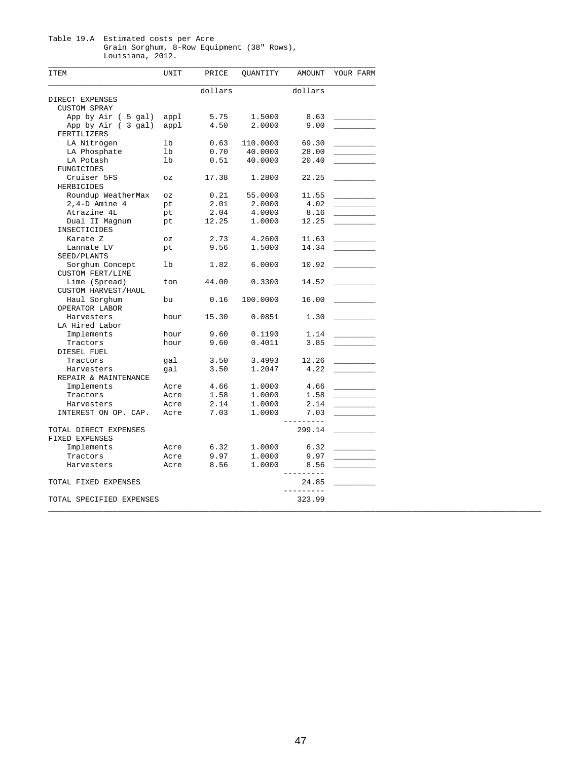Table 19.A Estimated costs per Acre
Grain Sorghum, 8-Row Equipment (38" Rows),
Louisiana, 2012.

| ITEM | UNIT | PRICE | QUANTITY | AMOUNT | YOUR FARM |
|---|---|---|---|---|---|
| | | dollars | | dollars | |
| DIRECT EXPENSES | | | | | |
| CUSTOM SPRAY | | | | | |
| App by Air ( 5 gal) | appl | 5.75 | 1.5000 | 8.63 | ________ |
| App by Air ( 3 gal) | appl | 4.50 | 2.0000 | 9.00 | ________ |
| FERTILIZERS | | | | | |
| LA Nitrogen | lb | 0.63 | 110.0000 | 69.30 | ________ |
| LA Phosphate | lb | 0.70 | 40.0000 | 28.00 | ________ |
| LA Potash | lb | 0.51 | 40.0000 | 20.40 | ________ |
| FUNGICIDES | | | | | |
| Cruiser 5FS | oz | 17.38 | 1.2800 | 22.25 | ________ |
| HERBICIDES | | | | | |
| Roundup WeatherMax | oz | 0.21 | 55.0000 | 11.55 | ________ |
| 2,4-D Amine 4 | pt | 2.01 | 2.0000 | 4.02 | ________ |
| Atrazine 4L | pt | 2.04 | 4.0000 | 8.16 | ________ |
| Dual II Magnum | pt | 12.25 | 1.0000 | 12.25 | ________ |
| INSECTICIDES | | | | | |
| Karate Z | oz | 2.73 | 4.2600 | 11.63 | ________ |
| Lannate LV | pt | 9.56 | 1.5000 | 14.34 | ________ |
| SEED/PLANTS | | | | | |
| Sorghum Concept | lb | 1.82 | 6.0000 | 10.92 | ________ |
| CUSTOM FERT/LIME | | | | | |
| Lime (Spread) | ton | 44.00 | 0.3300 | 14.52 | ________ |
| CUSTOM HARVEST/HAUL | | | | | |
| Haul Sorghum | bu | 0.16 | 100.0000 | 16.00 | ________ |
| OPERATOR LABOR | | | | | |
| Harvesters | hour | 15.30 | 0.0851 | 1.30 | ________ |
| LA Hired Labor | | | | | |
| Implements | hour | 9.60 | 0.1190 | 1.14 | ________ |
| Tractors | hour | 9.60 | 0.4011 | 3.85 | ________ |
| DIESEL FUEL | | | | | |
| Tractors | gal | 3.50 | 3.4993 | 12.26 | ________ |
| Harvesters | gal | 3.50 | 1.2047 | 4.22 | ________ |
| REPAIR & MAINTENANCE | | | | | |
| Implements | Acre | 4.66 | 1.0000 | 4.66 | ________ |
| Tractors | Acre | 1.58 | 1.0000 | 1.58 | ________ |
| Harvesters | Acre | 2.14 | 1.0000 | 2.14 | ________ |
| INTEREST ON OP. CAP. | Acre | 7.03 | 1.0000 | 7.03 | ________ |
| TOTAL DIRECT EXPENSES | | | | 299.14 | ________ |
| FIXED EXPENSES | | | | | |
| Implements | Acre | 6.32 | 1.0000 | 6.32 | ________ |
| Tractors | Acre | 9.97 | 1.0000 | 9.97 | ________ |
| Harvesters | Acre | 8.56 | 1.0000 | 8.56 | ________ |
| TOTAL FIXED EXPENSES | | | | 24.85 | ________ |
| TOTAL SPECIFIED EXPENSES | | | | 323.99 | |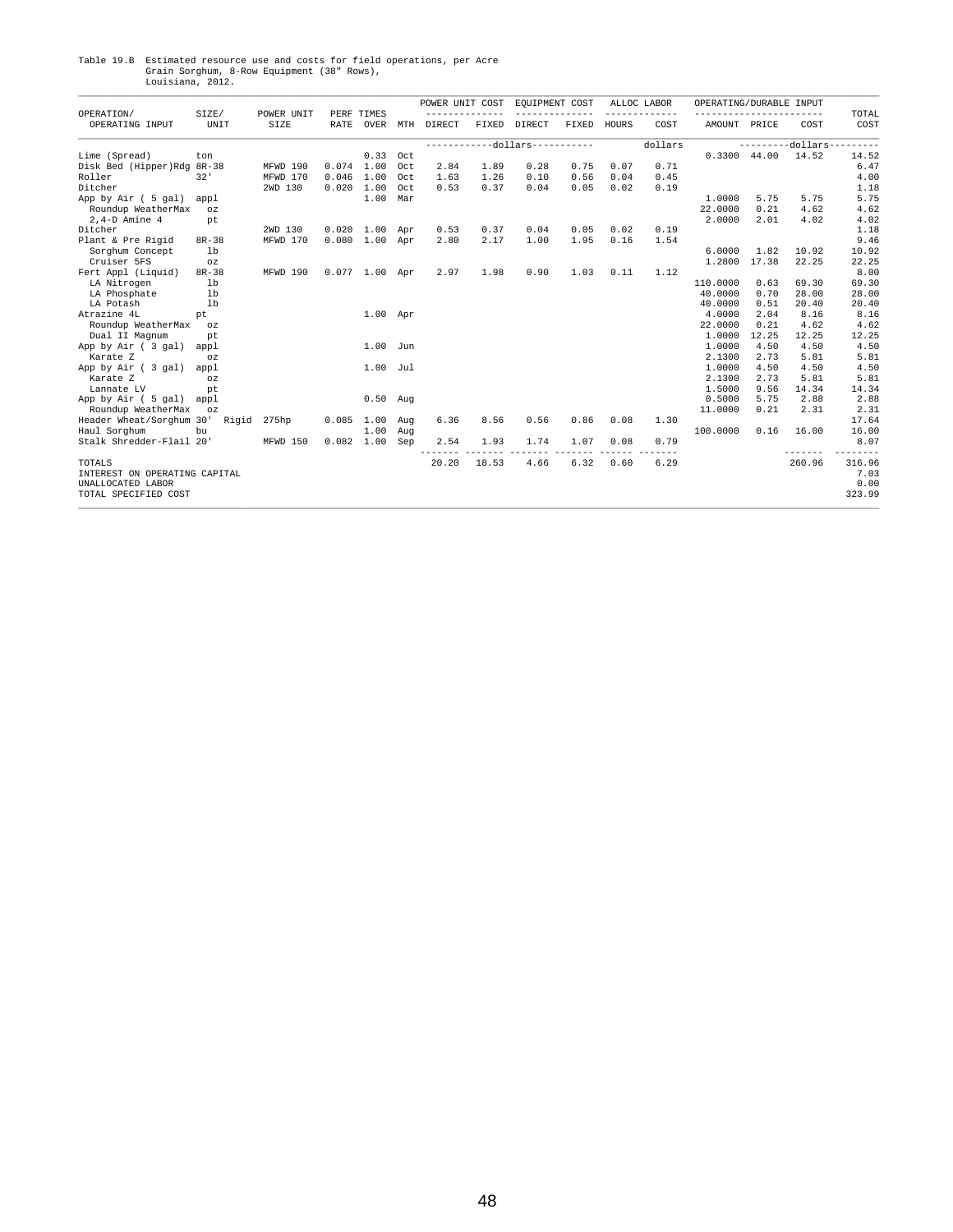Table 19.B Estimated resource use and costs for field operations, per Acre
Grain Sorghum, 8-Row Equipment (38" Rows),
Louisiana, 2012.

| OPERATION/ OPERATING INPUT | SIZE/ UNIT | POWER UNIT SIZE | PERF RATE | TIMES OVER | MTH | POWER UNIT COST DIRECT | POWER UNIT COST FIXED | EQUIPMENT COST DIRECT | EQUIPMENT COST FIXED | ALLOC LABOR HOURS | ALLOC LABOR COST | OPERATING/DURABLE INPUT AMOUNT | OPERATING/DURABLE INPUT PRICE | OPERATING/DURABLE INPUT COST | TOTAL COST |
|---|---|---|---|---|---|---|---|---|---|---|---|---|---|---|---|
| | | | | | | ------------dollars----------- | | | | | dollars | | ---------dollars--------- | | |
| Lime (Spread) | ton | | | 0.33 | Oct | | | | | | | 0.3300 | 44.00 | 14.52 | 14.52 |
| Disk Bed (Hipper)Rdg | 8R-38 | MFWD 190 | 0.074 | 1.00 | Oct | 2.84 | 1.89 | 0.28 | 0.75 | 0.07 | 0.71 | | | | 6.47 |
| Roller | 32' | MFWD 170 | 0.046 | 1.00 | Oct | 1.63 | 1.26 | 0.10 | 0.56 | 0.04 | 0.45 | | | | 4.00 |
| Ditcher | | 2WD 130 | 0.020 | 1.00 | Oct | 0.53 | 0.37 | 0.04 | 0.05 | 0.02 | 0.19 | | | | 1.18 |
| App by Air ( 5 gal) | appl | | | 1.00 | Mar | | | | | | | 1.0000 | 5.75 | 5.75 | 5.75 |
| Roundup WeatherMax | oz | | | | | | | | | | | 22.0000 | 0.21 | 4.62 | 4.62 |
| 2,4-D Amine 4 | pt | | | | | | | | | | | 2.0000 | 2.01 | 4.02 | 4.02 |
| Ditcher | | 2WD 130 | 0.020 | 1.00 | Apr | 0.53 | 0.37 | 0.04 | 0.05 | 0.02 | 0.19 | | | | 1.18 |
| Plant & Pre Rigid | 8R-38 | MFWD 170 | 0.080 | 1.00 | Apr | 2.80 | 2.17 | 1.00 | 1.95 | 0.16 | 1.54 | | | | 9.46 |
| Sorghum Concept | lb | | | | | | | | | | | 6.0000 | 1.82 | 10.92 | 10.92 |
| Cruiser 5FS | oz | | | | | | | | | | | 1.2800 | 17.38 | 22.25 | 22.25 |
| Fert Appl (Liquid) | 8R-38 | MFWD 190 | 0.077 | 1.00 | Apr | 2.97 | 1.98 | 0.90 | 1.03 | 0.11 | 1.12 | | | | 8.00 |
| LA Nitrogen | lb | | | | | | | | | | | 110.0000 | 0.63 | 69.30 | 69.30 |
| LA Phosphate | lb | | | | | | | | | | | 40.0000 | 0.70 | 28.00 | 28.00 |
| LA Potash | lb | | | | | | | | | | | 40.0000 | 0.51 | 20.40 | 20.40 |
| Atrazine 4L | pt | | | 1.00 | Apr | | | | | | | 4.0000 | 2.04 | 8.16 | 8.16 |
| Roundup WeatherMax | oz | | | | | | | | | | | 22.0000 | 0.21 | 4.62 | 4.62 |
| Dual II Magnum | pt | | | | | | | | | | | 1.0000 | 12.25 | 12.25 | 12.25 |
| App by Air ( 3 gal) | appl | | | 1.00 | Jun | | | | | | | 1.0000 | 4.50 | 4.50 | 4.50 |
| Karate Z | oz | | | | | | | | | | | 2.1300 | 2.73 | 5.81 | 5.81 |
| App by Air ( 3 gal) | appl | | | 1.00 | Jul | | | | | | | 1.0000 | 4.50 | 4.50 | 4.50 |
| Karate Z | oz | | | | | | | | | | | 2.1300 | 2.73 | 5.81 | 5.81 |
| Lannate LV | pt | | | | | | | | | | | 1.5000 | 9.56 | 14.34 | 14.34 |
| App by Air ( 5 gal) | appl | | | 0.50 | Aug | | | | | | | 0.5000 | 5.75 | 2.88 | 2.88 |
| Roundup WeatherMax | oz | | | | | | | | | | | 11.0000 | 0.21 | 2.31 | 2.31 |
| Header Wheat/Sorghum | 30' Rigid | 275hp | 0.085 | 1.00 | Aug | 6.36 | 8.56 | 0.56 | 0.86 | 0.08 | 1.30 | | | | 17.64 |
| Haul Sorghum | bu | | | 1.00 | Aug | | | | | | | 100.0000 | 0.16 | 16.00 | 16.00 |
| Stalk Shredder-Flail | 20' | MFWD 150 | 0.082 | 1.00 | Sep | 2.54 | 1.93 | 1.74 | 1.07 | 0.08 | 0.79 | | | | 8.07 |
| TOTALS | | | | | | 20.20 | 18.53 | 4.66 | 6.32 | 0.60 | 6.29 | | | 260.96 | 316.96 |
| INTEREST ON OPERATING CAPITAL | | | | | | | | | | | | | | | 7.03 |
| UNALLOCATED LABOR | | | | | | | | | | | | | | | 0.00 |
| TOTAL SPECIFIED COST | | | | | | | | | | | | | | | 323.99 |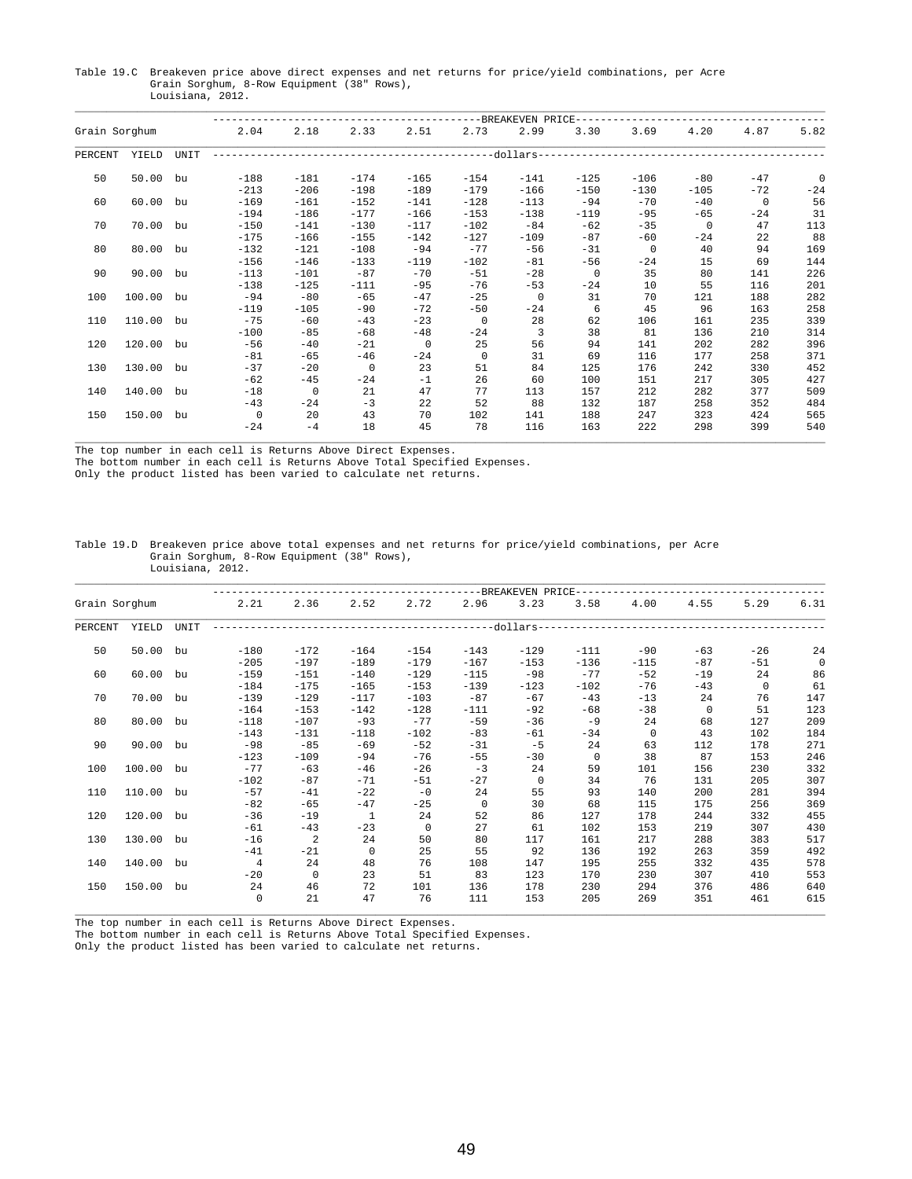Table 19.C Breakeven price above direct expenses and net returns for price/yield combinations, per Acre
Grain Sorghum, 8-Row Equipment (38" Rows),
Louisiana, 2012.

| Grain Sorghum | | | BREAKEVEN PRICE | | | | | | | | | | |
|---|---|---|---|---|---|---|---|---|---|---|---|---|---|
| | | | 2.04 | 2.18 | 2.33 | 2.51 | 2.73 | 2.99 | 3.30 | 3.69 | 4.20 | 4.87 | 5.82 |
| PERCENT | YIELD | UNIT | dollars | | | | | | | | | | |
| 50 | 50.00 | bu | -188 | -181 | -174 | -165 | -154 | -141 | -125 | -106 | -80 | -47 | 0 |
| | | | -213 | -206 | -198 | -189 | -179 | -166 | -150 | -130 | -105 | -72 | -24 |
| 60 | 60.00 | bu | -169 | -161 | -152 | -141 | -128 | -113 | -94 | -70 | -40 | 0 | 56 |
| | | | -194 | -186 | -177 | -166 | -153 | -138 | -119 | -95 | -65 | -24 | 31 |
| 70 | 70.00 | bu | -150 | -141 | -130 | -117 | -102 | -84 | -62 | -35 | 0 | 47 | 113 |
| | | | -175 | -166 | -155 | -142 | -127 | -109 | -87 | -60 | -24 | 22 | 88 |
| 80 | 80.00 | bu | -132 | -121 | -108 | -94 | -77 | -56 | -31 | 0 | 40 | 94 | 169 |
| | | | -156 | -146 | -133 | -119 | -102 | -81 | -56 | -24 | 15 | 69 | 144 |
| 90 | 90.00 | bu | -113 | -101 | -87 | -70 | -51 | -28 | 0 | 35 | 80 | 141 | 226 |
| | | | -138 | -125 | -111 | -95 | -76 | -53 | -24 | 10 | 55 | 116 | 201 |
| 100 | 100.00 | bu | -94 | -80 | -65 | -47 | -25 | 0 | 31 | 70 | 121 | 188 | 282 |
| | | | -119 | -105 | -90 | -72 | -50 | -24 | 6 | 45 | 96 | 163 | 258 |
| 110 | 110.00 | bu | -75 | -60 | -43 | -23 | 0 | 28 | 62 | 106 | 161 | 235 | 339 |
| | | | -100 | -85 | -68 | -48 | -24 | 3 | 38 | 81 | 136 | 210 | 314 |
| 120 | 120.00 | bu | -56 | -40 | -21 | 0 | 25 | 56 | 94 | 141 | 202 | 282 | 396 |
| | | | -81 | -65 | -46 | -24 | 0 | 31 | 69 | 116 | 177 | 258 | 371 |
| 130 | 130.00 | bu | -37 | -20 | 0 | 23 | 51 | 84 | 125 | 176 | 242 | 330 | 452 |
| | | | -62 | -45 | -24 | -1 | 26 | 60 | 100 | 151 | 217 | 305 | 427 |
| 140 | 140.00 | bu | -18 | 0 | 21 | 47 | 77 | 113 | 157 | 212 | 282 | 377 | 509 |
| | | | -43 | -24 | -3 | 22 | 52 | 88 | 132 | 187 | 258 | 352 | 484 |
| 150 | 150.00 | bu | 0 | 20 | 43 | 70 | 102 | 141 | 188 | 247 | 323 | 424 | 565 |
| | | | -24 | -4 | 18 | 45 | 78 | 116 | 163 | 222 | 298 | 399 | 540 |

The top number in each cell is Returns Above Direct Expenses.
The bottom number in each cell is Returns Above Total Specified Expenses.
Only the product listed has been varied to calculate net returns.

Table 19.D Breakeven price above total expenses and net returns for price/yield combinations, per Acre
Grain Sorghum, 8-Row Equipment (38" Rows),
Louisiana, 2012.

| Grain Sorghum | | | BREAKEVEN PRICE | | | | | | | | | | |
|---|---|---|---|---|---|---|---|---|---|---|---|---|---|
| | | | 2.21 | 2.36 | 2.52 | 2.72 | 2.96 | 3.23 | 3.58 | 4.00 | 4.55 | 5.29 | 6.31 |
| PERCENT | YIELD | UNIT | dollars | | | | | | | | | | |
| 50 | 50.00 | bu | -180 | -172 | -164 | -154 | -143 | -129 | -111 | -90 | -63 | -26 | 24 |
| | | | -205 | -197 | -189 | -179 | -167 | -153 | -136 | -115 | -87 | -51 | 0 |
| 60 | 60.00 | bu | -159 | -151 | -140 | -129 | -115 | -98 | -77 | -52 | -19 | 24 | 86 |
| | | | -184 | -175 | -165 | -153 | -139 | -123 | -102 | -76 | -43 | 0 | 61 |
| 70 | 70.00 | bu | -139 | -129 | -117 | -103 | -87 | -67 | -43 | -13 | 24 | 76 | 147 |
| | | | -164 | -153 | -142 | -128 | -111 | -92 | -68 | -38 | 0 | 51 | 123 |
| 80 | 80.00 | bu | -118 | -107 | -93 | -77 | -59 | -36 | -9 | 24 | 68 | 127 | 209 |
| | | | -143 | -131 | -118 | -102 | -83 | -61 | -34 | 0 | 43 | 102 | 184 |
| 90 | 90.00 | bu | -98 | -85 | -69 | -52 | -31 | -5 | 24 | 63 | 112 | 178 | 271 |
| | | | -123 | -109 | -94 | -76 | -55 | -30 | 0 | 38 | 87 | 153 | 246 |
| 100 | 100.00 | bu | -77 | -63 | -46 | -26 | -3 | 24 | 59 | 101 | 156 | 230 | 332 |
| | | | -102 | -87 | -71 | -51 | -27 | 0 | 34 | 76 | 131 | 205 | 307 |
| 110 | 110.00 | bu | -57 | -41 | -22 | -0 | 24 | 55 | 93 | 140 | 200 | 281 | 394 |
| | | | -82 | -65 | -47 | -25 | 0 | 30 | 68 | 115 | 175 | 256 | 369 |
| 120 | 120.00 | bu | -36 | -19 | 1 | 24 | 52 | 86 | 127 | 178 | 244 | 332 | 455 |
| | | | -61 | -43 | -23 | 0 | 27 | 61 | 102 | 153 | 219 | 307 | 430 |
| 130 | 130.00 | bu | -16 | 2 | 24 | 50 | 80 | 117 | 161 | 217 | 288 | 383 | 517 |
| | | | -41 | -21 | 0 | 25 | 55 | 92 | 136 | 192 | 263 | 359 | 492 |
| 140 | 140.00 | bu | 4 | 24 | 48 | 76 | 108 | 147 | 195 | 255 | 332 | 435 | 578 |
| | | | -20 | 0 | 23 | 51 | 83 | 123 | 170 | 230 | 307 | 410 | 553 |
| 150 | 150.00 | bu | 24 | 46 | 72 | 101 | 136 | 178 | 230 | 294 | 376 | 486 | 640 |
| | | | 0 | 21 | 47 | 76 | 111 | 153 | 205 | 269 | 351 | 461 | 615 |

The top number in each cell is Returns Above Direct Expenses.
The bottom number in each cell is Returns Above Total Specified Expenses.
Only the product listed has been varied to calculate net returns.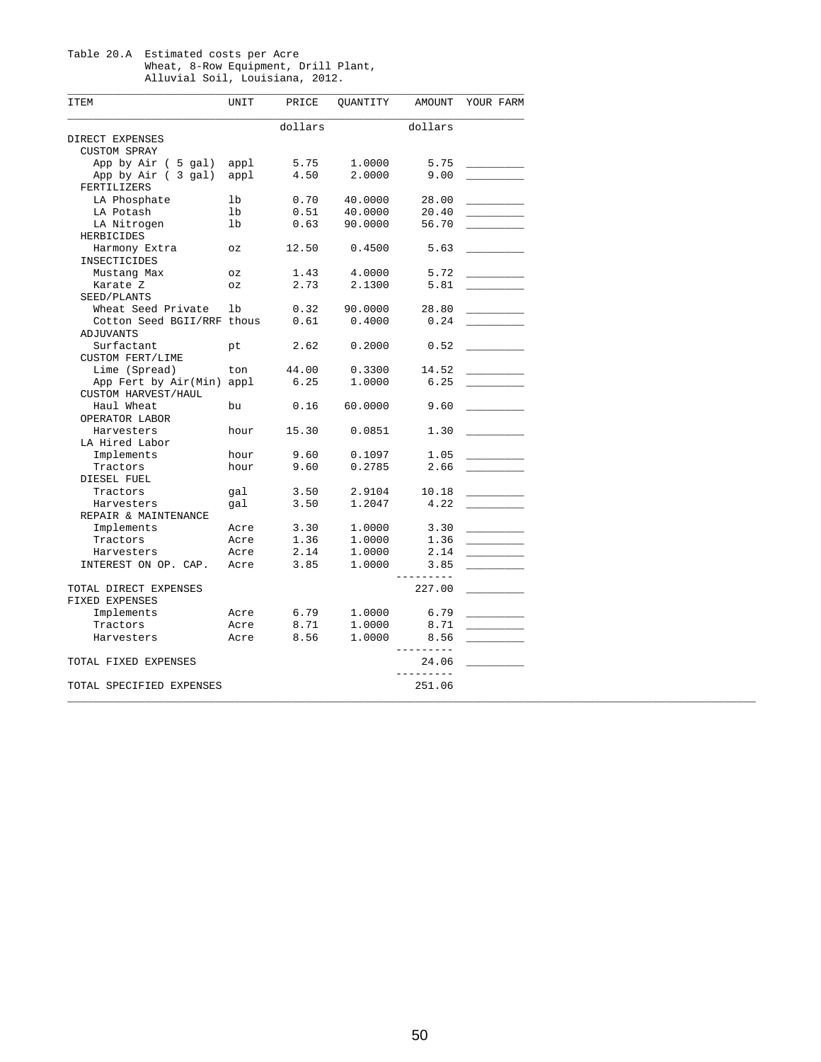Table 20.A Estimated costs per Acre
Wheat, 8-Row Equipment, Drill Plant,
Alluvial Soil, Louisiana, 2012.

| ITEM | UNIT | PRICE | QUANTITY | AMOUNT | YOUR FARM |
|---|---|---|---|---|---|
| | | dollars | | dollars | |
| DIRECT EXPENSES | | | | | |
| CUSTOM SPRAY | | | | | |
| App by Air ( 5 gal) | appl | 5.75 | 1.0000 | 5.75 | _________ |
| App by Air ( 3 gal) | appl | 4.50 | 2.0000 | 9.00 | _________ |
| FERTILIZERS | | | | | |
| LA Phosphate | lb | 0.70 | 40.0000 | 28.00 | _________ |
| LA Potash | lb | 0.51 | 40.0000 | 20.40 | _________ |
| LA Nitrogen | lb | 0.63 | 90.0000 | 56.70 | _________ |
| HERBICIDES | | | | | |
| Harmony Extra | oz | 12.50 | 0.4500 | 5.63 | _________ |
| INSECTICIDES | | | | | |
| Mustang Max | oz | 1.43 | 4.0000 | 5.72 | _________ |
| Karate Z | oz | 2.73 | 2.1300 | 5.81 | _________ |
| SEED/PLANTS | | | | | |
| Wheat Seed Private | lb | 0.32 | 90.0000 | 28.80 | _________ |
| Cotton Seed BGII/RRF | thous | 0.61 | 0.4000 | 0.24 | _________ |
| ADJUVANTS | | | | | |
| Surfactant | pt | 2.62 | 0.2000 | 0.52 | _________ |
| CUSTOM FERT/LIME | | | | | |
| Lime (Spread) | ton | 44.00 | 0.3300 | 14.52 | _________ |
| App Fert by Air(Min) | appl | 6.25 | 1.0000 | 6.25 | _________ |
| CUSTOM HARVEST/HAUL | | | | | |
| Haul Wheat | bu | 0.16 | 60.0000 | 9.60 | _________ |
| OPERATOR LABOR | | | | | |
| Harvesters | hour | 15.30 | 0.0851 | 1.30 | _________ |
| LA Hired Labor | | | | | |
| Implements | hour | 9.60 | 0.1097 | 1.05 | _________ |
| Tractors | hour | 9.60 | 0.2785 | 2.66 | _________ |
| DIESEL FUEL | | | | | |
| Tractors | gal | 3.50 | 2.9104 | 10.18 | _________ |
| Harvesters | gal | 3.50 | 1.2047 | 4.22 | _________ |
| REPAIR & MAINTENANCE | | | | | |
| Implements | Acre | 3.30 | 1.0000 | 3.30 | _________ |
| Tractors | Acre | 1.36 | 1.0000 | 1.36 | _________ |
| Harvesters | Acre | 2.14 | 1.0000 | 2.14 | _________ |
| INTEREST ON OP. CAP. | Acre | 3.85 | 1.0000 | 3.85 | _________ |
| TOTAL DIRECT EXPENSES | | | | 227.00 | _________ |
| FIXED EXPENSES | | | | | |
| Implements | Acre | 6.79 | 1.0000 | 6.79 | _________ |
| Tractors | Acre | 8.71 | 1.0000 | 8.71 | _________ |
| Harvesters | Acre | 8.56 | 1.0000 | 8.56 | _________ |
| TOTAL FIXED EXPENSES | | | | 24.06 | _________ |
| TOTAL SPECIFIED EXPENSES | | | | 251.06 | |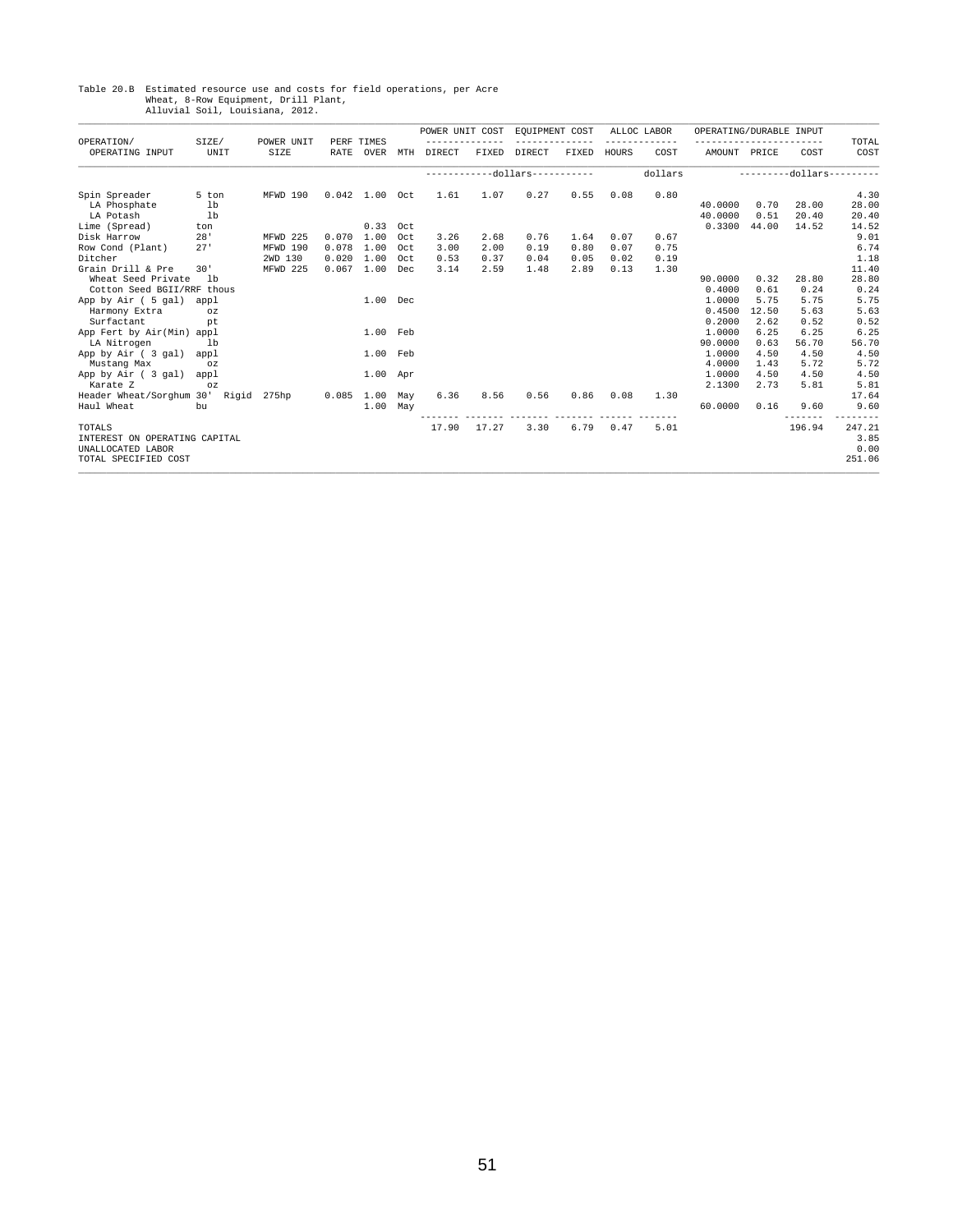Table 20.B Estimated resource use and costs for field operations, per Acre
Wheat, 8-Row Equipment, Drill Plant,
Alluvial Soil, Louisiana, 2012.

| OPERATION/ OPERATING INPUT | SIZE/ UNIT | POWER UNIT SIZE | PERF RATE | TIMES OVER | MTH | POWER UNIT COST DIRECT | POWER UNIT COST FIXED | EQUIPMENT COST DIRECT | EQUIPMENT COST FIXED | ALLOC LABOR HOURS | ALLOC LABOR COST | OPERATING/DURABLE INPUT AMOUNT | OPERATING/DURABLE INPUT PRICE | OPERATING/DURABLE INPUT COST | TOTAL COST |
|---|---|---|---|---|---|---|---|---|---|---|---|---|---|---|---|
| | | | | | | dollars | | | | | dollars | | | dollars | |
| Spin Spreader | 5 ton | MFWD 190 | 0.042 | 1.00 | Oct | 1.61 | 1.07 | 0.27 | 0.55 | 0.08 | 0.80 | | | | 4.30 |
| LA Phosphate | lb | | | | | | | | | | | 40.0000 | 0.70 | 28.00 | 28.00 |
| LA Potash | lb | | | | | | | | | | | 40.0000 | 0.51 | 20.40 | 20.40 |
| Lime (Spread) | ton | | | 0.33 | Oct | | | | | | | 0.3300 | 44.00 | 14.52 | 14.52 |
| Disk Harrow | 28' | MFWD 225 | 0.070 | 1.00 | Oct | 3.26 | 2.68 | 0.76 | 1.64 | 0.07 | 0.67 | | | | 9.01 |
| Row Cond (Plant) | 27' | MFWD 190 | 0.078 | 1.00 | Oct | 3.00 | 2.00 | 0.19 | 0.80 | 0.07 | 0.75 | | | | 6.74 |
| Ditcher | | 2WD 130 | 0.020 | 1.00 | Oct | 0.53 | 0.37 | 0.04 | 0.05 | 0.02 | 0.19 | | | | 1.18 |
| Grain Drill & Pre | 30' | MFWD 225 | 0.067 | 1.00 | Dec | 3.14 | 2.59 | 1.48 | 2.89 | 0.13 | 1.30 | | | | 11.40 |
| Wheat Seed Private | lb | | | | | | | | | | | 90.0000 | 0.32 | 28.80 | 28.80 |
| Cotton Seed BGII/RRF | thous | | | | | | | | | | | 0.4000 | 0.61 | 0.24 | 0.24 |
| App by Air ( 5 gal) | appl | | | 1.00 | Dec | | | | | | | 1.0000 | 5.75 | 5.75 | 5.75 |
| Harmony Extra | oz | | | | | | | | | | | 0.4500 | 12.50 | 5.63 | 5.63 |
| Surfactant | pt | | | | | | | | | | | 0.2000 | 2.62 | 0.52 | 0.52 |
| App Fert by Air(Min) | appl | | | 1.00 | Feb | | | | | | | 1.0000 | 6.25 | 6.25 | 6.25 |
| LA Nitrogen | lb | | | | | | | | | | | 90.0000 | 0.63 | 56.70 | 56.70 |
| App by Air ( 3 gal) | appl | | | 1.00 | Feb | | | | | | | 1.0000 | 4.50 | 4.50 | 4.50 |
| Mustang Max | oz | | | | | | | | | | | 4.0000 | 1.43 | 5.72 | 5.72 |
| App by Air ( 3 gal) | appl | | | 1.00 | Apr | | | | | | | 1.0000 | 4.50 | 4.50 | 4.50 |
| Karate Z | oz | | | | | | | | | | | 2.1300 | 2.73 | 5.81 | 5.81 |
| Header Wheat/Sorghum | 30' Rigid | 275hp | 0.085 | 1.00 | May | 6.36 | 8.56 | 0.56 | 0.86 | 0.08 | 1.30 | | | | 17.64 |
| Haul Wheat | bu | | | 1.00 | May | | | | | | | 60.0000 | 0.16 | 9.60 | 9.60 |
| TOTALS | | | | | | 17.90 | 17.27 | 3.30 | 6.79 | 0.47 | 5.01 | | | 196.94 | 247.21 |
| INTEREST ON OPERATING CAPITAL | | | | | | | | | | | | | | | 3.85 |
| UNALLOCATED LABOR | | | | | | | | | | | | | | | 0.00 |
| TOTAL SPECIFIED COST | | | | | | | | | | | | | | | 251.06 |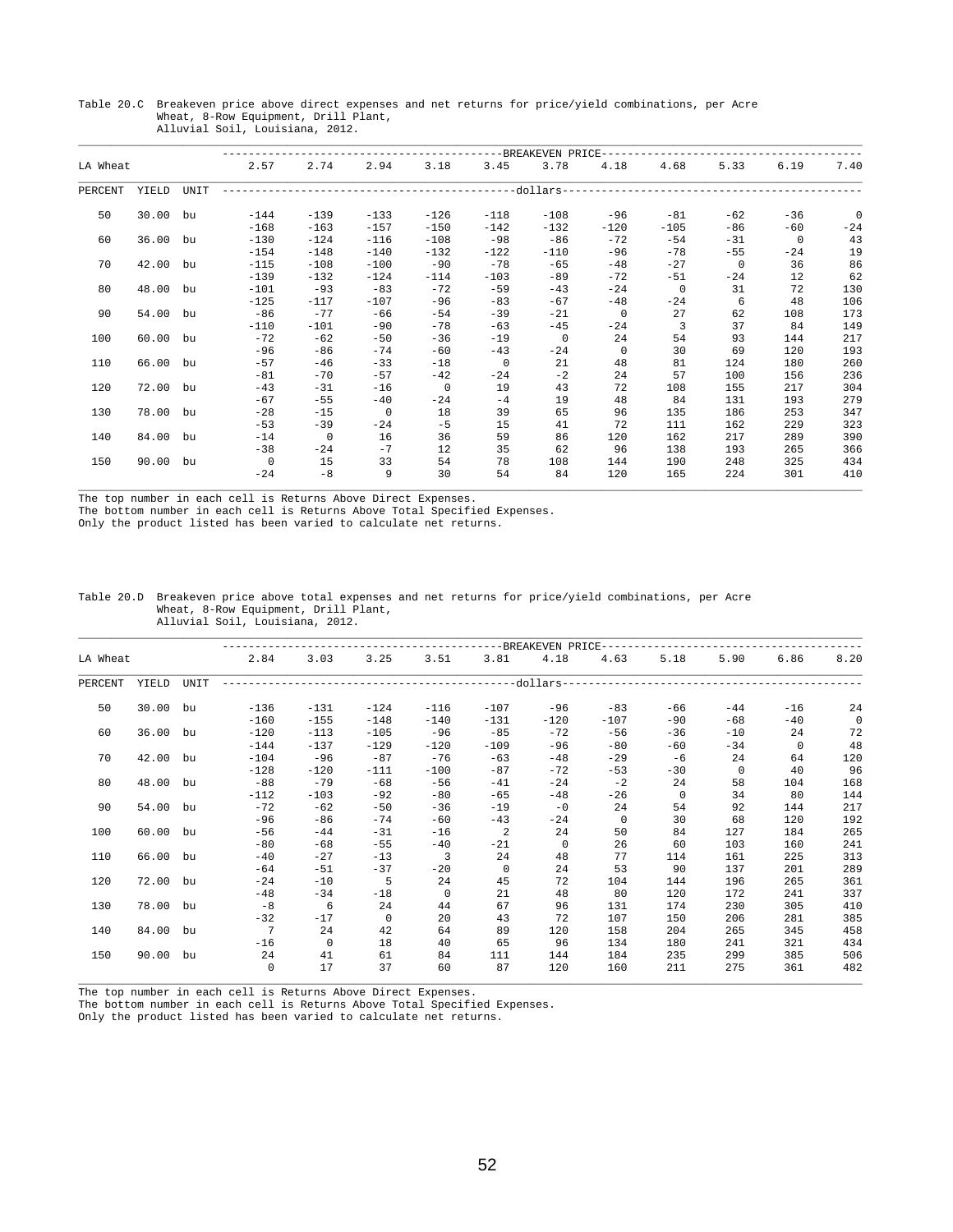Table 20.C Breakeven price above direct expenses and net returns for price/yield combinations, per Acre
Wheat, 8-Row Equipment, Drill Plant,
Alluvial Soil, Louisiana, 2012.

| LA Wheat | | | BREAKEVEN PRICE | | | | | | | | | | |
|---|---|---|---|---|---|---|---|---|---|---|---|---|---|
| | | | 2.57 | 2.74 | 2.94 | 3.18 | 3.45 | 3.78 | 4.18 | 4.68 | 5.33 | 6.19 | 7.40 |
| PERCENT | YIELD | UNIT | dollars | | | | | | | | | | |
| 50 | 30.00 | bu | -144 | -139 | -133 | -126 | -118 | -108 | -96 | -81 | -62 | -36 | 0 |
| | | | -168 | -163 | -157 | -150 | -142 | -132 | -120 | -105 | -86 | -60 | -24 |
| 60 | 36.00 | bu | -130 | -124 | -116 | -108 | -98 | -86 | -72 | -54 | -31 | 0 | 43 |
| | | | -154 | -148 | -140 | -132 | -122 | -110 | -96 | -78 | -55 | -24 | 19 |
| 70 | 42.00 | bu | -115 | -108 | -100 | -90 | -78 | -65 | -48 | -27 | 0 | 36 | 86 |
| | | | -139 | -132 | -124 | -114 | -103 | -89 | -72 | -51 | -24 | 12 | 62 |
| 80 | 48.00 | bu | -101 | -93 | -83 | -72 | -59 | -43 | -24 | 0 | 31 | 72 | 130 |
| | | | -125 | -117 | -107 | -96 | -83 | -67 | -48 | -24 | 6 | 48 | 106 |
| 90 | 54.00 | bu | -86 | -77 | -66 | -54 | -39 | -21 | 0 | 27 | 62 | 108 | 173 |
| | | | -110 | -101 | -90 | -78 | -63 | -45 | -24 | 3 | 37 | 84 | 149 |
| 100 | 60.00 | bu | -72 | -62 | -50 | -36 | -19 | 0 | 24 | 54 | 93 | 144 | 217 |
| | | | -96 | -86 | -74 | -60 | -43 | -24 | 0 | 30 | 69 | 120 | 193 |
| 110 | 66.00 | bu | -57 | -46 | -33 | -18 | 0 | 21 | 48 | 81 | 124 | 180 | 260 |
| | | | -81 | -70 | -57 | -42 | -24 | -2 | 24 | 57 | 100 | 156 | 236 |
| 120 | 72.00 | bu | -43 | -31 | -16 | 0 | 19 | 43 | 72 | 108 | 155 | 217 | 304 |
| | | | -67 | -55 | -40 | -24 | -4 | 19 | 48 | 84 | 131 | 193 | 279 |
| 130 | 78.00 | bu | -28 | -15 | 0 | 18 | 39 | 65 | 96 | 135 | 186 | 253 | 347 |
| | | | -53 | -39 | -24 | -5 | 15 | 41 | 72 | 111 | 162 | 229 | 323 |
| 140 | 84.00 | bu | -14 | 0 | 16 | 36 | 59 | 86 | 120 | 162 | 217 | 289 | 390 |
| | | | -38 | -24 | -7 | 12 | 35 | 62 | 96 | 138 | 193 | 265 | 366 |
| 150 | 90.00 | bu | 0 | 15 | 33 | 54 | 78 | 108 | 144 | 190 | 248 | 325 | 434 |
| | | | -24 | -8 | 9 | 30 | 54 | 84 | 120 | 165 | 224 | 301 | 410 |

The top number in each cell is Returns Above Direct Expenses.
The bottom number in each cell is Returns Above Total Specified Expenses.
Only the product listed has been varied to calculate net returns.

Table 20.D Breakeven price above total expenses and net returns for price/yield combinations, per Acre
Wheat, 8-Row Equipment, Drill Plant,
Alluvial Soil, Louisiana, 2012.

| LA Wheat | | | BREAKEVEN PRICE | | | | | | | | | | |
|---|---|---|---|---|---|---|---|---|---|---|---|---|---|
| | | | 2.84 | 3.03 | 3.25 | 3.51 | 3.81 | 4.18 | 4.63 | 5.18 | 5.90 | 6.86 | 8.20 |
| PERCENT | YIELD | UNIT | dollars | | | | | | | | | | |
| 50 | 30.00 | bu | -136 | -131 | -124 | -116 | -107 | -96 | -83 | -66 | -44 | -16 | 24 |
| | | | -160 | -155 | -148 | -140 | -131 | -120 | -107 | -90 | -68 | -40 | 0 |
| 60 | 36.00 | bu | -120 | -113 | -105 | -96 | -85 | -72 | -56 | -36 | -10 | 24 | 72 |
| | | | -144 | -137 | -129 | -120 | -109 | -96 | -80 | -60 | -34 | 0 | 48 |
| 70 | 42.00 | bu | -104 | -96 | -87 | -76 | -63 | -48 | -29 | -6 | 24 | 64 | 120 |
| | | | -128 | -120 | -111 | -100 | -87 | -72 | -53 | -30 | 0 | 40 | 96 |
| 80 | 48.00 | bu | -88 | -79 | -68 | -56 | -41 | -24 | -2 | 24 | 58 | 104 | 168 |
| | | | -112 | -103 | -92 | -80 | -65 | -48 | -26 | 0 | 34 | 80 | 144 |
| 90 | 54.00 | bu | -72 | -62 | -50 | -36 | -19 | -0 | 24 | 54 | 92 | 144 | 217 |
| | | | -96 | -86 | -74 | -60 | -43 | -24 | 0 | 30 | 68 | 120 | 192 |
| 100 | 60.00 | bu | -56 | -44 | -31 | -16 | 2 | 24 | 50 | 84 | 127 | 184 | 265 |
| | | | -80 | -68 | -55 | -40 | -21 | 0 | 26 | 60 | 103 | 160 | 241 |
| 110 | 66.00 | bu | -40 | -27 | -13 | 3 | 24 | 48 | 77 | 114 | 161 | 225 | 313 |
| | | | -64 | -51 | -37 | -20 | 0 | 24 | 53 | 90 | 137 | 201 | 289 |
| 120 | 72.00 | bu | -24 | -10 | 5 | 24 | 45 | 72 | 104 | 144 | 196 | 265 | 361 |
| | | | -48 | -34 | -18 | 0 | 21 | 48 | 80 | 120 | 172 | 241 | 337 |
| 130 | 78.00 | bu | -8 | 6 | 24 | 44 | 67 | 96 | 131 | 174 | 230 | 305 | 410 |
| | | | -32 | -17 | 0 | 20 | 43 | 72 | 107 | 150 | 206 | 281 | 385 |
| 140 | 84.00 | bu | 7 | 24 | 42 | 64 | 89 | 120 | 158 | 204 | 265 | 345 | 458 |
| | | | -16 | 0 | 18 | 40 | 65 | 96 | 134 | 180 | 241 | 321 | 434 |
| 150 | 90.00 | bu | 24 | 41 | 61 | 84 | 111 | 144 | 184 | 235 | 299 | 385 | 506 |
| | | | 0 | 17 | 37 | 60 | 87 | 120 | 160 | 211 | 275 | 361 | 482 |

The top number in each cell is Returns Above Direct Expenses.
The bottom number in each cell is Returns Above Total Specified Expenses.
Only the product listed has been varied to calculate net returns.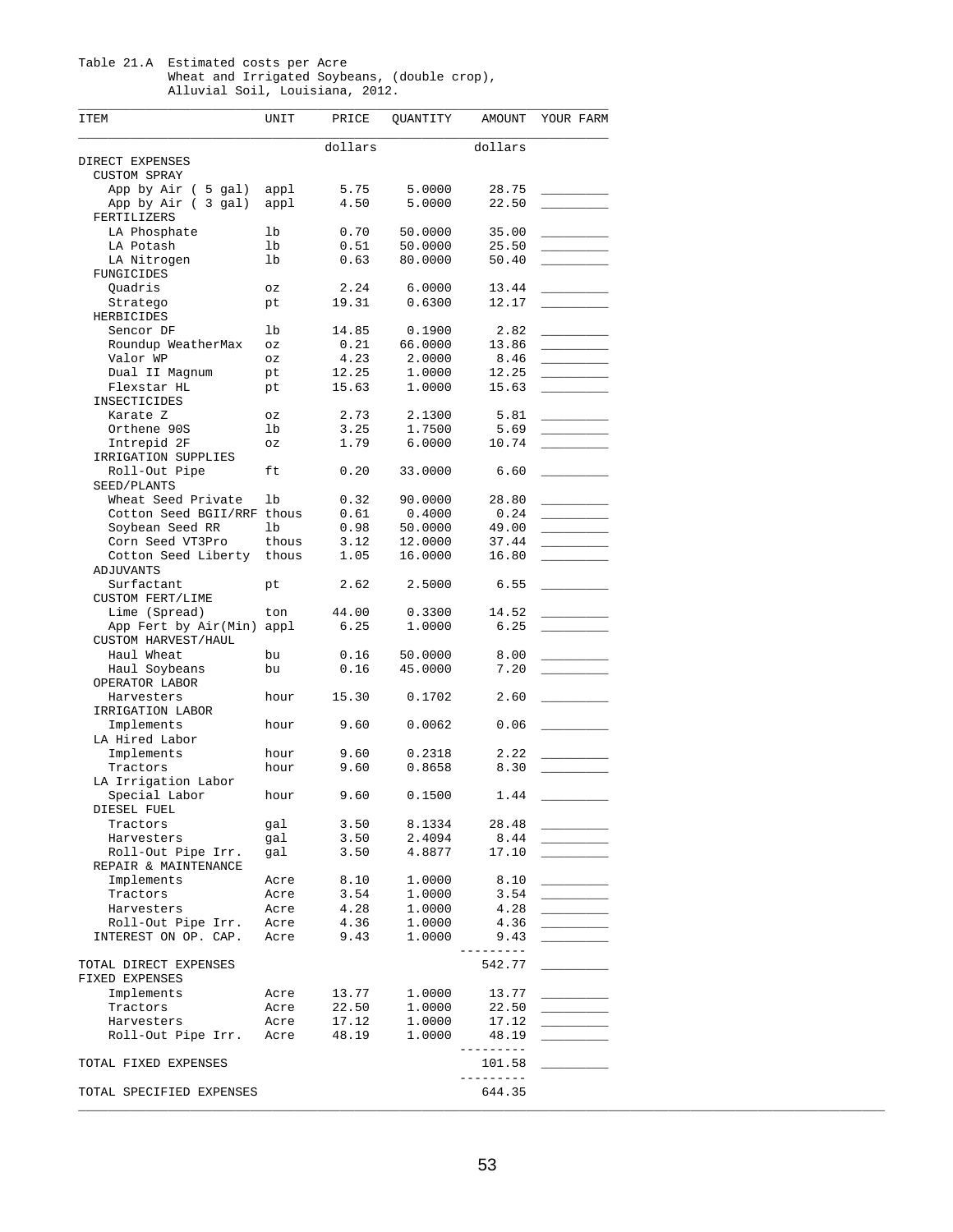Table 21.A Estimated costs per Acre
Wheat and Irrigated Soybeans, (double crop),
Alluvial Soil, Louisiana, 2012.

| ITEM | UNIT | PRICE | QUANTITY | AMOUNT | YOUR FARM |
|---|---|---|---|---|---|
| | | dollars | | dollars | |
| DIRECT EXPENSES | | | | | |
| CUSTOM SPRAY | | | | | |
| App by Air ( 5 gal) | appl | 5.75 | 5.0000 | 28.75 | _________ |
| App by Air ( 3 gal) | appl | 4.50 | 5.0000 | 22.50 | _________ |
| FERTILIZERS | | | | | |
| LA Phosphate | lb | 0.70 | 50.0000 | 35.00 | _________ |
| LA Potash | lb | 0.51 | 50.0000 | 25.50 | _________ |
| LA Nitrogen | lb | 0.63 | 80.0000 | 50.40 | _________ |
| FUNGICIDES | | | | | |
| Quadris | oz | 2.24 | 6.0000 | 13.44 | _________ |
| Stratego | pt | 19.31 | 0.6300 | 12.17 | _________ |
| HERBICIDES | | | | | |
| Sencor DF | lb | 14.85 | 0.1900 | 2.82 | _________ |
| Roundup WeatherMax | oz | 0.21 | 66.0000 | 13.86 | _________ |
| Valor WP | oz | 4.23 | 2.0000 | 8.46 | _________ |
| Dual II Magnum | pt | 12.25 | 1.0000 | 12.25 | _________ |
| Flexstar HL | pt | 15.63 | 1.0000 | 15.63 | _________ |
| INSECTICIDES | | | | | |
| Karate Z | oz | 2.73 | 2.1300 | 5.81 | _________ |
| Orthene 90S | lb | 3.25 | 1.7500 | 5.69 | _________ |
| Intrepid 2F | oz | 1.79 | 6.0000 | 10.74 | _________ |
| IRRIGATION SUPPLIES | | | | | |
| Roll-Out Pipe | ft | 0.20 | 33.0000 | 6.60 | _________ |
| SEED/PLANTS | | | | | |
| Wheat Seed Private | lb | 0.32 | 90.0000 | 28.80 | _________ |
| Cotton Seed BGII/RRF | thous | 0.61 | 0.4000 | 0.24 | _________ |
| Soybean Seed RR | lb | 0.98 | 50.0000 | 49.00 | _________ |
| Corn Seed VT3Pro | thous | 3.12 | 12.0000 | 37.44 | _________ |
| Cotton Seed Liberty | thous | 1.05 | 16.0000 | 16.80 | _________ |
| ADJUVANTS | | | | | |
| Surfactant | pt | 2.62 | 2.5000 | 6.55 | _________ |
| CUSTOM FERT/LIME | | | | | |
| Lime (Spread) | ton | 44.00 | 0.3300 | 14.52 | _________ |
| App Fert by Air(Min) | appl | 6.25 | 1.0000 | 6.25 | _________ |
| CUSTOM HARVEST/HAUL | | | | | |
| Haul Wheat | bu | 0.16 | 50.0000 | 8.00 | _________ |
| Haul Soybeans | bu | 0.16 | 45.0000 | 7.20 | _________ |
| OPERATOR LABOR | | | | | |
| Harvesters | hour | 15.30 | 0.1702 | 2.60 | _________ |
| IRRIGATION LABOR | | | | | |
| Implements | hour | 9.60 | 0.0062 | 0.06 | _________ |
| LA Hired Labor | | | | | |
| Implements | hour | 9.60 | 0.2318 | 2.22 | _________ |
| Tractors | hour | 9.60 | 0.8658 | 8.30 | _________ |
| LA Irrigation Labor | | | | | |
| Special Labor | hour | 9.60 | 0.1500 | 1.44 | _________ |
| DIESEL FUEL | | | | | |
| Tractors | gal | 3.50 | 8.1334 | 28.48 | _________ |
| Harvesters | gal | 3.50 | 2.4094 | 8.44 | _________ |
| Roll-Out Pipe Irr. | gal | 3.50 | 4.8877 | 17.10 | _________ |
| REPAIR & MAINTENANCE | | | | | |
| Implements | Acre | 8.10 | 1.0000 | 8.10 | _________ |
| Tractors | Acre | 3.54 | 1.0000 | 3.54 | _________ |
| Harvesters | Acre | 4.28 | 1.0000 | 4.28 | _________ |
| Roll-Out Pipe Irr. | Acre | 4.36 | 1.0000 | 4.36 | _________ |
| INTEREST ON OP. CAP. | Acre | 9.43 | 1.0000 | 9.43 | _________ |
| TOTAL DIRECT EXPENSES | | | | 542.77 | _________ |
| FIXED EXPENSES | | | | | |
| Implements | Acre | 13.77 | 1.0000 | 13.77 | _________ |
| Tractors | Acre | 22.50 | 1.0000 | 22.50 | _________ |
| Harvesters | Acre | 17.12 | 1.0000 | 17.12 | _________ |
| Roll-Out Pipe Irr. | Acre | 48.19 | 1.0000 | 48.19 | _________ |
| TOTAL FIXED EXPENSES | | | | 101.58 | _________ |
| TOTAL SPECIFIED EXPENSES | | | | 644.35 | |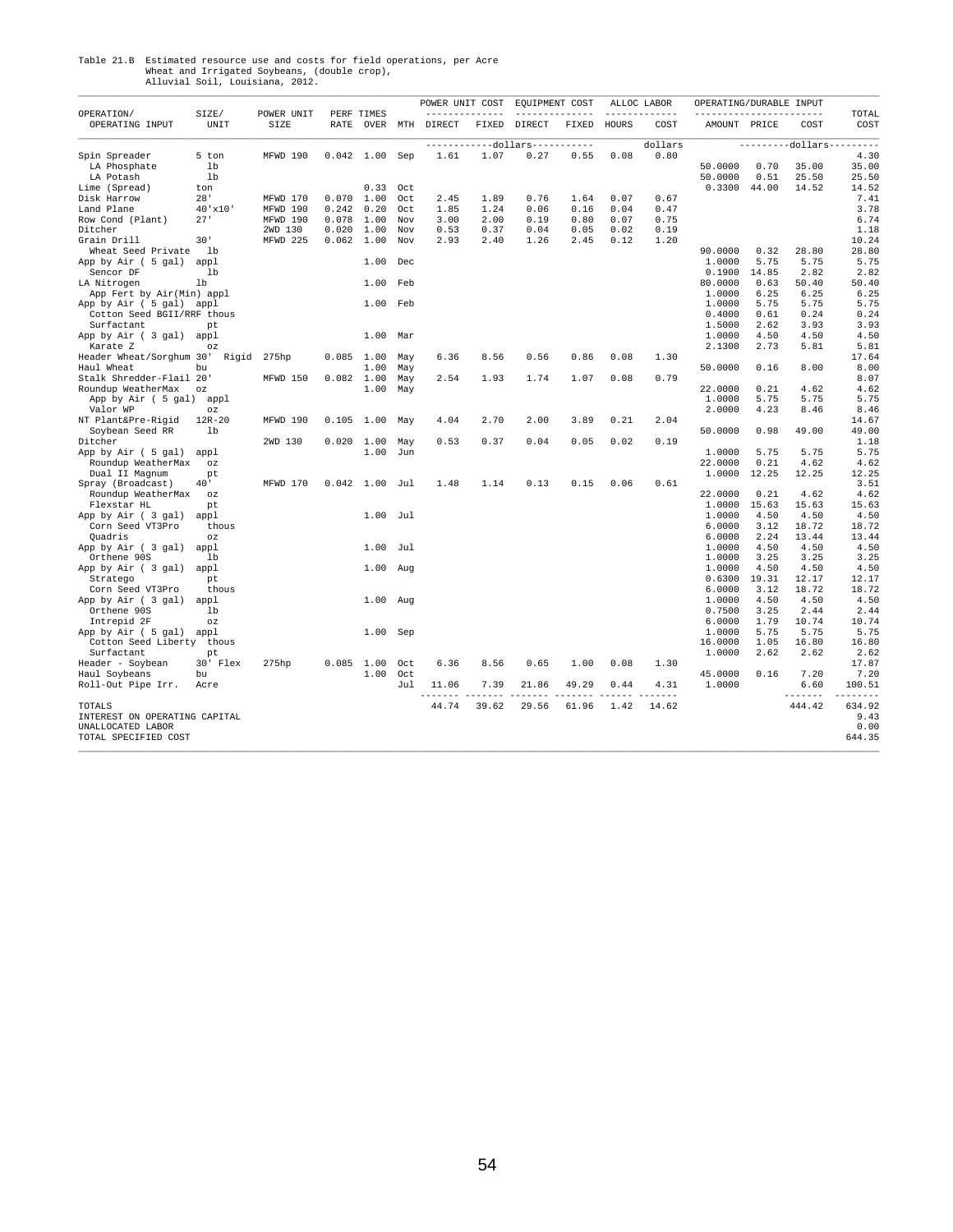Table 21.B Estimated resource use and costs for field operations, per Acre
Wheat and Irrigated Soybeans, (double crop),
Alluvial Soil, Louisiana, 2012.

| OPERATION/ OPERATING INPUT | SIZE/ UNIT | POWER UNIT SIZE | PERF RATE | TIMES OVER | MTH | POWER UNIT COST DIRECT | POWER UNIT COST FIXED | EQUIPMENT COST DIRECT | EQUIPMENT COST FIXED | ALLOC LABOR HOURS | ALLOC LABOR COST | OPERATING/DURABLE INPUT AMOUNT | PRICE | COST | TOTAL COST |
|---|---|---|---|---|---|---|---|---|---|---|---|---|---|---|---|
| | | | | | | -----------dollars----------- | | | | | dollars | | ---------dollars--------- | | |
| Spin Spreader | 5 ton | MFWD 190 | 0.042 | 1.00 | Sep | 1.61 | 1.07 | 0.27 | 0.55 | 0.08 | 0.80 | | | | 4.30 |
| LA Phosphate | lb | | | | | | | | | | | 50.0000 | 0.70 | 35.00 | 35.00 |
| LA Potash | lb | | | | | | | | | | | 50.0000 | 0.51 | 25.50 | 25.50 |
| Lime (Spread) | ton | | | 0.33 | Oct | | | | | | | 0.3300 | 44.00 | 14.52 | 14.52 |
| Disk Harrow | 28' | MFWD 170 | 0.070 | 1.00 | Oct | 2.45 | 1.89 | 0.76 | 1.64 | 0.07 | 0.67 | | | | 7.41 |
| Land Plane | 40'x10' | MFWD 190 | 0.242 | 0.20 | Oct | 1.85 | 1.24 | 0.06 | 0.16 | 0.04 | 0.47 | | | | 3.78 |
| Row Cond (Plant) | 27' | MFWD 190 | 0.078 | 1.00 | Nov | 3.00 | 2.00 | 0.19 | 0.80 | 0.07 | 0.75 | | | | 6.74 |
| Ditcher | | 2WD 130 | 0.020 | 1.00 | Nov | 0.53 | 0.37 | 0.04 | 0.05 | 0.02 | 0.19 | | | | 1.18 |
| Grain Drill | 30' | MFWD 225 | 0.062 | 1.00 | Nov | 2.93 | 2.40 | 1.26 | 2.45 | 0.12 | 1.20 | | | | 10.24 |
| Wheat Seed Private | lb | | | | | | | | | | | 90.0000 | 0.32 | 28.80 | 28.80 |
| App by Air ( 5 gal) | appl | | | 1.00 | Dec | | | | | | | 1.0000 | 5.75 | 5.75 | 5.75 |
| Sencor DF | lb | | | | | | | | | | | 0.1900 | 14.85 | 2.82 | 2.82 |
| LA Nitrogen | lb | | | 1.00 | Feb | | | | | | | 80.0000 | 0.63 | 50.40 | 50.40 |
| App Fert by Air(Min) | appl | | | | | | | | | | | 1.0000 | 6.25 | 6.25 | 6.25 |
| App by Air ( 5 gal) | appl | | | 1.00 | Feb | | | | | | | 1.0000 | 5.75 | 5.75 | 5.75 |
| Cotton Seed BGII/RRF | thous | | | | | | | | | | | 0.4000 | 0.61 | 0.24 | 0.24 |
| Surfactant | pt | | | | | | | | | | | 1.5000 | 2.62 | 3.93 | 3.93 |
| App by Air ( 3 gal) | appl | | | 1.00 | Mar | | | | | | | 1.0000 | 4.50 | 4.50 | 4.50 |
| Karate Z | oz | | | | | | | | | | | 2.1300 | 2.73 | 5.81 | 5.81 |
| Header Wheat/Sorghum | 30' Rigid | 275hp | 0.085 | 1.00 | May | 6.36 | 8.56 | 0.56 | 0.86 | 0.08 | 1.30 | | | | 17.64 |
| Haul Wheat | bu | | | 1.00 | May | | | | | | | 50.0000 | 0.16 | 8.00 | 8.00 |
| Stalk Shredder-Flail | 20' | MFWD 150 | 0.082 | 1.00 | May | 2.54 | 1.93 | 1.74 | 1.07 | 0.08 | 0.79 | | | | 8.07 |
| Roundup WeatherMax | oz | | | 1.00 | May | | | | | | | 22.0000 | 0.21 | 4.62 | 4.62 |
| App by Air ( 5 gal) | appl | | | | | | | | | | | 1.0000 | 5.75 | 5.75 | 5.75 |
| Valor WP | oz | | | | | | | | | | | 2.0000 | 4.23 | 8.46 | 8.46 |
| NT Plant&Pre-Rigid | 12R-20 | MFWD 190 | 0.105 | 1.00 | May | 4.04 | 2.70 | 2.00 | 3.89 | 0.21 | 2.04 | | | | 14.67 |
| Soybean Seed RR | lb | | | | | | | | | | | 50.0000 | 0.98 | 49.00 | 49.00 |
| Ditcher | | 2WD 130 | 0.020 | 1.00 | May | 0.53 | 0.37 | 0.04 | 0.05 | 0.02 | 0.19 | | | | 1.18 |
| App by Air ( 5 gal) | appl | | | 1.00 | Jun | | | | | | | 1.0000 | 5.75 | 5.75 | 5.75 |
| Roundup WeatherMax | oz | | | | | | | | | | | 22.0000 | 0.21 | 4.62 | 4.62 |
| Dual II Magnum | pt | | | | | | | | | | | 1.0000 | 12.25 | 12.25 | 12.25 |
| Spray (Broadcast) | 40' | MFWD 170 | 0.042 | 1.00 | Jul | 1.48 | 1.14 | 0.13 | 0.15 | 0.06 | 0.61 | | | | 3.51 |
| Roundup WeatherMax | oz | | | | | | | | | | | 22.0000 | 0.21 | 4.62 | 4.62 |
| Flexstar HL | pt | | | | | | | | | | | 1.0000 | 15.63 | 15.63 | 15.63 |
| App by Air ( 3 gal) | appl | | | 1.00 | Jul | | | | | | | 1.0000 | 4.50 | 4.50 | 4.50 |
| Corn Seed VT3Pro | thous | | | | | | | | | | | 6.0000 | 3.12 | 18.72 | 18.72 |
| Quadris | oz | | | | | | | | | | | 6.0000 | 2.24 | 13.44 | 13.44 |
| App by Air ( 3 gal) | appl | | | 1.00 | Jul | | | | | | | 1.0000 | 4.50 | 4.50 | 4.50 |
| Orthene 90S | lb | | | | | | | | | | | 1.0000 | 3.25 | 3.25 | 3.25 |
| App by Air ( 3 gal) | appl | | | 1.00 | Aug | | | | | | | 1.0000 | 4.50 | 4.50 | 4.50 |
| Stratego | pt | | | | | | | | | | | 0.6300 | 19.31 | 12.17 | 12.17 |
| Corn Seed VT3Pro | thous | | | | | | | | | | | 6.0000 | 3.12 | 18.72 | 18.72 |
| App by Air ( 3 gal) | appl | | | 1.00 | Aug | | | | | | | 1.0000 | 4.50 | 4.50 | 4.50 |
| Orthene 90S | lb | | | | | | | | | | | 0.7500 | 3.25 | 2.44 | 2.44 |
| Intrepid 2F | oz | | | | | | | | | | | 6.0000 | 1.79 | 10.74 | 10.74 |
| App by Air ( 5 gal) | appl | | | 1.00 | Sep | | | | | | | 1.0000 | 5.75 | 5.75 | 5.75 |
| Cotton Seed Liberty | thous | | | | | | | | | | | 16.0000 | 1.05 | 16.80 | 16.80 |
| Surfactant | pt | | | | | | | | | | | 1.0000 | 2.62 | 2.62 | 2.62 |
| Header - Soybean | 30' Flex | 275hp | 0.085 | 1.00 | Oct | 6.36 | 8.56 | 0.65 | 1.00 | 0.08 | 1.30 | | | | 17.87 |
| Haul Soybeans | bu | | | 1.00 | Oct | | | | | | | 45.0000 | 0.16 | 7.20 | 7.20 |
| Roll-Out Pipe Irr. | Acre | | | | Jul | 11.06 | 7.39 | 21.86 | 49.29 | 0.44 | 4.31 | 1.0000 | | 6.60 | 100.51 |
| TOTALS | | | | | | 44.74 | 39.62 | 29.56 | 61.96 | 1.42 | 14.62 | | | 444.42 | 634.92 |
| INTEREST ON OPERATING CAPITAL | | | | | | | | | | | | | | | 9.43 |
| UNALLOCATED LABOR | | | | | | | | | | | | | | | 0.00 |
| TOTAL SPECIFIED COST | | | | | | | | | | | | | | | 644.35 |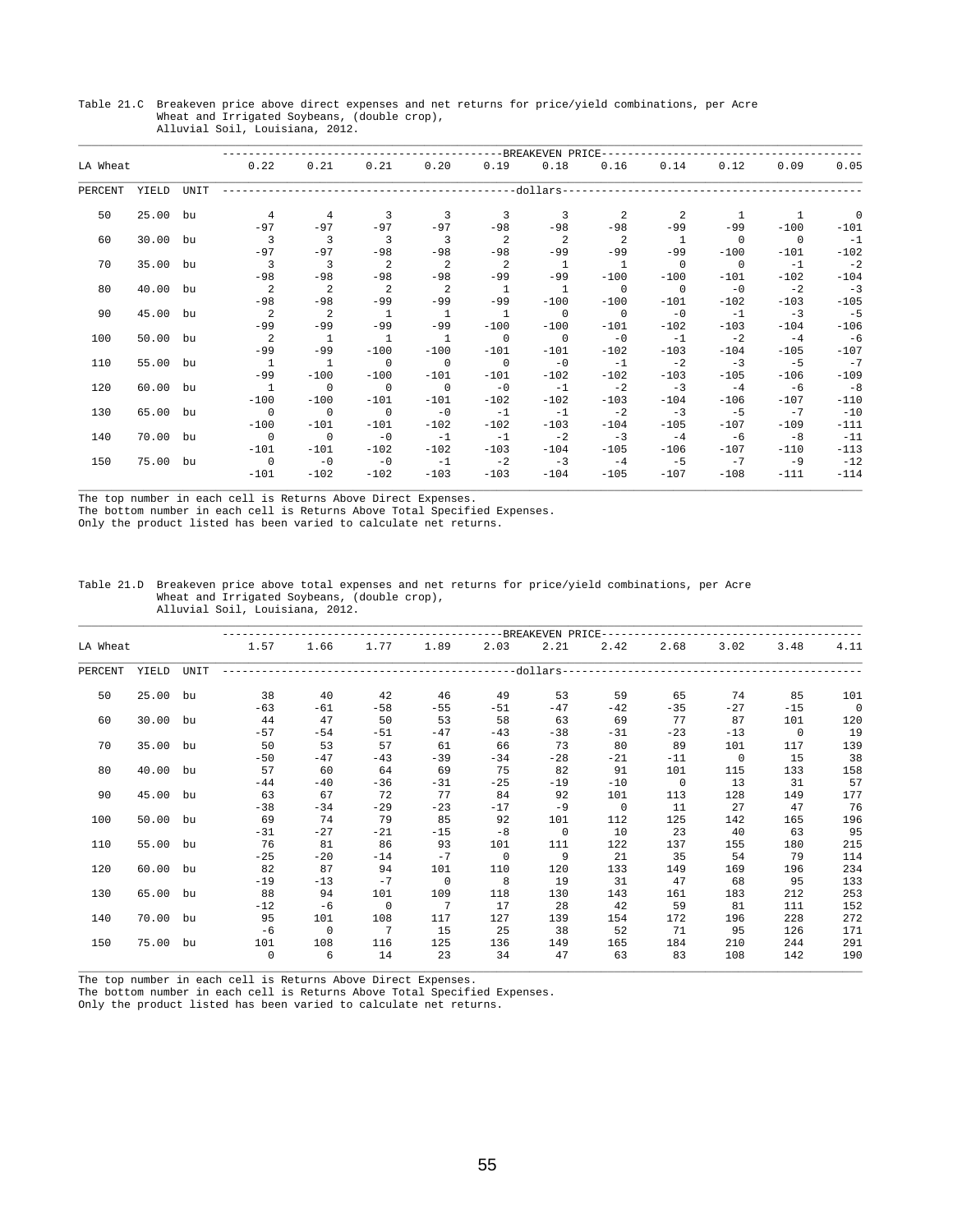Table 21.C Breakeven price above direct expenses and net returns for price/yield combinations, per Acre
Wheat and Irrigated Soybeans, (double crop),
Alluvial Soil, Louisiana, 2012.

| LA Wheat | | | BREAKEVEN PRICE | | | | | | | | | | |
|---|---|---|---|---|---|---|---|---|---|---|---|---|---|
| | | | 0.22 | 0.21 | 0.21 | 0.20 | 0.19 | 0.18 | 0.16 | 0.14 | 0.12 | 0.09 | 0.05 |
| PERCENT | YIELD | UNIT | dollars | | | | | | | | | | |
| 50 | 25.00 | bu | 4 | 4 | 3 | 3 | 3 | 3 | 2 | 2 | 1 | 1 | 0 |
| | | | -97 | -97 | -97 | -97 | -98 | -98 | -98 | -99 | -99 | -100 | -101 |
| 60 | 30.00 | bu | 3 | 3 | 3 | 3 | 2 | 2 | 2 | 1 | 0 | 0 | -1 |
| | | | -97 | -97 | -98 | -98 | -98 | -99 | -99 | -99 | -100 | -101 | -102 |
| 70 | 35.00 | bu | 3 | 3 | 2 | 2 | 2 | 1 | 1 | 0 | 0 | -1 | -2 |
| | | | -98 | -98 | -98 | -98 | -99 | -99 | -100 | -100 | -101 | -102 | -104 |
| 80 | 40.00 | bu | 2 | 2 | 2 | 2 | 1 | 1 | 0 | 0 | -0 | -2 | -3 |
| | | | -98 | -98 | -99 | -99 | -99 | -100 | -100 | -101 | -102 | -103 | -105 |
| 90 | 45.00 | bu | 2 | 2 | 1 | 1 | 1 | 0 | 0 | -0 | -1 | -3 | -5 |
| | | | -99 | -99 | -99 | -99 | -100 | -100 | -101 | -102 | -103 | -104 | -106 |
| 100 | 50.00 | bu | 2 | 1 | 1 | 1 | 0 | 0 | -0 | -1 | -2 | -4 | -6 |
| | | | -99 | -99 | -100 | -100 | -101 | -101 | -102 | -103 | -104 | -105 | -107 |
| 110 | 55.00 | bu | 1 | 1 | 0 | 0 | 0 | -0 | -1 | -2 | -3 | -5 | -7 |
| | | | -99 | -100 | -100 | -101 | -101 | -102 | -102 | -103 | -105 | -106 | -109 |
| 120 | 60.00 | bu | 1 | 0 | 0 | 0 | -0 | -1 | -2 | -3 | -4 | -6 | -8 |
| | | | -100 | -100 | -101 | -101 | -102 | -102 | -103 | -104 | -106 | -107 | -110 |
| 130 | 65.00 | bu | 0 | 0 | 0 | -0 | -1 | -1 | -2 | -3 | -5 | -7 | -10 |
| | | | -100 | -101 | -101 | -102 | -102 | -103 | -104 | -105 | -107 | -109 | -111 |
| 140 | 70.00 | bu | 0 | 0 | -0 | -1 | -1 | -2 | -3 | -4 | -6 | -8 | -11 |
| | | | -101 | -101 | -102 | -102 | -103 | -104 | -105 | -106 | -107 | -110 | -113 |
| 150 | 75.00 | bu | 0 | -0 | -0 | -1 | -2 | -3 | -4 | -5 | -7 | -9 | -12 |
| | | | -101 | -102 | -102 | -103 | -103 | -104 | -105 | -107 | -108 | -111 | -114 |

The top number in each cell is Returns Above Direct Expenses.
The bottom number in each cell is Returns Above Total Specified Expenses.
Only the product listed has been varied to calculate net returns.

Table 21.D Breakeven price above total expenses and net returns for price/yield combinations, per Acre
Wheat and Irrigated Soybeans, (double crop),
Alluvial Soil, Louisiana, 2012.

| LA Wheat | | | BREAKEVEN PRICE | | | | | | | | | | |
|---|---|---|---|---|---|---|---|---|---|---|---|---|---|
| | | | 1.57 | 1.66 | 1.77 | 1.89 | 2.03 | 2.21 | 2.42 | 2.68 | 3.02 | 3.48 | 4.11 |
| PERCENT | YIELD | UNIT | dollars | | | | | | | | | | |
| 50 | 25.00 | bu | 38 | 40 | 42 | 46 | 49 | 53 | 59 | 65 | 74 | 85 | 101 |
| | | | -63 | -61 | -58 | -55 | -51 | -47 | -42 | -35 | -27 | -15 | 0 |
| 60 | 30.00 | bu | 44 | 47 | 50 | 53 | 58 | 63 | 69 | 77 | 87 | 101 | 120 |
| | | | -57 | -54 | -51 | -47 | -43 | -38 | -31 | -23 | -13 | 0 | 19 |
| 70 | 35.00 | bu | 50 | 53 | 57 | 61 | 66 | 73 | 80 | 89 | 101 | 117 | 139 |
| | | | -50 | -47 | -43 | -39 | -34 | -28 | -21 | -11 | 0 | 15 | 38 |
| 80 | 40.00 | bu | 57 | 60 | 64 | 69 | 75 | 82 | 91 | 101 | 115 | 133 | 158 |
| | | | -44 | -40 | -36 | -31 | -25 | -19 | -10 | 0 | 13 | 31 | 57 |
| 90 | 45.00 | bu | 63 | 67 | 72 | 77 | 84 | 92 | 101 | 113 | 128 | 149 | 177 |
| | | | -38 | -34 | -29 | -23 | -17 | -9 | 0 | 11 | 27 | 47 | 76 |
| 100 | 50.00 | bu | 69 | 74 | 79 | 85 | 92 | 101 | 112 | 125 | 142 | 165 | 196 |
| | | | -31 | -27 | -21 | -15 | -8 | 0 | 10 | 23 | 40 | 63 | 95 |
| 110 | 55.00 | bu | 76 | 81 | 86 | 93 | 101 | 111 | 122 | 137 | 155 | 180 | 215 |
| | | | -25 | -20 | -14 | -7 | 0 | 9 | 21 | 35 | 54 | 79 | 114 |
| 120 | 60.00 | bu | 82 | 87 | 94 | 101 | 110 | 120 | 133 | 149 | 169 | 196 | 234 |
| | | | -19 | -13 | -7 | 0 | 8 | 19 | 31 | 47 | 68 | 95 | 133 |
| 130 | 65.00 | bu | 88 | 94 | 101 | 109 | 118 | 130 | 143 | 161 | 183 | 212 | 253 |
| | | | -12 | -6 | 0 | 7 | 17 | 28 | 42 | 59 | 81 | 111 | 152 |
| 140 | 70.00 | bu | 95 | 101 | 108 | 117 | 127 | 139 | 154 | 172 | 196 | 228 | 272 |
| | | | -6 | 0 | 7 | 15 | 25 | 38 | 52 | 71 | 95 | 126 | 171 |
| 150 | 75.00 | bu | 101 | 108 | 116 | 125 | 136 | 149 | 165 | 184 | 210 | 244 | 291 |
| | | | 0 | 6 | 14 | 23 | 34 | 47 | 63 | 83 | 108 | 142 | 190 |

The top number in each cell is Returns Above Direct Expenses.
The bottom number in each cell is Returns Above Total Specified Expenses.
Only the product listed has been varied to calculate net returns.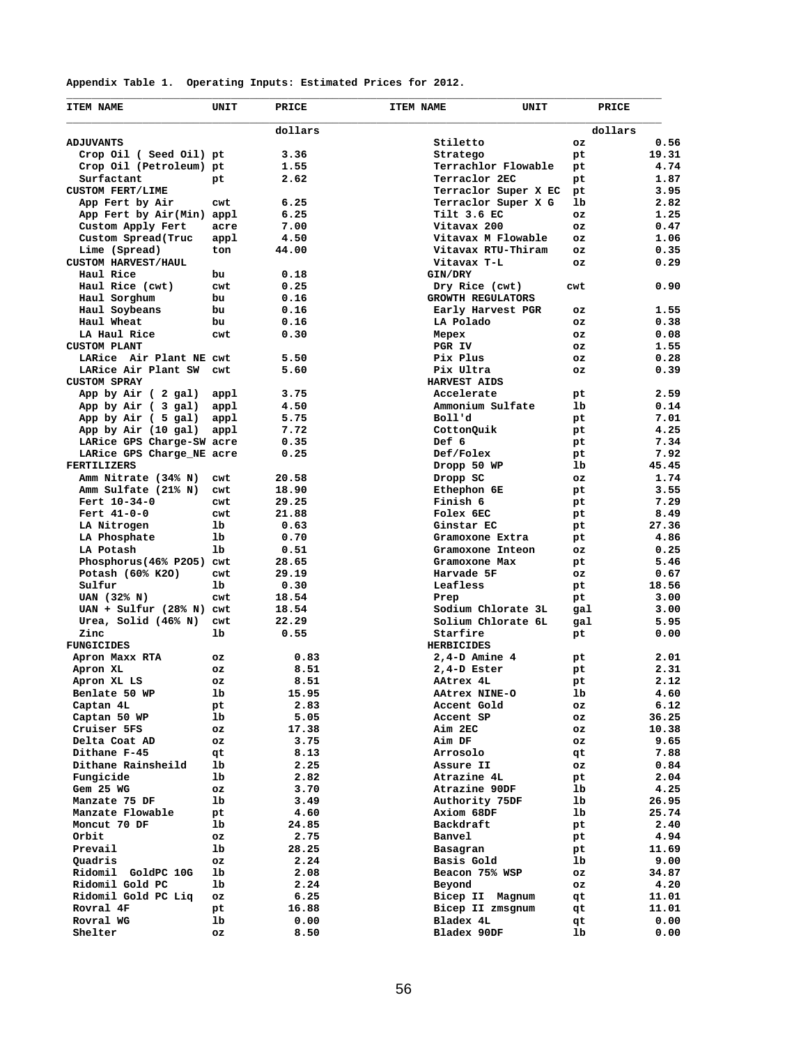**Appendix Table 1. Operating Inputs: Estimated Prices for 2012.**

| ITEM NAME | UNIT | PRICE |
|---|---|---|
| | | dollars |
| **ADJUVANTS** | | |
| Crop Oil ( Seed Oil) | pt | 3.36 |
| Crop Oil (Petroleum) | pt | 1.55 |
| Surfactant | pt | 2.62 |
| **CUSTOM FERT/LIME** | | |
| App Fert by Air | cwt | 6.25 |
| App Fert by Air(Min) | appl | 6.25 |
| Custom Apply Fert | acre | 7.00 |
| Custom Spread(Truc | appl | 4.50 |
| Lime (Spread) | ton | 44.00 |
| **CUSTOM HARVEST/HAUL** | | |
| Haul Rice | bu | 0.18 |
| Haul Rice (cwt) | cwt | 0.25 |
| Haul Sorghum | bu | 0.16 |
| Haul Soybeans | bu | 0.16 |
| Haul Wheat | bu | 0.16 |
| LA Haul Rice | cwt | 0.30 |
| **CUSTOM PLANT** | | |
| LARice Air Plant NE | cwt | 5.50 |
| LARice Air Plant SW | cwt | 5.60 |
| **CUSTOM SPRAY** | | |
| App by Air ( 2 gal) | appl | 3.75 |
| App by Air ( 3 gal) | appl | 4.50 |
| App by Air ( 5 gal) | appl | 5.75 |
| App by Air (10 gal) | appl | 7.72 |
| LARice GPS Charge-SW | acre | 0.35 |
| LARice GPS Charge_NE | acre | 0.25 |
| **FERTILIZERS** | | |
| Amm Nitrate (34% N) | cwt | 20.58 |
| Amm Sulfate (21% N) | cwt | 18.90 |
| Fert 10-34-0 | cwt | 29.25 |
| Fert 41-0-0 | cwt | 21.88 |
| LA Nitrogen | lb | 0.63 |
| LA Phosphate | lb | 0.70 |
| LA Potash | lb | 0.51 |
| Phosphorus(46% P2O5) | cwt | 28.65 |
| Potash (60% K2O) | cwt | 29.19 |
| Sulfur | lb | 0.30 |
| UAN (32% N) | cwt | 18.54 |
| UAN + Sulfur (28% N) | cwt | 18.54 |
| Urea, Solid (46% N) | cwt | 22.29 |
| Zinc | lb | 0.55 |
| **FUNGICIDES** | | |
| Apron Maxx RTA | oz | 0.83 |
| Apron XL | oz | 8.51 |
| Apron XL LS | oz | 8.51 |
| Benlate 50 WP | lb | 15.95 |
| Captan 4L | pt | 2.83 |
| Captan 50 WP | lb | 5.05 |
| Cruiser 5FS | oz | 17.38 |
| Delta Coat AD | oz | 3.75 |
| Dithane F-45 | qt | 8.13 |
| Dithane Rainsheild | lb | 2.25 |
| Fungicide | lb | 2.82 |
| Gem 25 WG | oz | 3.70 |
| Manzate 75 DF | lb | 3.49 |
| Manzate Flowable | pt | 4.60 |
| Moncut 70 DF | lb | 24.85 |
| Orbit | oz | 2.75 |
| Prevail | lb | 28.25 |
| Quadris | oz | 2.24 |
| Ridomil GoldPC 10G | lb | 2.08 |
| Ridomil Gold PC | lb | 2.24 |
| Ridomil Gold PC Liq | oz | 6.25 |
| Rovral 4F | pt | 16.88 |
| Rovral WG | lb | 0.00 |
| Shelter | oz | 8.50 |
| Stiletto | oz | 0.56 |
| Stratego | pt | 19.31 |
| Terrachlor Flowable | pt | 4.74 |
| Terraclor 2EC | pt | 1.87 |
| Terraclor Super X EC | pt | 3.95 |
| Terraclor Super X G | lb | 2.82 |
| Tilt 3.6 EC | oz | 1.25 |
| Vitavax 200 | oz | 0.47 |
| Vitavax M Flowable | oz | 1.06 |
| Vitavax RTU-Thiram | oz | 0.35 |
| Vitavax T-L | oz | 0.29 |
| **GIN/DRY** | | |
| Dry Rice (cwt) | cwt | 0.90 |
| **GROWTH REGULATORS** | | |
| Early Harvest PGR | oz | 1.55 |
| LA Polado | oz | 0.38 |
| Mepex | oz | 0.08 |
| PGR IV | oz | 1.55 |
| Pix Plus | oz | 0.28 |
| Pix Ultra | oz | 0.39 |
| **HARVEST AIDS** | | |
| Accelerate | pt | 2.59 |
| Ammonium Sulfate | lb | 0.14 |
| Boll'd | pt | 7.01 |
| CottonQuik | pt | 4.25 |
| Def 6 | pt | 7.34 |
| Def/Folex | pt | 7.92 |
| Dropp 50 WP | lb | 45.45 |
| Dropp SC | oz | 1.74 |
| Ethephon 6E | pt | 3.55 |
| Finish 6 | pt | 7.29 |
| Folex 6EC | pt | 8.49 |
| Ginstar EC | pt | 27.36 |
| Gramoxone Extra | pt | 4.86 |
| Gramoxone Inteon | oz | 0.25 |
| Gramoxone Max | pt | 5.46 |
| Harvade 5F | oz | 0.67 |
| Leafless | pt | 18.56 |
| Prep | pt | 3.00 |
| Sodium Chlorate 3L | gal | 3.00 |
| Solium Chlorate 6L | gal | 5.95 |
| Starfire | pt | 0.00 |
| **HERBICIDES** | | |
| 2,4-D Amine 4 | pt | 2.01 |
| 2,4-D Ester | pt | 2.31 |
| AAtrex 4L | pt | 2.12 |
| AAtrex NINE-O | lb | 4.60 |
| Accent Gold | oz | 6.12 |
| Accent SP | oz | 36.25 |
| Aim 2EC | oz | 10.38 |
| Aim DF | oz | 9.65 |
| Arrosolo | qt | 7.88 |
| Assure II | oz | 0.84 |
| Atrazine 4L | pt | 2.04 |
| Atrazine 90DF | lb | 4.25 |
| Authority 75DF | lb | 26.95 |
| Axiom 68DF | lb | 25.74 |
| Backdraft | pt | 2.40 |
| Banvel | pt | 4.94 |
| Basagran | pt | 11.69 |
| Basis Gold | lb | 9.00 |
| Beacon 75% WSP | oz | 34.87 |
| Beyond | oz | 4.20 |
| Bicep II Magnum | qt | 11.01 |
| Bicep II zmsgnum | qt | 11.01 |
| Bladex 4L | qt | 0.00 |
| Bladex 90DF | lb | 0.00 |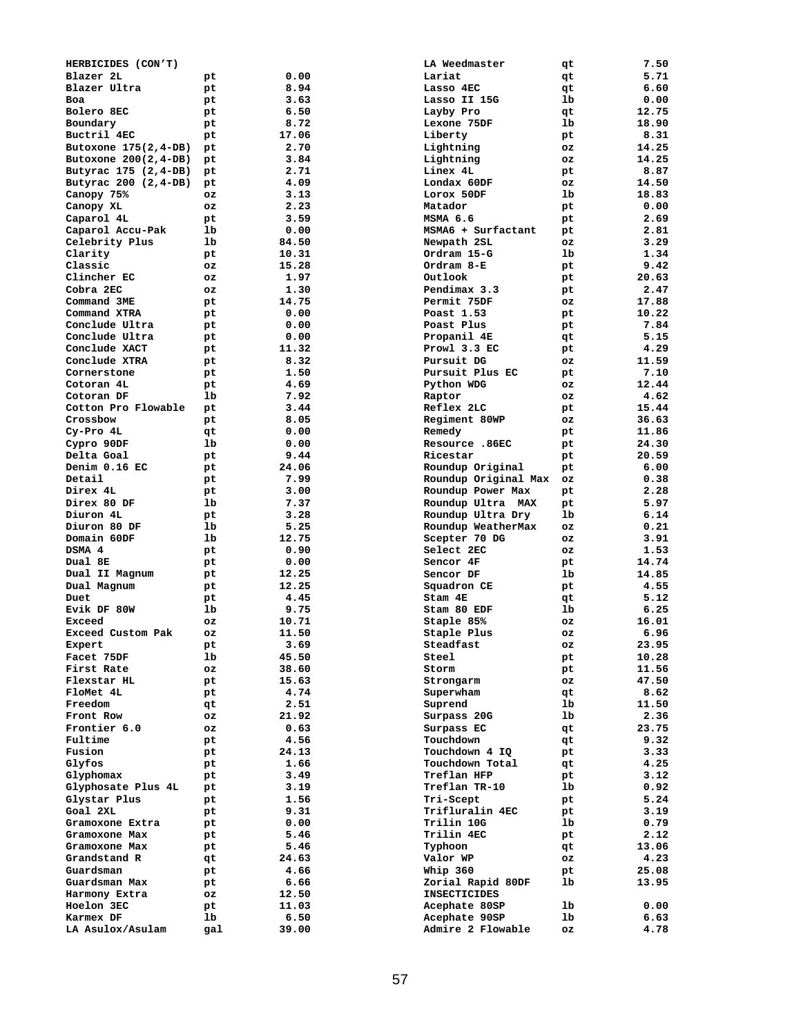| HERBICIDES (CON'T) | | |
|---|---|---|
| Blazer 2L | pt | 0.00 |
| Blazer Ultra | pt | 8.94 |
| Boa | pt | 3.63 |
| Bolero 8EC | pt | 6.50 |
| Boundary | pt | 8.72 |
| Buctril 4EC | pt | 17.06 |
| Butoxone 175(2,4-DB) | pt | 2.70 |
| Butoxone 200(2,4-DB) | pt | 3.84 |
| Butyrac 175 (2,4-DB) | pt | 2.71 |
| Butyrac 200 (2,4-DB) | pt | 4.09 |
| Canopy 75% | oz | 3.13 |
| Canopy XL | oz | 2.23 |
| Caparol 4L | pt | 3.59 |
| Caparol Accu-Pak | lb | 0.00 |
| Celebrity Plus | lb | 84.50 |
| Clarity | pt | 10.31 |
| Classic | oz | 15.28 |
| Clincher EC | oz | 1.97 |
| Cobra 2EC | oz | 1.30 |
| Command 3ME | pt | 14.75 |
| Command XTRA | pt | 0.00 |
| Conclude Ultra | pt | 0.00 |
| Conclude Ultra | pt | 0.00 |
| Conclude XACT | pt | 11.32 |
| Conclude XTRA | pt | 8.32 |
| Cornerstone | pt | 1.50 |
| Cotoran 4L | pt | 4.69 |
| Cotoran DF | lb | 7.92 |
| Cotton Pro Flowable | pt | 3.44 |
| Crossbow | pt | 8.05 |
| Cy-Pro 4L | qt | 0.00 |
| Cypro 90DF | lb | 0.00 |
| Delta Goal | pt | 9.44 |
| Denim 0.16 EC | pt | 24.06 |
| Detail | pt | 7.99 |
| Direx 4L | pt | 3.00 |
| Direx 80 DF | lb | 7.37 |
| Diuron 4L | pt | 3.28 |
| Diuron 80 DF | lb | 5.25 |
| Domain 60DF | lb | 12.75 |
| DSMA 4 | pt | 0.90 |
| Dual 8E | pt | 0.00 |
| Dual II Magnum | pt | 12.25 |
| Dual Magnum | pt | 12.25 |
| Duet | pt | 4.45 |
| Evik DF 80W | lb | 9.75 |
| Exceed | oz | 10.71 |
| Exceed Custom Pak | oz | 11.50 |
| Expert | pt | 3.69 |
| Facet 75DF | lb | 45.50 |
| First Rate | oz | 38.60 |
| Flexstar HL | pt | 15.63 |
| FloMet 4L | pt | 4.74 |
| Freedom | qt | 2.51 |
| Front Row | oz | 21.92 |
| Frontier 6.0 | oz | 0.63 |
| Fultime | pt | 4.56 |
| Fusion | pt | 24.13 |
| Glyfos | pt | 1.66 |
| Glyphomax | pt | 3.49 |
| Glyphosate Plus 4L | pt | 3.19 |
| Glystar Plus | pt | 1.56 |
| Goal 2XL | pt | 9.31 |
| Gramoxone Extra | pt | 0.00 |
| Gramoxone Max | pt | 5.46 |
| Gramoxone Max | pt | 5.46 |
| Grandstand R | qt | 24.63 |
| Guardsman | pt | 4.66 |
| Guardsman Max | pt | 6.66 |
| Harmony Extra | oz | 12.50 |
| Hoelon 3EC | pt | 11.03 |
| Karmex DF | lb | 6.50 |
| LA Asulox/Asulam | gal | 39.00 |
| LA Weedmaster | qt | 7.50 |
| Lariat | qt | 5.71 |
| Lasso 4EC | qt | 6.60 |
| Lasso II 15G | lb | 0.00 |
| Layby Pro | qt | 12.75 |
| Lexone 75DF | lb | 18.90 |
| Liberty | pt | 8.31 |
| Lightning | oz | 14.25 |
| Lightning | oz | 14.25 |
| Linex 4L | pt | 8.87 |
| Londax 60DF | oz | 14.50 |
| Lorox 50DF | lb | 18.83 |
| Matador | pt | 0.00 |
| MSMA 6.6 | pt | 2.69 |
| MSMA6 + Surfactant | pt | 2.81 |
| Newpath 2SL | oz | 3.29 |
| Ordram 15-G | lb | 1.34 |
| Ordram 8-E | pt | 9.42 |
| Outlook | pt | 20.63 |
| Pendimax 3.3 | pt | 2.47 |
| Permit 75DF | oz | 17.88 |
| Poast 1.53 | pt | 10.22 |
| Poast Plus | pt | 7.84 |
| Propanil 4E | qt | 5.15 |
| Prowl 3.3 EC | pt | 4.29 |
| Pursuit DG | oz | 11.59 |
| Pursuit Plus EC | pt | 7.10 |
| Python WDG | oz | 12.44 |
| Raptor | oz | 4.62 |
| Reflex 2LC | pt | 15.44 |
| Regiment 80WP | oz | 36.63 |
| Remedy | pt | 11.86 |
| Resource .86EC | pt | 24.30 |
| Ricestar | pt | 20.59 |
| Roundup Original | pt | 6.00 |
| Roundup Original Max | oz | 0.38 |
| Roundup Power Max | pt | 2.28 |
| Roundup Ultra MAX | pt | 5.97 |
| Roundup Ultra Dry | lb | 6.14 |
| Roundup WeatherMax | oz | 0.21 |
| Scepter 70 DG | oz | 3.91 |
| Select 2EC | oz | 1.53 |
| Sencor 4F | pt | 14.74 |
| Sencor DF | lb | 14.85 |
| Squadron CE | pt | 4.55 |
| Stam 4E | qt | 5.12 |
| Stam 80 EDF | lb | 6.25 |
| Staple 85% | oz | 16.01 |
| Staple Plus | oz | 6.96 |
| Steadfast | oz | 23.95 |
| Steel | pt | 10.28 |
| Storm | pt | 11.56 |
| Strongarm | oz | 47.50 |
| Superwham | qt | 8.62 |
| Suprend | lb | 11.50 |
| Surpass 20G | lb | 2.36 |
| Surpass EC | qt | 23.75 |
| Touchdown | qt | 9.32 |
| Touchdown 4 IQ | pt | 3.33 |
| Touchdown Total | qt | 4.25 |
| Treflan HFP | pt | 3.12 |
| Treflan TR-10 | lb | 0.92 |
| Tri-Scept | pt | 5.24 |
| Trifluralin 4EC | pt | 3.19 |
| Trilin 10G | lb | 0.79 |
| Trilin 4EC | pt | 2.12 |
| Typhoon | qt | 13.06 |
| Valor WP | oz | 4.23 |
| Whip 360 | pt | 25.08 |
| Zorial Rapid 80DF | lb | 13.95 |
| **INSECTICIDES** | | |
| Acephate 80SP | lb | 0.00 |
| Acephate 90SP | lb | 6.63 |
| Admire 2 Flowable | oz | 4.78 |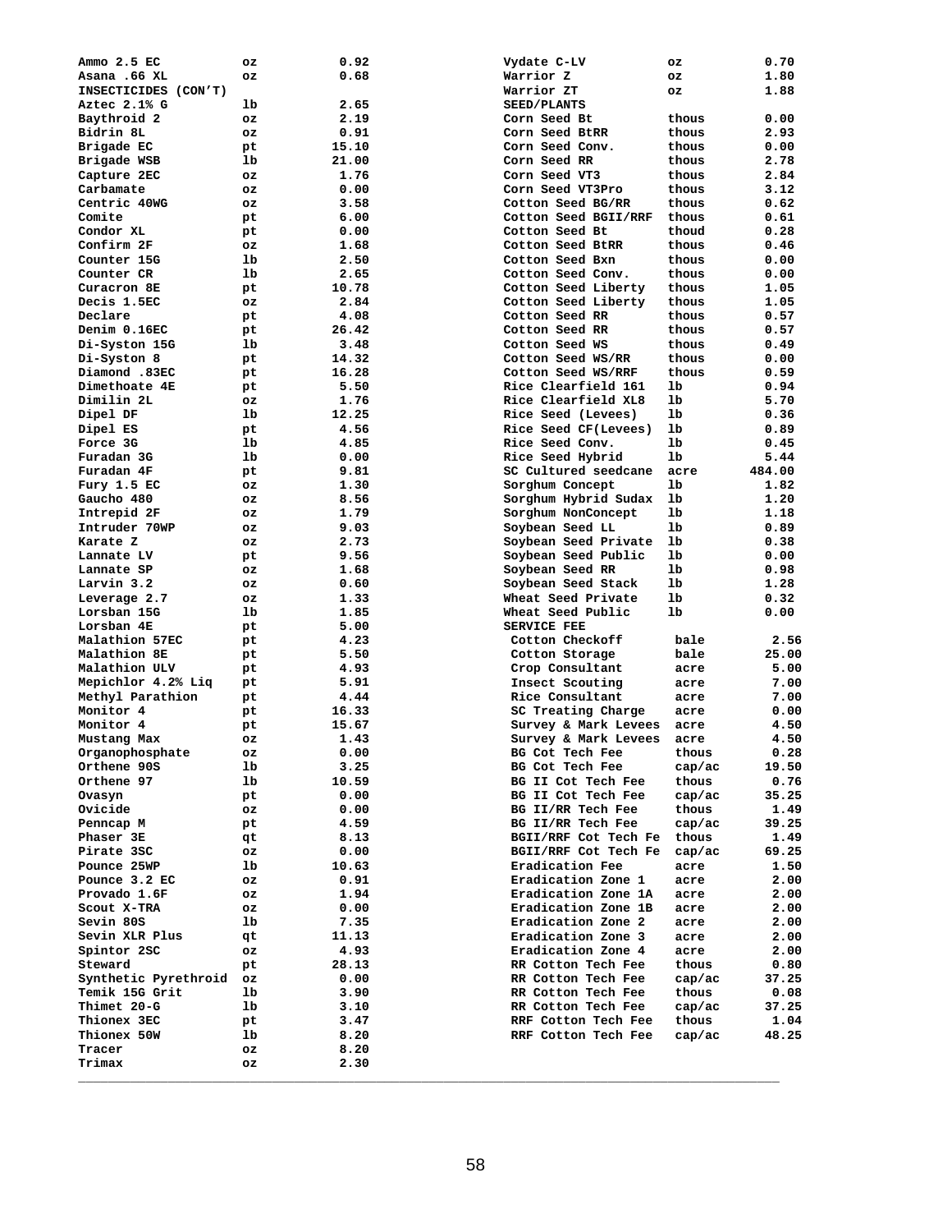| Item | Unit | Price |
|---|---|---|
| Ammo 2.5 EC | oz | 0.92 |
| Asana .66 XL | oz | 0.68 |
| **INSECTICIDES (CON'T)** | | |
| Aztec 2.1% G | lb | 2.65 |
| Baythroid 2 | oz | 2.19 |
| Bidrin 8L | oz | 0.91 |
| Brigade EC | pt | 15.10 |
| Brigade WSB | lb | 21.00 |
| Capture 2EC | oz | 1.76 |
| Carbamate | oz | 0.00 |
| Centric 40WG | oz | 3.58 |
| Comite | pt | 6.00 |
| Condor XL | pt | 0.00 |
| Confirm 2F | oz | 1.68 |
| Counter 15G | lb | 2.50 |
| Counter CR | lb | 2.65 |
| Curacron 8E | pt | 10.78 |
| Decis 1.5EC | oz | 2.84 |
| Declare | pt | 4.08 |
| Denim 0.16EC | pt | 26.42 |
| Di-Syston 15G | lb | 3.48 |
| Di-Syston 8 | pt | 14.32 |
| Diamond .83EC | pt | 16.28 |
| Dimethoate 4E | pt | 5.50 |
| Dimilin 2L | oz | 1.76 |
| Dipel DF | lb | 12.25 |
| Dipel ES | pt | 4.56 |
| Force 3G | lb | 4.85 |
| Furadan 3G | lb | 0.00 |
| Furadan 4F | pt | 9.81 |
| Fury 1.5 EC | oz | 1.30 |
| Gaucho 480 | oz | 8.56 |
| Intrepid 2F | oz | 1.79 |
| Intruder 70WP | oz | 9.03 |
| Karate Z | oz | 2.73 |
| Lannate LV | pt | 9.56 |
| Lannate SP | oz | 1.68 |
| Larvin 3.2 | oz | 0.60 |
| Leverage 2.7 | oz | 1.33 |
| Lorsban 15G | lb | 1.85 |
| Lorsban 4E | pt | 5.00 |
| Malathion 57EC | pt | 4.23 |
| Malathion 8E | pt | 5.50 |
| Malathion ULV | pt | 4.93 |
| Mepichlor 4.2% Liq | pt | 5.91 |
| Methyl Parathion | pt | 4.44 |
| Monitor 4 | pt | 16.33 |
| Monitor 4 | pt | 15.67 |
| Mustang Max | oz | 1.43 |
| Organophosphate | oz | 0.00 |
| Orthene 90S | lb | 3.25 |
| Orthene 97 | lb | 10.59 |
| Ovasyn | pt | 0.00 |
| Ovicide | oz | 0.00 |
| Penncap M | pt | 4.59 |
| Phaser 3E | qt | 8.13 |
| Pirate 3SC | oz | 0.00 |
| Pounce 25WP | lb | 10.63 |
| Pounce 3.2 EC | oz | 0.91 |
| Provado 1.6F | oz | 1.94 |
| Scout X-TRA | oz | 0.00 |
| Sevin 80S | lb | 7.35 |
| Sevin XLR Plus | qt | 11.13 |
| Spintor 2SC | oz | 4.93 |
| Steward | pt | 28.13 |
| Synthetic Pyrethroid | oz | 0.00 |
| Temik 15G Grit | lb | 3.90 |
| Thimet 20-G | lb | 3.10 |
| Thionex 3EC | pt | 3.47 |
| Thionex 50W | lb | 8.20 |
| Tracer | oz | 8.20 |
| Trimax | oz | 2.30 |
| Vydate C-LV | oz | 0.70 |
| Warrior Z | oz | 1.80 |
| Warrior ZT | oz | 1.88 |
| **SEED/PLANTS** | | |
| Corn Seed Bt | thous | 0.00 |
| Corn Seed BtRR | thous | 2.93 |
| Corn Seed Conv. | thous | 0.00 |
| Corn Seed RR | thous | 2.78 |
| Corn Seed VT3 | thous | 2.84 |
| Corn Seed VT3Pro | thous | 3.12 |
| Cotton Seed BG/RR | thous | 0.62 |
| Cotton Seed BGII/RRF | thous | 0.61 |
| Cotton Seed Bt | thoud | 0.28 |
| Cotton Seed BtRR | thous | 0.46 |
| Cotton Seed Bxn | thous | 0.00 |
| Cotton Seed Conv. | thous | 0.00 |
| Cotton Seed Liberty | thous | 1.05 |
| Cotton Seed Liberty | thous | 1.05 |
| Cotton Seed RR | thous | 0.57 |
| Cotton Seed RR | thous | 0.57 |
| Cotton Seed WS | thous | 0.49 |
| Cotton Seed WS/RR | thous | 0.00 |
| Cotton Seed WS/RRF | thous | 0.59 |
| Rice Clearfield 161 | lb | 0.94 |
| Rice Clearfield XL8 | lb | 5.70 |
| Rice Seed (Levees) | lb | 0.36 |
| Rice Seed CF(Levees) | lb | 0.89 |
| Rice Seed Conv. | lb | 0.45 |
| Rice Seed Hybrid | lb | 5.44 |
| SC Cultured seedcane | acre | 484.00 |
| Sorghum Concept | lb | 1.82 |
| Sorghum Hybrid Sudax | lb | 1.20 |
| Sorghum NonConcept | lb | 1.18 |
| Soybean Seed LL | lb | 0.89 |
| Soybean Seed Private | lb | 0.38 |
| Soybean Seed Public | lb | 0.00 |
| Soybean Seed RR | lb | 0.98 |
| Soybean Seed Stack | lb | 1.28 |
| Wheat Seed Private | lb | 0.32 |
| Wheat Seed Public | lb | 0.00 |
| **SERVICE FEE** | | |
| Cotton Checkoff | bale | 2.56 |
| Cotton Storage | bale | 25.00 |
| Crop Consultant | acre | 5.00 |
| Insect Scouting | acre | 7.00 |
| Rice Consultant | acre | 7.00 |
| SC Treating Charge | acre | 0.00 |
| Survey & Mark Levees | acre | 4.50 |
| Survey & Mark Levees | acre | 4.50 |
| BG Cot Tech Fee | thous | 0.28 |
| BG Cot Tech Fee | cap/ac | 19.50 |
| BG II Cot Tech Fee | thous | 0.76 |
| BG II Cot Tech Fee | cap/ac | 35.25 |
| BG II/RR Tech Fee | thous | 1.49 |
| BG II/RR Tech Fee | cap/ac | 39.25 |
| BGII/RRF Cot Tech Fe | thous | 1.49 |
| BGII/RRF Cot Tech Fe | cap/ac | 69.25 |
| Eradication Fee | acre | 1.50 |
| Eradication Zone 1 | acre | 2.00 |
| Eradication Zone 1A | acre | 2.00 |
| Eradication Zone 1B | acre | 2.00 |
| Eradication Zone 2 | acre | 2.00 |
| Eradication Zone 3 | acre | 2.00 |
| Eradication Zone 4 | acre | 2.00 |
| RR Cotton Tech Fee | thous | 0.80 |
| RR Cotton Tech Fee | cap/ac | 37.25 |
| RR Cotton Tech Fee | thous | 0.08 |
| RR Cotton Tech Fee | cap/ac | 37.25 |
| RRF Cotton Tech Fee | thous | 1.04 |
| RRF Cotton Tech Fee | cap/ac | 48.25 |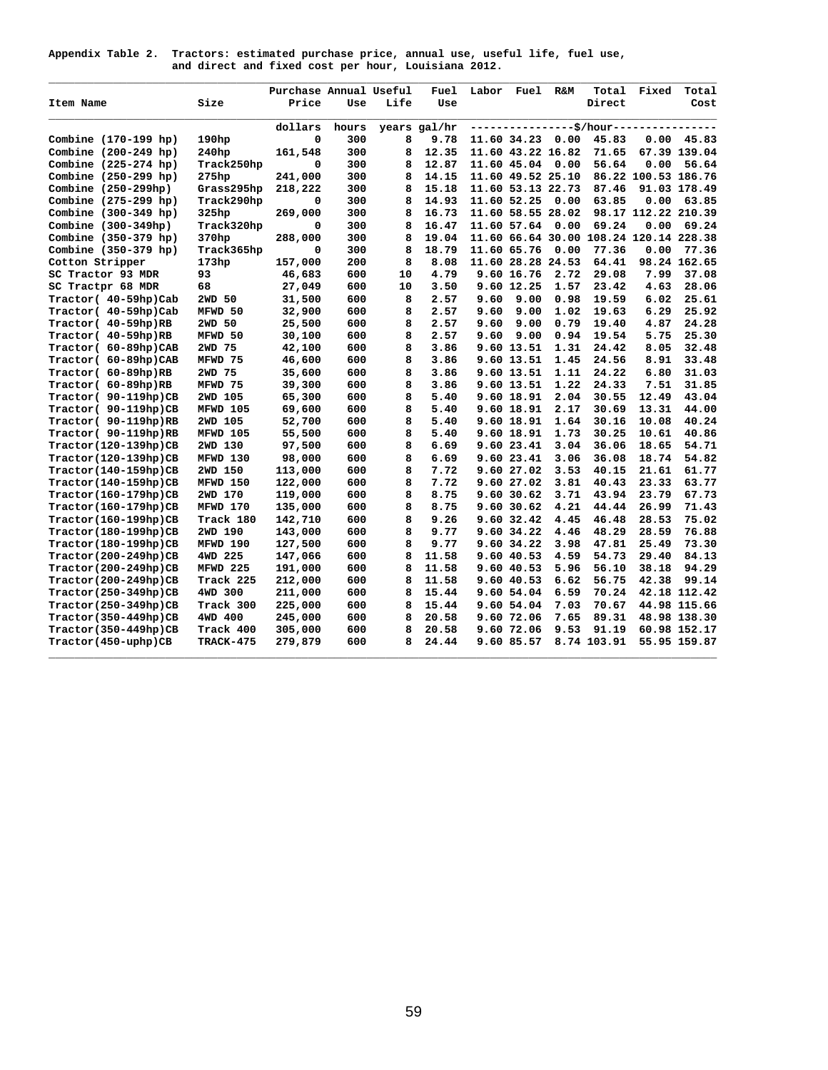**Appendix Table 2. Tractors: estimated purchase price, annual use, useful life, fuel use, and direct and fixed cost per hour, Louisiana 2012.**

| Item Name | Size | Purchase Price | Annual Use | Useful Life | Fuel Use | Labor | Fuel | R&M | Total Direct | Fixed | Total Cost |
|---|---|---|---|---|---|---|---|---|---|---|---|
| | | dollars | hours | years | gal/hr | ----------------$/hour---------------- | | | | | |
| Combine (170-199 hp) | 190hp | 0 | 300 | 8 | 9.78 | 11.60 | 34.23 | 0.00 | 45.83 | 0.00 | 45.83 |
| Combine (200-249 hp) | 240hp | 161,548 | 300 | 8 | 12.35 | 11.60 | 43.22 | 16.82 | 71.65 | 67.39 | 139.04 |
| Combine (225-274 hp) | Track250hp | 0 | 300 | 8 | 12.87 | 11.60 | 45.04 | 0.00 | 56.64 | 0.00 | 56.64 |
| Combine (250-299 hp) | 275hp | 241,000 | 300 | 8 | 14.15 | 11.60 | 49.52 | 25.10 | 86.22 | 100.53 | 186.76 |
| Combine (250-299hp) | Grass295hp | 218,222 | 300 | 8 | 15.18 | 11.60 | 53.13 | 22.73 | 87.46 | 91.03 | 178.49 |
| Combine (275-299 hp) | Track290hp | 0 | 300 | 8 | 14.93 | 11.60 | 52.25 | 0.00 | 63.85 | 0.00 | 63.85 |
| Combine (300-349 hp) | 325hp | 269,000 | 300 | 8 | 16.73 | 11.60 | 58.55 | 28.02 | 98.17 | 112.22 | 210.39 |
| Combine (300-349hp) | Track320hp | 0 | 300 | 8 | 16.47 | 11.60 | 57.64 | 0.00 | 69.24 | 0.00 | 69.24 |
| Combine (350-379 hp) | 370hp | 288,000 | 300 | 8 | 19.04 | 11.60 | 66.64 | 30.00 | 108.24 | 120.14 | 228.38 |
| Combine (350-379 hp) | Track365hp | 0 | 300 | 8 | 18.79 | 11.60 | 65.76 | 0.00 | 77.36 | 0.00 | 77.36 |
| Cotton Stripper | 173hp | 157,000 | 200 | 8 | 8.08 | 11.60 | 28.28 | 24.53 | 64.41 | 98.24 | 162.65 |
| SC Tractor 93 MDR | 93 | 46,683 | 600 | 10 | 4.79 | 9.60 | 16.76 | 2.72 | 29.08 | 7.99 | 37.08 |
| SC Tractpr 68 MDR | 68 | 27,049 | 600 | 10 | 3.50 | 9.60 | 12.25 | 1.57 | 23.42 | 4.63 | 28.06 |
| Tractor( 40-59hp)Cab | 2WD 50 | 31,500 | 600 | 8 | 2.57 | 9.60 | 9.00 | 0.98 | 19.59 | 6.02 | 25.61 |
| Tractor( 40-59hp)Cab | MFWD 50 | 32,900 | 600 | 8 | 2.57 | 9.60 | 9.00 | 1.02 | 19.63 | 6.29 | 25.92 |
| Tractor( 40-59hp)RB | 2WD 50 | 25,500 | 600 | 8 | 2.57 | 9.60 | 9.00 | 0.79 | 19.40 | 4.87 | 24.28 |
| Tractor( 40-59hp)RB | MFWD 50 | 30,100 | 600 | 8 | 2.57 | 9.60 | 9.00 | 0.94 | 19.54 | 5.75 | 25.30 |
| Tractor( 60-89hp)CAB | 2WD 75 | 42,100 | 600 | 8 | 3.86 | 9.60 | 13.51 | 1.31 | 24.42 | 8.05 | 32.48 |
| Tractor( 60-89hp)CAB | MFWD 75 | 46,600 | 600 | 8 | 3.86 | 9.60 | 13.51 | 1.45 | 24.56 | 8.91 | 33.48 |
| Tractor( 60-89hp)RB | 2WD 75 | 35,600 | 600 | 8 | 3.86 | 9.60 | 13.51 | 1.11 | 24.22 | 6.80 | 31.03 |
| Tractor( 60-89hp)RB | MFWD 75 | 39,300 | 600 | 8 | 3.86 | 9.60 | 13.51 | 1.22 | 24.33 | 7.51 | 31.85 |
| Tractor( 90-119hp)CB | 2WD 105 | 65,300 | 600 | 8 | 5.40 | 9.60 | 18.91 | 2.04 | 30.55 | 12.49 | 43.04 |
| Tractor( 90-119hp)CB | MFWD 105 | 69,600 | 600 | 8 | 5.40 | 9.60 | 18.91 | 2.17 | 30.69 | 13.31 | 44.00 |
| Tractor( 90-119hp)RB | 2WD 105 | 52,700 | 600 | 8 | 5.40 | 9.60 | 18.91 | 1.64 | 30.16 | 10.08 | 40.24 |
| Tractor( 90-119hp)RB | MFWD 105 | 55,500 | 600 | 8 | 5.40 | 9.60 | 18.91 | 1.73 | 30.25 | 10.61 | 40.86 |
| Tractor(120-139hp)CB | 2WD 130 | 97,500 | 600 | 8 | 6.69 | 9.60 | 23.41 | 3.04 | 36.06 | 18.65 | 54.71 |
| Tractor(120-139hp)CB | MFWD 130 | 98,000 | 600 | 8 | 6.69 | 9.60 | 23.41 | 3.06 | 36.08 | 18.74 | 54.82 |
| Tractor(140-159hp)CB | 2WD 150 | 113,000 | 600 | 8 | 7.72 | 9.60 | 27.02 | 3.53 | 40.15 | 21.61 | 61.77 |
| Tractor(140-159hp)CB | MFWD 150 | 122,000 | 600 | 8 | 7.72 | 9.60 | 27.02 | 3.81 | 40.43 | 23.33 | 63.77 |
| Tractor(160-179hp)CB | 2WD 170 | 119,000 | 600 | 8 | 8.75 | 9.60 | 30.62 | 3.71 | 43.94 | 23.79 | 67.73 |
| Tractor(160-179hp)CB | MFWD 170 | 135,000 | 600 | 8 | 8.75 | 9.60 | 30.62 | 4.21 | 44.44 | 26.99 | 71.43 |
| Tractor(160-199hp)CB | Track 180 | 142,710 | 600 | 8 | 9.26 | 9.60 | 32.42 | 4.45 | 46.48 | 28.53 | 75.02 |
| Tractor(180-199hp)CB | 2WD 190 | 143,000 | 600 | 8 | 9.77 | 9.60 | 34.22 | 4.46 | 48.29 | 28.59 | 76.88 |
| Tractor(180-199hp)CB | MFWD 190 | 127,500 | 600 | 8 | 9.77 | 9.60 | 34.22 | 3.98 | 47.81 | 25.49 | 73.30 |
| Tractor(200-249hp)CB | 4WD 225 | 147,066 | 600 | 8 | 11.58 | 9.60 | 40.53 | 4.59 | 54.73 | 29.40 | 84.13 |
| Tractor(200-249hp)CB | MFWD 225 | 191,000 | 600 | 8 | 11.58 | 9.60 | 40.53 | 5.96 | 56.10 | 38.18 | 94.29 |
| Tractor(200-249hp)CB | Track 225 | 212,000 | 600 | 8 | 11.58 | 9.60 | 40.53 | 6.62 | 56.75 | 42.38 | 99.14 |
| Tractor(250-349hp)CB | 4WD 300 | 211,000 | 600 | 8 | 15.44 | 9.60 | 54.04 | 6.59 | 70.24 | 42.18 | 112.42 |
| Tractor(250-349hp)CB | Track 300 | 225,000 | 600 | 8 | 15.44 | 9.60 | 54.04 | 7.03 | 70.67 | 44.98 | 115.66 |
| Tractor(350-449hp)CB | 4WD 400 | 245,000 | 600 | 8 | 20.58 | 9.60 | 72.06 | 7.65 | 89.31 | 48.98 | 138.30 |
| Tractor(350-449hp)CB | Track 400 | 305,000 | 600 | 8 | 20.58 | 9.60 | 72.06 | 9.53 | 91.19 | 60.98 | 152.17 |
| Tractor(450-uphp)CB | TRACK-475 | 279,879 | 600 | 8 | 24.44 | 9.60 | 85.57 | 8.74 | 103.91 | 55.95 | 159.87 |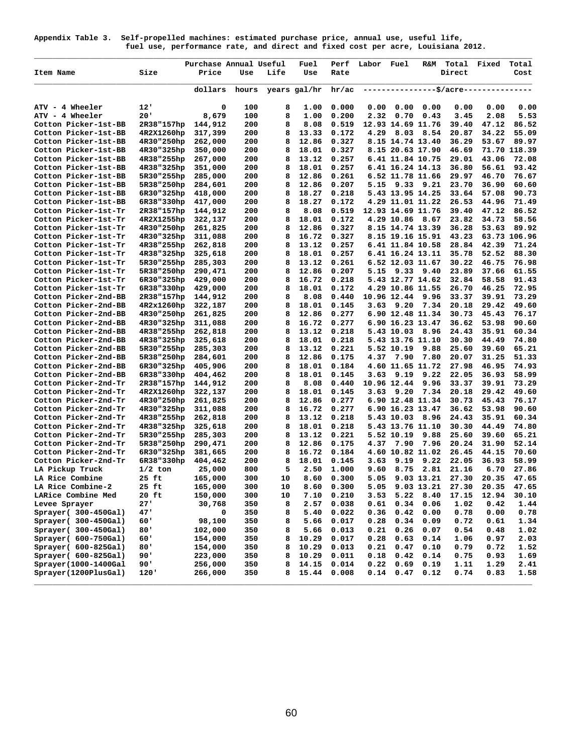**Appendix Table 3. Self-propelled machines: estimated purchase price, annual use, useful life, fuel use, performance rate, and direct and fixed cost per acre, Louisiana 2012.**

| Item Name | Size | Purchase Price | Annual Use | Useful Life | Fuel Use | Perf Rate | Labor | Fuel | R&M | Total Direct | Fixed | Total Cost |
|---|---|---|---|---|---|---|---|---|---|---|---|---|
| | | dollars | hours | years | gal/hr | hr/ac | \$/acre | | | | | |
| ATV - 4 Wheeler | 12' | 0 | 100 | 8 | 1.00 | 0.000 | 0.00 | 0.00 | 0.00 | 0.00 | 0.00 | 0.00 |
| ATV - 4 Wheeler | 20' | 8,679 | 100 | 8 | 1.00 | 0.200 | 2.32 | 0.70 | 0.43 | 3.45 | 2.08 | 5.53 |
| Cotton Picker-1st-BB | 2R38"157hp | 144,912 | 200 | 8 | 8.08 | 0.519 | 12.93 | 14.69 | 11.76 | 39.40 | 47.12 | 86.52 |
| Cotton Picker-1st-BB | 4R2X1260hp | 317,399 | 200 | 8 | 13.33 | 0.172 | 4.29 | 8.03 | 8.54 | 20.87 | 34.22 | 55.09 |
| Cotton Picker-1st-BB | 4R30"250hp | 262,000 | 200 | 8 | 12.86 | 0.327 | 8.15 | 14.74 | 13.40 | 36.29 | 53.67 | 89.97 |
| Cotton Picker-1st-BB | 4R30"325hp | 350,000 | 200 | 8 | 18.01 | 0.327 | 8.15 | 20.63 | 17.90 | 46.69 | 71.70 | 118.39 |
| Cotton Picker-1st-BB | 4R38"255hp | 267,000 | 200 | 8 | 13.12 | 0.257 | 6.41 | 11.84 | 10.75 | 29.01 | 43.06 | 72.08 |
| Cotton Picker-1st-BB | 4R38"325hp | 351,000 | 200 | 8 | 18.01 | 0.257 | 6.41 | 16.24 | 14.13 | 36.80 | 56.61 | 93.42 |
| Cotton Picker-1st-BB | 5R30"255hp | 285,000 | 200 | 8 | 12.86 | 0.261 | 6.52 | 11.78 | 11.66 | 29.97 | 46.70 | 76.67 |
| Cotton Picker-1st-BB | 5R38"250hp | 284,601 | 200 | 8 | 12.86 | 0.207 | 5.15 | 9.33 | 9.21 | 23.70 | 36.90 | 60.60 |
| Cotton Picker-1st-BB | 6R30"325hp | 418,000 | 200 | 8 | 18.27 | 0.218 | 5.43 | 13.95 | 14.25 | 33.64 | 57.08 | 90.73 |
| Cotton Picker-1st-BB | 6R38"330hp | 417,000 | 200 | 8 | 18.27 | 0.172 | 4.29 | 11.01 | 11.22 | 26.53 | 44.96 | 71.49 |
| Cotton Picker-1st-Tr | 2R38"157hp | 144,912 | 200 | 8 | 8.08 | 0.519 | 12.93 | 14.69 | 11.76 | 39.40 | 47.12 | 86.52 |
| Cotton Picker-1st-Tr | 4R2X1255hp | 322,137 | 200 | 8 | 18.01 | 0.172 | 4.29 | 10.86 | 8.67 | 23.82 | 34.73 | 58.56 |
| Cotton Picker-1st-Tr | 4R30"250hp | 261,825 | 200 | 8 | 12.86 | 0.327 | 8.15 | 14.74 | 13.39 | 36.28 | 53.63 | 89.92 |
| Cotton Picker-1st-Tr | 4R30"325hp | 311,088 | 200 | 8 | 16.72 | 0.327 | 8.15 | 19.16 | 15.91 | 43.23 | 63.73 | 106.96 |
| Cotton Picker-1st-Tr | 4R38"255hp | 262,818 | 200 | 8 | 13.12 | 0.257 | 6.41 | 11.84 | 10.58 | 28.84 | 42.39 | 71.24 |
| Cotton Picker-1st-Tr | 4R38"325hp | 325,618 | 200 | 8 | 18.01 | 0.257 | 6.41 | 16.24 | 13.11 | 35.78 | 52.52 | 88.30 |
| Cotton Picker-1st-Tr | 5R30"255hp | 285,303 | 200 | 8 | 13.12 | 0.261 | 6.52 | 12.03 | 11.67 | 30.22 | 46.75 | 76.98 |
| Cotton Picker-1st-Tr | 5R38"250hp | 290,471 | 200 | 8 | 12.86 | 0.207 | 5.15 | 9.33 | 9.40 | 23.89 | 37.66 | 61.55 |
| Cotton Picker-1st-Tr | 6R30"325hp | 429,000 | 200 | 8 | 16.72 | 0.218 | 5.43 | 12.77 | 14.62 | 32.84 | 58.58 | 91.43 |
| Cotton Picker-1st-Tr | 6R38"330hp | 429,000 | 200 | 8 | 18.01 | 0.172 | 4.29 | 10.86 | 11.55 | 26.70 | 46.25 | 72.95 |
| Cotton Picker-2nd-BB | 2R38"157hp | 144,912 | 200 | 8 | 8.08 | 0.440 | 10.96 | 12.44 | 9.96 | 33.37 | 39.91 | 73.29 |
| Cotton Picker-2nd-BB | 4R2x1260hp | 322,187 | 200 | 8 | 18.01 | 0.145 | 3.63 | 9.20 | 7.34 | 20.18 | 29.42 | 49.60 |
| Cotton Picker-2nd-BB | 4R30"250hp | 261,825 | 200 | 8 | 12.86 | 0.277 | 6.90 | 12.48 | 11.34 | 30.73 | 45.43 | 76.17 |
| Cotton Picker-2nd-BB | 4R30"325hp | 311,088 | 200 | 8 | 16.72 | 0.277 | 6.90 | 16.23 | 13.47 | 36.62 | 53.98 | 90.60 |
| Cotton Picker-2nd-BB | 4R38"255hp | 262,818 | 200 | 8 | 13.12 | 0.218 | 5.43 | 10.03 | 8.96 | 24.43 | 35.91 | 60.34 |
| Cotton Picker-2nd-BB | 4R38"325hp | 325,618 | 200 | 8 | 18.01 | 0.218 | 5.43 | 13.76 | 11.10 | 30.30 | 44.49 | 74.80 |
| Cotton Picker-2nd-BB | 5R30"255hp | 285,303 | 200 | 8 | 13.12 | 0.221 | 5.52 | 10.19 | 9.88 | 25.60 | 39.60 | 65.21 |
| Cotton Picker-2nd-BB | 5R38"250hp | 284,601 | 200 | 8 | 12.86 | 0.175 | 4.37 | 7.90 | 7.80 | 20.07 | 31.25 | 51.33 |
| Cotton Picker-2nd-BB | 6R30"325hp | 405,906 | 200 | 8 | 18.01 | 0.184 | 4.60 | 11.65 | 11.72 | 27.98 | 46.95 | 74.93 |
| Cotton Picker-2nd-BB | 6R38"330hp | 404,462 | 200 | 8 | 18.01 | 0.145 | 3.63 | 9.19 | 9.22 | 22.05 | 36.93 | 58.99 |
| Cotton Picker-2nd-Tr | 2R38"157hp | 144,912 | 200 | 8 | 8.08 | 0.440 | 10.96 | 12.44 | 9.96 | 33.37 | 39.91 | 73.29 |
| Cotton Picker-2nd-Tr | 4R2X1260hp | 322,137 | 200 | 8 | 18.01 | 0.145 | 3.63 | 9.20 | 7.34 | 20.18 | 29.42 | 49.60 |
| Cotton Picker-2nd-Tr | 4R30"250hp | 261,825 | 200 | 8 | 12.86 | 0.277 | 6.90 | 12.48 | 11.34 | 30.73 | 45.43 | 76.17 |
| Cotton Picker-2nd-Tr | 4R30"325hp | 311,088 | 200 | 8 | 16.72 | 0.277 | 6.90 | 16.23 | 13.47 | 36.62 | 53.98 | 90.60 |
| Cotton Picker-2nd-Tr | 4R38"255hp | 262,818 | 200 | 8 | 13.12 | 0.218 | 5.43 | 10.03 | 8.96 | 24.43 | 35.91 | 60.34 |
| Cotton Picker-2nd-Tr | 4R38"325hp | 325,618 | 200 | 8 | 18.01 | 0.218 | 5.43 | 13.76 | 11.10 | 30.30 | 44.49 | 74.80 |
| Cotton Picker-2nd-Tr | 5R30"255hp | 285,303 | 200 | 8 | 13.12 | 0.221 | 5.52 | 10.19 | 9.88 | 25.60 | 39.60 | 65.21 |
| Cotton Picker-2nd-Tr | 5R38"250hp | 290,471 | 200 | 8 | 12.86 | 0.175 | 4.37 | 7.90 | 7.96 | 20.24 | 31.90 | 52.14 |
| Cotton Picker-2nd-Tr | 6R30"325hp | 381,665 | 200 | 8 | 16.72 | 0.184 | 4.60 | 10.82 | 11.02 | 26.45 | 44.15 | 70.60 |
| Cotton Picker-2nd-Tr | 6R38"330hp | 404,462 | 200 | 8 | 18.01 | 0.145 | 3.63 | 9.19 | 9.22 | 22.05 | 36.93 | 58.99 |
| LA Pickup Truck | 1/2 ton | 25,000 | 800 | 5 | 2.50 | 1.000 | 9.60 | 8.75 | 2.81 | 21.16 | 6.70 | 27.86 |
| LA Rice Combine | 25 ft | 165,000 | 300 | 10 | 8.60 | 0.300 | 5.05 | 9.03 | 13.21 | 27.30 | 20.35 | 47.65 |
| LA Rice Combine-2 | 25 ft | 165,000 | 300 | 10 | 8.60 | 0.300 | 5.05 | 9.03 | 13.21 | 27.30 | 20.35 | 47.65 |
| LARice Combine Med | 20 ft | 150,000 | 300 | 10 | 7.10 | 0.210 | 3.53 | 5.22 | 8.40 | 17.15 | 12.94 | 30.10 |
| Levee Sprayer | 27' | 30,768 | 350 | 8 | 2.57 | 0.038 | 0.61 | 0.34 | 0.06 | 1.02 | 0.42 | 1.44 |
| Sprayer( 300-450Gal) | 47' | 0 | 350 | 8 | 5.40 | 0.022 | 0.36 | 0.42 | 0.00 | 0.78 | 0.00 | 0.78 |
| Sprayer( 300-450Gal) | 60' | 98,100 | 350 | 8 | 5.66 | 0.017 | 0.28 | 0.34 | 0.09 | 0.72 | 0.61 | 1.34 |
| Sprayer( 300-450Gal) | 80' | 102,000 | 350 | 8 | 5.66 | 0.013 | 0.21 | 0.26 | 0.07 | 0.54 | 0.48 | 1.02 |
| Sprayer( 600-750Gal) | 60' | 154,000 | 350 | 8 | 10.29 | 0.017 | 0.28 | 0.63 | 0.14 | 1.06 | 0.97 | 2.03 |
| Sprayer( 600-825Gal) | 80' | 154,000 | 350 | 8 | 10.29 | 0.013 | 0.21 | 0.47 | 0.10 | 0.79 | 0.72 | 1.52 |
| Sprayer( 600-825Gal) | 90' | 223,000 | 350 | 8 | 10.29 | 0.011 | 0.18 | 0.42 | 0.14 | 0.75 | 0.93 | 1.69 |
| Sprayer(1000-1400Gal | 90' | 256,000 | 350 | 8 | 14.15 | 0.014 | 0.22 | 0.69 | 0.19 | 1.11 | 1.29 | 2.41 |
| Sprayer(1200PlusGal) | 120' | 266,000 | 350 | 8 | 15.44 | 0.008 | 0.14 | 0.47 | 0.12 | 0.74 | 0.83 | 1.58 |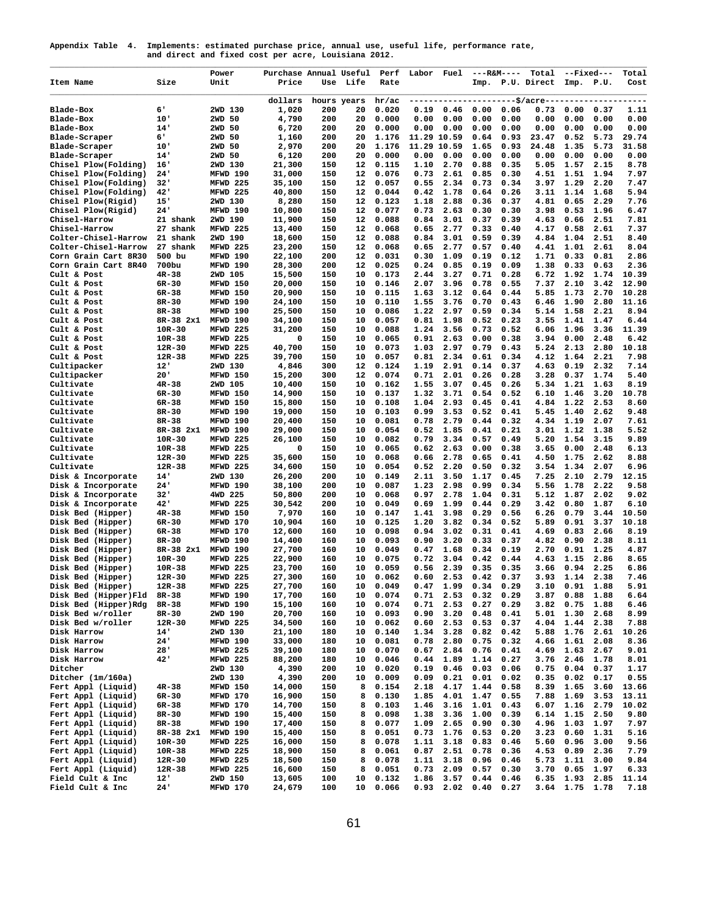Appendix Table 4. Implements: estimated purchase price, annual use, useful life, performance rate, and direct and fixed cost per acre, Louisiana 2012.

| Item Name | Size | Power Unit | Purchase Price | Annual Use | Useful Life | Perf Rate | Labor | Fuel | R&M Imp. | R&M P.U. | Total Direct | Fixed Imp. | Fixed P.U. | Total Cost |
|---|---|---|---|---|---|---|---|---|---|---|---|---|---|---|
| | | | dollars | hours | years | hr/ac | $/acre | | | | | | | |
| Blade-Box | 6' | 2WD 130 | 1,020 | 200 | 20 | 0.020 | 0.19 | 0.46 | 0.00 | 0.06 | 0.73 | 0.00 | 0.37 | 1.11 |
| Blade-Box | 10' | 2WD 50 | 4,790 | 200 | 20 | 0.000 | 0.00 | 0.00 | 0.00 | 0.00 | 0.00 | 0.00 | 0.00 | 0.00 |
| Blade-Box | 14' | 2WD 50 | 6,720 | 200 | 20 | 0.000 | 0.00 | 0.00 | 0.00 | 0.00 | 0.00 | 0.00 | 0.00 | 0.00 |
| Blade-Scraper | 6' | 2WD 50 | 1,160 | 200 | 20 | 1.176 | 11.29 | 10.59 | 0.64 | 0.93 | 23.47 | 0.52 | 5.73 | 29.74 |
| Blade-Scraper | 10' | 2WD 50 | 2,970 | 200 | 20 | 1.176 | 11.29 | 10.59 | 1.65 | 0.93 | 24.48 | 1.35 | 5.73 | 31.58 |
| Blade-Scraper | 14' | 2WD 50 | 6,120 | 200 | 20 | 0.000 | 0.00 | 0.00 | 0.00 | 0.00 | 0.00 | 0.00 | 0.00 | 0.00 |
| Chisel Plow(Folding) | 16' | 2WD 130 | 21,300 | 150 | 12 | 0.115 | 1.10 | 2.70 | 0.88 | 0.35 | 5.05 | 1.57 | 2.15 | 8.78 |
| Chisel Plow(Folding) | 24' | MFWD 190 | 31,000 | 150 | 12 | 0.076 | 0.73 | 2.61 | 0.85 | 0.30 | 4.51 | 1.51 | 1.94 | 7.97 |
| Chisel Plow(Folding) | 32' | MFWD 225 | 35,100 | 150 | 12 | 0.057 | 0.55 | 2.34 | 0.73 | 0.34 | 3.97 | 1.29 | 2.20 | 7.47 |
| Chisel Plow(Folding) | 42' | MFWD 225 | 40,800 | 150 | 12 | 0.044 | 0.42 | 1.78 | 0.64 | 0.26 | 3.11 | 1.14 | 1.68 | 5.94 |
| Chisel Plow(Rigid) | 15' | 2WD 130 | 8,280 | 150 | 12 | 0.123 | 1.18 | 2.88 | 0.36 | 0.37 | 4.81 | 0.65 | 2.29 | 7.76 |
| Chisel Plow(Rigid) | 24' | MFWD 190 | 10,800 | 150 | 12 | 0.077 | 0.73 | 2.63 | 0.30 | 0.30 | 3.98 | 0.53 | 1.96 | 6.47 |
| Chisel-Harrow | 21 shank | 2WD 190 | 11,900 | 150 | 12 | 0.088 | 0.84 | 3.01 | 0.37 | 0.39 | 4.63 | 0.66 | 2.51 | 7.81 |
| Chisel-Harrow | 27 shank | MFWD 225 | 13,400 | 150 | 12 | 0.068 | 0.65 | 2.77 | 0.33 | 0.40 | 4.17 | 0.58 | 2.61 | 7.37 |
| Colter-Chisel-Harrow | 21 shank | 2WD 190 | 18,600 | 150 | 12 | 0.088 | 0.84 | 3.01 | 0.59 | 0.39 | 4.84 | 1.04 | 2.51 | 8.40 |
| Colter-Chisel-Harrow | 27 shank | MFWD 225 | 23,200 | 150 | 12 | 0.068 | 0.65 | 2.77 | 0.57 | 0.40 | 4.41 | 1.01 | 2.61 | 8.04 |
| Corn Grain Cart 8R30 | 500 bu | MFWD 190 | 22,100 | 200 | 12 | 0.031 | 0.30 | 1.09 | 0.19 | 0.12 | 1.71 | 0.33 | 0.81 | 2.86 |
| Corn Grain Cart 8R40 | 700bu | MFWD 190 | 28,300 | 200 | 12 | 0.025 | 0.24 | 0.85 | 0.19 | 0.09 | 1.38 | 0.33 | 0.63 | 2.36 |
| Cult & Post | 4R-38 | 2WD 105 | 15,500 | 150 | 10 | 0.173 | 2.44 | 3.27 | 0.71 | 0.28 | 6.72 | 1.92 | 1.74 | 10.39 |
| Cult & Post | 6R-30 | MFWD 150 | 20,000 | 150 | 10 | 0.146 | 2.07 | 3.96 | 0.78 | 0.55 | 7.37 | 2.10 | 3.42 | 12.90 |
| Cult & Post | 6R-38 | MFWD 150 | 20,900 | 150 | 10 | 0.115 | 1.63 | 3.12 | 0.64 | 0.44 | 5.85 | 1.73 | 2.70 | 10.28 |
| Cult & Post | 8R-30 | MFWD 190 | 24,100 | 150 | 10 | 0.110 | 1.55 | 3.76 | 0.70 | 0.43 | 6.46 | 1.90 | 2.80 | 11.16 |
| Cult & Post | 8R-38 | MFWD 190 | 25,500 | 150 | 10 | 0.086 | 1.22 | 2.97 | 0.59 | 0.34 | 5.14 | 1.58 | 2.21 | 8.94 |
| Cult & Post | 8R-38 2x1 | MFWD 190 | 34,100 | 150 | 10 | 0.057 | 0.81 | 1.98 | 0.52 | 0.23 | 3.55 | 1.41 | 1.47 | 6.44 |
| Cult & Post | 10R-30 | MFWD 225 | 31,200 | 150 | 10 | 0.088 | 1.24 | 3.56 | 0.73 | 0.52 | 6.06 | 1.96 | 3.36 | 11.39 |
| Cult & Post | 10R-38 | MFWD 225 | 0 | 150 | 10 | 0.065 | 0.91 | 2.63 | 0.00 | 0.38 | 3.94 | 0.00 | 2.48 | 6.42 |
| Cult & Post | 12R-30 | MFWD 225 | 40,700 | 150 | 10 | 0.073 | 1.03 | 2.97 | 0.79 | 0.43 | 5.24 | 2.13 | 2.80 | 10.18 |
| Cult & Post | 12R-38 | MFWD 225 | 39,700 | 150 | 10 | 0.057 | 0.81 | 2.34 | 0.61 | 0.34 | 4.12 | 1.64 | 2.21 | 7.98 |
| Cultipacker | 12' | 2WD 130 | 4,846 | 300 | 12 | 0.124 | 1.19 | 2.91 | 0.14 | 0.37 | 4.63 | 0.19 | 2.32 | 7.14 |
| Cultipacker | 20' | MFWD 150 | 15,200 | 300 | 12 | 0.074 | 0.71 | 2.01 | 0.26 | 0.28 | 3.28 | 0.37 | 1.74 | 5.40 |
| Cultivate | 4R-38 | 2WD 105 | 10,400 | 150 | 10 | 0.162 | 1.55 | 3.07 | 0.45 | 0.26 | 5.34 | 1.21 | 1.63 | 8.19 |
| Cultivate | 6R-30 | MFWD 150 | 14,900 | 150 | 10 | 0.137 | 1.32 | 3.71 | 0.54 | 0.52 | 6.10 | 1.46 | 3.20 | 10.78 |
| Cultivate | 6R-38 | MFWD 150 | 15,800 | 150 | 10 | 0.108 | 1.04 | 2.93 | 0.45 | 0.41 | 4.84 | 1.22 | 2.53 | 8.60 |
| Cultivate | 8R-30 | MFWD 190 | 19,000 | 150 | 10 | 0.103 | 0.99 | 3.53 | 0.52 | 0.41 | 5.45 | 1.40 | 2.62 | 9.48 |
| Cultivate | 8R-38 | MFWD 190 | 20,400 | 150 | 10 | 0.081 | 0.78 | 2.79 | 0.44 | 0.32 | 4.34 | 1.19 | 2.07 | 7.61 |
| Cultivate | 8R-38 2x1 | MFWD 190 | 29,000 | 150 | 10 | 0.054 | 0.52 | 1.85 | 0.41 | 0.21 | 3.01 | 1.12 | 1.38 | 5.52 |
| Cultivate | 10R-30 | MFWD 225 | 26,100 | 150 | 10 | 0.082 | 0.79 | 3.34 | 0.57 | 0.49 | 5.20 | 1.54 | 3.15 | 9.89 |
| Cultivate | 10R-38 | MFWD 225 | 0 | 150 | 10 | 0.065 | 0.62 | 2.63 | 0.00 | 0.38 | 3.65 | 0.00 | 2.48 | 6.13 |
| Cultivate | 12R-30 | MFWD 225 | 35,600 | 150 | 10 | 0.068 | 0.66 | 2.78 | 0.65 | 0.41 | 4.50 | 1.75 | 2.62 | 8.88 |
| Cultivate | 12R-38 | MFWD 225 | 34,600 | 150 | 10 | 0.054 | 0.52 | 2.20 | 0.50 | 0.32 | 3.54 | 1.34 | 2.07 | 6.96 |
| Disk & Incorporate | 14' | 2WD 130 | 26,200 | 200 | 10 | 0.149 | 2.11 | 3.50 | 1.17 | 0.45 | 7.25 | 2.10 | 2.79 | 12.15 |
| Disk & Incorporate | 24' | MFWD 190 | 38,100 | 200 | 10 | 0.087 | 1.23 | 2.98 | 0.99 | 0.34 | 5.56 | 1.78 | 2.22 | 9.58 |
| Disk & Incorporate | 32' | 4WD 225 | 50,800 | 200 | 10 | 0.068 | 0.97 | 2.78 | 1.04 | 0.31 | 5.12 | 1.87 | 2.02 | 9.02 |
| Disk & Incorporate | 42' | MFWD 225 | 30,542 | 200 | 10 | 0.049 | 0.69 | 1.99 | 0.44 | 0.29 | 3.42 | 0.80 | 1.87 | 6.10 |
| Disk Bed (Hipper) | 4R-38 | MFWD 150 | 7,970 | 160 | 10 | 0.147 | 1.41 | 3.98 | 0.29 | 0.56 | 6.26 | 0.79 | 3.44 | 10.50 |
| Disk Bed (Hipper) | 6R-30 | MFWD 170 | 10,904 | 160 | 10 | 0.125 | 1.20 | 3.82 | 0.34 | 0.52 | 5.89 | 0.91 | 3.37 | 10.18 |
| Disk Bed (Hipper) | 6R-38 | MFWD 170 | 12,600 | 160 | 10 | 0.098 | 0.94 | 3.02 | 0.31 | 0.41 | 4.69 | 0.83 | 2.66 | 8.19 |
| Disk Bed (Hipper) | 8R-30 | MFWD 190 | 14,400 | 160 | 10 | 0.093 | 0.90 | 3.20 | 0.33 | 0.37 | 4.82 | 0.90 | 2.38 | 8.11 |
| Disk Bed (Hipper) | 8R-38 2x1 | MFWD 190 | 27,700 | 160 | 10 | 0.049 | 0.47 | 1.68 | 0.34 | 0.19 | 2.70 | 0.91 | 1.25 | 4.87 |
| Disk Bed (Hipper) | 10R-30 | MFWD 225 | 22,900 | 160 | 10 | 0.075 | 0.72 | 3.04 | 0.42 | 0.44 | 4.63 | 1.15 | 2.86 | 8.65 |
| Disk Bed (Hipper) | 10R-38 | MFWD 225 | 23,700 | 160 | 10 | 0.059 | 0.56 | 2.39 | 0.35 | 0.35 | 3.66 | 0.94 | 2.25 | 6.86 |
| Disk Bed (Hipper) | 12R-30 | MFWD 225 | 27,300 | 160 | 10 | 0.062 | 0.60 | 2.53 | 0.42 | 0.37 | 3.93 | 1.14 | 2.38 | 7.46 |
| Disk Bed (Hipper) | 12R-38 | MFWD 225 | 27,700 | 160 | 10 | 0.049 | 0.47 | 1.99 | 0.34 | 0.29 | 3.10 | 0.91 | 1.88 | 5.91 |
| Disk Bed (Hipper)Fld | 8R-38 | MFWD 190 | 17,700 | 160 | 10 | 0.074 | 0.71 | 2.53 | 0.32 | 0.29 | 3.87 | 0.88 | 1.88 | 6.64 |
| Disk Bed (Hipper)Rdg | 8R-38 | MFWD 190 | 15,100 | 160 | 10 | 0.074 | 0.71 | 2.53 | 0.27 | 0.29 | 3.82 | 0.75 | 1.88 | 6.46 |
| Disk Bed w/roller | 8R-30 | 2WD 190 | 20,700 | 160 | 10 | 0.093 | 0.90 | 3.20 | 0.48 | 0.41 | 5.01 | 1.30 | 2.68 | 8.99 |
| Disk Bed w/roller | 12R-30 | MFWD 225 | 34,500 | 160 | 10 | 0.062 | 0.60 | 2.53 | 0.53 | 0.37 | 4.04 | 1.44 | 2.38 | 7.88 |
| Disk Harrow | 14' | 2WD 130 | 21,100 | 180 | 10 | 0.140 | 1.34 | 3.28 | 0.82 | 0.42 | 5.88 | 1.76 | 2.61 | 10.26 |
| Disk Harrow | 24' | MFWD 190 | 33,000 | 180 | 10 | 0.081 | 0.78 | 2.80 | 0.75 | 0.32 | 4.66 | 1.61 | 2.08 | 8.36 |
| Disk Harrow | 28' | MFWD 225 | 39,100 | 180 | 10 | 0.070 | 0.67 | 2.84 | 0.76 | 0.41 | 4.69 | 1.63 | 2.67 | 9.01 |
| Disk Harrow | 42' | MFWD 225 | 88,200 | 180 | 10 | 0.046 | 0.44 | 1.89 | 1.14 | 0.27 | 3.76 | 2.46 | 1.78 | 8.01 |
| Ditcher | | 2WD 130 | 4,390 | 200 | 10 | 0.020 | 0.19 | 0.46 | 0.03 | 0.06 | 0.75 | 0.04 | 0.37 | 1.17 |
| Ditcher (1m/160a) | | 2WD 130 | 4,390 | 200 | 10 | 0.009 | 0.09 | 0.21 | 0.01 | 0.02 | 0.35 | 0.02 | 0.17 | 0.55 |
| Fert Appl (Liquid) | 4R-38 | MFWD 150 | 14,000 | 150 | 8 | 0.154 | 2.18 | 4.17 | 1.44 | 0.58 | 8.39 | 1.65 | 3.60 | 13.66 |
| Fert Appl (Liquid) | 6R-30 | MFWD 170 | 16,900 | 150 | 8 | 0.130 | 1.85 | 4.01 | 1.47 | 0.55 | 7.88 | 1.69 | 3.53 | 13.11 |
| Fert Appl (Liquid) | 6R-38 | MFWD 170 | 14,700 | 150 | 8 | 0.103 | 1.46 | 3.16 | 1.01 | 0.43 | 6.07 | 1.16 | 2.79 | 10.02 |
| Fert Appl (Liquid) | 8R-30 | MFWD 190 | 15,400 | 150 | 8 | 0.098 | 1.38 | 3.36 | 1.00 | 0.39 | 6.14 | 1.15 | 2.50 | 9.80 |
| Fert Appl (Liquid) | 8R-38 | MFWD 190 | 17,400 | 150 | 8 | 0.077 | 1.09 | 2.65 | 0.90 | 0.30 | 4.96 | 1.03 | 1.97 | 7.97 |
| Fert Appl (Liquid) | 8R-38 2x1 | MFWD 190 | 15,400 | 150 | 8 | 0.051 | 0.73 | 1.76 | 0.53 | 0.20 | 3.23 | 0.60 | 1.31 | 5.16 |
| Fert Appl (Liquid) | 10R-30 | MFWD 225 | 16,000 | 150 | 8 | 0.078 | 1.11 | 3.18 | 0.83 | 0.46 | 5.60 | 0.96 | 3.00 | 9.56 |
| Fert Appl (Liquid) | 10R-38 | MFWD 225 | 18,900 | 150 | 8 | 0.061 | 0.87 | 2.51 | 0.78 | 0.36 | 4.53 | 0.89 | 2.36 | 7.79 |
| Fert Appl (Liquid) | 12R-30 | MFWD 225 | 18,500 | 150 | 8 | 0.078 | 1.11 | 3.18 | 0.96 | 0.46 | 5.73 | 1.11 | 3.00 | 9.84 |
| Fert Appl (Liquid) | 12R-38 | MFWD 225 | 16,600 | 150 | 8 | 0.051 | 0.73 | 2.09 | 0.57 | 0.30 | 3.70 | 0.65 | 1.97 | 6.33 |
| Field Cult & Inc | 12' | 2WD 150 | 13,605 | 100 | 10 | 0.132 | 1.86 | 3.57 | 0.44 | 0.46 | 6.35 | 1.93 | 2.85 | 11.14 |
| Field Cult & Inc | 24' | MFWD 170 | 24,679 | 100 | 10 | 0.066 | 0.93 | 2.02 | 0.40 | 0.27 | 3.64 | 1.75 | 1.78 | 7.18 |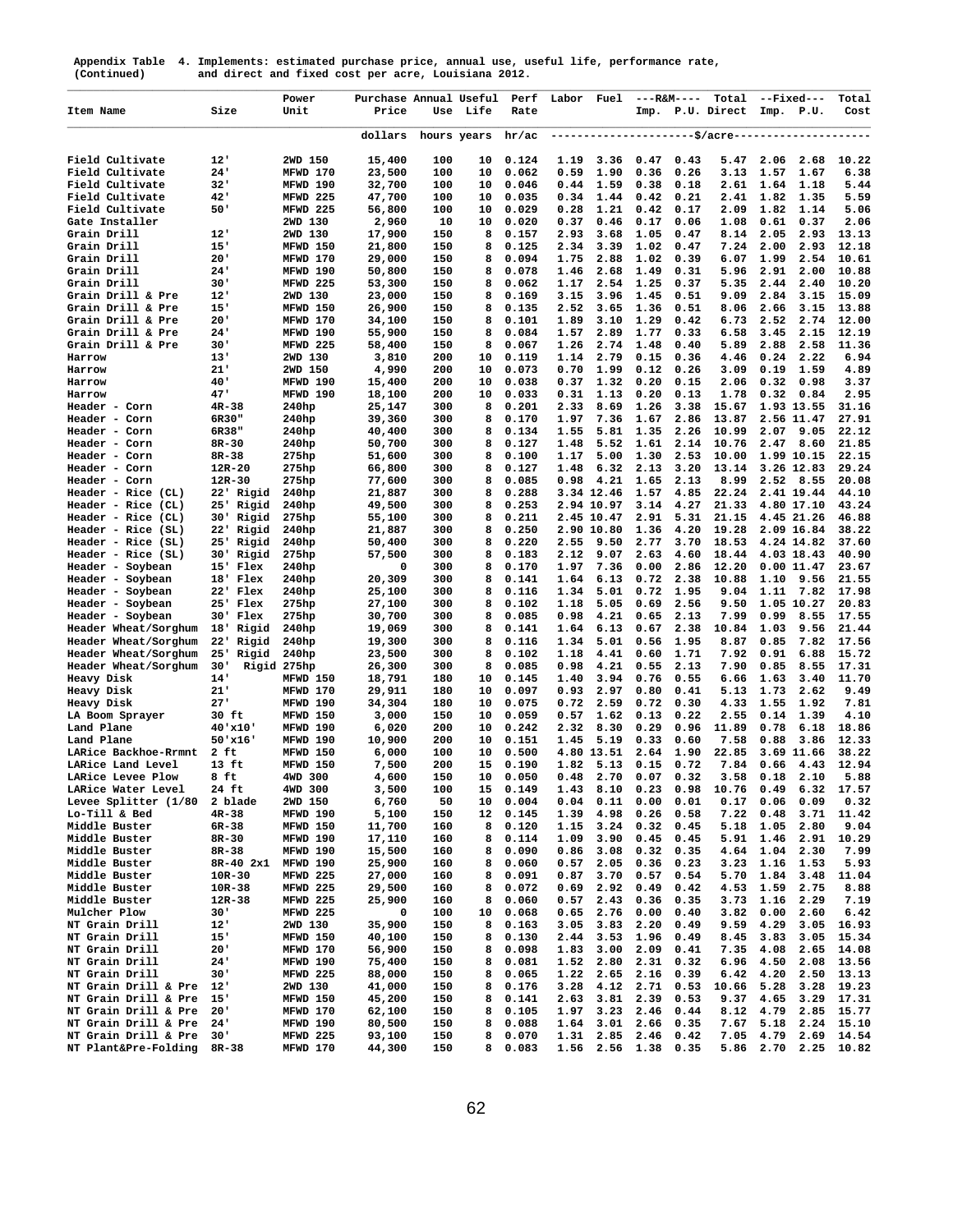Appendix Table 4. Implements: estimated purchase price, annual use, useful life, performance rate, (Continued) and direct and fixed cost per acre, Louisiana 2012.

| Item Name | Size | Power Unit | Purchase Price | Annual Use | Useful Life | Perf Rate | Labor | Fuel | R&M Imp. | R&M P.U. | Total Direct | Fixed Imp. | Fixed P.U. | Total Cost |
|---|---|---|---|---|---|---|---|---|---|---|---|---|---|---|
| | | | dollars | hours | years | hr/ac | $/acre | | | | | | | |
| Field Cultivate | 12' | 2WD 150 | 15,400 | 100 | 10 | 0.124 | 1.19 | 3.36 | 0.47 | 0.43 | 5.47 | 2.06 | 2.68 | 10.22 |
| Field Cultivate | 24' | MFWD 170 | 23,500 | 100 | 10 | 0.062 | 0.59 | 1.90 | 0.36 | 0.26 | 3.13 | 1.57 | 1.67 | 6.38 |
| Field Cultivate | 32' | MFWD 190 | 32,700 | 100 | 10 | 0.046 | 0.44 | 1.59 | 0.38 | 0.18 | 2.61 | 1.64 | 1.18 | 5.44 |
| Field Cultivate | 42' | MFWD 225 | 47,700 | 100 | 10 | 0.035 | 0.34 | 1.44 | 0.42 | 0.21 | 2.41 | 1.82 | 1.35 | 5.59 |
| Field Cultivate | 50' | MFWD 225 | 56,800 | 100 | 10 | 0.029 | 0.28 | 1.21 | 0.42 | 0.17 | 2.09 | 1.82 | 1.14 | 5.06 |
| Gate Installer | | 2WD 130 | 2,960 | 10 | 10 | 0.020 | 0.37 | 0.46 | 0.17 | 0.06 | 1.08 | 0.61 | 0.37 | 2.06 |
| Grain Drill | 12' | 2WD 130 | 17,900 | 150 | 8 | 0.157 | 2.93 | 3.68 | 1.05 | 0.47 | 8.14 | 2.05 | 2.93 | 13.13 |
| Grain Drill | 15' | MFWD 150 | 21,800 | 150 | 8 | 0.125 | 2.34 | 3.39 | 1.02 | 0.47 | 7.24 | 2.00 | 2.93 | 12.18 |
| Grain Drill | 20' | MFWD 170 | 29,000 | 150 | 8 | 0.094 | 1.75 | 2.88 | 1.02 | 0.39 | 6.07 | 1.99 | 2.54 | 10.61 |
| Grain Drill | 24' | MFWD 190 | 50,800 | 150 | 8 | 0.078 | 1.46 | 2.68 | 1.49 | 0.31 | 5.96 | 2.91 | 2.00 | 10.88 |
| Grain Drill | 30' | MFWD 225 | 53,300 | 150 | 8 | 0.062 | 1.17 | 2.54 | 1.25 | 0.37 | 5.35 | 2.44 | 2.40 | 10.20 |
| Grain Drill & Pre | 12' | 2WD 130 | 23,000 | 150 | 8 | 0.169 | 3.15 | 3.96 | 1.45 | 0.51 | 9.09 | 2.84 | 3.15 | 15.09 |
| Grain Drill & Pre | 15' | MFWD 150 | 26,900 | 150 | 8 | 0.135 | 2.52 | 3.65 | 1.36 | 0.51 | 8.06 | 2.66 | 3.15 | 13.88 |
| Grain Drill & Pre | 20' | MFWD 170 | 34,100 | 150 | 8 | 0.101 | 1.89 | 3.10 | 1.29 | 0.42 | 6.73 | 2.52 | 2.74 | 12.00 |
| Grain Drill & Pre | 24' | MFWD 190 | 55,900 | 150 | 8 | 0.084 | 1.57 | 2.89 | 1.77 | 0.33 | 6.58 | 3.45 | 2.15 | 12.19 |
| Grain Drill & Pre | 30' | MFWD 225 | 58,400 | 150 | 8 | 0.067 | 1.26 | 2.74 | 1.48 | 0.40 | 5.89 | 2.88 | 2.58 | 11.36 |
| Harrow | 13' | 2WD 130 | 3,810 | 200 | 10 | 0.119 | 1.14 | 2.79 | 0.15 | 0.36 | 4.46 | 0.24 | 2.22 | 6.94 |
| Harrow | 21' | 2WD 150 | 4,990 | 200 | 10 | 0.073 | 0.70 | 1.99 | 0.12 | 0.26 | 3.09 | 0.19 | 1.59 | 4.89 |
| Harrow | 40' | MFWD 190 | 15,400 | 200 | 10 | 0.038 | 0.37 | 1.32 | 0.20 | 0.15 | 2.06 | 0.32 | 0.98 | 3.37 |
| Harrow | 47' | MFWD 190 | 18,100 | 200 | 10 | 0.033 | 0.31 | 1.13 | 0.20 | 0.13 | 1.78 | 0.32 | 0.84 | 2.95 |
| Header - Corn | 4R-38 | 240hp | 25,147 | 300 | 8 | 0.201 | 2.33 | 8.69 | 1.26 | 3.38 | 15.67 | 1.93 | 13.55 | 31.16 |
| Header - Corn | 6R30" | 240hp | 39,360 | 300 | 8 | 0.170 | 1.97 | 7.36 | 1.67 | 2.86 | 13.87 | 2.56 | 11.47 | 27.91 |
| Header - Corn | 6R38" | 240hp | 40,400 | 300 | 8 | 0.134 | 1.55 | 5.81 | 1.35 | 2.26 | 10.99 | 2.07 | 9.05 | 22.12 |
| Header - Corn | 8R-30 | 240hp | 50,700 | 300 | 8 | 0.127 | 1.48 | 5.52 | 1.61 | 2.14 | 10.76 | 2.47 | 8.60 | 21.85 |
| Header - Corn | 8R-38 | 275hp | 51,600 | 300 | 8 | 0.100 | 1.17 | 5.00 | 1.30 | 2.53 | 10.00 | 1.99 | 10.15 | 22.15 |
| Header - Corn | 12R-20 | 275hp | 66,800 | 300 | 8 | 0.127 | 1.48 | 6.32 | 2.13 | 3.20 | 13.14 | 3.26 | 12.83 | 29.24 |
| Header - Corn | 12R-30 | 275hp | 77,600 | 300 | 8 | 0.085 | 0.98 | 4.21 | 1.65 | 2.13 | 8.99 | 2.52 | 8.55 | 20.08 |
| Header - Rice (CL) | 22' Rigid | 240hp | 21,887 | 300 | 8 | 0.288 | 3.34 | 12.46 | 1.57 | 4.85 | 22.24 | 2.41 | 19.44 | 44.10 |
| Header - Rice (CL) | 25' Rigid | 240hp | 49,500 | 300 | 8 | 0.253 | 2.94 | 10.97 | 3.14 | 4.27 | 21.33 | 4.80 | 17.10 | 43.24 |
| Header - Rice (CL) | 30' Rigid | 275hp | 55,100 | 300 | 8 | 0.211 | 2.45 | 10.47 | 2.91 | 5.31 | 21.15 | 4.45 | 21.26 | 46.88 |
| Header - Rice (SL) | 22' Rigid | 240hp | 21,887 | 300 | 8 | 0.250 | 2.90 | 10.80 | 1.36 | 4.20 | 19.28 | 2.09 | 16.84 | 38.22 |
| Header - Rice (SL) | 25' Rigid | 240hp | 50,400 | 300 | 8 | 0.220 | 2.55 | 9.50 | 2.77 | 3.70 | 18.53 | 4.24 | 14.82 | 37.60 |
| Header - Rice (SL) | 30' Rigid | 275hp | 57,500 | 300 | 8 | 0.183 | 2.12 | 9.07 | 2.63 | 4.60 | 18.44 | 4.03 | 18.43 | 40.90 |
| Header - Soybean | 15' Flex | 240hp | 0 | 300 | 8 | 0.170 | 1.97 | 7.36 | 0.00 | 2.86 | 12.20 | 0.00 | 11.47 | 23.67 |
| Header - Soybean | 18' Flex | 240hp | 20,309 | 300 | 8 | 0.141 | 1.64 | 6.13 | 0.72 | 2.38 | 10.88 | 1.10 | 9.56 | 21.55 |
| Header - Soybean | 22' Flex | 240hp | 25,100 | 300 | 8 | 0.116 | 1.34 | 5.01 | 0.72 | 1.95 | 9.04 | 1.11 | 7.82 | 17.98 |
| Header - Soybean | 25' Flex | 275hp | 27,100 | 300 | 8 | 0.102 | 1.18 | 5.05 | 0.69 | 2.56 | 9.50 | 1.05 | 10.27 | 20.83 |
| Header - Soybean | 30' Flex | 275hp | 30,700 | 300 | 8 | 0.085 | 0.98 | 4.21 | 0.65 | 2.13 | 7.99 | 0.99 | 8.55 | 17.55 |
| Header Wheat/Sorghum | 18' Rigid | 240hp | 19,069 | 300 | 8 | 0.141 | 1.64 | 6.13 | 0.67 | 2.38 | 10.84 | 1.03 | 9.56 | 21.44 |
| Header Wheat/Sorghum | 22' Rigid | 240hp | 19,300 | 300 | 8 | 0.116 | 1.34 | 5.01 | 0.56 | 1.95 | 8.87 | 0.85 | 7.82 | 17.56 |
| Header Wheat/Sorghum | 25' Rigid | 240hp | 23,500 | 300 | 8 | 0.102 | 1.18 | 4.41 | 0.60 | 1.71 | 7.92 | 0.91 | 6.88 | 15.72 |
| Header Wheat/Sorghum | 30' Rigid | 275hp | 26,300 | 300 | 8 | 0.085 | 0.98 | 4.21 | 0.55 | 2.13 | 7.90 | 0.85 | 8.55 | 17.31 |
| Heavy Disk | 14' | MFWD 150 | 18,791 | 180 | 10 | 0.145 | 1.40 | 3.94 | 0.76 | 0.55 | 6.66 | 1.63 | 3.40 | 11.70 |
| Heavy Disk | 21' | MFWD 170 | 29,911 | 180 | 10 | 0.097 | 0.93 | 2.97 | 0.80 | 0.41 | 5.13 | 1.73 | 2.62 | 9.49 |
| Heavy Disk | 27' | MFWD 190 | 34,304 | 180 | 10 | 0.075 | 0.72 | 2.59 | 0.72 | 0.30 | 4.33 | 1.55 | 1.92 | 7.81 |
| LA Boom Sprayer | 30 ft | MFWD 150 | 3,000 | 150 | 10 | 0.059 | 0.57 | 1.62 | 0.13 | 0.22 | 2.55 | 0.14 | 1.39 | 4.10 |
| Land Plane | 40'x10' | MFWD 190 | 6,020 | 200 | 10 | 0.242 | 2.32 | 8.30 | 0.29 | 0.96 | 11.89 | 0.78 | 6.18 | 18.86 |
| Land Plane | 50'x16' | MFWD 190 | 10,900 | 200 | 10 | 0.151 | 1.45 | 5.19 | 0.33 | 0.60 | 7.58 | 0.88 | 3.86 | 12.33 |
| LARice Backhoe-Rrmnt | 2 ft | MFWD 150 | 6,000 | 100 | 10 | 0.500 | 4.80 | 13.51 | 2.64 | 1.90 | 22.85 | 3.69 | 11.66 | 38.22 |
| LARice Land Level | 13 ft | MFWD 150 | 7,500 | 200 | 15 | 0.190 | 1.82 | 5.13 | 0.15 | 0.72 | 7.84 | 0.66 | 4.43 | 12.94 |
| LARice Levee Plow | 8 ft | 4WD 300 | 4,600 | 150 | 10 | 0.050 | 0.48 | 2.70 | 0.07 | 0.32 | 3.58 | 0.18 | 2.10 | 5.88 |
| LARice Water Level | 24 ft | 4WD 300 | 3,500 | 100 | 15 | 0.149 | 1.43 | 8.10 | 0.23 | 0.98 | 10.76 | 0.49 | 6.32 | 17.57 |
| Levee Splitter (1/80 | 2 blade | 2WD 150 | 6,760 | 50 | 10 | 0.004 | 0.04 | 0.11 | 0.00 | 0.01 | 0.17 | 0.06 | 0.09 | 0.32 |
| Lo-Till & Bed | 4R-38 | MFWD 190 | 5,100 | 150 | 12 | 0.145 | 1.39 | 4.98 | 0.26 | 0.58 | 7.22 | 0.48 | 3.71 | 11.42 |
| Middle Buster | 6R-38 | MFWD 150 | 11,700 | 160 | 8 | 0.120 | 1.15 | 3.24 | 0.32 | 0.45 | 5.18 | 1.05 | 2.80 | 9.04 |
| Middle Buster | 8R-30 | MFWD 190 | 17,110 | 160 | 8 | 0.114 | 1.09 | 3.90 | 0.45 | 0.45 | 5.91 | 1.46 | 2.91 | 10.29 |
| Middle Buster | 8R-38 | MFWD 190 | 15,500 | 160 | 8 | 0.090 | 0.86 | 3.08 | 0.32 | 0.35 | 4.64 | 1.04 | 2.30 | 7.99 |
| Middle Buster | 8R-40 2x1 | MFWD 190 | 25,900 | 160 | 8 | 0.060 | 0.57 | 2.05 | 0.36 | 0.23 | 3.23 | 1.16 | 1.53 | 5.93 |
| Middle Buster | 10R-30 | MFWD 225 | 27,000 | 160 | 8 | 0.091 | 0.87 | 3.70 | 0.57 | 0.54 | 5.70 | 1.84 | 3.48 | 11.04 |
| Middle Buster | 10R-38 | MFWD 225 | 29,500 | 160 | 8 | 0.072 | 0.69 | 2.92 | 0.49 | 0.42 | 4.53 | 1.59 | 2.75 | 8.88 |
| Middle Buster | 12R-38 | MFWD 225 | 25,900 | 160 | 8 | 0.060 | 0.57 | 2.43 | 0.36 | 0.35 | 3.73 | 1.16 | 2.29 | 7.19 |
| Mulcher Plow | 30' | MFWD 225 | 0 | 100 | 10 | 0.068 | 0.65 | 2.76 | 0.00 | 0.40 | 3.82 | 0.00 | 2.60 | 6.42 |
| NT Grain Drill | 12' | 2WD 130 | 35,900 | 150 | 8 | 0.163 | 3.05 | 3.83 | 2.20 | 0.49 | 9.59 | 4.29 | 3.05 | 16.93 |
| NT Grain Drill | 15' | MFWD 150 | 40,100 | 150 | 8 | 0.130 | 2.44 | 3.53 | 1.96 | 0.49 | 8.45 | 3.83 | 3.05 | 15.34 |
| NT Grain Drill | 20' | MFWD 170 | 56,900 | 150 | 8 | 0.098 | 1.83 | 3.00 | 2.09 | 0.41 | 7.35 | 4.08 | 2.65 | 14.08 |
| NT Grain Drill | 24' | MFWD 190 | 75,400 | 150 | 8 | 0.081 | 1.52 | 2.80 | 2.31 | 0.32 | 6.96 | 4.50 | 2.08 | 13.56 |
| NT Grain Drill | 30' | MFWD 225 | 88,000 | 150 | 8 | 0.065 | 1.22 | 2.65 | 2.16 | 0.39 | 6.42 | 4.20 | 2.50 | 13.13 |
| NT Grain Drill & Pre | 12' | 2WD 130 | 41,000 | 150 | 8 | 0.176 | 3.28 | 4.12 | 2.71 | 0.53 | 10.66 | 5.28 | 3.28 | 19.23 |
| NT Grain Drill & Pre | 15' | MFWD 150 | 45,200 | 150 | 8 | 0.141 | 2.63 | 3.81 | 2.39 | 0.53 | 9.37 | 4.65 | 3.29 | 17.31 |
| NT Grain Drill & Pre | 20' | MFWD 170 | 62,100 | 150 | 8 | 0.105 | 1.97 | 3.23 | 2.46 | 0.44 | 8.12 | 4.79 | 2.85 | 15.77 |
| NT Grain Drill & Pre | 24' | MFWD 190 | 80,500 | 150 | 8 | 0.088 | 1.64 | 3.01 | 2.66 | 0.35 | 7.67 | 5.18 | 2.24 | 15.10 |
| NT Grain Drill & Pre | 30' | MFWD 225 | 93,100 | 150 | 8 | 0.070 | 1.31 | 2.85 | 2.46 | 0.42 | 7.05 | 4.79 | 2.69 | 14.54 |
| NT Plant&Pre-Folding | 8R-38 | MFWD 170 | 44,300 | 150 | 8 | 0.083 | 1.56 | 2.56 | 1.38 | 0.35 | 5.86 | 2.70 | 2.25 | 10.82 |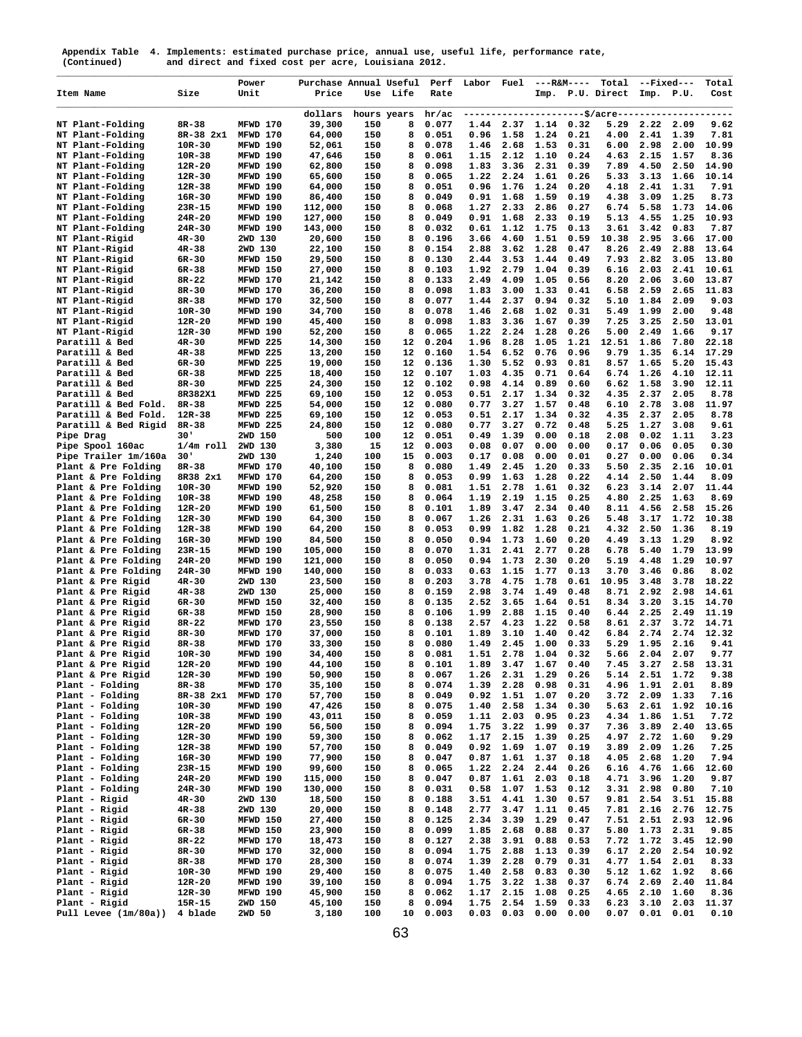Appendix Table 4. Implements: estimated purchase price, annual use, useful life, performance rate, and direct and fixed cost per acre, Louisiana 2012.
(Continued)

| Item Name | Size | Power Unit | Purchase Price | Annual Use | Useful Life | Perf Rate | Labor | Fuel | ---R&M---- Imp. | P.U. | Total Direct | --Fixed--- Imp. | P.U. | Total Cost |
|---|---|---|---|---|---|---|---|---|---|---|---|---|---|---|
| | | | dollars | hours | years | hr/ac | ----------------------$/acre-------------------- | | | | | | | |
| NT Plant-Folding | 8R-38 | MFWD 170 | 39,300 | 150 | 8 | 0.077 | 1.44 | 2.37 | 1.14 | 0.32 | 5.29 | 2.22 | 2.09 | 9.62 |
| NT Plant-Folding | 8R-38 2x1 | MFWD 170 | 64,000 | 150 | 8 | 0.051 | 0.96 | 1.58 | 1.24 | 0.21 | 4.00 | 2.41 | 1.39 | 7.81 |
| NT Plant-Folding | 10R-30 | MFWD 190 | 52,061 | 150 | 8 | 0.078 | 1.46 | 2.68 | 1.53 | 0.31 | 6.00 | 2.98 | 2.00 | 10.99 |
| NT Plant-Folding | 10R-38 | MFWD 190 | 47,646 | 150 | 8 | 0.061 | 1.15 | 2.12 | 1.10 | 0.24 | 4.63 | 2.15 | 1.57 | 8.36 |
| NT Plant-Folding | 12R-20 | MFWD 190 | 62,800 | 150 | 8 | 0.098 | 1.83 | 3.36 | 2.31 | 0.39 | 7.89 | 4.50 | 2.50 | 14.90 |
| NT Plant-Folding | 12R-30 | MFWD 190 | 65,600 | 150 | 8 | 0.065 | 1.22 | 2.24 | 1.61 | 0.26 | 5.33 | 3.13 | 1.66 | 10.14 |
| NT Plant-Folding | 12R-38 | MFWD 190 | 64,000 | 150 | 8 | 0.051 | 0.96 | 1.76 | 1.24 | 0.20 | 4.18 | 2.41 | 1.31 | 7.91 |
| NT Plant-Folding | 16R-30 | MFWD 190 | 86,400 | 150 | 8 | 0.049 | 0.91 | 1.68 | 1.59 | 0.19 | 4.38 | 3.09 | 1.25 | 8.73 |
| NT Plant-Folding | 23R-15 | MFWD 190 | 112,000 | 150 | 8 | 0.068 | 1.27 | 2.33 | 2.86 | 0.27 | 6.74 | 5.58 | 1.73 | 14.06 |
| NT Plant-Folding | 24R-20 | MFWD 190 | 127,000 | 150 | 8 | 0.049 | 0.91 | 1.68 | 2.33 | 0.19 | 5.13 | 4.55 | 1.25 | 10.93 |
| NT Plant-Folding | 24R-30 | MFWD 190 | 143,000 | 150 | 8 | 0.032 | 0.61 | 1.12 | 1.75 | 0.13 | 3.61 | 3.42 | 0.83 | 7.87 |
| NT Plant-Rigid | 4R-30 | 2WD 130 | 20,600 | 150 | 8 | 0.196 | 3.66 | 4.60 | 1.51 | 0.59 | 10.38 | 2.95 | 3.66 | 17.00 |
| NT Plant-Rigid | 4R-38 | 2WD 130 | 22,100 | 150 | 8 | 0.154 | 2.88 | 3.62 | 1.28 | 0.47 | 8.26 | 2.49 | 2.88 | 13.64 |
| NT Plant-Rigid | 6R-30 | MFWD 150 | 29,500 | 150 | 8 | 0.130 | 2.44 | 3.53 | 1.44 | 0.49 | 7.93 | 2.82 | 3.05 | 13.80 |
| NT Plant-Rigid | 6R-38 | MFWD 150 | 27,000 | 150 | 8 | 0.103 | 1.92 | 2.79 | 1.04 | 0.39 | 6.16 | 2.03 | 2.41 | 10.61 |
| NT Plant-Rigid | 8R-22 | MFWD 170 | 21,142 | 150 | 8 | 0.133 | 2.49 | 4.09 | 1.05 | 0.56 | 8.20 | 2.06 | 3.60 | 13.87 |
| NT Plant-Rigid | 8R-30 | MFWD 170 | 36,200 | 150 | 8 | 0.098 | 1.83 | 3.00 | 1.33 | 0.41 | 6.58 | 2.59 | 2.65 | 11.83 |
| NT Plant-Rigid | 8R-38 | MFWD 170 | 32,500 | 150 | 8 | 0.077 | 1.44 | 2.37 | 0.94 | 0.32 | 5.10 | 1.84 | 2.09 | 9.03 |
| NT Plant-Rigid | 10R-30 | MFWD 190 | 34,700 | 150 | 8 | 0.078 | 1.46 | 2.68 | 1.02 | 0.31 | 5.49 | 1.99 | 2.00 | 9.48 |
| NT Plant-Rigid | 12R-20 | MFWD 190 | 45,400 | 150 | 8 | 0.098 | 1.83 | 3.36 | 1.67 | 0.39 | 7.25 | 3.25 | 2.50 | 13.01 |
| NT Plant-Rigid | 12R-30 | MFWD 190 | 52,200 | 150 | 8 | 0.065 | 1.22 | 2.24 | 1.28 | 0.26 | 5.00 | 2.49 | 1.66 | 9.17 |
| Paratill & Bed | 4R-30 | MFWD 225 | 14,300 | 150 | 12 | 0.204 | 1.96 | 8.28 | 1.05 | 1.21 | 12.51 | 1.86 | 7.80 | 22.18 |
| Paratill & Bed | 4R-38 | MFWD 225 | 13,200 | 150 | 12 | 0.160 | 1.54 | 6.52 | 0.76 | 0.96 | 9.79 | 1.35 | 6.14 | 17.29 |
| Paratill & Bed | 6R-30 | MFWD 225 | 19,000 | 150 | 12 | 0.136 | 1.30 | 5.52 | 0.93 | 0.81 | 8.57 | 1.65 | 5.20 | 15.43 |
| Paratill & Bed | 6R-38 | MFWD 225 | 18,400 | 150 | 12 | 0.107 | 1.03 | 4.35 | 0.71 | 0.64 | 6.74 | 1.26 | 4.10 | 12.11 |
| Paratill & Bed | 8R-30 | MFWD 225 | 24,300 | 150 | 12 | 0.102 | 0.98 | 4.14 | 0.89 | 0.60 | 6.62 | 1.58 | 3.90 | 12.11 |
| Paratill & Bed | 8R382X1 | MFWD 225 | 69,100 | 150 | 12 | 0.053 | 0.51 | 2.17 | 1.34 | 0.32 | 4.35 | 2.37 | 2.05 | 8.78 |
| Paratill & Bed Fold. | 8R-38 | MFWD 225 | 54,000 | 150 | 12 | 0.080 | 0.77 | 3.27 | 1.57 | 0.48 | 6.10 | 2.78 | 3.08 | 11.97 |
| Paratill & Bed Fold. | 12R-38 | MFWD 225 | 69,100 | 150 | 12 | 0.053 | 0.51 | 2.17 | 1.34 | 0.32 | 4.35 | 2.37 | 2.05 | 8.78 |
| Paratill & Bed Rigid | 8R-38 | MFWD 225 | 24,800 | 150 | 12 | 0.080 | 0.77 | 3.27 | 0.72 | 0.48 | 5.25 | 1.27 | 3.08 | 9.61 |
| Pipe Drag | 30' | 2WD 150 | 500 | 100 | 12 | 0.051 | 0.49 | 1.39 | 0.00 | 0.18 | 2.08 | 0.02 | 1.11 | 3.23 |
| Pipe Spool 160ac | 1/4m roll | 2WD 130 | 3,380 | 15 | 12 | 0.003 | 0.08 | 0.07 | 0.00 | 0.00 | 0.17 | 0.06 | 0.05 | 0.30 |
| Pipe Trailer 1m/160a | 30' | 2WD 130 | 1,240 | 100 | 15 | 0.003 | 0.17 | 0.08 | 0.00 | 0.01 | 0.27 | 0.00 | 0.06 | 0.34 |
| Plant & Pre Folding | 8R-38 | MFWD 170 | 40,100 | 150 | 8 | 0.080 | 1.49 | 2.45 | 1.20 | 0.33 | 5.50 | 2.35 | 2.16 | 10.01 |
| Plant & Pre Folding | 8R38 2x1 | MFWD 170 | 64,200 | 150 | 8 | 0.053 | 0.99 | 1.63 | 1.28 | 0.22 | 4.14 | 2.50 | 1.44 | 8.09 |
| Plant & Pre Folding | 10R-30 | MFWD 190 | 52,920 | 150 | 8 | 0.081 | 1.51 | 2.78 | 1.61 | 0.32 | 6.23 | 3.14 | 2.07 | 11.44 |
| Plant & Pre Folding | 10R-38 | MFWD 190 | 48,258 | 150 | 8 | 0.064 | 1.19 | 2.19 | 1.15 | 0.25 | 4.80 | 2.25 | 1.63 | 8.69 |
| Plant & Pre Folding | 12R-20 | MFWD 190 | 61,500 | 150 | 8 | 0.101 | 1.89 | 3.47 | 2.34 | 0.40 | 8.11 | 4.56 | 2.58 | 15.26 |
| Plant & Pre Folding | 12R-30 | MFWD 190 | 64,300 | 150 | 8 | 0.067 | 1.26 | 2.31 | 1.63 | 0.26 | 5.48 | 3.17 | 1.72 | 10.38 |
| Plant & Pre Folding | 12R-38 | MFWD 190 | 64,200 | 150 | 8 | 0.053 | 0.99 | 1.82 | 1.28 | 0.21 | 4.32 | 2.50 | 1.36 | 8.19 |
| Plant & Pre Folding | 16R-30 | MFWD 190 | 84,500 | 150 | 8 | 0.050 | 0.94 | 1.73 | 1.60 | 0.20 | 4.49 | 3.13 | 1.29 | 8.92 |
| Plant & Pre Folding | 23R-15 | MFWD 190 | 105,000 | 150 | 8 | 0.070 | 1.31 | 2.41 | 2.77 | 0.28 | 6.78 | 5.40 | 1.79 | 13.99 |
| Plant & Pre Folding | 24R-20 | MFWD 190 | 121,000 | 150 | 8 | 0.050 | 0.94 | 1.73 | 2.30 | 0.20 | 5.19 | 4.48 | 1.29 | 10.97 |
| Plant & Pre Folding | 24R-30 | MFWD 190 | 140,000 | 150 | 8 | 0.033 | 0.63 | 1.15 | 1.77 | 0.13 | 3.70 | 3.46 | 0.86 | 8.02 |
| Plant & Pre Rigid | 4R-30 | 2WD 130 | 23,500 | 150 | 8 | 0.203 | 3.78 | 4.75 | 1.78 | 0.61 | 10.95 | 3.48 | 3.78 | 18.22 |
| Plant & Pre Rigid | 4R-38 | 2WD 130 | 25,000 | 150 | 8 | 0.159 | 2.98 | 3.74 | 1.49 | 0.48 | 8.71 | 2.92 | 2.98 | 14.61 |
| Plant & Pre Rigid | 6R-30 | MFWD 150 | 32,400 | 150 | 8 | 0.135 | 2.52 | 3.65 | 1.64 | 0.51 | 8.34 | 3.20 | 3.15 | 14.70 |
| Plant & Pre Rigid | 6R-38 | MFWD 150 | 28,900 | 150 | 8 | 0.106 | 1.99 | 2.88 | 1.15 | 0.40 | 6.44 | 2.25 | 2.49 | 11.19 |
| Plant & Pre Rigid | 8R-22 | MFWD 170 | 23,550 | 150 | 8 | 0.138 | 2.57 | 4.23 | 1.22 | 0.58 | 8.61 | 2.37 | 3.72 | 14.71 |
| Plant & Pre Rigid | 8R-30 | MFWD 170 | 37,000 | 150 | 8 | 0.101 | 1.89 | 3.10 | 1.40 | 0.42 | 6.84 | 2.74 | 2.74 | 12.32 |
| Plant & Pre Rigid | 8R-38 | MFWD 170 | 33,300 | 150 | 8 | 0.080 | 1.49 | 2.45 | 1.00 | 0.33 | 5.29 | 1.95 | 2.16 | 9.41 |
| Plant & Pre Rigid | 10R-30 | MFWD 190 | 34,400 | 150 | 8 | 0.081 | 1.51 | 2.78 | 1.04 | 0.32 | 5.66 | 2.04 | 2.07 | 9.77 |
| Plant & Pre Rigid | 12R-20 | MFWD 190 | 44,100 | 150 | 8 | 0.101 | 1.89 | 3.47 | 1.67 | 0.40 | 7.45 | 3.27 | 2.58 | 13.31 |
| Plant & Pre Rigid | 12R-30 | MFWD 190 | 50,900 | 150 | 8 | 0.067 | 1.26 | 2.31 | 1.29 | 0.26 | 5.14 | 2.51 | 1.72 | 9.38 |
| Plant - Folding | 8R-38 | MFWD 170 | 35,100 | 150 | 8 | 0.074 | 1.39 | 2.28 | 0.98 | 0.31 | 4.96 | 1.91 | 2.01 | 8.89 |
| Plant - Folding | 8R-38 2x1 | MFWD 170 | 57,700 | 150 | 8 | 0.049 | 0.92 | 1.51 | 1.07 | 0.20 | 3.72 | 2.09 | 1.33 | 7.16 |
| Plant - Folding | 10R-30 | MFWD 190 | 47,426 | 150 | 8 | 0.075 | 1.40 | 2.58 | 1.34 | 0.30 | 5.63 | 2.61 | 1.92 | 10.16 |
| Plant - Folding | 10R-38 | MFWD 190 | 43,011 | 150 | 8 | 0.059 | 1.11 | 2.03 | 0.95 | 0.23 | 4.34 | 1.86 | 1.51 | 7.72 |
| Plant - Folding | 12R-20 | MFWD 190 | 56,500 | 150 | 8 | 0.094 | 1.75 | 3.22 | 1.99 | 0.37 | 7.36 | 3.89 | 2.40 | 13.65 |
| Plant - Folding | 12R-30 | MFWD 190 | 59,300 | 150 | 8 | 0.062 | 1.17 | 2.15 | 1.39 | 0.25 | 4.97 | 2.72 | 1.60 | 9.29 |
| Plant - Folding | 12R-38 | MFWD 190 | 57,700 | 150 | 8 | 0.049 | 0.92 | 1.69 | 1.07 | 0.19 | 3.89 | 2.09 | 1.26 | 7.25 |
| Plant - Folding | 16R-30 | MFWD 190 | 77,900 | 150 | 8 | 0.047 | 0.87 | 1.61 | 1.37 | 0.18 | 4.05 | 2.68 | 1.20 | 7.94 |
| Plant - Folding | 23R-15 | MFWD 190 | 99,600 | 150 | 8 | 0.065 | 1.22 | 2.24 | 2.44 | 0.26 | 6.16 | 4.76 | 1.66 | 12.60 |
| Plant - Folding | 24R-20 | MFWD 190 | 115,000 | 150 | 8 | 0.047 | 0.87 | 1.61 | 2.03 | 0.18 | 4.71 | 3.96 | 1.20 | 9.87 |
| Plant - Folding | 24R-30 | MFWD 190 | 130,000 | 150 | 8 | 0.031 | 0.58 | 1.07 | 1.53 | 0.12 | 3.31 | 2.98 | 0.80 | 7.10 |
| Plant - Rigid | 4R-30 | 2WD 130 | 18,500 | 150 | 8 | 0.188 | 3.51 | 4.41 | 1.30 | 0.57 | 9.81 | 2.54 | 3.51 | 15.88 |
| Plant - Rigid | 4R-38 | 2WD 130 | 20,000 | 150 | 8 | 0.148 | 2.77 | 3.47 | 1.11 | 0.45 | 7.81 | 2.16 | 2.76 | 12.75 |
| Plant - Rigid | 6R-30 | MFWD 150 | 27,400 | 150 | 8 | 0.125 | 2.34 | 3.39 | 1.29 | 0.47 | 7.51 | 2.51 | 2.93 | 12.96 |
| Plant - Rigid | 6R-38 | MFWD 150 | 23,900 | 150 | 8 | 0.099 | 1.85 | 2.68 | 0.88 | 0.37 | 5.80 | 1.73 | 2.31 | 9.85 |
| Plant - Rigid | 8R-22 | MFWD 170 | 18,473 | 150 | 8 | 0.127 | 2.38 | 3.91 | 0.88 | 0.53 | 7.72 | 1.72 | 3.45 | 12.90 |
| Plant - Rigid | 8R-30 | MFWD 170 | 32,000 | 150 | 8 | 0.094 | 1.75 | 2.88 | 1.13 | 0.39 | 6.17 | 2.20 | 2.54 | 10.92 |
| Plant - Rigid | 8R-38 | MFWD 170 | 28,300 | 150 | 8 | 0.074 | 1.39 | 2.28 | 0.79 | 0.31 | 4.77 | 1.54 | 2.01 | 8.33 |
| Plant - Rigid | 10R-30 | MFWD 190 | 29,400 | 150 | 8 | 0.075 | 1.40 | 2.58 | 0.83 | 0.30 | 5.12 | 1.62 | 1.92 | 8.66 |
| Plant - Rigid | 12R-20 | MFWD 190 | 39,100 | 150 | 8 | 0.094 | 1.75 | 3.22 | 1.38 | 0.37 | 6.74 | 2.69 | 2.40 | 11.84 |
| Plant - Rigid | 12R-30 | MFWD 190 | 45,900 | 150 | 8 | 0.062 | 1.17 | 2.15 | 1.08 | 0.25 | 4.65 | 2.10 | 1.60 | 8.36 |
| Plant - Rigid | 15R-15 | 2WD 150 | 45,100 | 150 | 8 | 0.094 | 1.75 | 2.54 | 1.59 | 0.33 | 6.23 | 3.10 | 2.03 | 11.37 |
| Pull Levee (1m/80a)) | 4 blade | 2WD 50 | 3,180 | 100 | 10 | 0.003 | 0.03 | 0.03 | 0.00 | 0.00 | 0.07 | 0.01 | 0.01 | 0.10 |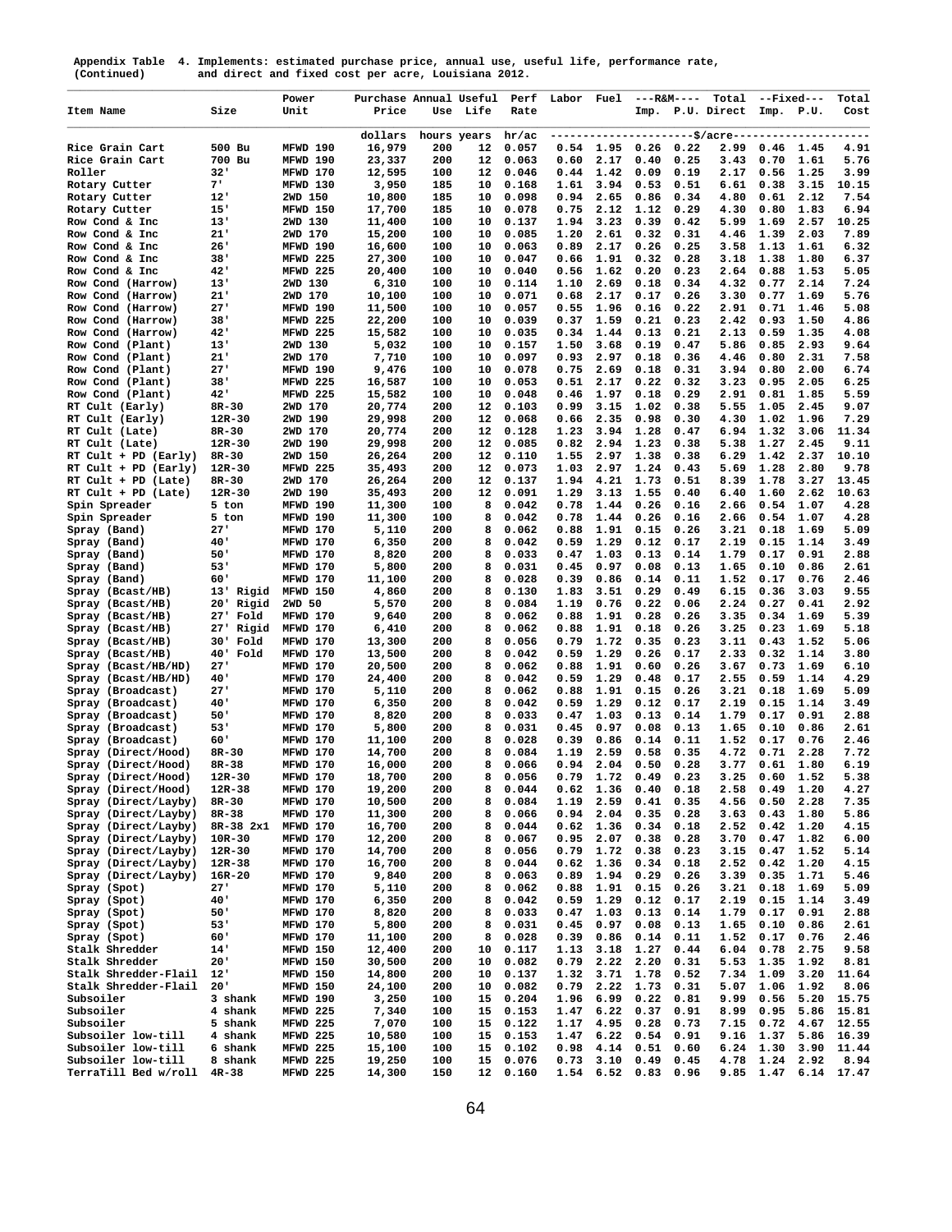Appendix Table 4. Implements: estimated purchase price, annual use, useful life, performance rate, and direct and fixed cost per acre, Louisiana 2012.
(Continued)

| Item Name | Size | Power Unit | Purchase Price | Annual Use | Useful Life | Perf Rate | Labor | Fuel | R&M Imp. | R&M P.U. | Total Direct | Fixed Imp. | Fixed P.U. | Total Cost |
|---|---|---|---|---|---|---|---|---|---|---|---|---|---|---|
| | | | dollars | hours | years | hr/ac | $/acre | | | | | | | |
| Rice Grain Cart | 500 Bu | MFWD 190 | 16,979 | 200 | 12 | 0.057 | 0.54 | 1.95 | 0.26 | 0.22 | 2.99 | 0.46 | 1.45 | 4.91 |
| Rice Grain Cart | 700 Bu | MFWD 190 | 23,337 | 200 | 12 | 0.063 | 0.60 | 2.17 | 0.40 | 0.25 | 3.43 | 0.70 | 1.61 | 5.76 |
| Roller | 32' | MFWD 170 | 12,595 | 100 | 12 | 0.046 | 0.44 | 1.42 | 0.09 | 0.19 | 2.17 | 0.56 | 1.25 | 3.99 |
| Rotary Cutter | 7' | MFWD 130 | 3,950 | 185 | 10 | 0.168 | 1.61 | 3.94 | 0.53 | 0.51 | 6.61 | 0.38 | 3.15 | 10.15 |
| Rotary Cutter | 12' | 2WD 150 | 10,800 | 185 | 10 | 0.098 | 0.94 | 2.65 | 0.86 | 0.34 | 4.80 | 0.61 | 2.12 | 7.54 |
| Rotary Cutter | 15' | MFWD 150 | 17,700 | 185 | 10 | 0.078 | 0.75 | 2.12 | 1.12 | 0.29 | 4.30 | 0.80 | 1.83 | 6.94 |
| Row Cond & Inc | 13' | 2WD 130 | 11,400 | 100 | 10 | 0.137 | 1.94 | 3.23 | 0.39 | 0.42 | 5.99 | 1.69 | 2.57 | 10.25 |
| Row Cond & Inc | 21' | 2WD 170 | 15,200 | 100 | 10 | 0.085 | 1.20 | 2.61 | 0.32 | 0.31 | 4.46 | 1.39 | 2.03 | 7.89 |
| Row Cond & Inc | 26' | MFWD 190 | 16,600 | 100 | 10 | 0.063 | 0.89 | 2.17 | 0.26 | 0.25 | 3.58 | 1.13 | 1.61 | 6.32 |
| Row Cond & Inc | 38' | MFWD 225 | 27,300 | 100 | 10 | 0.047 | 0.66 | 1.91 | 0.32 | 0.28 | 3.18 | 1.38 | 1.80 | 6.37 |
| Row Cond & Inc | 42' | MFWD 225 | 20,400 | 100 | 10 | 0.040 | 0.56 | 1.62 | 0.20 | 0.23 | 2.64 | 0.88 | 1.53 | 5.05 |
| Row Cond (Harrow) | 13' | 2WD 130 | 6,310 | 100 | 10 | 0.114 | 1.10 | 2.69 | 0.18 | 0.34 | 4.32 | 0.77 | 2.14 | 7.24 |
| Row Cond (Harrow) | 21' | 2WD 170 | 10,100 | 100 | 10 | 0.071 | 0.68 | 2.17 | 0.17 | 0.26 | 3.30 | 0.77 | 1.69 | 5.76 |
| Row Cond (Harrow) | 27' | MFWD 190 | 11,500 | 100 | 10 | 0.057 | 0.55 | 1.96 | 0.16 | 0.22 | 2.91 | 0.71 | 1.46 | 5.08 |
| Row Cond (Harrow) | 38' | MFWD 225 | 22,200 | 100 | 10 | 0.039 | 0.37 | 1.59 | 0.21 | 0.23 | 2.42 | 0.93 | 1.50 | 4.86 |
| Row Cond (Harrow) | 42' | MFWD 225 | 15,582 | 100 | 10 | 0.035 | 0.34 | 1.44 | 0.13 | 0.21 | 2.13 | 0.59 | 1.35 | 4.08 |
| Row Cond (Plant) | 13' | 2WD 130 | 5,032 | 100 | 10 | 0.157 | 1.50 | 3.68 | 0.19 | 0.47 | 5.86 | 0.85 | 2.93 | 9.64 |
| Row Cond (Plant) | 21' | 2WD 170 | 7,710 | 100 | 10 | 0.097 | 0.93 | 2.97 | 0.18 | 0.36 | 4.46 | 0.80 | 2.31 | 7.58 |
| Row Cond (Plant) | 27' | MFWD 190 | 9,476 | 100 | 10 | 0.078 | 0.75 | 2.69 | 0.18 | 0.31 | 3.94 | 0.80 | 2.00 | 6.74 |
| Row Cond (Plant) | 38' | MFWD 225 | 16,587 | 100 | 10 | 0.053 | 0.51 | 2.17 | 0.22 | 0.32 | 3.23 | 0.95 | 2.05 | 6.25 |
| Row Cond (Plant) | 42' | MFWD 225 | 15,582 | 100 | 10 | 0.048 | 0.46 | 1.97 | 0.18 | 0.29 | 2.91 | 0.81 | 1.85 | 5.59 |
| RT Cult (Early) | 8R-30 | 2WD 170 | 20,774 | 200 | 12 | 0.103 | 0.99 | 3.15 | 1.02 | 0.38 | 5.55 | 1.05 | 2.45 | 9.07 |
| RT Cult (Early) | 12R-30 | 2WD 190 | 29,998 | 200 | 12 | 0.068 | 0.66 | 2.35 | 0.98 | 0.30 | 4.30 | 1.02 | 1.96 | 7.29 |
| RT Cult (Late) | 8R-30 | 2WD 170 | 20,774 | 200 | 12 | 0.128 | 1.23 | 3.94 | 1.28 | 0.47 | 6.94 | 1.32 | 3.06 | 11.34 |
| RT Cult (Late) | 12R-30 | 2WD 190 | 29,998 | 200 | 12 | 0.085 | 0.82 | 2.94 | 1.23 | 0.38 | 5.38 | 1.27 | 2.45 | 9.11 |
| RT Cult + PD (Early) | 8R-30 | 2WD 150 | 26,264 | 200 | 12 | 0.110 | 1.55 | 2.97 | 1.38 | 0.38 | 6.29 | 1.42 | 2.37 | 10.10 |
| RT Cult + PD (Early) | 12R-30 | MFWD 225 | 35,493 | 200 | 12 | 0.073 | 1.03 | 2.97 | 1.24 | 0.43 | 5.69 | 1.28 | 2.80 | 9.78 |
| RT Cult + PD (Late) | 8R-30 | 2WD 170 | 26,264 | 200 | 12 | 0.137 | 1.94 | 4.21 | 1.73 | 0.51 | 8.39 | 1.78 | 3.27 | 13.45 |
| RT Cult + PD (Late) | 12R-30 | 2WD 190 | 35,493 | 200 | 12 | 0.091 | 1.29 | 3.13 | 1.55 | 0.40 | 6.40 | 1.60 | 2.62 | 10.63 |
| Spin Spreader | 5 ton | MFWD 190 | 11,300 | 100 | 8 | 0.042 | 0.78 | 1.44 | 0.26 | 0.16 | 2.66 | 0.54 | 1.07 | 4.28 |
| Spin Spreader | 5 ton | MFWD 190 | 11,300 | 100 | 8 | 0.042 | 0.78 | 1.44 | 0.26 | 0.16 | 2.66 | 0.54 | 1.07 | 4.28 |
| Spray (Band) | 27' | MFWD 170 | 5,110 | 200 | 8 | 0.062 | 0.88 | 1.91 | 0.15 | 0.26 | 3.21 | 0.18 | 1.69 | 5.09 |
| Spray (Band) | 40' | MFWD 170 | 6,350 | 200 | 8 | 0.042 | 0.59 | 1.29 | 0.12 | 0.17 | 2.19 | 0.15 | 1.14 | 3.49 |
| Spray (Band) | 50' | MFWD 170 | 8,820 | 200 | 8 | 0.033 | 0.47 | 1.03 | 0.13 | 0.14 | 1.79 | 0.17 | 0.91 | 2.88 |
| Spray (Band) | 53' | MFWD 170 | 5,800 | 200 | 8 | 0.031 | 0.45 | 0.97 | 0.08 | 0.13 | 1.65 | 0.10 | 0.86 | 2.61 |
| Spray (Band) | 60' | MFWD 170 | 11,100 | 200 | 8 | 0.028 | 0.39 | 0.86 | 0.14 | 0.11 | 1.52 | 0.17 | 0.76 | 2.46 |
| Spray (Bcast/HB) | 13' Rigid | MFWD 150 | 4,860 | 200 | 8 | 0.130 | 1.83 | 3.51 | 0.29 | 0.49 | 6.15 | 0.36 | 3.03 | 9.55 |
| Spray (Bcast/HB) | 20' Rigid | 2WD 50 | 5,570 | 200 | 8 | 0.084 | 1.19 | 0.76 | 0.22 | 0.06 | 2.24 | 0.27 | 0.41 | 2.92 |
| Spray (Bcast/HB) | 27' Fold | MFWD 170 | 9,640 | 200 | 8 | 0.062 | 0.88 | 1.91 | 0.28 | 0.26 | 3.35 | 0.34 | 1.69 | 5.39 |
| Spray (Bcast/HB) | 27' Rigid | MFWD 170 | 6,410 | 200 | 8 | 0.062 | 0.88 | 1.91 | 0.18 | 0.26 | 3.25 | 0.23 | 1.69 | 5.18 |
| Spray (Bcast/HB) | 30' Fold | MFWD 170 | 13,300 | 200 | 8 | 0.056 | 0.79 | 1.72 | 0.35 | 0.23 | 3.11 | 0.43 | 1.52 | 5.06 |
| Spray (Bcast/HB) | 40' Fold | MFWD 170 | 13,500 | 200 | 8 | 0.042 | 0.59 | 1.29 | 0.26 | 0.17 | 2.33 | 0.32 | 1.14 | 3.80 |
| Spray (Bcast/HB/HD) | 27' | MFWD 170 | 20,500 | 200 | 8 | 0.062 | 0.88 | 1.91 | 0.60 | 0.26 | 3.67 | 0.73 | 1.69 | 6.10 |
| Spray (Bcast/HB/HD) | 40' | MFWD 170 | 24,400 | 200 | 8 | 0.042 | 0.59 | 1.29 | 0.48 | 0.17 | 2.55 | 0.59 | 1.14 | 4.29 |
| Spray (Broadcast) | 27' | MFWD 170 | 5,110 | 200 | 8 | 0.062 | 0.88 | 1.91 | 0.15 | 0.26 | 3.21 | 0.18 | 1.69 | 5.09 |
| Spray (Broadcast) | 40' | MFWD 170 | 6,350 | 200 | 8 | 0.042 | 0.59 | 1.29 | 0.12 | 0.17 | 2.19 | 0.15 | 1.14 | 3.49 |
| Spray (Broadcast) | 50' | MFWD 170 | 8,820 | 200 | 8 | 0.033 | 0.47 | 1.03 | 0.13 | 0.14 | 1.79 | 0.17 | 0.91 | 2.88 |
| Spray (Broadcast) | 53' | MFWD 170 | 5,800 | 200 | 8 | 0.031 | 0.45 | 0.97 | 0.08 | 0.13 | 1.65 | 0.10 | 0.86 | 2.61 |
| Spray (Broadcast) | 60' | MFWD 170 | 11,100 | 200 | 8 | 0.028 | 0.39 | 0.86 | 0.14 | 0.11 | 1.52 | 0.17 | 0.76 | 2.46 |
| Spray (Direct/Hood) | 8R-30 | MFWD 170 | 14,700 | 200 | 8 | 0.084 | 1.19 | 2.59 | 0.58 | 0.35 | 4.72 | 0.71 | 2.28 | 7.72 |
| Spray (Direct/Hood) | 8R-38 | MFWD 170 | 16,000 | 200 | 8 | 0.066 | 0.94 | 2.04 | 0.50 | 0.28 | 3.77 | 0.61 | 1.80 | 6.19 |
| Spray (Direct/Hood) | 12R-30 | MFWD 170 | 18,700 | 200 | 8 | 0.056 | 0.79 | 1.72 | 0.49 | 0.23 | 3.25 | 0.60 | 1.52 | 5.38 |
| Spray (Direct/Hood) | 12R-38 | MFWD 170 | 19,200 | 200 | 8 | 0.044 | 0.62 | 1.36 | 0.40 | 0.18 | 2.58 | 0.49 | 1.20 | 4.27 |
| Spray (Direct/Layby) | 8R-30 | MFWD 170 | 10,500 | 200 | 8 | 0.084 | 1.19 | 2.59 | 0.41 | 0.35 | 4.56 | 0.50 | 2.28 | 7.35 |
| Spray (Direct/Layby) | 8R-38 | MFWD 170 | 11,300 | 200 | 8 | 0.066 | 0.94 | 2.04 | 0.35 | 0.28 | 3.63 | 0.43 | 1.80 | 5.86 |
| Spray (Direct/Layby) | 8R-38 2x1 | MFWD 170 | 16,700 | 200 | 8 | 0.044 | 0.62 | 1.36 | 0.34 | 0.18 | 2.52 | 0.42 | 1.20 | 4.15 |
| Spray (Direct/Layby) | 10R-30 | MFWD 170 | 12,200 | 200 | 8 | 0.067 | 0.95 | 2.07 | 0.38 | 0.28 | 3.70 | 0.47 | 1.82 | 6.00 |
| Spray (Direct/Layby) | 12R-30 | MFWD 170 | 14,700 | 200 | 8 | 0.056 | 0.79 | 1.72 | 0.38 | 0.23 | 3.15 | 0.47 | 1.52 | 5.14 |
| Spray (Direct/Layby) | 12R-38 | MFWD 170 | 16,700 | 200 | 8 | 0.044 | 0.62 | 1.36 | 0.34 | 0.18 | 2.52 | 0.42 | 1.20 | 4.15 |
| Spray (Direct/Layby) | 16R-20 | MFWD 170 | 9,840 | 200 | 8 | 0.063 | 0.89 | 1.94 | 0.29 | 0.26 | 3.39 | 0.35 | 1.71 | 5.46 |
| Spray (Spot) | 27' | MFWD 170 | 5,110 | 200 | 8 | 0.062 | 0.88 | 1.91 | 0.15 | 0.26 | 3.21 | 0.18 | 1.69 | 5.09 |
| Spray (Spot) | 40' | MFWD 170 | 6,350 | 200 | 8 | 0.042 | 0.59 | 1.29 | 0.12 | 0.17 | 2.19 | 0.15 | 1.14 | 3.49 |
| Spray (Spot) | 50' | MFWD 170 | 8,820 | 200 | 8 | 0.033 | 0.47 | 1.03 | 0.13 | 0.14 | 1.79 | 0.17 | 0.91 | 2.88 |
| Spray (Spot) | 53' | MFWD 170 | 5,800 | 200 | 8 | 0.031 | 0.45 | 0.97 | 0.08 | 0.13 | 1.65 | 0.10 | 0.86 | 2.61 |
| Spray (Spot) | 60' | MFWD 170 | 11,100 | 200 | 8 | 0.028 | 0.39 | 0.86 | 0.14 | 0.11 | 1.52 | 0.17 | 0.76 | 2.46 |
| Stalk Shredder | 14' | MFWD 150 | 12,400 | 200 | 10 | 0.117 | 1.13 | 3.18 | 1.27 | 0.44 | 6.04 | 0.78 | 2.75 | 9.58 |
| Stalk Shredder | 20' | MFWD 150 | 30,500 | 200 | 10 | 0.082 | 0.79 | 2.22 | 2.20 | 0.31 | 5.53 | 1.35 | 1.92 | 8.81 |
| Stalk Shredder-Flail | 12' | MFWD 150 | 14,800 | 200 | 10 | 0.137 | 1.32 | 3.71 | 1.78 | 0.52 | 7.34 | 1.09 | 3.20 | 11.64 |
| Stalk Shredder-Flail | 20' | MFWD 150 | 24,100 | 200 | 10 | 0.082 | 0.79 | 2.22 | 1.73 | 0.31 | 5.07 | 1.06 | 1.92 | 8.06 |
| Subsoiler | 3 shank | MFWD 190 | 3,250 | 100 | 15 | 0.204 | 1.96 | 6.99 | 0.22 | 0.81 | 9.99 | 0.56 | 5.20 | 15.75 |
| Subsoiler | 4 shank | MFWD 225 | 7,340 | 100 | 15 | 0.153 | 1.47 | 6.22 | 0.37 | 0.91 | 8.99 | 0.95 | 5.86 | 15.81 |
| Subsoiler | 5 shank | MFWD 225 | 7,070 | 100 | 15 | 0.122 | 1.17 | 4.95 | 0.28 | 0.73 | 7.15 | 0.72 | 4.67 | 12.55 |
| Subsoiler low-till | 4 shank | MFWD 225 | 10,580 | 100 | 15 | 0.153 | 1.47 | 6.22 | 0.54 | 0.91 | 9.16 | 1.37 | 5.86 | 16.39 |
| Subsoiler low-till | 6 shank | MFWD 225 | 15,100 | 100 | 15 | 0.102 | 0.98 | 4.14 | 0.51 | 0.60 | 6.24 | 1.30 | 3.90 | 11.44 |
| Subsoiler low-till | 8 shank | MFWD 225 | 19,250 | 100 | 15 | 0.076 | 0.73 | 3.10 | 0.49 | 0.45 | 4.78 | 1.24 | 2.92 | 8.94 |
| TerraTill Bed w/roll | 4R-38 | MFWD 225 | 14,300 | 150 | 12 | 0.160 | 1.54 | 6.52 | 0.83 | 0.96 | 9.85 | 1.47 | 6.14 | 17.47 |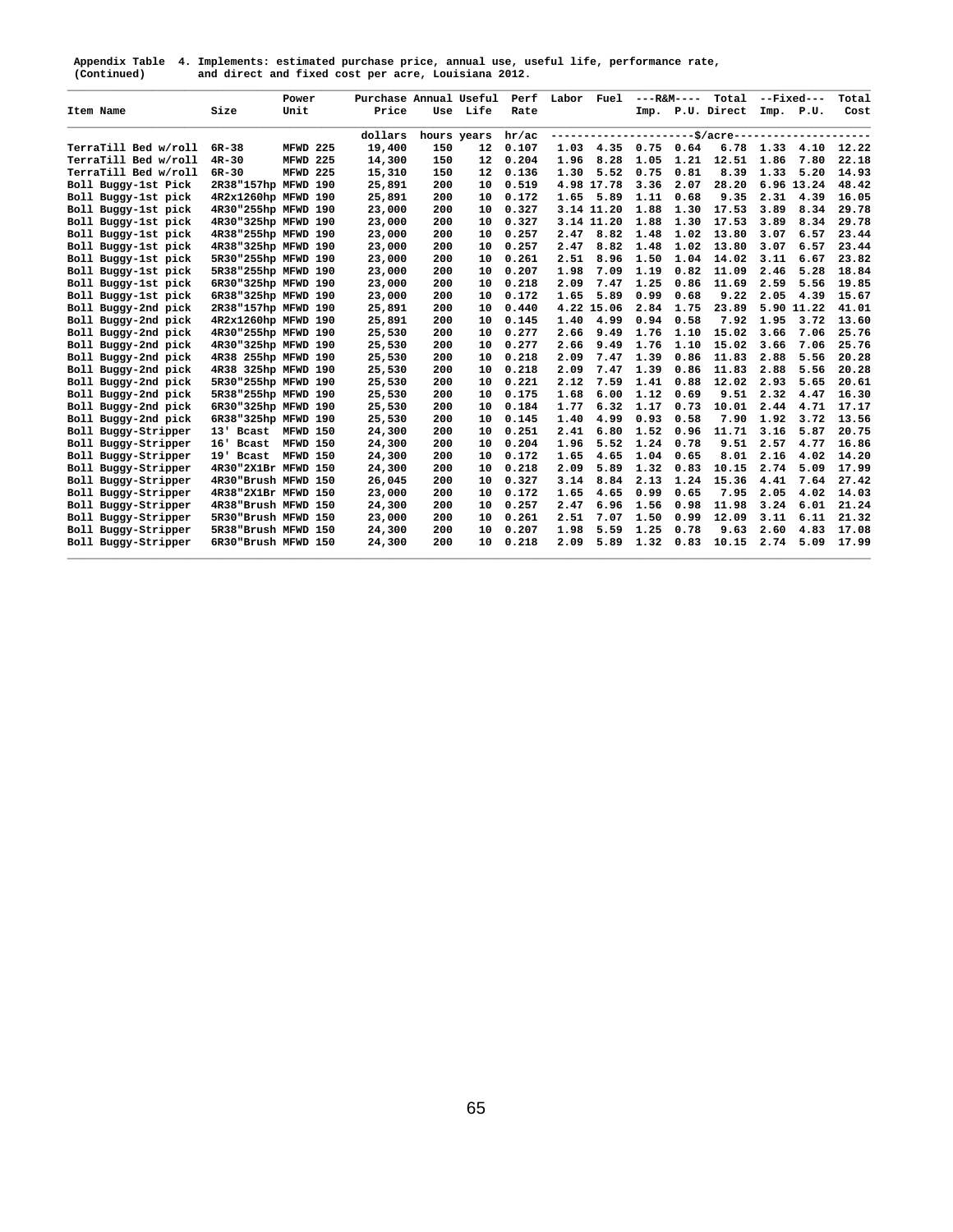Appendix Table 4. Implements: estimated purchase price, annual use, useful life, performance rate, (Continued) and direct and fixed cost per acre, Louisiana 2012.

| Item Name | Size | Power Unit | Purchase Price | Annual Use | Useful Life | Perf Rate | Labor | Fuel | R&M Imp. | R&M P.U. | Total Direct | Fixed Imp. | Fixed P.U. | Total Cost |
|---|---|---|---|---|---|---|---|---|---|---|---|---|---|---|
| | | | dollars | hours | years | hr/ac | $/acre | | | | | | | |
| TerraTill Bed w/roll | 6R-38 | MFWD 225 | 19,400 | 150 | 12 | 0.107 | 1.03 | 4.35 | 0.75 | 0.64 | 6.78 | 1.33 | 4.10 | 12.22 |
| TerraTill Bed w/roll | 4R-30 | MFWD 225 | 14,300 | 150 | 12 | 0.204 | 1.96 | 8.28 | 1.05 | 1.21 | 12.51 | 1.86 | 7.80 | 22.18 |
| TerraTill Bed w/roll | 6R-30 | MFWD 225 | 15,310 | 150 | 12 | 0.136 | 1.30 | 5.52 | 0.75 | 0.81 | 8.39 | 1.33 | 5.20 | 14.93 |
| Boll Buggy-1st Pick | 2R38"157hp | MFWD 190 | 25,891 | 200 | 10 | 0.519 | 4.98 | 17.78 | 3.36 | 2.07 | 28.20 | 6.96 | 13.24 | 48.42 |
| Boll Buggy-1st pick | 4R2x1260hp | MFWD 190 | 25,891 | 200 | 10 | 0.172 | 1.65 | 5.89 | 1.11 | 0.68 | 9.35 | 2.31 | 4.39 | 16.05 |
| Boll Buggy-1st pick | 4R30"255hp | MFWD 190 | 23,000 | 200 | 10 | 0.327 | 3.14 | 11.20 | 1.88 | 1.30 | 17.53 | 3.89 | 8.34 | 29.78 |
| Boll Buggy-1st pick | 4R30"325hp | MFWD 190 | 23,000 | 200 | 10 | 0.327 | 3.14 | 11.20 | 1.88 | 1.30 | 17.53 | 3.89 | 8.34 | 29.78 |
| Boll Buggy-1st pick | 4R38"255hp | MFWD 190 | 23,000 | 200 | 10 | 0.257 | 2.47 | 8.82 | 1.48 | 1.02 | 13.80 | 3.07 | 6.57 | 23.44 |
| Boll Buggy-1st pick | 4R38"325hp | MFWD 190 | 23,000 | 200 | 10 | 0.257 | 2.47 | 8.82 | 1.48 | 1.02 | 13.80 | 3.07 | 6.57 | 23.44 |
| Boll Buggy-1st pick | 5R30"255hp | MFWD 190 | 23,000 | 200 | 10 | 0.261 | 2.51 | 8.96 | 1.50 | 1.04 | 14.02 | 3.11 | 6.67 | 23.82 |
| Boll Buggy-1st pick | 5R38"255hp | MFWD 190 | 23,000 | 200 | 10 | 0.207 | 1.98 | 7.09 | 1.19 | 0.82 | 11.09 | 2.46 | 5.28 | 18.84 |
| Boll Buggy-1st pick | 6R30"325hp | MFWD 190 | 23,000 | 200 | 10 | 0.218 | 2.09 | 7.47 | 1.25 | 0.86 | 11.69 | 2.59 | 5.56 | 19.85 |
| Boll Buggy-1st pick | 6R38"325hp | MFWD 190 | 23,000 | 200 | 10 | 0.172 | 1.65 | 5.89 | 0.99 | 0.68 | 9.22 | 2.05 | 4.39 | 15.67 |
| Boll Buggy-2nd pick | 2R38"157hp | MFWD 190 | 25,891 | 200 | 10 | 0.440 | 4.22 | 15.06 | 2.84 | 1.75 | 23.89 | 5.90 | 11.22 | 41.01 |
| Boll Buggy-2nd pick | 4R2x1260hp | MFWD 190 | 25,891 | 200 | 10 | 0.145 | 1.40 | 4.99 | 0.94 | 0.58 | 7.92 | 1.95 | 3.72 | 13.60 |
| Boll Buggy-2nd pick | 4R30"255hp | MFWD 190 | 25,530 | 200 | 10 | 0.277 | 2.66 | 9.49 | 1.76 | 1.10 | 15.02 | 3.66 | 7.06 | 25.76 |
| Boll Buggy-2nd pick | 4R30"325hp | MFWD 190 | 25,530 | 200 | 10 | 0.277 | 2.66 | 9.49 | 1.76 | 1.10 | 15.02 | 3.66 | 7.06 | 25.76 |
| Boll Buggy-2nd pick | 4R38 255hp | MFWD 190 | 25,530 | 200 | 10 | 0.218 | 2.09 | 7.47 | 1.39 | 0.86 | 11.83 | 2.88 | 5.56 | 20.28 |
| Boll Buggy-2nd pick | 4R38 325hp | MFWD 190 | 25,530 | 200 | 10 | 0.218 | 2.09 | 7.47 | 1.39 | 0.86 | 11.83 | 2.88 | 5.56 | 20.28 |
| Boll Buggy-2nd pick | 5R30"255hp | MFWD 190 | 25,530 | 200 | 10 | 0.221 | 2.12 | 7.59 | 1.41 | 0.88 | 12.02 | 2.93 | 5.65 | 20.61 |
| Boll Buggy-2nd pick | 5R38"255hp | MFWD 190 | 25,530 | 200 | 10 | 0.175 | 1.68 | 6.00 | 1.12 | 0.69 | 9.51 | 2.32 | 4.47 | 16.30 |
| Boll Buggy-2nd pick | 6R30"325hp | MFWD 190 | 25,530 | 200 | 10 | 0.184 | 1.77 | 6.32 | 1.17 | 0.73 | 10.01 | 2.44 | 4.71 | 17.17 |
| Boll Buggy-2nd pick | 6R38"325hp | MFWD 190 | 25,530 | 200 | 10 | 0.145 | 1.40 | 4.99 | 0.93 | 0.58 | 7.90 | 1.92 | 3.72 | 13.56 |
| Boll Buggy-Stripper | 13' Bcast | MFWD 150 | 24,300 | 200 | 10 | 0.251 | 2.41 | 6.80 | 1.52 | 0.96 | 11.71 | 3.16 | 5.87 | 20.75 |
| Boll Buggy-Stripper | 16' Bcast | MFWD 150 | 24,300 | 200 | 10 | 0.204 | 1.96 | 5.52 | 1.24 | 0.78 | 9.51 | 2.57 | 4.77 | 16.86 |
| Boll Buggy-Stripper | 19' Bcast | MFWD 150 | 24,300 | 200 | 10 | 0.172 | 1.65 | 4.65 | 1.04 | 0.65 | 8.01 | 2.16 | 4.02 | 14.20 |
| Boll Buggy-Stripper | 4R30"2X1Br | MFWD 150 | 24,300 | 200 | 10 | 0.218 | 2.09 | 5.89 | 1.32 | 0.83 | 10.15 | 2.74 | 5.09 | 17.99 |
| Boll Buggy-Stripper | 4R30"Brush | MFWD 150 | 26,045 | 200 | 10 | 0.327 | 3.14 | 8.84 | 2.13 | 1.24 | 15.36 | 4.41 | 7.64 | 27.42 |
| Boll Buggy-Stripper | 4R38"2X1Br | MFWD 150 | 23,000 | 200 | 10 | 0.172 | 1.65 | 4.65 | 0.99 | 0.65 | 7.95 | 2.05 | 4.02 | 14.03 |
| Boll Buggy-Stripper | 4R38"Brush | MFWD 150 | 24,300 | 200 | 10 | 0.257 | 2.47 | 6.96 | 1.56 | 0.98 | 11.98 | 3.24 | 6.01 | 21.24 |
| Boll Buggy-Stripper | 5R30"Brush | MFWD 150 | 23,000 | 200 | 10 | 0.261 | 2.51 | 7.07 | 1.50 | 0.99 | 12.09 | 3.11 | 6.11 | 21.32 |
| Boll Buggy-Stripper | 5R38"Brush | MFWD 150 | 24,300 | 200 | 10 | 0.207 | 1.98 | 5.59 | 1.25 | 0.78 | 9.63 | 2.60 | 4.83 | 17.08 |
| Boll Buggy-Stripper | 6R30"Brush | MFWD 150 | 24,300 | 200 | 10 | 0.218 | 2.09 | 5.89 | 1.32 | 0.83 | 10.15 | 2.74 | 5.09 | 17.99 |